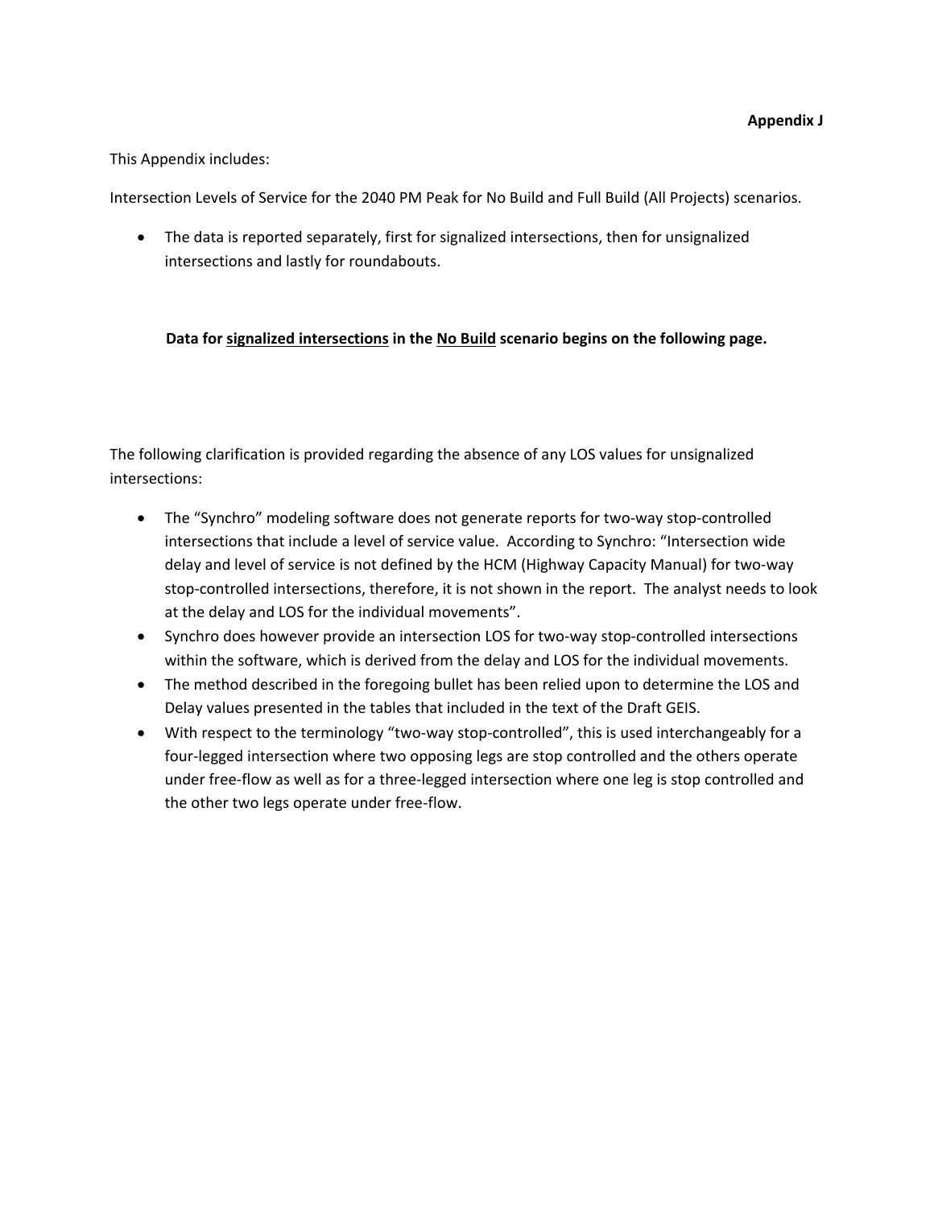**Appendix J**

This Appendix includes:

Intersection Levels of Service for the 2040 PM Peak for No Build and Full Build (All Projects) scenarios.

- The data is reported separately, first for signalized intersections, then for unsignalized intersections and lastly for roundabouts.

**Data for <u>signalized intersections</u> in the <u>No Build</u> scenario begins on the following page.**

The following clarification is provided regarding the absence of any LOS values for unsignalized intersections:

- The "Synchro" modeling software does not generate reports for two-way stop-controlled intersections that include a level of service value. According to Synchro: "Intersection wide delay and level of service is not defined by the HCM (Highway Capacity Manual) for two-way stop-controlled intersections, therefore, it is not shown in the report. The analyst needs to look at the delay and LOS for the individual movements".
- Synchro does however provide an intersection LOS for two-way stop-controlled intersections within the software, which is derived from the delay and LOS for the individual movements.
- The method described in the foregoing bullet has been relied upon to determine the LOS and Delay values presented in the tables that included in the text of the Draft GEIS.
- With respect to the terminology "two-way stop-controlled", this is used interchangeably for a four-legged intersection where two opposing legs are stop controlled and the others operate under free-flow as well as for a three-legged intersection where one leg is stop controlled and the other two legs operate under free-flow.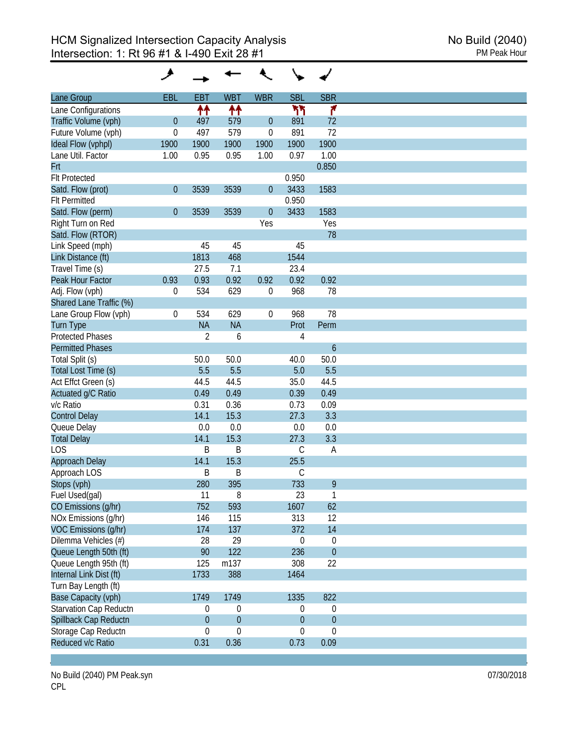# HCM Signalized Intersection Capacity Analysis

Intersection: 1: Rt 96 #1 & I-490 Exit 28 #1

No Build (2040)
PM Peak Hour

| Lane Group | EBL | EBT | WBT | WBR | SBL | SBR |
|---|---|---|---|---|---|---|
| Lane Configurations | | ↑↑ | ↑↑ | | ↰↰ | ↱ |
| Traffic Volume (vph) | 0 | 497 | 579 | 0 | 891 | 72 |
| Future Volume (vph) | 0 | 497 | 579 | 0 | 891 | 72 |
| Ideal Flow (vphpl) | 1900 | 1900 | 1900 | 1900 | 1900 | 1900 |
| Lane Util. Factor | 1.00 | 0.95 | 0.95 | 1.00 | 0.97 | 1.00 |
| Frt | | | | | | 0.850 |
| Flt Protected | | | | | 0.950 | |
| Satd. Flow (prot) | 0 | 3539 | 3539 | 0 | 3433 | 1583 |
| Flt Permitted | | | | | 0.950 | |
| Satd. Flow (perm) | 0 | 3539 | 3539 | 0 | 3433 | 1583 |
| Right Turn on Red | | | | Yes | | Yes |
| Satd. Flow (RTOR) | | | | | | 78 |
| Link Speed (mph) | | 45 | 45 | | 45 | |
| Link Distance (ft) | | 1813 | 468 | | 1544 | |
| Travel Time (s) | | 27.5 | 7.1 | | 23.4 | |
| Peak Hour Factor | 0.93 | 0.93 | 0.92 | 0.92 | 0.92 | 0.92 |
| Adj. Flow (vph) | 0 | 534 | 629 | 0 | 968 | 78 |
| Shared Lane Traffic (%) | | | | | | |
| Lane Group Flow (vph) | 0 | 534 | 629 | 0 | 968 | 78 |
| Turn Type | | NA | NA | | Prot | Perm |
| Protected Phases | | 2 | 6 | | 4 | |
| Permitted Phases | | | | | | 6 |
| Total Split (s) | | 50.0 | 50.0 | | 40.0 | 50.0 |
| Total Lost Time (s) | | 5.5 | 5.5 | | 5.0 | 5.5 |
| Act Effct Green (s) | | 44.5 | 44.5 | | 35.0 | 44.5 |
| Actuated g/C Ratio | | 0.49 | 0.49 | | 0.39 | 0.49 |
| v/c Ratio | | 0.31 | 0.36 | | 0.73 | 0.09 |
| Control Delay | | 14.1 | 15.3 | | 27.3 | 3.3 |
| Queue Delay | | 0.0 | 0.0 | | 0.0 | 0.0 |
| Total Delay | | 14.1 | 15.3 | | 27.3 | 3.3 |
| LOS | | B | B | | C | A |
| Approach Delay | | 14.1 | 15.3 | | 25.5 | |
| Approach LOS | | B | B | | C | |
| Stops (vph) | | 280 | 395 | | 733 | 9 |
| Fuel Used(gal) | | 11 | 8 | | 23 | 1 |
| CO Emissions (g/hr) | | 752 | 593 | | 1607 | 62 |
| NOx Emissions (g/hr) | | 146 | 115 | | 313 | 12 |
| VOC Emissions (g/hr) | | 174 | 137 | | 372 | 14 |
| Dilemma Vehicles (#) | | 28 | 29 | | 0 | 0 |
| Queue Length 50th (ft) | | 90 | 122 | | 236 | 0 |
| Queue Length 95th (ft) | | 125 | m137 | | 308 | 22 |
| Internal Link Dist (ft) | | 1733 | 388 | | 1464 | |
| Turn Bay Length (ft) | | | | | | |
| Base Capacity (vph) | | 1749 | 1749 | | 1335 | 822 |
| Starvation Cap Reductn | | 0 | 0 | | 0 | 0 |
| Spillback Cap Reductn | | 0 | 0 | | 0 | 0 |
| Storage Cap Reductn | | 0 | 0 | | 0 | 0 |
| Reduced v/c Ratio | | 0.31 | 0.36 | | 0.73 | 0.09 |

No Build (2040) PM Peak.syn
CPL

07/30/2018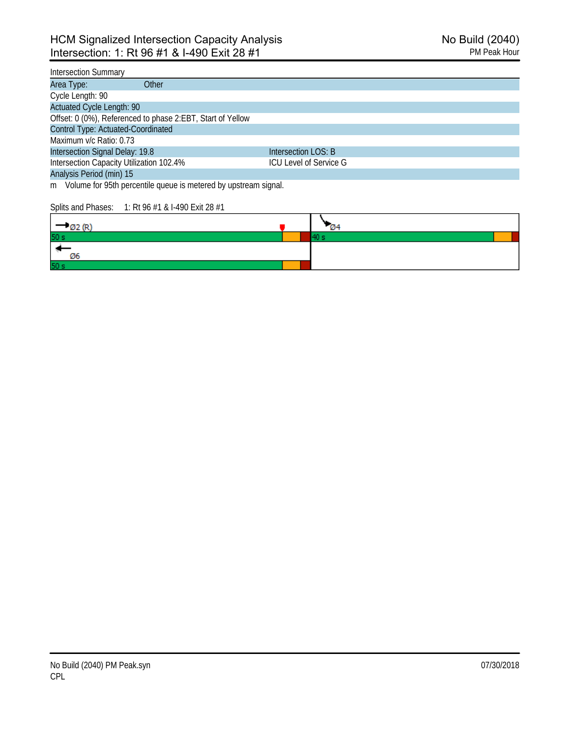# HCM Signalized Intersection Capacity Analysis
## Intersection: 1: Rt 96 #1 & I-490 Exit 28 #1

No Build (2040)
PM Peak Hour

| Intersection Summary | |
|---|---|
| Area Type: Other | |
| Cycle Length: 90 | |
| Actuated Cycle Length: 90 | |
| Offset: 0 (0%), Referenced to phase 2:EBT, Start of Yellow | |
| Control Type: Actuated-Coordinated | |
| Maximum v/c Ratio: 0.73 | |
| Intersection Signal Delay: 19.8 | Intersection LOS: B |
| Intersection Capacity Utilization 102.4% | ICU Level of Service G |
| Analysis Period (min) 15 | |

m Volume for 95th percentile queue is metered by upstream signal.

Splits and Phases: 1: Rt 96 #1 & I-490 Exit 28 #1

| Ø2 (R) | Ø4 |
|---|---|
| 50 s | 40 s |
| Ø6 | |
| 50 s | |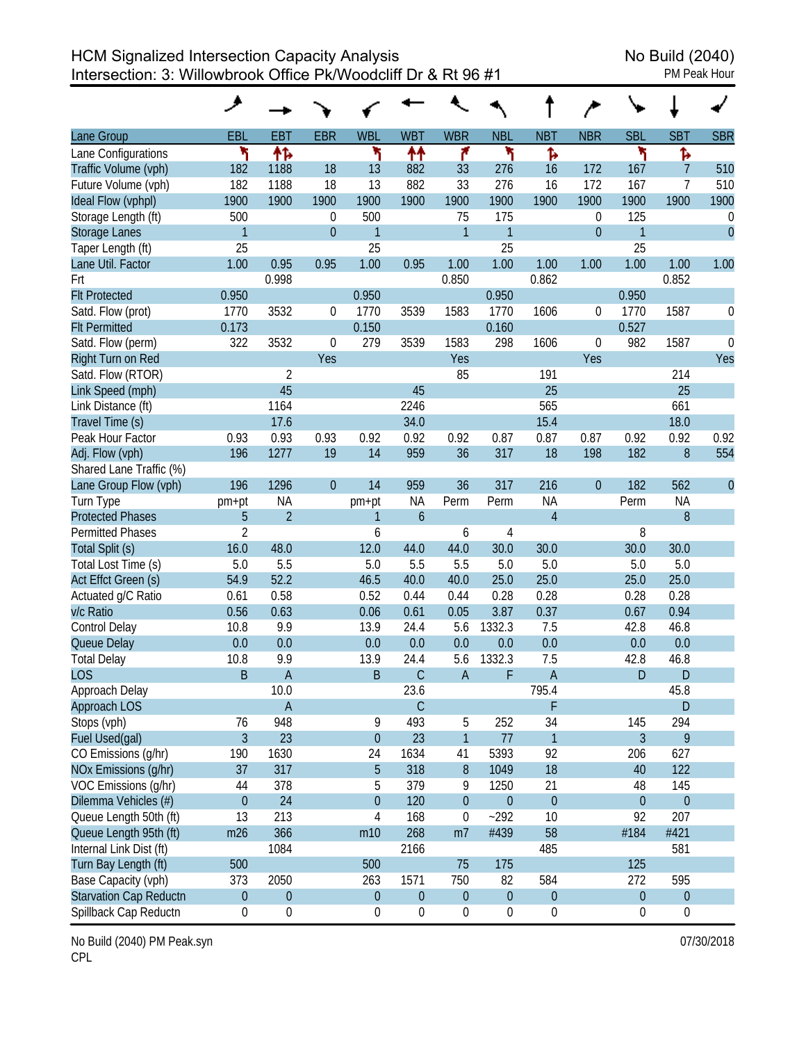HCM Signalized Intersection Capacity Analysis
Intersection: 3: Willowbrook Office Pk/Woodcliff Dr & Rt 96 #1

No Build (2040)
PM Peak Hour

| Lane Group | EBL | EBT | EBR | WBL | WBT | WBR | NBL | NBT | NBR | SBL | SBT | SBR |
|---|---|---|---|---|---|---|---|---|---|---|---|---|
| Lane Configurations | ↰ | ↑↱ | | ↰ | ↑↑ | ↱ | ↰ | ↱ | | ↰ | ↱ | |
| Traffic Volume (vph) | 182 | 1188 | 18 | 13 | 882 | 33 | 276 | 16 | 172 | 167 | 7 | 510 |
| Future Volume (vph) | 182 | 1188 | 18 | 13 | 882 | 33 | 276 | 16 | 172 | 167 | 7 | 510 |
| Ideal Flow (vphpl) | 1900 | 1900 | 1900 | 1900 | 1900 | 1900 | 1900 | 1900 | 1900 | 1900 | 1900 | 1900 |
| Storage Length (ft) | 500 | | 0 | 500 | | 75 | 175 | | 0 | 125 | | 0 |
| Storage Lanes | 1 | | 0 | 1 | | 1 | 1 | | 0 | 1 | | 0 |
| Taper Length (ft) | 25 | | | 25 | | | 25 | | | 25 | | |
| Lane Util. Factor | 1.00 | 0.95 | 0.95 | 1.00 | 0.95 | 1.00 | 1.00 | 1.00 | 1.00 | 1.00 | 1.00 | 1.00 |
| Frt | | 0.998 | | | | 0.850 | | 0.862 | | | 0.852 | |
| Flt Protected | 0.950 | | | 0.950 | | | 0.950 | | | 0.950 | | |
| Satd. Flow (prot) | 1770 | 3532 | 0 | 1770 | 3539 | 1583 | 1770 | 1606 | 0 | 1770 | 1587 | 0 |
| Flt Permitted | 0.173 | | | 0.150 | | | 0.160 | | | 0.527 | | |
| Satd. Flow (perm) | 322 | 3532 | 0 | 279 | 3539 | 1583 | 298 | 1606 | 0 | 982 | 1587 | 0 |
| Right Turn on Red | | | Yes | | | Yes | | | Yes | | | Yes |
| Satd. Flow (RTOR) | | 2 | | | | 85 | | 191 | | | 214 | |
| Link Speed (mph) | | 45 | | | 45 | | | 25 | | | 25 | |
| Link Distance (ft) | | 1164 | | | 2246 | | | 565 | | | 661 | |
| Travel Time (s) | | 17.6 | | | 34.0 | | | 15.4 | | | 18.0 | |
| Peak Hour Factor | 0.93 | 0.93 | 0.93 | 0.92 | 0.92 | 0.92 | 0.87 | 0.87 | 0.87 | 0.92 | 0.92 | 0.92 |
| Adj. Flow (vph) | 196 | 1277 | 19 | 14 | 959 | 36 | 317 | 18 | 198 | 182 | 8 | 554 |
| Shared Lane Traffic (%) | | | | | | | | | | | | |
| Lane Group Flow (vph) | 196 | 1296 | 0 | 14 | 959 | 36 | 317 | 216 | 0 | 182 | 562 | 0 |
| Turn Type | pm+pt | NA | | pm+pt | NA | Perm | Perm | NA | | Perm | NA | |
| Protected Phases | 5 | 2 | | 1 | 6 | | | 4 | | | 8 | |
| Permitted Phases | 2 | | | 6 | | 6 | 4 | | | 8 | | |
| Total Split (s) | 16.0 | 48.0 | | 12.0 | 44.0 | 44.0 | 30.0 | 30.0 | | 30.0 | 30.0 | |
| Total Lost Time (s) | 5.0 | 5.5 | | 5.0 | 5.5 | 5.5 | 5.0 | 5.0 | | 5.0 | 5.0 | |
| Act Effct Green (s) | 54.9 | 52.2 | | 46.5 | 40.0 | 40.0 | 25.0 | 25.0 | | 25.0 | 25.0 | |
| Actuated g/C Ratio | 0.61 | 0.58 | | 0.52 | 0.44 | 0.44 | 0.28 | 0.28 | | 0.28 | 0.28 | |
| v/c Ratio | 0.56 | 0.63 | | 0.06 | 0.61 | 0.05 | 3.87 | 0.37 | | 0.67 | 0.94 | |
| Control Delay | 10.8 | 9.9 | | 13.9 | 24.4 | 5.6 | 1332.3 | 7.5 | | 42.8 | 46.8 | |
| Queue Delay | 0.0 | 0.0 | | 0.0 | 0.0 | 0.0 | 0.0 | 0.0 | | 0.0 | 0.0 | |
| Total Delay | 10.8 | 9.9 | | 13.9 | 24.4 | 5.6 | 1332.3 | 7.5 | | 42.8 | 46.8 | |
| LOS | B | A | | B | C | A | F | A | | D | D | |
| Approach Delay | | 10.0 | | | 23.6 | | | 795.4 | | | 45.8 | |
| Approach LOS | | A | | | C | | | F | | | D | |
| Stops (vph) | 76 | 948 | | 9 | 493 | 5 | 252 | 34 | | 145 | 294 | |
| Fuel Used(gal) | 3 | 23 | | 0 | 23 | 1 | 77 | 1 | | 3 | 9 | |
| CO Emissions (g/hr) | 190 | 1630 | | 24 | 1634 | 41 | 5393 | 92 | | 206 | 627 | |
| NOx Emissions (g/hr) | 37 | 317 | | 5 | 318 | 8 | 1049 | 18 | | 40 | 122 | |
| VOC Emissions (g/hr) | 44 | 378 | | 5 | 379 | 9 | 1250 | 21 | | 48 | 145 | |
| Dilemma Vehicles (#) | 0 | 24 | | 0 | 120 | 0 | 0 | 0 | | 0 | 0 | |
| Queue Length 50th (ft) | 13 | 213 | | 4 | 168 | 0 | ~292 | 10 | | 92 | 207 | |
| Queue Length 95th (ft) | m26 | 366 | | m10 | 268 | m7 | #439 | 58 | | #184 | #421 | |
| Internal Link Dist (ft) | | 1084 | | | 2166 | | | 485 | | | 581 | |
| Turn Bay Length (ft) | 500 | | | 500 | | 75 | 175 | | | 125 | | |
| Base Capacity (vph) | 373 | 2050 | | 263 | 1571 | 750 | 82 | 584 | | 272 | 595 | |
| Starvation Cap Reductn | 0 | 0 | | 0 | 0 | 0 | 0 | 0 | | 0 | 0 | |
| Spillback Cap Reductn | 0 | 0 | | 0 | 0 | 0 | 0 | 0 | | 0 | 0 | |

No Build (2040) PM Peak.syn
CPL

07/30/2018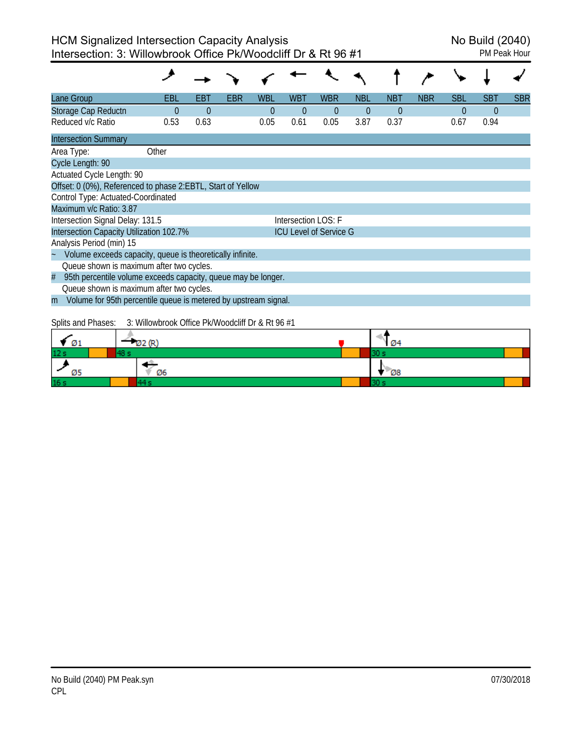# HCM Signalized Intersection Capacity Analysis
## Intersection: 3: Willowbrook Office Pk/Woodcliff Dr & Rt 96 #1

No Build (2040)
PM Peak Hour

| Lane Group | EBL | EBT | EBR | WBL | WBT | WBR | NBL | NBT | NBR | SBL | SBT | SBR |
|---|---|---|---|---|---|---|---|---|---|---|---|---|
| Storage Cap Reductn | 0 | 0 | | 0 | 0 | 0 | 0 | 0 | | 0 | 0 | |
| Reduced v/c Ratio | 0.53 | 0.63 | | 0.05 | 0.61 | 0.05 | 3.87 | 0.37 | | 0.67 | 0.94 | |

**Intersection Summary**

Area Type: Other
Cycle Length: 90
Actuated Cycle Length: 90
Offset: 0 (0%), Referenced to phase 2:EBTL, Start of Yellow
Control Type: Actuated-Coordinated
Maximum v/c Ratio: 3.87
Intersection Signal Delay: 131.5 — Intersection LOS: F
Intersection Capacity Utilization 102.7% — ICU Level of Service G
Analysis Period (min) 15

~ Volume exceeds capacity, queue is theoretically infinite.
Queue shown is maximum after two cycles.

# 95th percentile volume exceeds capacity, queue may be longer.
Queue shown is maximum after two cycles.

m Volume for 95th percentile queue is metered by upstream signal.

Splits and Phases: 3: Willowbrook Office Pk/Woodcliff Dr & Rt 96 #1

| Phase | Split |
|---|---|
| Ø1 | 12 s |
| Ø2 (R) | 48 s |
| Ø4 | 30 s |
| Ø5 | 16 s |
| Ø6 | 44 s |
| Ø8 | 30 s |

No Build (2040) PM Peak.syn
CPL
07/30/2018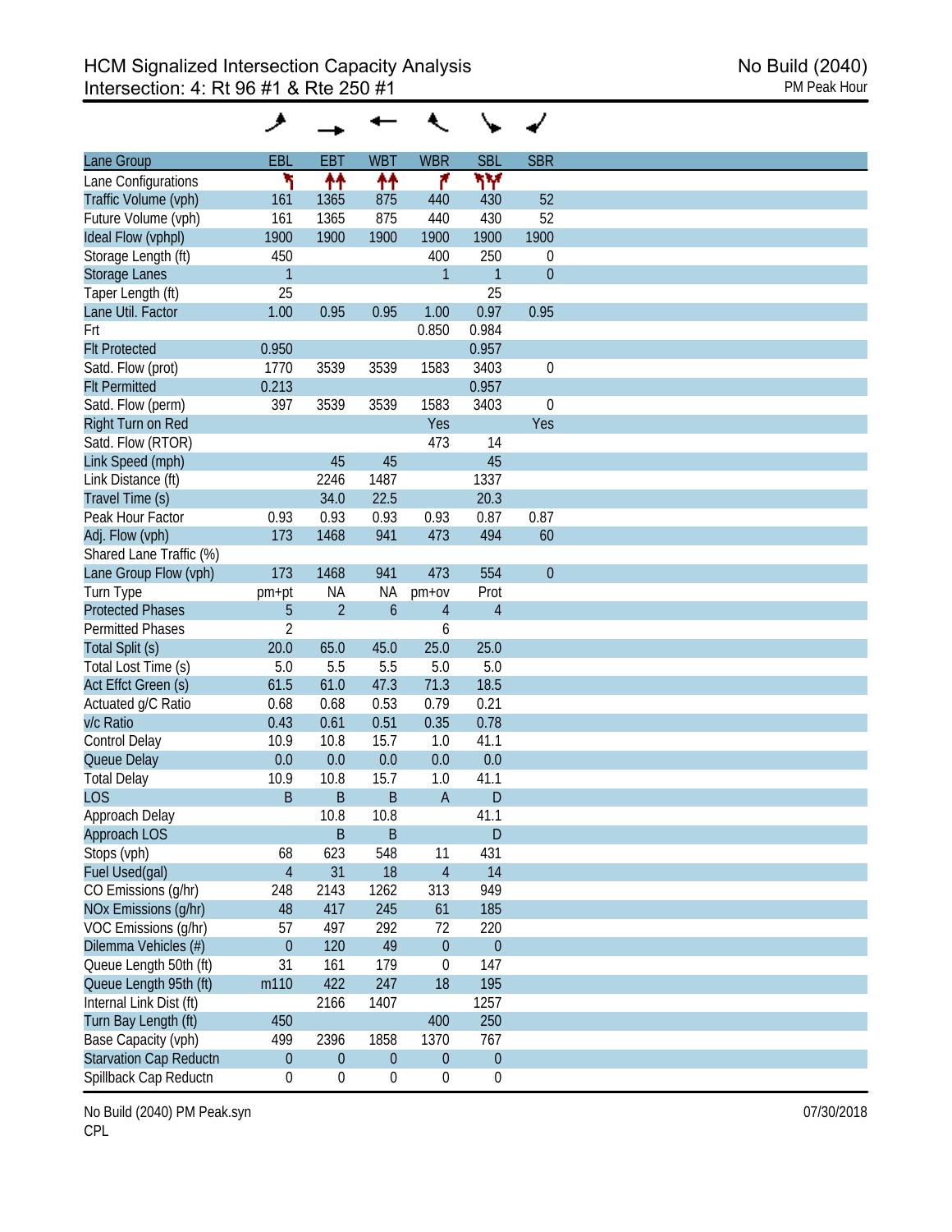# HCM Signalized Intersection Capacity Analysis

## Intersection: 4: Rt 96 #1 & Rte 250 #1

No Build (2040)
PM Peak Hour

| Lane Group | EBL | EBT | WBT | WBR | SBL | SBR |
|---|---|---|---|---|---|---|
| Lane Configurations | ↰ | ↑↑ | ↑↑ | ↱ | ↰↰ | |
| Traffic Volume (vph) | 161 | 1365 | 875 | 440 | 430 | 52 |
| Future Volume (vph) | 161 | 1365 | 875 | 440 | 430 | 52 |
| Ideal Flow (vphpl) | 1900 | 1900 | 1900 | 1900 | 1900 | 1900 |
| Storage Length (ft) | 450 | | | 400 | 250 | 0 |
| Storage Lanes | 1 | | | 1 | 1 | 0 |
| Taper Length (ft) | 25 | | | | 25 | |
| Lane Util. Factor | 1.00 | 0.95 | 0.95 | 1.00 | 0.97 | 0.95 |
| Frt | | | | 0.850 | 0.984 | |
| Flt Protected | 0.950 | | | | 0.957 | |
| Satd. Flow (prot) | 1770 | 3539 | 3539 | 1583 | 3403 | 0 |
| Flt Permitted | 0.213 | | | | 0.957 | |
| Satd. Flow (perm) | 397 | 3539 | 3539 | 1583 | 3403 | 0 |
| Right Turn on Red | | | | Yes | | Yes |
| Satd. Flow (RTOR) | | | | 473 | 14 | |
| Link Speed (mph) | | 45 | 45 | | 45 | |
| Link Distance (ft) | | 2246 | 1487 | | 1337 | |
| Travel Time (s) | | 34.0 | 22.5 | | 20.3 | |
| Peak Hour Factor | 0.93 | 0.93 | 0.93 | 0.93 | 0.87 | 0.87 |
| Adj. Flow (vph) | 173 | 1468 | 941 | 473 | 494 | 60 |
| Shared Lane Traffic (%) | | | | | | |
| Lane Group Flow (vph) | 173 | 1468 | 941 | 473 | 554 | 0 |
| Turn Type | pm+pt | NA | NA | pm+ov | Prot | |
| Protected Phases | 5 | 2 | 6 | 4 | 4 | |
| Permitted Phases | 2 | | | 6 | | |
| Total Split (s) | 20.0 | 65.0 | 45.0 | 25.0 | 25.0 | |
| Total Lost Time (s) | 5.0 | 5.5 | 5.5 | 5.0 | 5.0 | |
| Act Effct Green (s) | 61.5 | 61.0 | 47.3 | 71.3 | 18.5 | |
| Actuated g/C Ratio | 0.68 | 0.68 | 0.53 | 0.79 | 0.21 | |
| v/c Ratio | 0.43 | 0.61 | 0.51 | 0.35 | 0.78 | |
| Control Delay | 10.9 | 10.8 | 15.7 | 1.0 | 41.1 | |
| Queue Delay | 0.0 | 0.0 | 0.0 | 0.0 | 0.0 | |
| Total Delay | 10.9 | 10.8 | 15.7 | 1.0 | 41.1 | |
| LOS | B | B | B | A | D | |
| Approach Delay | | 10.8 | 10.8 | | 41.1 | |
| Approach LOS | | B | B | | D | |
| Stops (vph) | 68 | 623 | 548 | 11 | 431 | |
| Fuel Used(gal) | 4 | 31 | 18 | 4 | 14 | |
| CO Emissions (g/hr) | 248 | 2143 | 1262 | 313 | 949 | |
| NOx Emissions (g/hr) | 48 | 417 | 245 | 61 | 185 | |
| VOC Emissions (g/hr) | 57 | 497 | 292 | 72 | 220 | |
| Dilemma Vehicles (#) | 0 | 120 | 49 | 0 | 0 | |
| Queue Length 50th (ft) | 31 | 161 | 179 | 0 | 147 | |
| Queue Length 95th (ft) | m110 | 422 | 247 | 18 | 195 | |
| Internal Link Dist (ft) | | 2166 | 1407 | | 1257 | |
| Turn Bay Length (ft) | 450 | | | 400 | 250 | |
| Base Capacity (vph) | 499 | 2396 | 1858 | 1370 | 767 | |
| Starvation Cap Reductn | 0 | 0 | 0 | 0 | 0 | |
| Spillback Cap Reductn | 0 | 0 | 0 | 0 | 0 | |

No Build (2040) PM Peak.syn
CPL

07/30/2018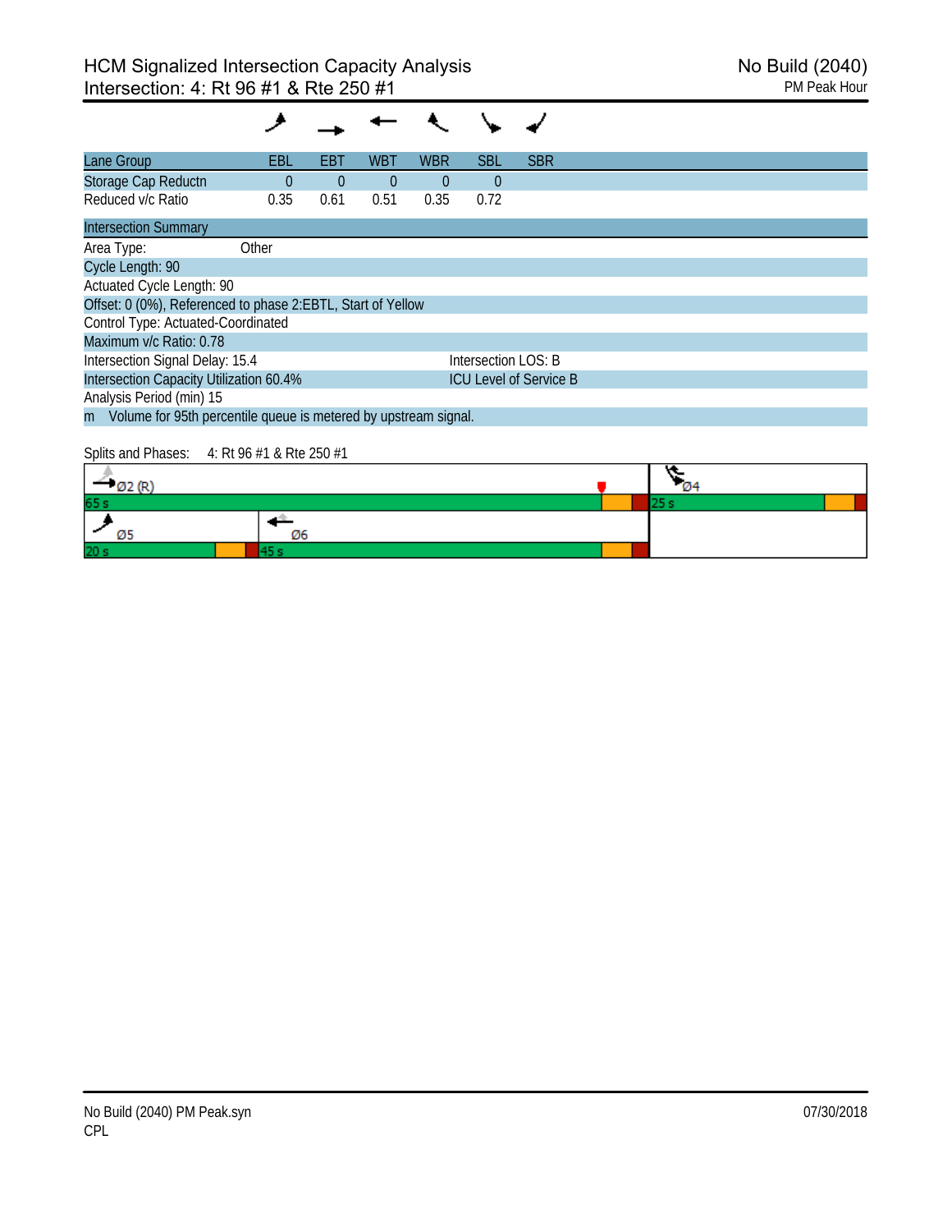# HCM Signalized Intersection Capacity Analysis

## Intersection: 4: Rt 96 #1 & Rte 250 #1

No Build (2040)
PM Peak Hour

| Lane Group | EBL | EBT | WBT | WBR | SBL | SBR |
|---|---|---|---|---|---|---|
| Storage Cap Reductn | 0 | 0 | 0 | 0 | 0 | |
| Reduced v/c Ratio | 0.35 | 0.61 | 0.51 | 0.35 | 0.72 | |

| Intersection Summary | |
|---|---|
| Area Type: Other | |
| Cycle Length: 90 | |
| Actuated Cycle Length: 90 | |
| Offset: 0 (0%), Referenced to phase 2:EBTL, Start of Yellow | |
| Control Type: Actuated-Coordinated | |
| Maximum v/c Ratio: 0.78 | |
| Intersection Signal Delay: 15.4 | Intersection LOS: B |
| Intersection Capacity Utilization 60.4% | ICU Level of Service B |
| Analysis Period (min) 15 | |
| m Volume for 95th percentile queue is metered by upstream signal. | |

Splits and Phases: 4: Rt 96 #1 & Rte 250 #1

| Phase | Split |
|---|---|
| Ø2 (R) | 65 s |
| Ø4 | 25 s |
| Ø5 | 20 s |
| Ø6 | 45 s |

No Build (2040) PM Peak.syn
CPL

07/30/2018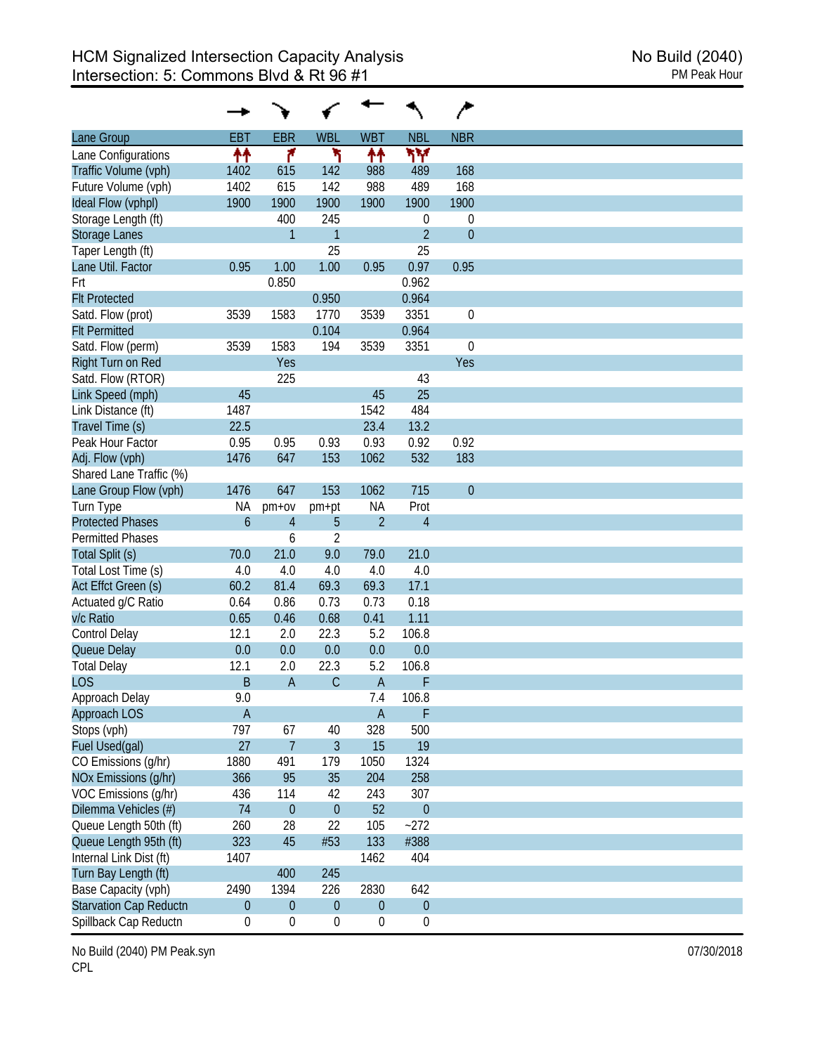# HCM Signalized Intersection Capacity Analysis
## Intersection: 5: Commons Blvd & Rt 96 #1

No Build (2040)
PM Peak Hour

| Lane Group | EBT | EBR | WBL | WBT | NBL | NBR |
|---|---|---|---|---|---|---|
| Lane Configurations | ↑↑ | ↱ | ↰ | ↑↑ | ↰↰ | |
| Traffic Volume (vph) | 1402 | 615 | 142 | 988 | 489 | 168 |
| Future Volume (vph) | 1402 | 615 | 142 | 988 | 489 | 168 |
| Ideal Flow (vphpl) | 1900 | 1900 | 1900 | 1900 | 1900 | 1900 |
| Storage Length (ft) | | 400 | 245 | | 0 | 0 |
| Storage Lanes | | 1 | 1 | | 2 | 0 |
| Taper Length (ft) | | | 25 | | 25 | |
| Lane Util. Factor | 0.95 | 1.00 | 1.00 | 0.95 | 0.97 | 0.95 |
| Frt | | 0.850 | | | 0.962 | |
| Flt Protected | | | 0.950 | | 0.964 | |
| Satd. Flow (prot) | 3539 | 1583 | 1770 | 3539 | 3351 | 0 |
| Flt Permitted | | | 0.104 | | 0.964 | |
| Satd. Flow (perm) | 3539 | 1583 | 194 | 3539 | 3351 | 0 |
| Right Turn on Red | | Yes | | | | Yes |
| Satd. Flow (RTOR) | | 225 | | | 43 | |
| Link Speed (mph) | 45 | | | 45 | 25 | |
| Link Distance (ft) | 1487 | | | 1542 | 484 | |
| Travel Time (s) | 22.5 | | | 23.4 | 13.2 | |
| Peak Hour Factor | 0.95 | 0.95 | 0.93 | 0.93 | 0.92 | 0.92 |
| Adj. Flow (vph) | 1476 | 647 | 153 | 1062 | 532 | 183 |
| Shared Lane Traffic (%) | | | | | | |
| Lane Group Flow (vph) | 1476 | 647 | 153 | 1062 | 715 | 0 |
| Turn Type | NA | pm+ov | pm+pt | NA | Prot | |
| Protected Phases | 6 | 4 | 5 | 2 | 4 | |
| Permitted Phases | | 6 | 2 | | | |
| Total Split (s) | 70.0 | 21.0 | 9.0 | 79.0 | 21.0 | |
| Total Lost Time (s) | 4.0 | 4.0 | 4.0 | 4.0 | 4.0 | |
| Act Effct Green (s) | 60.2 | 81.4 | 69.3 | 69.3 | 17.1 | |
| Actuated g/C Ratio | 0.64 | 0.86 | 0.73 | 0.73 | 0.18 | |
| v/c Ratio | 0.65 | 0.46 | 0.68 | 0.41 | 1.11 | |
| Control Delay | 12.1 | 2.0 | 22.3 | 5.2 | 106.8 | |
| Queue Delay | 0.0 | 0.0 | 0.0 | 0.0 | 0.0 | |
| Total Delay | 12.1 | 2.0 | 22.3 | 5.2 | 106.8 | |
| LOS | B | A | C | A | F | |
| Approach Delay | 9.0 | | | 7.4 | 106.8 | |
| Approach LOS | A | | | A | F | |
| Stops (vph) | 797 | 67 | 40 | 328 | 500 | |
| Fuel Used(gal) | 27 | 7 | 3 | 15 | 19 | |
| CO Emissions (g/hr) | 1880 | 491 | 179 | 1050 | 1324 | |
| NOx Emissions (g/hr) | 366 | 95 | 35 | 204 | 258 | |
| VOC Emissions (g/hr) | 436 | 114 | 42 | 243 | 307 | |
| Dilemma Vehicles (#) | 74 | 0 | 0 | 52 | 0 | |
| Queue Length 50th (ft) | 260 | 28 | 22 | 105 | ~272 | |
| Queue Length 95th (ft) | 323 | 45 | #53 | 133 | #388 | |
| Internal Link Dist (ft) | 1407 | | | 1462 | 404 | |
| Turn Bay Length (ft) | | 400 | 245 | | | |
| Base Capacity (vph) | 2490 | 1394 | 226 | 2830 | 642 | |
| Starvation Cap Reductn | 0 | 0 | 0 | 0 | 0 | |
| Spillback Cap Reductn | 0 | 0 | 0 | 0 | 0 | |

No Build (2040) PM Peak.syn
CPL

07/30/2018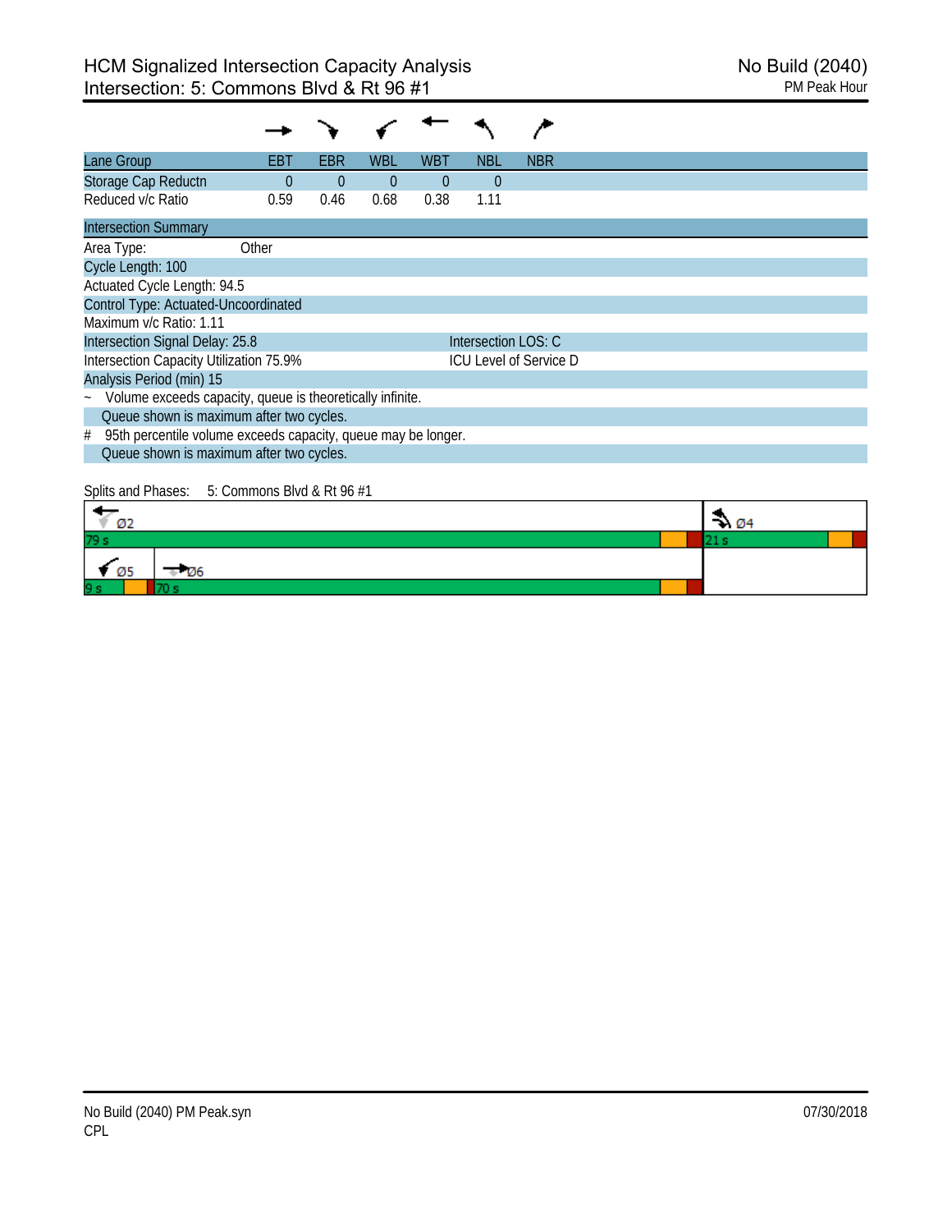# HCM Signalized Intersection Capacity Analysis
## Intersection: 5: Commons Blvd & Rt 96 #1

No Build (2040)
PM Peak Hour

| Lane Group | EBT | EBR | WBL | WBT | NBL | NBR |
|---|---|---|---|---|---|---|
| Storage Cap Reductn | 0 | 0 | 0 | 0 | 0 | |
| Reduced v/c Ratio | 0.59 | 0.46 | 0.68 | 0.38 | 1.11 | |

**Intersection Summary**

Area Type: Other

Cycle Length: 100

Actuated Cycle Length: 94.5

Control Type: Actuated-Uncoordinated

Maximum v/c Ratio: 1.11

Intersection Signal Delay: 25.8 — Intersection LOS: C

Intersection Capacity Utilization 75.9% — ICU Level of Service D

Analysis Period (min) 15

~ Volume exceeds capacity, queue is theoretically infinite.
Queue shown is maximum after two cycles.

# 95th percentile volume exceeds capacity, queue may be longer.
Queue shown is maximum after two cycles.

Splits and Phases: 5: Commons Blvd & Rt 96 #1

| Phase | Split |
|---|---|
| Ø2 | 79 s |
| Ø4 | 21 s |
| Ø5 | 9 s |
| Ø6 | 70 s |

No Build (2040) PM Peak.syn
CPL

07/30/2018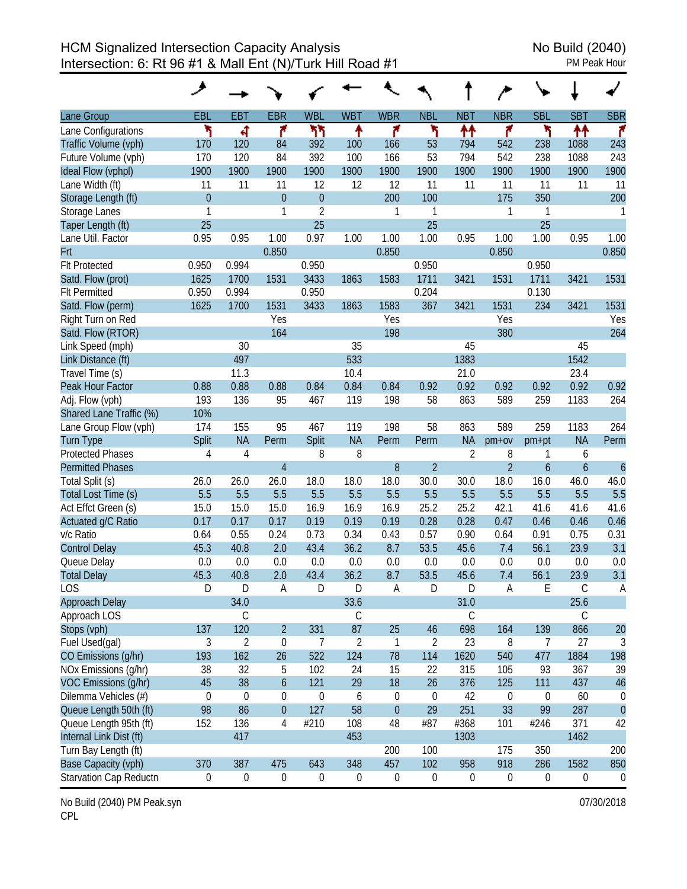HCM Signalized Intersection Capacity Analysis
Intersection: 6: Rt 96 #1 & Mall Ent (N)/Turk Hill Road #1

No Build (2040)
PM Peak Hour

| Lane Group | EBL | EBT | EBR | WBL | WBT | WBR | NBL | NBT | NBR | SBL | SBT | SBR |
|---|---|---|---|---|---|---|---|---|---|---|---|---|
| Lane Configurations | | | | | | | | | | | | |
| Traffic Volume (vph) | 170 | 120 | 84 | 392 | 100 | 166 | 53 | 794 | 542 | 238 | 1088 | 243 |
| Future Volume (vph) | 170 | 120 | 84 | 392 | 100 | 166 | 53 | 794 | 542 | 238 | 1088 | 243 |
| Ideal Flow (vphpl) | 1900 | 1900 | 1900 | 1900 | 1900 | 1900 | 1900 | 1900 | 1900 | 1900 | 1900 | 1900 |
| Lane Width (ft) | 11 | 11 | 11 | 12 | 12 | 12 | 11 | 11 | 11 | 11 | 11 | 11 |
| Storage Length (ft) | 0 | | 0 | 0 | | 200 | 100 | | 175 | 350 | | 200 |
| Storage Lanes | 1 | | 1 | 2 | | 1 | 1 | | 1 | 1 | | 1 |
| Taper Length (ft) | 25 | | | 25 | | | 25 | | | 25 | | |
| Lane Util. Factor | 0.95 | 0.95 | 1.00 | 0.97 | 1.00 | 1.00 | 1.00 | 0.95 | 1.00 | 1.00 | 0.95 | 1.00 |
| Frt | | | 0.850 | | | 0.850 | | | 0.850 | | | 0.850 |
| Flt Protected | 0.950 | 0.994 | | 0.950 | | | 0.950 | | | 0.950 | | |
| Satd. Flow (prot) | 1625 | 1700 | 1531 | 3433 | 1863 | 1583 | 1711 | 3421 | 1531 | 1711 | 3421 | 1531 |
| Flt Permitted | 0.950 | 0.994 | | 0.950 | | | 0.204 | | | 0.130 | | |
| Satd. Flow (perm) | 1625 | 1700 | 1531 | 3433 | 1863 | 1583 | 367 | 3421 | 1531 | 234 | 3421 | 1531 |
| Right Turn on Red | | | Yes | | | Yes | | | Yes | | | Yes |
| Satd. Flow (RTOR) | | | 164 | | | 198 | | | 380 | | | 264 |
| Link Speed (mph) | | 30 | | | 35 | | | 45 | | | 45 | |
| Link Distance (ft) | | 497 | | | 533 | | | 1383 | | | 1542 | |
| Travel Time (s) | | 11.3 | | | 10.4 | | | 21.0 | | | 23.4 | |
| Peak Hour Factor | 0.88 | 0.88 | 0.88 | 0.84 | 0.84 | 0.84 | 0.92 | 0.92 | 0.92 | 0.92 | 0.92 | 0.92 |
| Adj. Flow (vph) | 193 | 136 | 95 | 467 | 119 | 198 | 58 | 863 | 589 | 259 | 1183 | 264 |
| Shared Lane Traffic (%) | 10% | | | | | | | | | | | |
| Lane Group Flow (vph) | 174 | 155 | 95 | 467 | 119 | 198 | 58 | 863 | 589 | 259 | 1183 | 264 |
| Turn Type | Split | NA | Perm | Split | NA | Perm | Perm | NA | pm+ov | pm+pt | NA | Perm |
| Protected Phases | 4 | 4 | | 8 | 8 | | | 2 | 8 | 1 | 6 | |
| Permitted Phases | | | 4 | | | 8 | 2 | | 2 | 6 | | 6 |
| Total Split (s) | 26.0 | 26.0 | 26.0 | 18.0 | 18.0 | 18.0 | 30.0 | 30.0 | 18.0 | 16.0 | 46.0 | 46.0 |
| Total Lost Time (s) | 5.5 | 5.5 | 5.5 | 5.5 | 5.5 | 5.5 | 5.5 | 5.5 | 5.5 | 5.5 | 5.5 | 5.5 |
| Act Effct Green (s) | 15.0 | 15.0 | 15.0 | 16.9 | 16.9 | 16.9 | 25.2 | 25.2 | 42.1 | 41.6 | 41.6 | 41.6 |
| Actuated g/C Ratio | 0.17 | 0.17 | 0.17 | 0.19 | 0.19 | 0.19 | 0.28 | 0.28 | 0.47 | 0.46 | 0.46 | 0.46 |
| v/c Ratio | 0.64 | 0.55 | 0.24 | 0.73 | 0.34 | 0.43 | 0.57 | 0.90 | 0.64 | 0.91 | 0.75 | 0.31 |
| Control Delay | 45.3 | 40.8 | 2.0 | 43.4 | 36.2 | 8.7 | 53.5 | 45.6 | 7.4 | 56.1 | 23.9 | 3.1 |
| Queue Delay | 0.0 | 0.0 | 0.0 | 0.0 | 0.0 | 0.0 | 0.0 | 0.0 | 0.0 | 0.0 | 0.0 | 0.0 |
| Total Delay | 45.3 | 40.8 | 2.0 | 43.4 | 36.2 | 8.7 | 53.5 | 45.6 | 7.4 | 56.1 | 23.9 | 3.1 |
| LOS | D | D | A | D | D | A | D | D | A | E | C | A |
| Approach Delay | | 34.0 | | | 33.6 | | | 31.0 | | | 25.6 | |
| Approach LOS | | C | | | C | | | C | | | C | |
| Stops (vph) | 137 | 120 | 2 | 331 | 87 | 25 | 46 | 698 | 164 | 139 | 866 | 20 |
| Fuel Used(gal) | 3 | 2 | 0 | 7 | 2 | 1 | 2 | 23 | 8 | 7 | 27 | 3 |
| CO Emissions (g/hr) | 193 | 162 | 26 | 522 | 124 | 78 | 114 | 1620 | 540 | 477 | 1884 | 198 |
| NOx Emissions (g/hr) | 38 | 32 | 5 | 102 | 24 | 15 | 22 | 315 | 105 | 93 | 367 | 39 |
| VOC Emissions (g/hr) | 45 | 38 | 6 | 121 | 29 | 18 | 26 | 376 | 125 | 111 | 437 | 46 |
| Dilemma Vehicles (#) | 0 | 0 | 0 | 0 | 6 | 0 | 0 | 42 | 0 | 0 | 60 | 0 |
| Queue Length 50th (ft) | 98 | 86 | 0 | 127 | 58 | 0 | 29 | 251 | 33 | 99 | 287 | 0 |
| Queue Length 95th (ft) | 152 | 136 | 4 | #210 | 108 | 48 | #87 | #368 | 101 | #246 | 371 | 42 |
| Internal Link Dist (ft) | | 417 | | | 453 | | | 1303 | | | 1462 | |
| Turn Bay Length (ft) | | | | | | 200 | 100 | | 175 | 350 | | 200 |
| Base Capacity (vph) | 370 | 387 | 475 | 643 | 348 | 457 | 102 | 958 | 918 | 286 | 1582 | 850 |
| Starvation Cap Reductn | 0 | 0 | 0 | 0 | 0 | 0 | 0 | 0 | 0 | 0 | 0 | 0 |

No Build (2040) PM Peak.syn
CPL

07/30/2018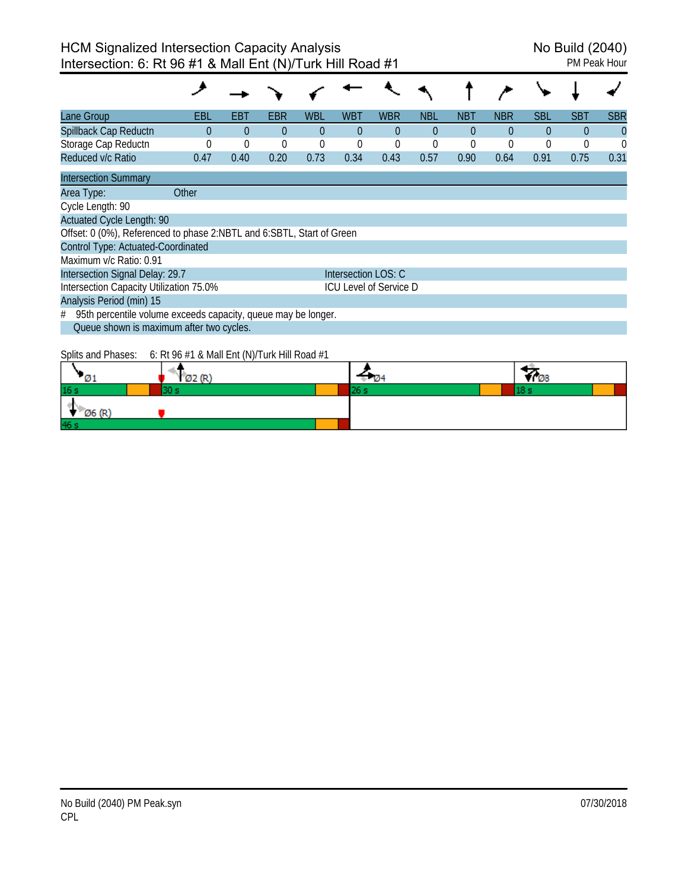# HCM Signalized Intersection Capacity Analysis

## Intersection: 6: Rt 96 #1 & Mall Ent (N)/Turk Hill Road #1

No Build (2040)
PM Peak Hour

| Lane Group | EBL | EBT | EBR | WBL | WBT | WBR | NBL | NBT | NBR | SBL | SBT | SBR |
|---|---|---|---|---|---|---|---|---|---|---|---|---|
| Spillback Cap Reductn | 0 | 0 | 0 | 0 | 0 | 0 | 0 | 0 | 0 | 0 | 0 | 0 |
| Storage Cap Reductn | 0 | 0 | 0 | 0 | 0 | 0 | 0 | 0 | 0 | 0 | 0 | 0 |
| Reduced v/c Ratio | 0.47 | 0.40 | 0.20 | 0.73 | 0.34 | 0.43 | 0.57 | 0.90 | 0.64 | 0.91 | 0.75 | 0.31 |

**Intersection Summary**

Area Type: Other

Cycle Length: 90

Actuated Cycle Length: 90

Offset: 0 (0%), Referenced to phase 2:NBTL and 6:SBTL, Start of Green

Control Type: Actuated-Coordinated

Maximum v/c Ratio: 0.91

Intersection Signal Delay: 29.7 | Intersection LOS: C

Intersection Capacity Utilization 75.0% | ICU Level of Service D

Analysis Period (min) 15

\# 95th percentile volume exceeds capacity, queue may be longer.

Queue shown is maximum after two cycles.

Splits and Phases: 6: Rt 96 #1 & Mall Ent (N)/Turk Hill Road #1

| Ø1 | Ø2 (R) | Ø4 | Ø8 |
|---|---|---|---|
| 16 s | 30 s | 26 s | 18 s |

| Ø6 (R) |
|---|
| 46 s |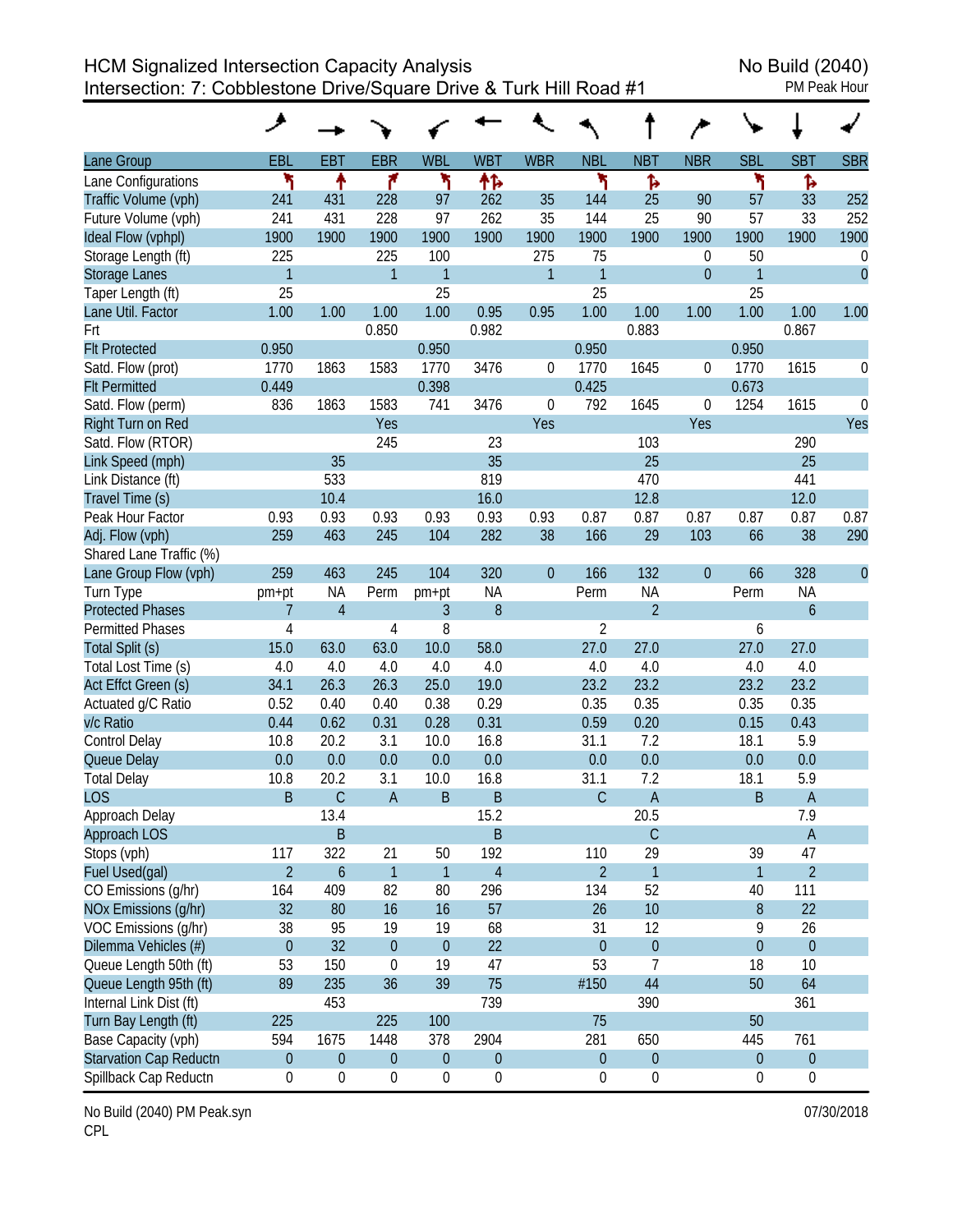# HCM Signalized Intersection Capacity Analysis

## Intersection: 7: Cobblestone Drive/Square Drive & Turk Hill Road #1

No Build (2040)
PM Peak Hour

| Lane Group | EBL | EBT | EBR | WBL | WBT | WBR | NBL | NBT | NBR | SBL | SBT | SBR |
|---|---|---|---|---|---|---|---|---|---|---|---|---|
| Lane Configurations | ↰ | ↑ | ↱ | ↰ | ↑↱ | | ↰ | ↱ | | ↰ | ↱ | |
| Traffic Volume (vph) | 241 | 431 | 228 | 97 | 262 | 35 | 144 | 25 | 90 | 57 | 33 | 252 |
| Future Volume (vph) | 241 | 431 | 228 | 97 | 262 | 35 | 144 | 25 | 90 | 57 | 33 | 252 |
| Ideal Flow (vphpl) | 1900 | 1900 | 1900 | 1900 | 1900 | 1900 | 1900 | 1900 | 1900 | 1900 | 1900 | 1900 |
| Storage Length (ft) | 225 | | 225 | 100 | | 275 | 75 | | 0 | 50 | | 0 |
| Storage Lanes | 1 | | 1 | 1 | | 1 | 1 | | 0 | 1 | | 0 |
| Taper Length (ft) | 25 | | | 25 | | | 25 | | | 25 | | |
| Lane Util. Factor | 1.00 | 1.00 | 1.00 | 1.00 | 0.95 | 0.95 | 1.00 | 1.00 | 1.00 | 1.00 | 1.00 | 1.00 |
| Frt | | | 0.850 | | 0.982 | | | 0.883 | | | 0.867 | |
| Flt Protected | 0.950 | | | 0.950 | | | 0.950 | | | 0.950 | | |
| Satd. Flow (prot) | 1770 | 1863 | 1583 | 1770 | 3476 | 0 | 1770 | 1645 | 0 | 1770 | 1615 | 0 |
| Flt Permitted | 0.449 | | | 0.398 | | | 0.425 | | | 0.673 | | |
| Satd. Flow (perm) | 836 | 1863 | 1583 | 741 | 3476 | 0 | 792 | 1645 | 0 | 1254 | 1615 | 0 |
| Right Turn on Red | | | Yes | | | Yes | | | Yes | | | Yes |
| Satd. Flow (RTOR) | | | 245 | | 23 | | | 103 | | | 290 | |
| Link Speed (mph) | | 35 | | | 35 | | | 25 | | | 25 | |
| Link Distance (ft) | | 533 | | | 819 | | | 470 | | | 441 | |
| Travel Time (s) | | 10.4 | | | 16.0 | | | 12.8 | | | 12.0 | |
| Peak Hour Factor | 0.93 | 0.93 | 0.93 | 0.93 | 0.93 | 0.93 | 0.87 | 0.87 | 0.87 | 0.87 | 0.87 | 0.87 |
| Adj. Flow (vph) | 259 | 463 | 245 | 104 | 282 | 38 | 166 | 29 | 103 | 66 | 38 | 290 |
| Shared Lane Traffic (%) | | | | | | | | | | | | |
| Lane Group Flow (vph) | 259 | 463 | 245 | 104 | 320 | 0 | 166 | 132 | 0 | 66 | 328 | 0 |
| Turn Type | pm+pt | NA | Perm | pm+pt | NA | | Perm | NA | | Perm | NA | |
| Protected Phases | 7 | 4 | | 3 | 8 | | | 2 | | | 6 | |
| Permitted Phases | 4 | | 4 | 8 | | | 2 | | | 6 | | |
| Total Split (s) | 15.0 | 63.0 | 63.0 | 10.0 | 58.0 | | 27.0 | 27.0 | | 27.0 | 27.0 | |
| Total Lost Time (s) | 4.0 | 4.0 | 4.0 | 4.0 | 4.0 | | 4.0 | 4.0 | | 4.0 | 4.0 | |
| Act Effct Green (s) | 34.1 | 26.3 | 26.3 | 25.0 | 19.0 | | 23.2 | 23.2 | | 23.2 | 23.2 | |
| Actuated g/C Ratio | 0.52 | 0.40 | 0.40 | 0.38 | 0.29 | | 0.35 | 0.35 | | 0.35 | 0.35 | |
| v/c Ratio | 0.44 | 0.62 | 0.31 | 0.28 | 0.31 | | 0.59 | 0.20 | | 0.15 | 0.43 | |
| Control Delay | 10.8 | 20.2 | 3.1 | 10.0 | 16.8 | | 31.1 | 7.2 | | 18.1 | 5.9 | |
| Queue Delay | 0.0 | 0.0 | 0.0 | 0.0 | 0.0 | | 0.0 | 0.0 | | 0.0 | 0.0 | |
| Total Delay | 10.8 | 20.2 | 3.1 | 10.0 | 16.8 | | 31.1 | 7.2 | | 18.1 | 5.9 | |
| LOS | B | C | A | B | B | | C | A | | B | A | |
| Approach Delay | | 13.4 | | | 15.2 | | | 20.5 | | | 7.9 | |
| Approach LOS | | B | | | B | | | C | | | A | |
| Stops (vph) | 117 | 322 | 21 | 50 | 192 | | 110 | 29 | | 39 | 47 | |
| Fuel Used(gal) | 2 | 6 | 1 | 1 | 4 | | 2 | 1 | | 1 | 2 | |
| CO Emissions (g/hr) | 164 | 409 | 82 | 80 | 296 | | 134 | 52 | | 40 | 111 | |
| NOx Emissions (g/hr) | 32 | 80 | 16 | 16 | 57 | | 26 | 10 | | 8 | 22 | |
| VOC Emissions (g/hr) | 38 | 95 | 19 | 19 | 68 | | 31 | 12 | | 9 | 26 | |
| Dilemma Vehicles (#) | 0 | 32 | 0 | 0 | 22 | | 0 | 0 | | 0 | 0 | |
| Queue Length 50th (ft) | 53 | 150 | 0 | 19 | 47 | | 53 | 7 | | 18 | 10 | |
| Queue Length 95th (ft) | 89 | 235 | 36 | 39 | 75 | | #150 | 44 | | 50 | 64 | |
| Internal Link Dist (ft) | | 453 | | | 739 | | | 390 | | | 361 | |
| Turn Bay Length (ft) | 225 | | 225 | 100 | | | 75 | | | 50 | | |
| Base Capacity (vph) | 594 | 1675 | 1448 | 378 | 2904 | | 281 | 650 | | 445 | 761 | |
| Starvation Cap Reductn | 0 | 0 | 0 | 0 | 0 | | 0 | 0 | | 0 | 0 | |
| Spillback Cap Reductn | 0 | 0 | 0 | 0 | 0 | | 0 | 0 | | 0 | 0 | |

No Build (2040) PM Peak.syn
CPL

07/30/2018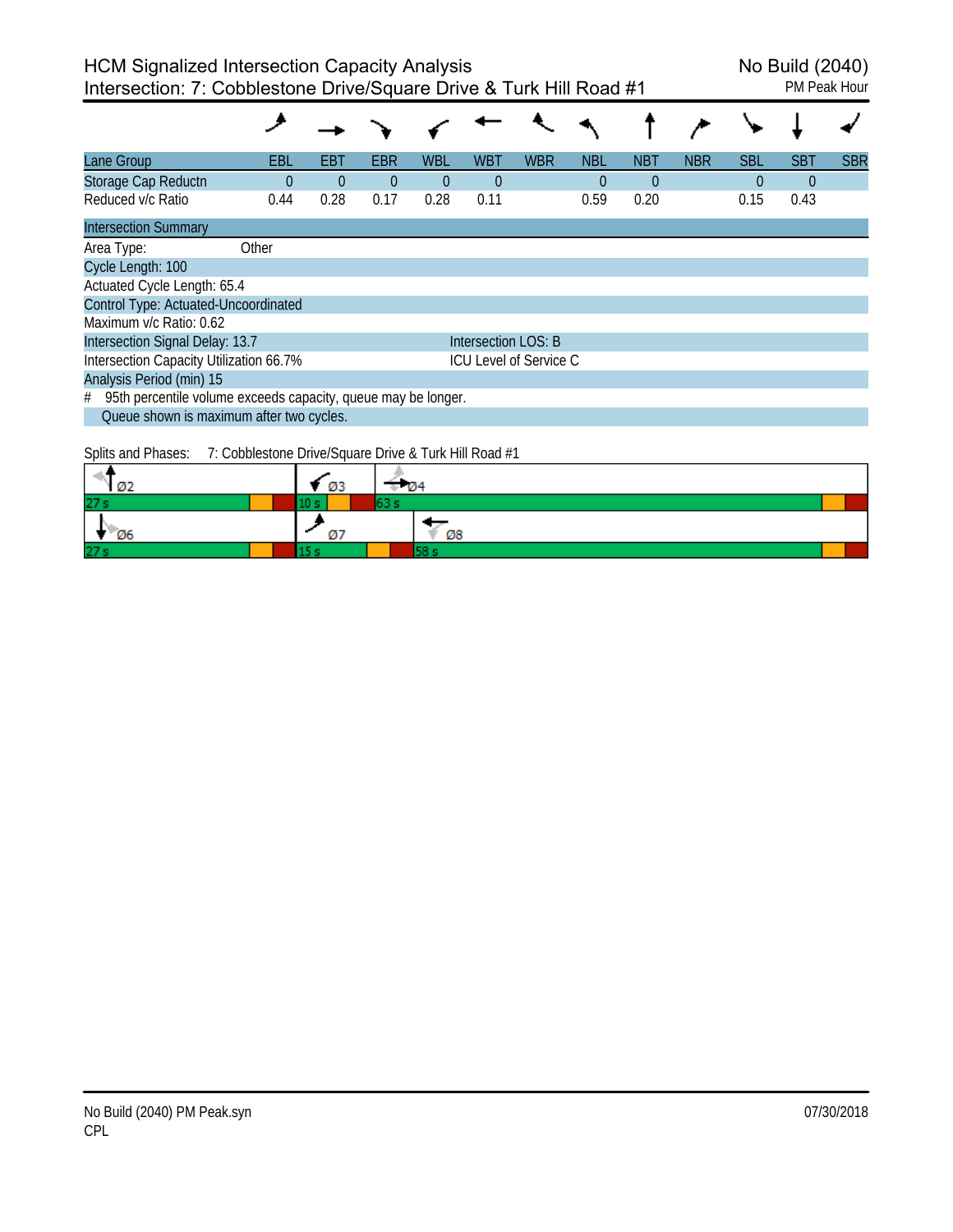# HCM Signalized Intersection Capacity Analysis

No Build (2040)

Intersection: 7: Cobblestone Drive/Square Drive & Turk Hill Road #1

PM Peak Hour

| Lane Group | EBL | EBT | EBR | WBL | WBT | WBR | NBL | NBT | NBR | SBL | SBT | SBR |
|---|---|---|---|---|---|---|---|---|---|---|---|---|
| Storage Cap Reductn | 0 | 0 | 0 | 0 | 0 | | 0 | 0 | | 0 | 0 | |
| Reduced v/c Ratio | 0.44 | 0.28 | 0.17 | 0.28 | 0.11 | | 0.59 | 0.20 | | 0.15 | 0.43 | |

**Intersection Summary**

Area Type: Other

Cycle Length: 100

Actuated Cycle Length: 65.4

Control Type: Actuated-Uncoordinated

Maximum v/c Ratio: 0.62

Intersection Signal Delay: 13.7 — Intersection LOS: B

Intersection Capacity Utilization 66.7% — ICU Level of Service C

Analysis Period (min) 15

# 95th percentile volume exceeds capacity, queue may be longer.

Queue shown is maximum after two cycles.

Splits and Phases: 7: Cobblestone Drive/Square Drive & Turk Hill Road #1

| Phase | Ø2 | Ø3 | Ø4 |
|---|---|---|---|
| Split | 27 s | 10 s | 63 s |

| Phase | Ø6 | Ø7 | Ø8 |
|---|---|---|---|
| Split | 27 s | 15 s | 58 s |

No Build (2040) PM Peak.syn

CPL

07/30/2018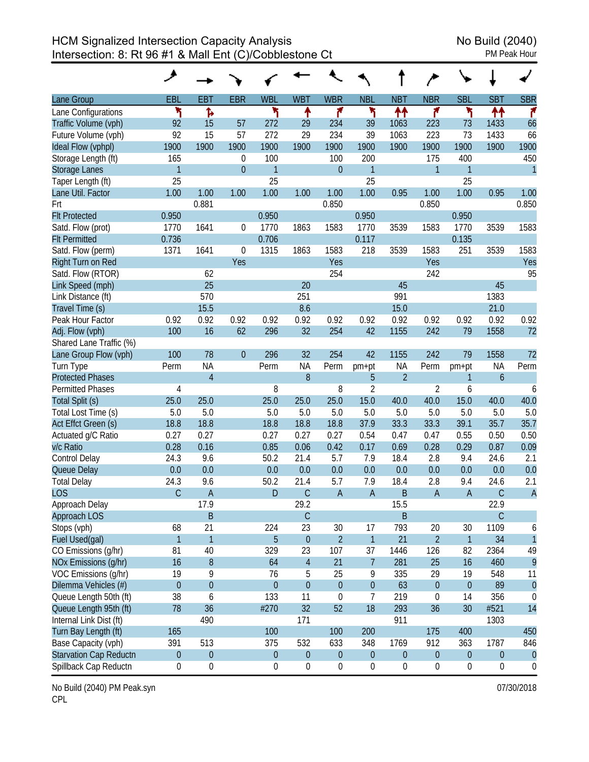HCM Signalized Intersection Capacity Analysis
Intersection: 8: Rt 96 #1 & Mall Ent (C)/Cobblestone Ct

No Build (2040)
PM Peak Hour

| Lane Group | EBL | EBT | EBR | WBL | WBT | WBR | NBL | NBT | NBR | SBL | SBT | SBR |
|---|---|---|---|---|---|---|---|---|---|---|---|---|
| Lane Configurations | ↰ | ↱ | | ↰ | ↑ | ↱ | ↰ | ↑↑ | ↱ | ↰ | ↑↑ | ↱ |
| Traffic Volume (vph) | 92 | 15 | 57 | 272 | 29 | 234 | 39 | 1063 | 223 | 73 | 1433 | 66 |
| Future Volume (vph) | 92 | 15 | 57 | 272 | 29 | 234 | 39 | 1063 | 223 | 73 | 1433 | 66 |
| Ideal Flow (vphpl) | 1900 | 1900 | 1900 | 1900 | 1900 | 1900 | 1900 | 1900 | 1900 | 1900 | 1900 | 1900 |
| Storage Length (ft) | 165 | | 0 | 100 | | 100 | 200 | | 175 | 400 | | 450 |
| Storage Lanes | 1 | | 0 | 1 | | 0 | 1 | | 1 | 1 | | 1 |
| Taper Length (ft) | 25 | | | 25 | | | 25 | | | 25 | | |
| Lane Util. Factor | 1.00 | 1.00 | 1.00 | 1.00 | 1.00 | 1.00 | 1.00 | 0.95 | 1.00 | 1.00 | 0.95 | 1.00 |
| Frt | | 0.881 | | | | 0.850 | | | 0.850 | | | 0.850 |
| Flt Protected | 0.950 | | | 0.950 | | | 0.950 | | | 0.950 | | |
| Satd. Flow (prot) | 1770 | 1641 | 0 | 1770 | 1863 | 1583 | 1770 | 3539 | 1583 | 1770 | 3539 | 1583 |
| Flt Permitted | 0.736 | | | 0.706 | | | 0.117 | | | 0.135 | | |
| Satd. Flow (perm) | 1371 | 1641 | 0 | 1315 | 1863 | 1583 | 218 | 3539 | 1583 | 251 | 3539 | 1583 |
| Right Turn on Red | | | Yes | | | Yes | | | Yes | | | Yes |
| Satd. Flow (RTOR) | | 62 | | | | 254 | | | 242 | | | 95 |
| Link Speed (mph) | | 25 | | | 20 | | | 45 | | | 45 | |
| Link Distance (ft) | | 570 | | | 251 | | | 991 | | | 1383 | |
| Travel Time (s) | | 15.5 | | | 8.6 | | | 15.0 | | | 21.0 | |
| Peak Hour Factor | 0.92 | 0.92 | 0.92 | 0.92 | 0.92 | 0.92 | 0.92 | 0.92 | 0.92 | 0.92 | 0.92 | 0.92 |
| Adj. Flow (vph) | 100 | 16 | 62 | 296 | 32 | 254 | 42 | 1155 | 242 | 79 | 1558 | 72 |
| Shared Lane Traffic (%) | | | | | | | | | | | | |
| Lane Group Flow (vph) | 100 | 78 | 0 | 296 | 32 | 254 | 42 | 1155 | 242 | 79 | 1558 | 72 |
| Turn Type | Perm | NA | | Perm | NA | Perm | pm+pt | NA | Perm | pm+pt | NA | Perm |
| Protected Phases | | 4 | | | 8 | | 5 | 2 | | 1 | 6 | |
| Permitted Phases | 4 | | | 8 | | 8 | 2 | | 2 | 6 | | 6 |
| Total Split (s) | 25.0 | 25.0 | | 25.0 | 25.0 | 25.0 | 15.0 | 40.0 | 40.0 | 15.0 | 40.0 | 40.0 |
| Total Lost Time (s) | 5.0 | 5.0 | | 5.0 | 5.0 | 5.0 | 5.0 | 5.0 | 5.0 | 5.0 | 5.0 | 5.0 |
| Act Effct Green (s) | 18.8 | 18.8 | | 18.8 | 18.8 | 18.8 | 37.9 | 33.3 | 33.3 | 39.1 | 35.7 | 35.7 |
| Actuated g/C Ratio | 0.27 | 0.27 | | 0.27 | 0.27 | 0.27 | 0.54 | 0.47 | 0.47 | 0.55 | 0.50 | 0.50 |
| v/c Ratio | 0.28 | 0.16 | | 0.85 | 0.06 | 0.42 | 0.17 | 0.69 | 0.28 | 0.29 | 0.87 | 0.09 |
| Control Delay | 24.3 | 9.6 | | 50.2 | 21.4 | 5.7 | 7.9 | 18.4 | 2.8 | 9.4 | 24.6 | 2.1 |
| Queue Delay | 0.0 | 0.0 | | 0.0 | 0.0 | 0.0 | 0.0 | 0.0 | 0.0 | 0.0 | 0.0 | 0.0 |
| Total Delay | 24.3 | 9.6 | | 50.2 | 21.4 | 5.7 | 7.9 | 18.4 | 2.8 | 9.4 | 24.6 | 2.1 |
| LOS | C | A | | D | C | A | A | B | A | A | C | A |
| Approach Delay | | 17.9 | | | 29.2 | | | 15.5 | | | 22.9 | |
| Approach LOS | | B | | | C | | | B | | | C | |
| Stops (vph) | 68 | 21 | | 224 | 23 | 30 | 17 | 793 | 20 | 30 | 1109 | 6 |
| Fuel Used(gal) | 1 | 1 | | 5 | 0 | 2 | 1 | 21 | 2 | 1 | 34 | 1 |
| CO Emissions (g/hr) | 81 | 40 | | 329 | 23 | 107 | 37 | 1446 | 126 | 82 | 2364 | 49 |
| NOx Emissions (g/hr) | 16 | 8 | | 64 | 4 | 21 | 7 | 281 | 25 | 16 | 460 | 9 |
| VOC Emissions (g/hr) | 19 | 9 | | 76 | 5 | 25 | 9 | 335 | 29 | 19 | 548 | 11 |
| Dilemma Vehicles (#) | 0 | 0 | | 0 | 0 | 0 | 0 | 63 | 0 | 0 | 89 | 0 |
| Queue Length 50th (ft) | 38 | 6 | | 133 | 11 | 0 | 7 | 219 | 0 | 14 | 356 | 0 |
| Queue Length 95th (ft) | 78 | 36 | | #270 | 32 | 52 | 18 | 293 | 36 | 30 | #521 | 14 |
| Internal Link Dist (ft) | | 490 | | | 171 | | | 911 | | | 1303 | |
| Turn Bay Length (ft) | 165 | | | 100 | | 100 | 200 | | 175 | 400 | | 450 |
| Base Capacity (vph) | 391 | 513 | | 375 | 532 | 633 | 348 | 1769 | 912 | 363 | 1787 | 846 |
| Starvation Cap Reductn | 0 | 0 | | 0 | 0 | 0 | 0 | 0 | 0 | 0 | 0 | 0 |
| Spillback Cap Reductn | 0 | 0 | | 0 | 0 | 0 | 0 | 0 | 0 | 0 | 0 | 0 |

No Build (2040) PM Peak.syn
CPL

07/30/2018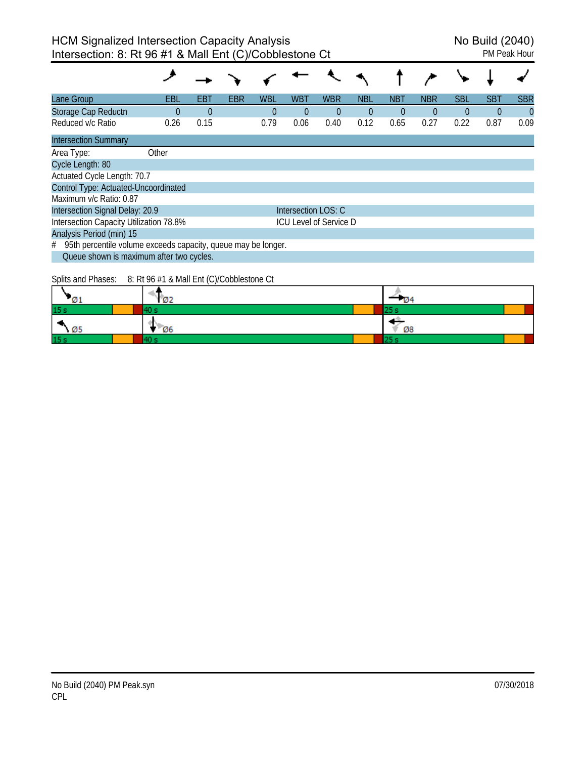# HCM Signalized Intersection Capacity Analysis
## Intersection: 8: Rt 96 #1 & Mall Ent (C)/Cobblestone Ct

No Build (2040)
PM Peak Hour

| Lane Group | EBL | EBT | EBR | WBL | WBT | WBR | NBL | NBT | NBR | SBL | SBT | SBR |
|---|---|---|---|---|---|---|---|---|---|---|---|---|
| Storage Cap Reductn | 0 | 0 | | 0 | 0 | 0 | 0 | 0 | 0 | 0 | 0 | 0 |
| Reduced v/c Ratio | 0.26 | 0.15 | | 0.79 | 0.06 | 0.40 | 0.12 | 0.65 | 0.27 | 0.22 | 0.87 | 0.09 |

**Intersection Summary**

Area Type: Other

Cycle Length: 80

Actuated Cycle Length: 70.7

Control Type: Actuated-Uncoordinated

Maximum v/c Ratio: 0.87

Intersection Signal Delay: 20.9 — Intersection LOS: C

Intersection Capacity Utilization 78.8% — ICU Level of Service D

Analysis Period (min) 15

# 95th percentile volume exceeds capacity, queue may be longer.
Queue shown is maximum after two cycles.

Splits and Phases: 8: Rt 96 #1 & Mall Ent (C)/Cobblestone Ct

| Ø1 | Ø2 | Ø4 |
|---|---|---|
| 15 s | 40 s | 25 s |
| **Ø5** | **Ø6** | **Ø8** |
| 15 s | 40 s | 25 s |

No Build (2040) PM Peak.syn
CPL

07/30/2018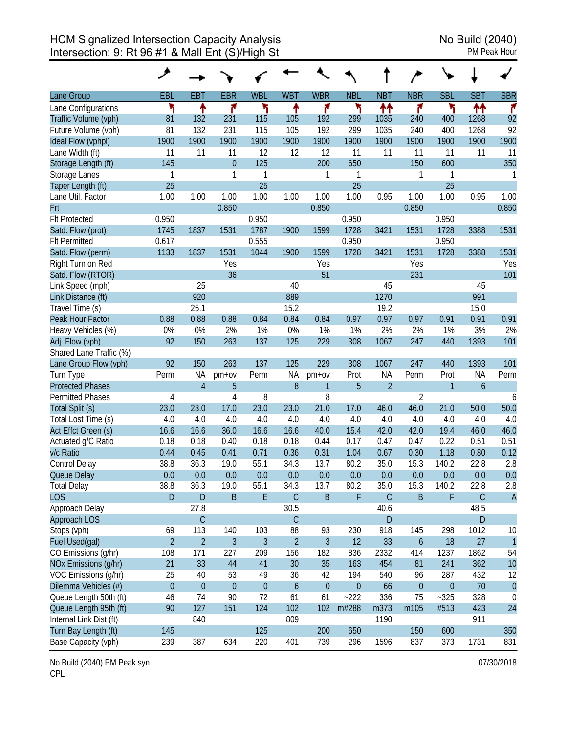# HCM Signalized Intersection Capacity Analysis
## Intersection: 9: Rt 96 #1 & Mall Ent (S)/High St

No Build (2040)
PM Peak Hour

| Lane Group | EBL | EBT | EBR | WBL | WBT | WBR | NBL | NBT | NBR | SBL | SBT | SBR |
|---|---|---|---|---|---|---|---|---|---|---|---|---|
| Lane Configurations | | | | | | | | | | | | |
| Traffic Volume (vph) | 81 | 132 | 231 | 115 | 105 | 192 | 299 | 1035 | 240 | 400 | 1268 | 92 |
| Future Volume (vph) | 81 | 132 | 231 | 115 | 105 | 192 | 299 | 1035 | 240 | 400 | 1268 | 92 |
| Ideal Flow (vphpl) | 1900 | 1900 | 1900 | 1900 | 1900 | 1900 | 1900 | 1900 | 1900 | 1900 | 1900 | 1900 |
| Lane Width (ft) | 11 | 11 | 11 | 12 | 12 | 12 | 11 | 11 | 11 | 11 | 11 | 11 |
| Storage Length (ft) | 145 | | 0 | 125 | | 200 | 650 | | 150 | 600 | | 350 |
| Storage Lanes | 1 | | 1 | 1 | | 1 | 1 | | 1 | 1 | | 1 |
| Taper Length (ft) | 25 | | | 25 | | | 25 | | | 25 | | |
| Lane Util. Factor | 1.00 | 1.00 | 1.00 | 1.00 | 1.00 | 1.00 | 1.00 | 0.95 | 1.00 | 1.00 | 0.95 | 1.00 |
| Frt | | | 0.850 | | | 0.850 | | | 0.850 | | | 0.850 |
| Flt Protected | 0.950 | | | 0.950 | | | 0.950 | | | 0.950 | | |
| Satd. Flow (prot) | 1745 | 1837 | 1531 | 1787 | 1900 | 1599 | 1728 | 3421 | 1531 | 1728 | 3388 | 1531 |
| Flt Permitted | 0.617 | | | 0.555 | | | 0.950 | | | 0.950 | | |
| Satd. Flow (perm) | 1133 | 1837 | 1531 | 1044 | 1900 | 1599 | 1728 | 3421 | 1531 | 1728 | 3388 | 1531 |
| Right Turn on Red | | | Yes | | | Yes | | | Yes | | | Yes |
| Satd. Flow (RTOR) | | | 36 | | | 51 | | | 231 | | | 101 |
| Link Speed (mph) | | 25 | | | 40 | | | 45 | | | 45 | |
| Link Distance (ft) | | 920 | | | 889 | | | 1270 | | | 991 | |
| Travel Time (s) | | 25.1 | | | 15.2 | | | 19.2 | | | 15.0 | |
| Peak Hour Factor | 0.88 | 0.88 | 0.88 | 0.84 | 0.84 | 0.84 | 0.97 | 0.97 | 0.97 | 0.91 | 0.91 | 0.91 |
| Heavy Vehicles (%) | 0% | 0% | 2% | 1% | 0% | 1% | 1% | 2% | 2% | 1% | 3% | 2% |
| Adj. Flow (vph) | 92 | 150 | 263 | 137 | 125 | 229 | 308 | 1067 | 247 | 440 | 1393 | 101 |
| Shared Lane Traffic (%) | | | | | | | | | | | | |
| Lane Group Flow (vph) | 92 | 150 | 263 | 137 | 125 | 229 | 308 | 1067 | 247 | 440 | 1393 | 101 |
| Turn Type | Perm | NA | pm+ov | Perm | NA | pm+ov | Prot | NA | Perm | Prot | NA | Perm |
| Protected Phases | | 4 | 5 | | 8 | 1 | 5 | 2 | | 1 | 6 | |
| Permitted Phases | 4 | | 4 | 8 | | 8 | | | 2 | | | 6 |
| Total Split (s) | 23.0 | 23.0 | 17.0 | 23.0 | 23.0 | 21.0 | 17.0 | 46.0 | 46.0 | 21.0 | 50.0 | 50.0 |
| Total Lost Time (s) | 4.0 | 4.0 | 4.0 | 4.0 | 4.0 | 4.0 | 4.0 | 4.0 | 4.0 | 4.0 | 4.0 | 4.0 |
| Act Effct Green (s) | 16.6 | 16.6 | 36.0 | 16.6 | 16.6 | 40.0 | 15.4 | 42.0 | 42.0 | 19.4 | 46.0 | 46.0 |
| Actuated g/C Ratio | 0.18 | 0.18 | 0.40 | 0.18 | 0.18 | 0.44 | 0.17 | 0.47 | 0.47 | 0.22 | 0.51 | 0.51 |
| v/c Ratio | 0.44 | 0.45 | 0.41 | 0.71 | 0.36 | 0.31 | 1.04 | 0.67 | 0.30 | 1.18 | 0.80 | 0.12 |
| Control Delay | 38.8 | 36.3 | 19.0 | 55.1 | 34.3 | 13.7 | 80.2 | 35.0 | 15.3 | 140.2 | 22.8 | 2.8 |
| Queue Delay | 0.0 | 0.0 | 0.0 | 0.0 | 0.0 | 0.0 | 0.0 | 0.0 | 0.0 | 0.0 | 0.0 | 0.0 |
| Total Delay | 38.8 | 36.3 | 19.0 | 55.1 | 34.3 | 13.7 | 80.2 | 35.0 | 15.3 | 140.2 | 22.8 | 2.8 |
| LOS | D | D | B | E | C | B | F | C | B | F | C | A |
| Approach Delay | | 27.8 | | | 30.5 | | | 40.6 | | | 48.5 | |
| Approach LOS | | C | | | C | | | D | | | D | |
| Stops (vph) | 69 | 113 | 140 | 103 | 88 | 93 | 230 | 918 | 145 | 298 | 1012 | 10 |
| Fuel Used(gal) | 2 | 2 | 3 | 3 | 2 | 3 | 12 | 33 | 6 | 18 | 27 | 1 |
| CO Emissions (g/hr) | 108 | 171 | 227 | 209 | 156 | 182 | 836 | 2332 | 414 | 1237 | 1862 | 54 |
| NOx Emissions (g/hr) | 21 | 33 | 44 | 41 | 30 | 35 | 163 | 454 | 81 | 241 | 362 | 10 |
| VOC Emissions (g/hr) | 25 | 40 | 53 | 49 | 36 | 42 | 194 | 540 | 96 | 287 | 432 | 12 |
| Dilemma Vehicles (#) | 0 | 0 | 0 | 0 | 6 | 0 | 0 | 66 | 0 | 0 | 70 | 0 |
| Queue Length 50th (ft) | 46 | 74 | 90 | 72 | 61 | 61 | ~222 | 336 | 75 | ~325 | 328 | 0 |
| Queue Length 95th (ft) | 90 | 127 | 151 | 124 | 102 | 102 | m#288 | m373 | m105 | #513 | 423 | 24 |
| Internal Link Dist (ft) | | 840 | | | 809 | | | 1190 | | | 911 | |
| Turn Bay Length (ft) | 145 | | | 125 | | 200 | 650 | | 150 | 600 | | 350 |
| Base Capacity (vph) | 239 | 387 | 634 | 220 | 401 | 739 | 296 | 1596 | 837 | 373 | 1731 | 831 |

No Build (2040) PM Peak.syn
CPL

07/30/2018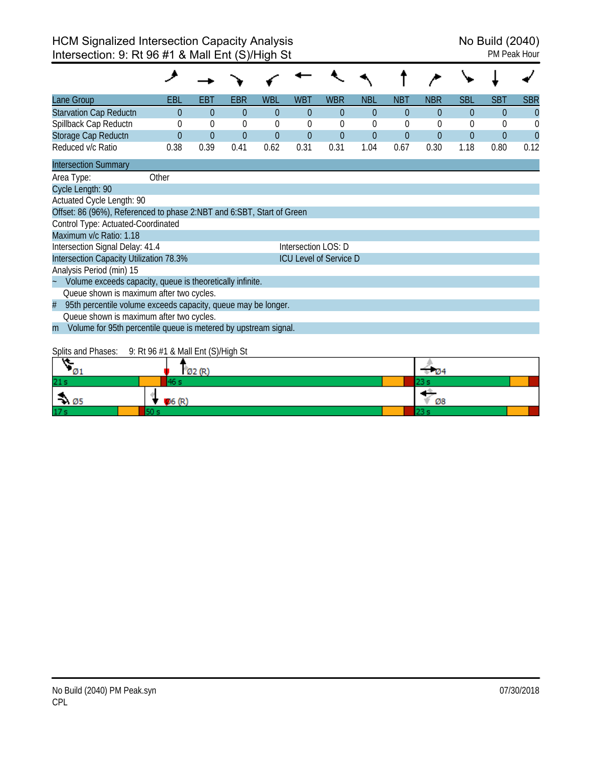# HCM Signalized Intersection Capacity Analysis
## Intersection: 9: Rt 96 #1 & Mall Ent (S)/High St

No Build (2040)
PM Peak Hour

| Lane Group | EBL | EBT | EBR | WBL | WBT | WBR | NBL | NBT | NBR | SBL | SBT | SBR |
|---|---|---|---|---|---|---|---|---|---|---|---|---|
| Starvation Cap Reductn | 0 | 0 | 0 | 0 | 0 | 0 | 0 | 0 | 0 | 0 | 0 | 0 |
| Spillback Cap Reductn | 0 | 0 | 0 | 0 | 0 | 0 | 0 | 0 | 0 | 0 | 0 | 0 |
| Storage Cap Reductn | 0 | 0 | 0 | 0 | 0 | 0 | 0 | 0 | 0 | 0 | 0 | 0 |
| Reduced v/c Ratio | 0.38 | 0.39 | 0.41 | 0.62 | 0.31 | 0.31 | 1.04 | 0.67 | 0.30 | 1.18 | 0.80 | 0.12 |

**Intersection Summary**

Area Type: Other

Cycle Length: 90

Actuated Cycle Length: 90

Offset: 86 (96%), Referenced to phase 2:NBT and 6:SBT, Start of Green

Control Type: Actuated-Coordinated

Maximum v/c Ratio: 1.18

Intersection Signal Delay: 41.4 — Intersection LOS: D

Intersection Capacity Utilization 78.3% — ICU Level of Service D

Analysis Period (min) 15

~ Volume exceeds capacity, queue is theoretically infinite.
Queue shown is maximum after two cycles.

# 95th percentile volume exceeds capacity, queue may be longer.
Queue shown is maximum after two cycles.

m Volume for 95th percentile queue is metered by upstream signal.

Splits and Phases: 9: Rt 96 #1 & Mall Ent (S)/High St

| Ø1 | Ø2 (R) | Ø4 |
|---|---|---|
| 21 s | 46 s | 23 s |

| Ø5 | Ø6 (R) | Ø8 |
|---|---|---|
| 17 s | 50 s | 23 s |

No Build (2040) PM Peak.syn
CPL
07/30/2018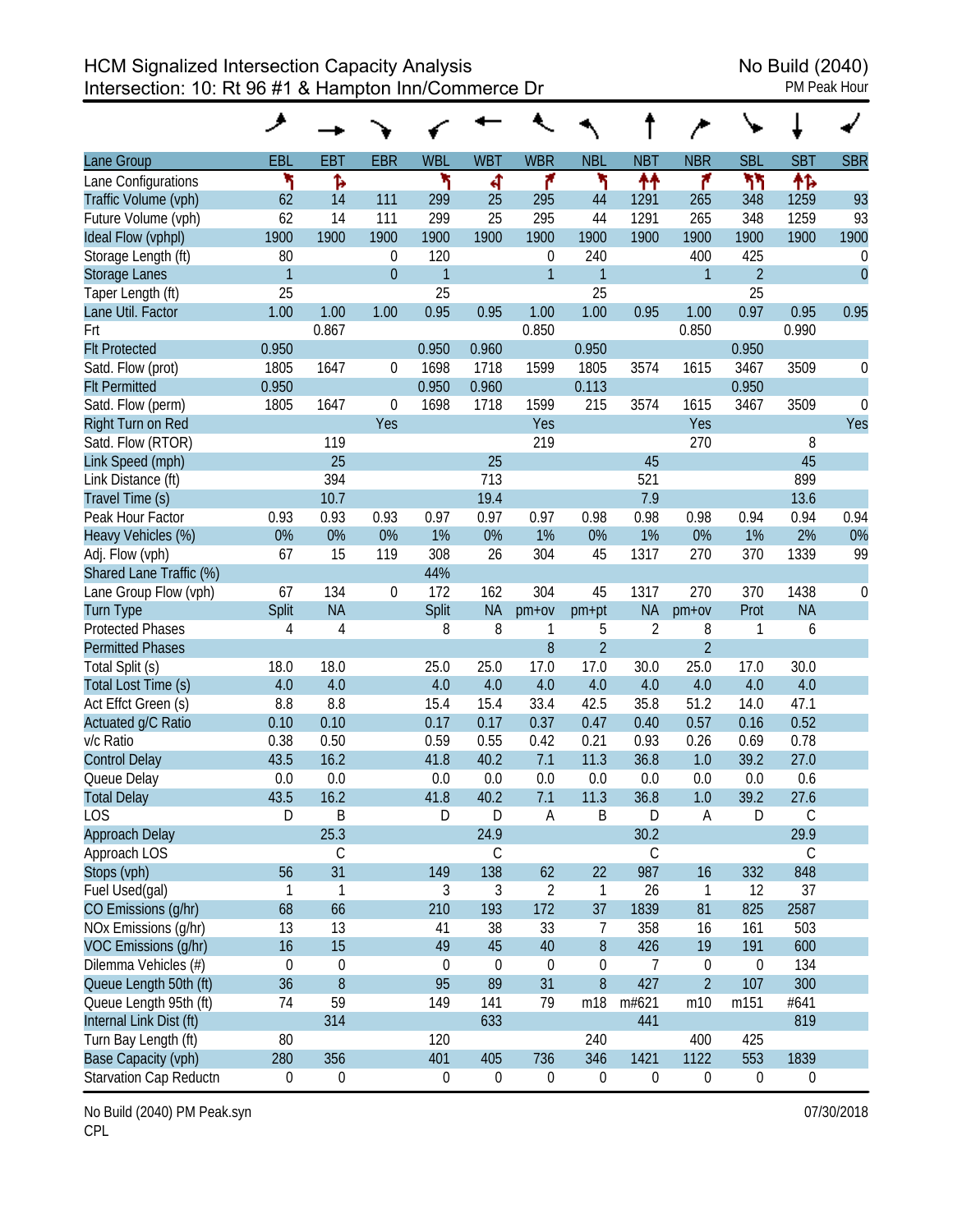# HCM Signalized Intersection Capacity Analysis
## Intersection: 10: Rt 96 #1 & Hampton Inn/Commerce Dr

No Build (2040)
PM Peak Hour

| Lane Group | EBL | EBT | EBR | WBL | WBT | WBR | NBL | NBT | NBR | SBL | SBT | SBR |
|---|---|---|---|---|---|---|---|---|---|---|---|---|
| Lane Configurations | | | | | | | | | | | | |
| Traffic Volume (vph) | 62 | 14 | 111 | 299 | 25 | 295 | 44 | 1291 | 265 | 348 | 1259 | 93 |
| Future Volume (vph) | 62 | 14 | 111 | 299 | 25 | 295 | 44 | 1291 | 265 | 348 | 1259 | 93 |
| Ideal Flow (vphpl) | 1900 | 1900 | 1900 | 1900 | 1900 | 1900 | 1900 | 1900 | 1900 | 1900 | 1900 | 1900 |
| Storage Length (ft) | 80 | | 0 | 120 | | 0 | 240 | | 400 | 425 | | 0 |
| Storage Lanes | 1 | | 0 | 1 | | 1 | 1 | | 1 | 2 | | 0 |
| Taper Length (ft) | 25 | | | 25 | | | 25 | | | 25 | | |
| Lane Util. Factor | 1.00 | 1.00 | 1.00 | 0.95 | 0.95 | 1.00 | 1.00 | 0.95 | 1.00 | 0.97 | 0.95 | 0.95 |
| Frt | | 0.867 | | | | 0.850 | | | 0.850 | | 0.990 | |
| Flt Protected | 0.950 | | | 0.950 | 0.960 | | 0.950 | | | 0.950 | | |
| Satd. Flow (prot) | 1805 | 1647 | 0 | 1698 | 1718 | 1599 | 1805 | 3574 | 1615 | 3467 | 3509 | 0 |
| Flt Permitted | 0.950 | | | 0.950 | 0.960 | | 0.113 | | | 0.950 | | |
| Satd. Flow (perm) | 1805 | 1647 | 0 | 1698 | 1718 | 1599 | 215 | 3574 | 1615 | 3467 | 3509 | 0 |
| Right Turn on Red | | | Yes | | | Yes | | | Yes | | | Yes |
| Satd. Flow (RTOR) | | 119 | | | | 219 | | | 270 | | 8 | |
| Link Speed (mph) | | 25 | | | 25 | | | 45 | | | 45 | |
| Link Distance (ft) | | 394 | | | 713 | | | 521 | | | 899 | |
| Travel Time (s) | | 10.7 | | | 19.4 | | | 7.9 | | | 13.6 | |
| Peak Hour Factor | 0.93 | 0.93 | 0.93 | 0.97 | 0.97 | 0.97 | 0.98 | 0.98 | 0.98 | 0.94 | 0.94 | 0.94 |
| Heavy Vehicles (%) | 0% | 0% | 0% | 1% | 0% | 1% | 0% | 1% | 0% | 1% | 2% | 0% |
| Adj. Flow (vph) | 67 | 15 | 119 | 308 | 26 | 304 | 45 | 1317 | 270 | 370 | 1339 | 99 |
| Shared Lane Traffic (%) | | | | 44% | | | | | | | | |
| Lane Group Flow (vph) | 67 | 134 | 0 | 172 | 162 | 304 | 45 | 1317 | 270 | 370 | 1438 | 0 |
| Turn Type | Split | NA | | Split | NA | pm+ov | pm+pt | NA | pm+ov | Prot | NA | |
| Protected Phases | 4 | 4 | | 8 | 8 | 1 | 5 | 2 | 8 | 1 | 6 | |
| Permitted Phases | | | | | | 8 | 2 | | 2 | | | |
| Total Split (s) | 18.0 | 18.0 | | 25.0 | 25.0 | 17.0 | 17.0 | 30.0 | 25.0 | 17.0 | 30.0 | |
| Total Lost Time (s) | 4.0 | 4.0 | | 4.0 | 4.0 | 4.0 | 4.0 | 4.0 | 4.0 | 4.0 | 4.0 | |
| Act Effct Green (s) | 8.8 | 8.8 | | 15.4 | 15.4 | 33.4 | 42.5 | 35.8 | 51.2 | 14.0 | 47.1 | |
| Actuated g/C Ratio | 0.10 | 0.10 | | 0.17 | 0.17 | 0.37 | 0.47 | 0.40 | 0.57 | 0.16 | 0.52 | |
| v/c Ratio | 0.38 | 0.50 | | 0.59 | 0.55 | 0.42 | 0.21 | 0.93 | 0.26 | 0.69 | 0.78 | |
| Control Delay | 43.5 | 16.2 | | 41.8 | 40.2 | 7.1 | 11.3 | 36.8 | 1.0 | 39.2 | 27.0 | |
| Queue Delay | 0.0 | 0.0 | | 0.0 | 0.0 | 0.0 | 0.0 | 0.0 | 0.0 | 0.0 | 0.6 | |
| Total Delay | 43.5 | 16.2 | | 41.8 | 40.2 | 7.1 | 11.3 | 36.8 | 1.0 | 39.2 | 27.6 | |
| LOS | D | B | | D | D | A | B | D | A | D | C | |
| Approach Delay | | 25.3 | | | 24.9 | | | 30.2 | | | 29.9 | |
| Approach LOS | | C | | | C | | | C | | | C | |
| Stops (vph) | 56 | 31 | | 149 | 138 | 62 | 22 | 987 | 16 | 332 | 848 | |
| Fuel Used(gal) | 1 | 1 | | 3 | 3 | 2 | 1 | 26 | 1 | 12 | 37 | |
| CO Emissions (g/hr) | 68 | 66 | | 210 | 193 | 172 | 37 | 1839 | 81 | 825 | 2587 | |
| NOx Emissions (g/hr) | 13 | 13 | | 41 | 38 | 33 | 7 | 358 | 16 | 161 | 503 | |
| VOC Emissions (g/hr) | 16 | 15 | | 49 | 45 | 40 | 8 | 426 | 19 | 191 | 600 | |
| Dilemma Vehicles (#) | 0 | 0 | | 0 | 0 | 0 | 0 | 7 | 0 | 0 | 134 | |
| Queue Length 50th (ft) | 36 | 8 | | 95 | 89 | 31 | 8 | 427 | 2 | 107 | 300 | |
| Queue Length 95th (ft) | 74 | 59 | | 149 | 141 | 79 | m18 | m#621 | m10 | m151 | #641 | |
| Internal Link Dist (ft) | | 314 | | | 633 | | | 441 | | | 819 | |
| Turn Bay Length (ft) | 80 | | | 120 | | | 240 | | 400 | 425 | | |
| Base Capacity (vph) | 280 | 356 | | 401 | 405 | 736 | 346 | 1421 | 1122 | 553 | 1839 | |
| Starvation Cap Reductn | 0 | 0 | | 0 | 0 | 0 | 0 | 0 | 0 | 0 | 0 | |

No Build (2040) PM Peak.syn
CPL

07/30/2018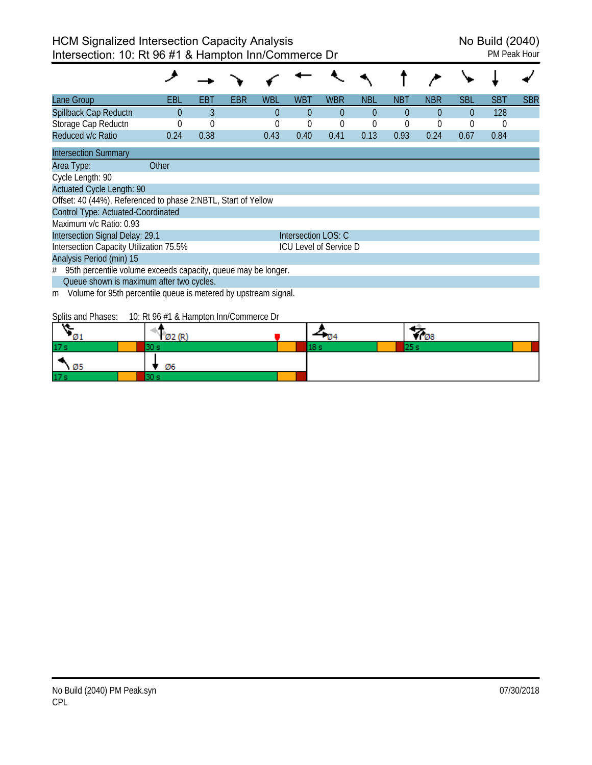# HCM Signalized Intersection Capacity Analysis
## Intersection: 10: Rt 96 #1 & Hampton Inn/Commerce Dr

No Build (2040)
PM Peak Hour

| Lane Group | EBL | EBT | EBR | WBL | WBT | WBR | NBL | NBT | NBR | SBL | SBT | SBR |
|---|---|---|---|---|---|---|---|---|---|---|---|---|
| Spillback Cap Reductn | 0 | 3 | | 0 | 0 | 0 | 0 | 0 | 0 | 0 | 128 | |
| Storage Cap Reductn | 0 | 0 | | 0 | 0 | 0 | 0 | 0 | 0 | 0 | 0 | |
| Reduced v/c Ratio | 0.24 | 0.38 | | 0.43 | 0.40 | 0.41 | 0.13 | 0.93 | 0.24 | 0.67 | 0.84 | |

**Intersection Summary**

Area Type: Other

Cycle Length: 90

Actuated Cycle Length: 90

Offset: 40 (44%), Referenced to phase 2:NBTL, Start of Yellow

Control Type: Actuated-Coordinated

Maximum v/c Ratio: 0.93

Intersection Signal Delay: 29.1 — Intersection LOS: C

Intersection Capacity Utilization 75.5% — ICU Level of Service D

Analysis Period (min) 15

\# 95th percentile volume exceeds capacity, queue may be longer.

Queue shown is maximum after two cycles.

m Volume for 95th percentile queue is metered by upstream signal.

Splits and Phases: 10: Rt 96 #1 & Hampton Inn/Commerce Dr

| Ø1 | Ø2 (R) | Ø4 | Ø8 |
|---|---|---|---|
| 17 s | 30 s | 18 s | 25 s |
| Ø5 | Ø6 | | |
| 17 s | 30 s | | |

No Build (2040) PM Peak.syn
CPL
07/30/2018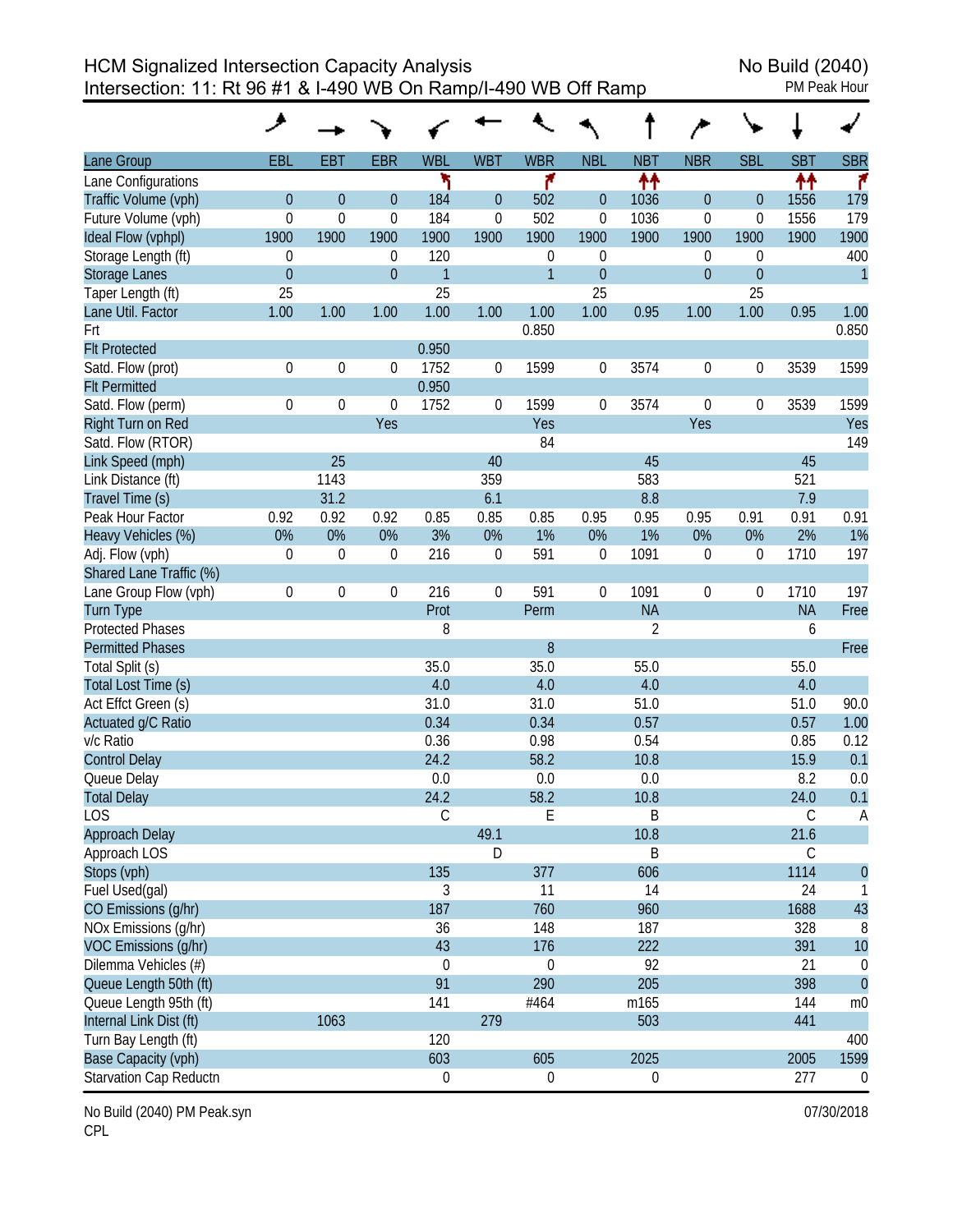HCM Signalized Intersection Capacity Analysis
Intersection: 11: Rt 96 #1 & I-490 WB On Ramp/I-490 WB Off Ramp

No Build (2040)
PM Peak Hour

| Lane Group | EBL | EBT | EBR | WBL | WBT | WBR | NBL | NBT | NBR | SBL | SBT | SBR |
|---|---|---|---|---|---|---|---|---|---|---|---|---|
| Lane Configurations | | | | ↰ | | ↱ | | ↑↑ | | | ↑↑ | ↱ |
| Traffic Volume (vph) | 0 | 0 | 0 | 184 | 0 | 502 | 0 | 1036 | 0 | 0 | 1556 | 179 |
| Future Volume (vph) | 0 | 0 | 0 | 184 | 0 | 502 | 0 | 1036 | 0 | 0 | 1556 | 179 |
| Ideal Flow (vphpl) | 1900 | 1900 | 1900 | 1900 | 1900 | 1900 | 1900 | 1900 | 1900 | 1900 | 1900 | 1900 |
| Storage Length (ft) | 0 | | 0 | 120 | | 0 | 0 | | 0 | 0 | | 400 |
| Storage Lanes | 0 | | 0 | 1 | | 1 | 0 | | 0 | 0 | | 1 |
| Taper Length (ft) | 25 | | | 25 | | | 25 | | | 25 | | |
| Lane Util. Factor | 1.00 | 1.00 | 1.00 | 1.00 | 1.00 | 1.00 | 1.00 | 0.95 | 1.00 | 1.00 | 0.95 | 1.00 |
| Frt | | | | | | 0.850 | | | | | | 0.850 |
| Flt Protected | | | | 0.950 | | | | | | | | |
| Satd. Flow (prot) | 0 | 0 | 0 | 1752 | 0 | 1599 | 0 | 3574 | 0 | 0 | 3539 | 1599 |
| Flt Permitted | | | | 0.950 | | | | | | | | |
| Satd. Flow (perm) | 0 | 0 | 0 | 1752 | 0 | 1599 | 0 | 3574 | 0 | 0 | 3539 | 1599 |
| Right Turn on Red | | | Yes | | | Yes | | | Yes | | | Yes |
| Satd. Flow (RTOR) | | | | | | 84 | | | | | | 149 |
| Link Speed (mph) | | 25 | | | 40 | | | 45 | | | 45 | |
| Link Distance (ft) | | 1143 | | | 359 | | | 583 | | | 521 | |
| Travel Time (s) | | 31.2 | | | 6.1 | | | 8.8 | | | 7.9 | |
| Peak Hour Factor | 0.92 | 0.92 | 0.92 | 0.85 | 0.85 | 0.85 | 0.95 | 0.95 | 0.95 | 0.91 | 0.91 | 0.91 |
| Heavy Vehicles (%) | 0% | 0% | 0% | 3% | 0% | 1% | 0% | 1% | 0% | 0% | 2% | 1% |
| Adj. Flow (vph) | 0 | 0 | 0 | 216 | 0 | 591 | 0 | 1091 | 0 | 0 | 1710 | 197 |
| Shared Lane Traffic (%) | | | | | | | | | | | | |
| Lane Group Flow (vph) | 0 | 0 | 0 | 216 | 0 | 591 | 0 | 1091 | 0 | 0 | 1710 | 197 |
| Turn Type | | | | Prot | | Perm | | NA | | | NA | Free |
| Protected Phases | | | | 8 | | | | 2 | | | 6 | |
| Permitted Phases | | | | | | 8 | | | | | | Free |
| Total Split (s) | | | | 35.0 | | 35.0 | | 55.0 | | | 55.0 | |
| Total Lost Time (s) | | | | 4.0 | | 4.0 | | 4.0 | | | 4.0 | |
| Act Effct Green (s) | | | | 31.0 | | 31.0 | | 51.0 | | | 51.0 | 90.0 |
| Actuated g/C Ratio | | | | 0.34 | | 0.34 | | 0.57 | | | 0.57 | 1.00 |
| v/c Ratio | | | | 0.36 | | 0.98 | | 0.54 | | | 0.85 | 0.12 |
| Control Delay | | | | 24.2 | | 58.2 | | 10.8 | | | 15.9 | 0.1 |
| Queue Delay | | | | 0.0 | | 0.0 | | 0.0 | | | 8.2 | 0.0 |
| Total Delay | | | | 24.2 | | 58.2 | | 10.8 | | | 24.0 | 0.1 |
| LOS | | | | C | | E | | B | | | C | A |
| Approach Delay | | | | | 49.1 | | | 10.8 | | | 21.6 | |
| Approach LOS | | | | | D | | | B | | | C | |
| Stops (vph) | | | | 135 | | 377 | | 606 | | | 1114 | 0 |
| Fuel Used(gal) | | | | 3 | | 11 | | 14 | | | 24 | 1 |
| CO Emissions (g/hr) | | | | 187 | | 760 | | 960 | | | 1688 | 43 |
| NOx Emissions (g/hr) | | | | 36 | | 148 | | 187 | | | 328 | 8 |
| VOC Emissions (g/hr) | | | | 43 | | 176 | | 222 | | | 391 | 10 |
| Dilemma Vehicles (#) | | | | 0 | | 0 | | 92 | | | 21 | 0 |
| Queue Length 50th (ft) | | | | 91 | | 290 | | 205 | | | 398 | 0 |
| Queue Length 95th (ft) | | | | 141 | | #464 | | m165 | | | 144 | m0 |
| Internal Link Dist (ft) | | 1063 | | | 279 | | | 503 | | | 441 | |
| Turn Bay Length (ft) | | | | 120 | | | | | | | | 400 |
| Base Capacity (vph) | | | | 603 | | 605 | | 2025 | | | 2005 | 1599 |
| Starvation Cap Reductn | | | | 0 | | 0 | | 0 | | | 277 | 0 |

No Build (2040) PM Peak.syn
CPL

07/30/2018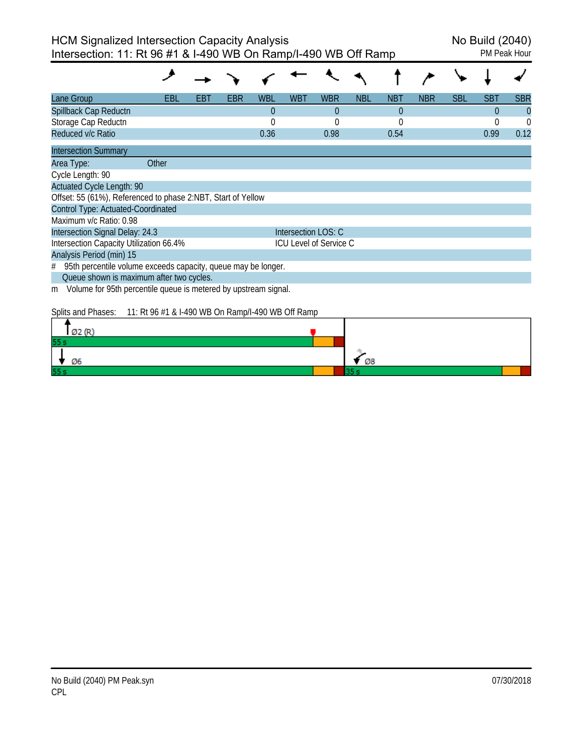# HCM Signalized Intersection Capacity Analysis
## Intersection: 11: Rt 96 #1 & I-490 WB On Ramp/I-490 WB Off Ramp

No Build (2040)
PM Peak Hour

| Lane Group | EBL | EBT | EBR | WBL | WBT | WBR | NBL | NBT | NBR | SBL | SBT | SBR |
|---|---|---|---|---|---|---|---|---|---|---|---|---|
| Spillback Cap Reductn | | | | 0 | | 0 | | 0 | | | 0 | 0 |
| Storage Cap Reductn | | | | 0 | | 0 | | 0 | | | 0 | 0 |
| Reduced v/c Ratio | | | | 0.36 | | 0.98 | | 0.54 | | | 0.99 | 0.12 |

**Intersection Summary**

Area Type: Other

Cycle Length: 90

Actuated Cycle Length: 90

Offset: 55 (61%), Referenced to phase 2:NBT, Start of Yellow

Control Type: Actuated-Coordinated

Maximum v/c Ratio: 0.98

Intersection Signal Delay: 24.3 — Intersection LOS: C

Intersection Capacity Utilization 66.4% — ICU Level of Service C

Analysis Period (min) 15

\# 95th percentile volume exceeds capacity, queue may be longer.
Queue shown is maximum after two cycles.

m Volume for 95th percentile queue is metered by upstream signal.

Splits and Phases: 11: Rt 96 #1 & I-490 WB On Ramp/I-490 WB Off Ramp

| Phase | Split |
|---|---|
| Ø2 (R) | 55 s |
| Ø6 | 55 s |
| Ø8 | 35 s |

No Build (2040) PM Peak.syn
CPL

07/30/2018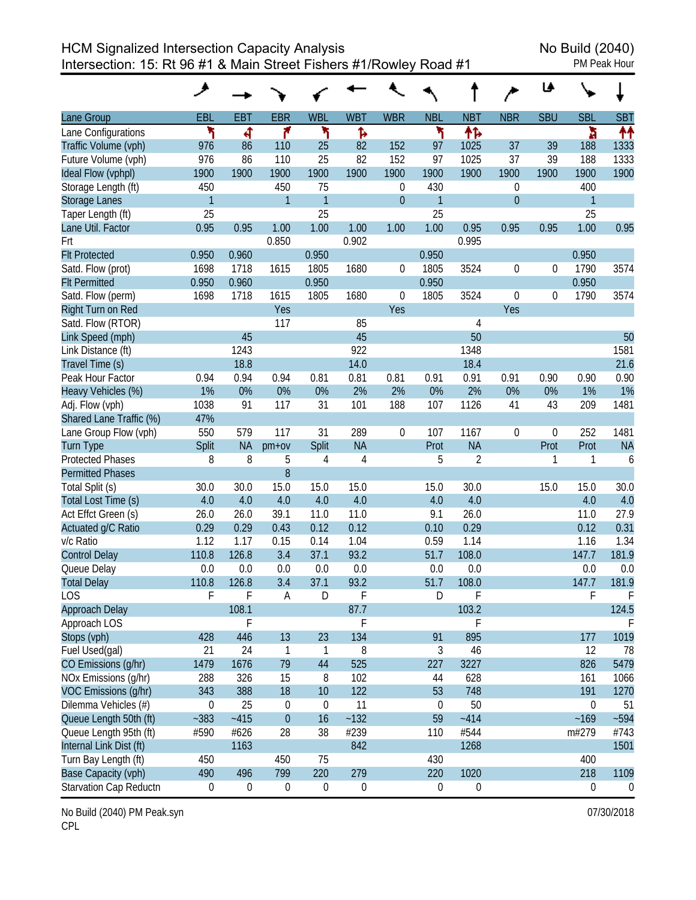# HCM Signalized Intersection Capacity Analysis
## Intersection: 15: Rt 96 #1 & Main Street Fishers #1/Rowley Road #1

No Build (2040)
PM Peak Hour

| Lane Group | EBL | EBT | EBR | WBL | WBT | WBR | NBL | NBT | NBR | SBU | SBL | SBT |
|---|---|---|---|---|---|---|---|---|---|---|---|---|
| Lane Configurations | | | | | | | | | | | | |
| Traffic Volume (vph) | 976 | 86 | 110 | 25 | 82 | 152 | 97 | 1025 | 37 | 39 | 188 | 1333 |
| Future Volume (vph) | 976 | 86 | 110 | 25 | 82 | 152 | 97 | 1025 | 37 | 39 | 188 | 1333 |
| Ideal Flow (vphpl) | 1900 | 1900 | 1900 | 1900 | 1900 | 1900 | 1900 | 1900 | 1900 | 1900 | 1900 | 1900 |
| Storage Length (ft) | 450 | | 450 | 75 | | 0 | 430 | | 0 | | 400 | |
| Storage Lanes | 1 | | 1 | 1 | | 0 | 1 | | 0 | | 1 | |
| Taper Length (ft) | 25 | | | 25 | | | 25 | | | | 25 | |
| Lane Util. Factor | 0.95 | 0.95 | 1.00 | 1.00 | 1.00 | 1.00 | 1.00 | 0.95 | 0.95 | 0.95 | 1.00 | 0.95 |
| Frt | | | 0.850 | | 0.902 | | | 0.995 | | | | |
| Flt Protected | 0.950 | 0.960 | | 0.950 | | | 0.950 | | | | 0.950 | |
| Satd. Flow (prot) | 1698 | 1718 | 1615 | 1805 | 1680 | 0 | 1805 | 3524 | 0 | 0 | 1790 | 3574 |
| Flt Permitted | 0.950 | 0.960 | | 0.950 | | | 0.950 | | | | 0.950 | |
| Satd. Flow (perm) | 1698 | 1718 | 1615 | 1805 | 1680 | 0 | 1805 | 3524 | 0 | 0 | 1790 | 3574 |
| Right Turn on Red | | | Yes | | | Yes | | | Yes | | | |
| Satd. Flow (RTOR) | | | 117 | | 85 | | | 4 | | | | |
| Link Speed (mph) | | 45 | | | 45 | | | 50 | | | | 50 |
| Link Distance (ft) | | 1243 | | | 922 | | | 1348 | | | | 1581 |
| Travel Time (s) | | 18.8 | | | 14.0 | | | 18.4 | | | | 21.6 |
| Peak Hour Factor | 0.94 | 0.94 | 0.94 | 0.81 | 0.81 | 0.81 | 0.91 | 0.91 | 0.91 | 0.90 | 0.90 | 0.90 |
| Heavy Vehicles (%) | 1% | 0% | 0% | 0% | 2% | 2% | 0% | 2% | 0% | 0% | 1% | 1% |
| Adj. Flow (vph) | 1038 | 91 | 117 | 31 | 101 | 188 | 107 | 1126 | 41 | 43 | 209 | 1481 |
| Shared Lane Traffic (%) | 47% | | | | | | | | | | | |
| Lane Group Flow (vph) | 550 | 579 | 117 | 31 | 289 | 0 | 107 | 1167 | 0 | 0 | 252 | 1481 |
| Turn Type | Split | NA | pm+ov | Split | NA | | Prot | NA | | Prot | Prot | NA |
| Protected Phases | 8 | 8 | 5 | 4 | 4 | | 5 | 2 | | 1 | 1 | 6 |
| Permitted Phases | | | 8 | | | | | | | | | |
| Total Split (s) | 30.0 | 30.0 | 15.0 | 15.0 | 15.0 | | 15.0 | 30.0 | | 15.0 | 15.0 | 30.0 |
| Total Lost Time (s) | 4.0 | 4.0 | 4.0 | 4.0 | 4.0 | | 4.0 | 4.0 | | | 4.0 | 4.0 |
| Act Effct Green (s) | 26.0 | 26.0 | 39.1 | 11.0 | 11.0 | | 9.1 | 26.0 | | | 11.0 | 27.9 |
| Actuated g/C Ratio | 0.29 | 0.29 | 0.43 | 0.12 | 0.12 | | 0.10 | 0.29 | | | 0.12 | 0.31 |
| v/c Ratio | 1.12 | 1.17 | 0.15 | 0.14 | 1.04 | | 0.59 | 1.14 | | | 1.16 | 1.34 |
| Control Delay | 110.8 | 126.8 | 3.4 | 37.1 | 93.2 | | 51.7 | 108.0 | | | 147.7 | 181.9 |
| Queue Delay | 0.0 | 0.0 | 0.0 | 0.0 | 0.0 | | 0.0 | 0.0 | | | 0.0 | 0.0 |
| Total Delay | 110.8 | 126.8 | 3.4 | 37.1 | 93.2 | | 51.7 | 108.0 | | | 147.7 | 181.9 |
| LOS | F | F | A | D | F | | D | F | | | F | F |
| Approach Delay | | 108.1 | | | 87.7 | | | 103.2 | | | | 124.5 |
| Approach LOS | | F | | | F | | | F | | | | F |
| Stops (vph) | 428 | 446 | 13 | 23 | 134 | | 91 | 895 | | | 177 | 1019 |
| Fuel Used(gal) | 21 | 24 | 1 | 1 | 8 | | 3 | 46 | | | 12 | 78 |
| CO Emissions (g/hr) | 1479 | 1676 | 79 | 44 | 525 | | 227 | 3227 | | | 826 | 5479 |
| NOx Emissions (g/hr) | 288 | 326 | 15 | 8 | 102 | | 44 | 628 | | | 161 | 1066 |
| VOC Emissions (g/hr) | 343 | 388 | 18 | 10 | 122 | | 53 | 748 | | | 191 | 1270 |
| Dilemma Vehicles (#) | 0 | 25 | 0 | 0 | 11 | | 0 | 50 | | | 0 | 51 |
| Queue Length 50th (ft) | ~383 | ~415 | 0 | 16 | ~132 | | 59 | ~414 | | | ~169 | ~594 |
| Queue Length 95th (ft) | #590 | #626 | 28 | 38 | #239 | | 110 | #544 | | | m#279 | #743 |
| Internal Link Dist (ft) | | 1163 | | | 842 | | | 1268 | | | | 1501 |
| Turn Bay Length (ft) | 450 | | 450 | 75 | | | 430 | | | | 400 | |
| Base Capacity (vph) | 490 | 496 | 799 | 220 | 279 | | 220 | 1020 | | | 218 | 1109 |
| Starvation Cap Reductn | 0 | 0 | 0 | 0 | 0 | | 0 | 0 | | | 0 | 0 |

No Build (2040) PM Peak.syn
CPL

07/30/2018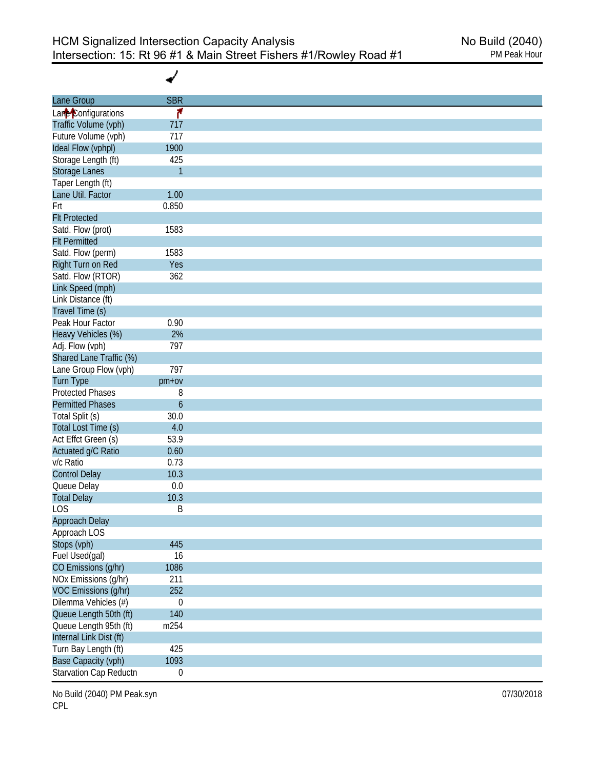# HCM Signalized Intersection Capacity Analysis
## Intersection: 15: Rt 96 #1 & Main Street Fishers #1/Rowley Road #1

No Build (2040)
PM Peak Hour

| Lane Group | SBR |
|---|---|
| Lane Configurations | |
| Traffic Volume (vph) | 717 |
| Future Volume (vph) | 717 |
| Ideal Flow (vphpl) | 1900 |
| Storage Length (ft) | 425 |
| Storage Lanes | 1 |
| Taper Length (ft) | |
| Lane Util. Factor | 1.00 |
| Frt | 0.850 |
| Flt Protected | |
| Satd. Flow (prot) | 1583 |
| Flt Permitted | |
| Satd. Flow (perm) | 1583 |
| Right Turn on Red | Yes |
| Satd. Flow (RTOR) | 362 |
| Link Speed (mph) | |
| Link Distance (ft) | |
| Travel Time (s) | |
| Peak Hour Factor | 0.90 |
| Heavy Vehicles (%) | 2% |
| Adj. Flow (vph) | 797 |
| Shared Lane Traffic (%) | |
| Lane Group Flow (vph) | 797 |
| Turn Type | pm+ov |
| Protected Phases | 8 |
| Permitted Phases | 6 |
| Total Split (s) | 30.0 |
| Total Lost Time (s) | 4.0 |
| Act Effct Green (s) | 53.9 |
| Actuated g/C Ratio | 0.60 |
| v/c Ratio | 0.73 |
| Control Delay | 10.3 |
| Queue Delay | 0.0 |
| Total Delay | 10.3 |
| LOS | B |
| Approach Delay | |
| Approach LOS | |
| Stops (vph) | 445 |
| Fuel Used(gal) | 16 |
| CO Emissions (g/hr) | 1086 |
| NOx Emissions (g/hr) | 211 |
| VOC Emissions (g/hr) | 252 |
| Dilemma Vehicles (#) | 0 |
| Queue Length 50th (ft) | 140 |
| Queue Length 95th (ft) | m254 |
| Internal Link Dist (ft) | |
| Turn Bay Length (ft) | 425 |
| Base Capacity (vph) | 1093 |
| Starvation Cap Reductn | 0 |

No Build (2040) PM Peak.syn
CPL

07/30/2018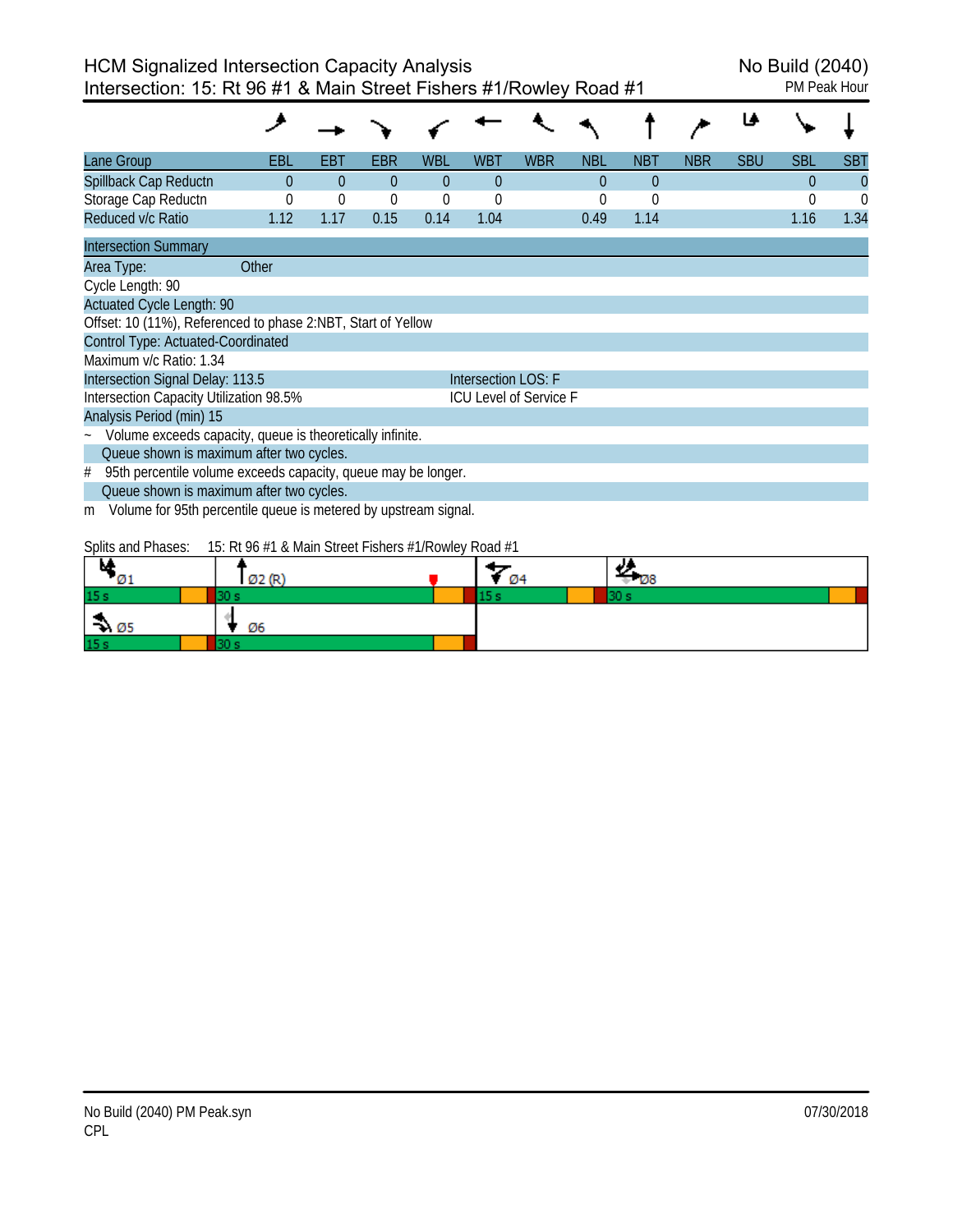HCM Signalized Intersection Capacity Analysis
Intersection: 15: Rt 96 #1 & Main Street Fishers #1/Rowley Road #1

No Build (2040)
PM Peak Hour

| Lane Group | EBL | EBT | EBR | WBL | WBT | WBR | NBL | NBT | NBR | SBU | SBL | SBT |
|---|---|---|---|---|---|---|---|---|---|---|---|---|
| Spillback Cap Reductn | 0 | 0 | 0 | 0 | 0 | | 0 | 0 | | | 0 | 0 |
| Storage Cap Reductn | 0 | 0 | 0 | 0 | 0 | | 0 | 0 | | | 0 | 0 |
| Reduced v/c Ratio | 1.12 | 1.17 | 0.15 | 0.14 | 1.04 | | 0.49 | 1.14 | | | 1.16 | 1.34 |

**Intersection Summary**

Area Type: Other

Cycle Length: 90

Actuated Cycle Length: 90

Offset: 10 (11%), Referenced to phase 2:NBT, Start of Yellow

Control Type: Actuated-Coordinated

Maximum v/c Ratio: 1.34

Intersection Signal Delay: 113.5 — Intersection LOS: F

Intersection Capacity Utilization 98.5% — ICU Level of Service F

Analysis Period (min) 15

~ Volume exceeds capacity, queue is theoretically infinite.
  Queue shown is maximum after two cycles.

\# 95th percentile volume exceeds capacity, queue may be longer.
  Queue shown is maximum after two cycles.

m Volume for 95th percentile queue is metered by upstream signal.

Splits and Phases: 15: Rt 96 #1 & Main Street Fishers #1/Rowley Road #1

| Ø1 | Ø2 (R) | Ø4 | Ø8 |
|---|---|---|---|
| 15 s | 30 s | 15 s | 30 s |
| **Ø5** | **Ø6** | | |
| 15 s | 30 s | | |

No Build (2040) PM Peak.syn
CPL

07/30/2018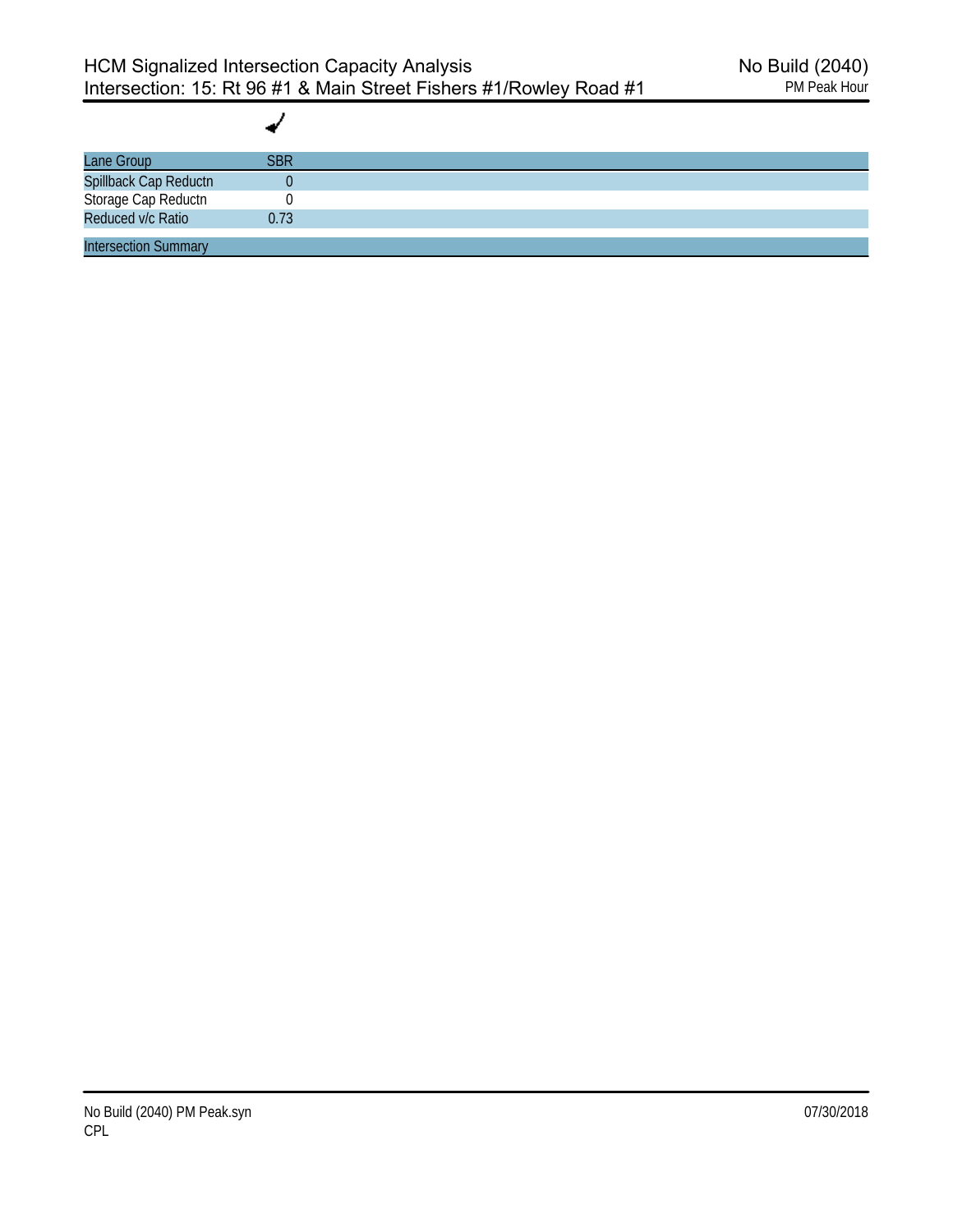| Lane Group | SBR |
| --- | --- |
| Spillback Cap Reductn | 0 |
| Storage Cap Reductn | 0 |
| Reduced v/c Ratio | 0.73 |

Intersection Summary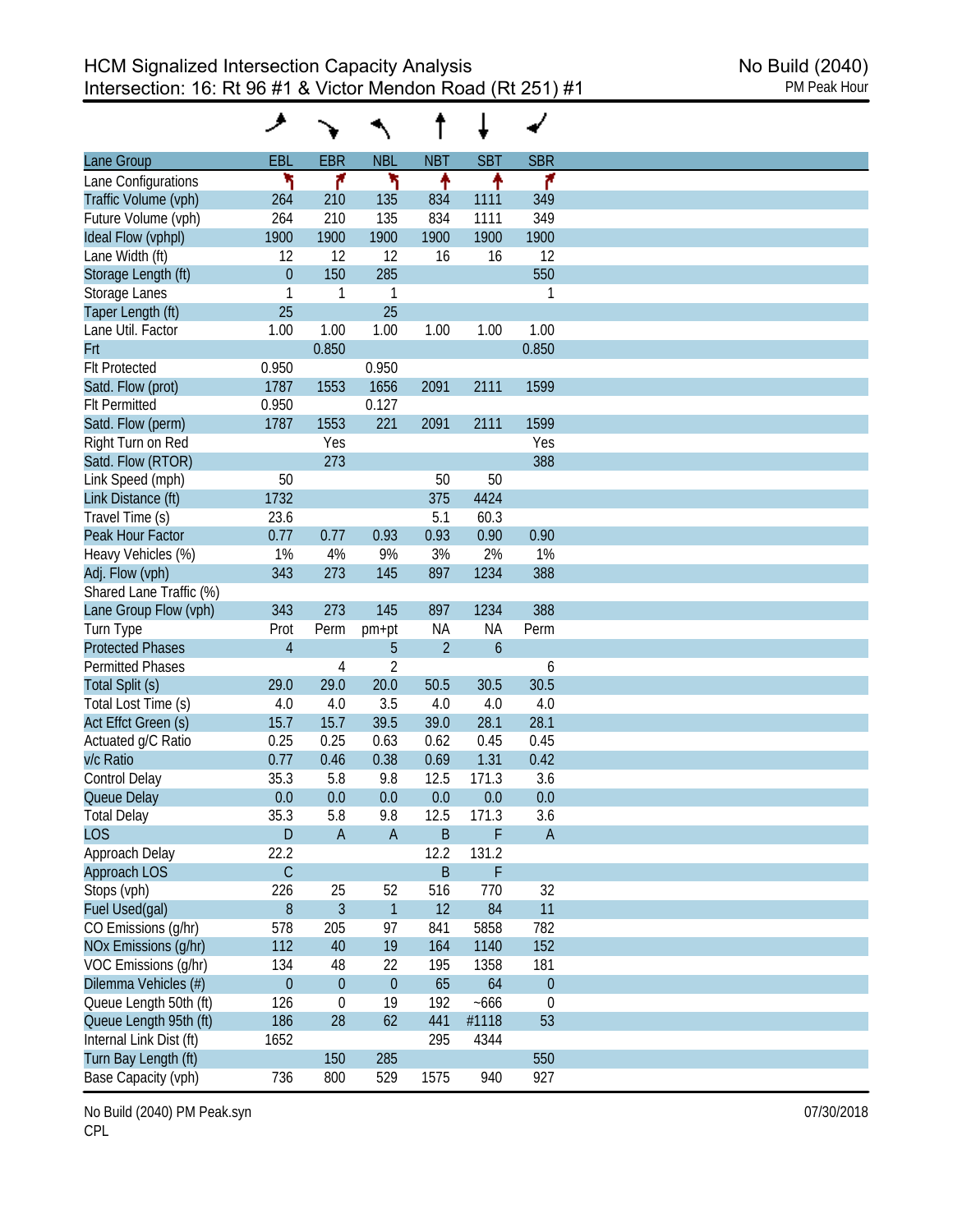# HCM Signalized Intersection Capacity Analysis
## Intersection: 16: Rt 96 #1 & Victor Mendon Road (Rt 251) #1

No Build (2040)
PM Peak Hour

| Lane Group | EBL | EBR | NBL | NBT | SBT | SBR |
|---|---|---|---|---|---|---|
| Lane Configurations | | | | | | |
| Traffic Volume (vph) | 264 | 210 | 135 | 834 | 1111 | 349 |
| Future Volume (vph) | 264 | 210 | 135 | 834 | 1111 | 349 |
| Ideal Flow (vphpl) | 1900 | 1900 | 1900 | 1900 | 1900 | 1900 |
| Lane Width (ft) | 12 | 12 | 12 | 16 | 16 | 12 |
| Storage Length (ft) | 0 | 150 | 285 | | | 550 |
| Storage Lanes | 1 | 1 | 1 | | | 1 |
| Taper Length (ft) | 25 | | 25 | | | |
| Lane Util. Factor | 1.00 | 1.00 | 1.00 | 1.00 | 1.00 | 1.00 |
| Frt | | 0.850 | | | | 0.850 |
| Flt Protected | 0.950 | | 0.950 | | | |
| Satd. Flow (prot) | 1787 | 1553 | 1656 | 2091 | 2111 | 1599 |
| Flt Permitted | 0.950 | | 0.127 | | | |
| Satd. Flow (perm) | 1787 | 1553 | 221 | 2091 | 2111 | 1599 |
| Right Turn on Red | | Yes | | | | Yes |
| Satd. Flow (RTOR) | | 273 | | | | 388 |
| Link Speed (mph) | 50 | | | 50 | 50 | |
| Link Distance (ft) | 1732 | | | 375 | 4424 | |
| Travel Time (s) | 23.6 | | | 5.1 | 60.3 | |
| Peak Hour Factor | 0.77 | 0.77 | 0.93 | 0.93 | 0.90 | 0.90 |
| Heavy Vehicles (%) | 1% | 4% | 9% | 3% | 2% | 1% |
| Adj. Flow (vph) | 343 | 273 | 145 | 897 | 1234 | 388 |
| Shared Lane Traffic (%) | | | | | | |
| Lane Group Flow (vph) | 343 | 273 | 145 | 897 | 1234 | 388 |
| Turn Type | Prot | Perm | pm+pt | NA | NA | Perm |
| Protected Phases | 4 | | 5 | 2 | 6 | |
| Permitted Phases | | 4 | 2 | | | 6 |
| Total Split (s) | 29.0 | 29.0 | 20.0 | 50.5 | 30.5 | 30.5 |
| Total Lost Time (s) | 4.0 | 4.0 | 3.5 | 4.0 | 4.0 | 4.0 |
| Act Effct Green (s) | 15.7 | 15.7 | 39.5 | 39.0 | 28.1 | 28.1 |
| Actuated g/C Ratio | 0.25 | 0.25 | 0.63 | 0.62 | 0.45 | 0.45 |
| v/c Ratio | 0.77 | 0.46 | 0.38 | 0.69 | 1.31 | 0.42 |
| Control Delay | 35.3 | 5.8 | 9.8 | 12.5 | 171.3 | 3.6 |
| Queue Delay | 0.0 | 0.0 | 0.0 | 0.0 | 0.0 | 0.0 |
| Total Delay | 35.3 | 5.8 | 9.8 | 12.5 | 171.3 | 3.6 |
| LOS | D | A | A | B | F | A |
| Approach Delay | 22.2 | | | 12.2 | 131.2 | |
| Approach LOS | C | | | B | F | |
| Stops (vph) | 226 | 25 | 52 | 516 | 770 | 32 |
| Fuel Used(gal) | 8 | 3 | 1 | 12 | 84 | 11 |
| CO Emissions (g/hr) | 578 | 205 | 97 | 841 | 5858 | 782 |
| NOx Emissions (g/hr) | 112 | 40 | 19 | 164 | 1140 | 152 |
| VOC Emissions (g/hr) | 134 | 48 | 22 | 195 | 1358 | 181 |
| Dilemma Vehicles (#) | 0 | 0 | 0 | 65 | 64 | 0 |
| Queue Length 50th (ft) | 126 | 0 | 19 | 192 | ~666 | 0 |
| Queue Length 95th (ft) | 186 | 28 | 62 | 441 | #1118 | 53 |
| Internal Link Dist (ft) | 1652 | | | 295 | 4344 | |
| Turn Bay Length (ft) | | 150 | 285 | | | 550 |
| Base Capacity (vph) | 736 | 800 | 529 | 1575 | 940 | 927 |

No Build (2040) PM Peak.syn
CPL

07/30/2018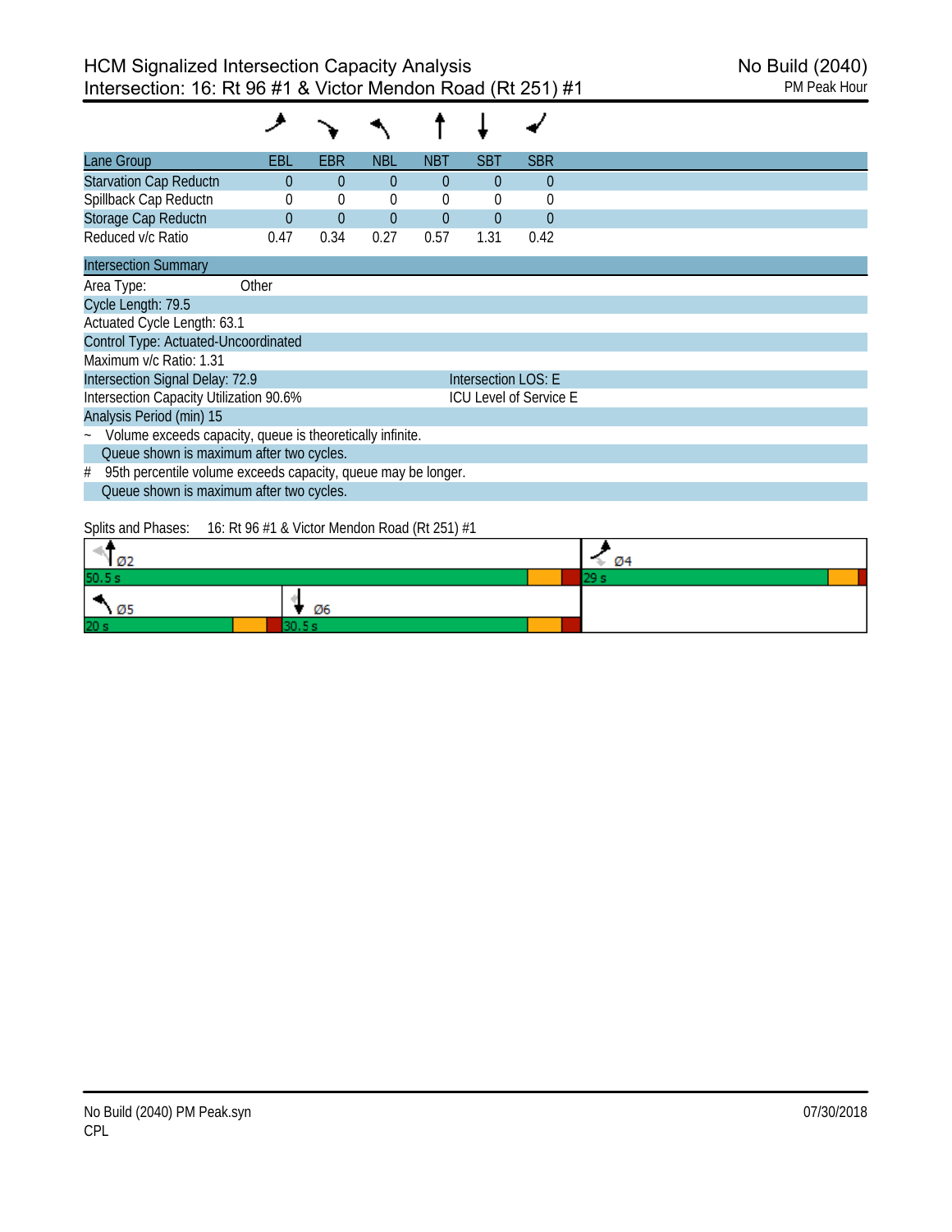# HCM Signalized Intersection Capacity Analysis
## Intersection: 16: Rt 96 #1 & Victor Mendon Road (Rt 251) #1

No Build (2040)
PM Peak Hour

| Lane Group | EBL | EBR | NBL | NBT | SBT | SBR |
|---|---|---|---|---|---|---|
| Starvation Cap Reductn | 0 | 0 | 0 | 0 | 0 | 0 |
| Spillback Cap Reductn | 0 | 0 | 0 | 0 | 0 | 0 |
| Storage Cap Reductn | 0 | 0 | 0 | 0 | 0 | 0 |
| Reduced v/c Ratio | 0.47 | 0.34 | 0.27 | 0.57 | 1.31 | 0.42 |

**Intersection Summary**

Area Type: Other

Cycle Length: 79.5

Actuated Cycle Length: 63.1

Control Type: Actuated-Uncoordinated

Maximum v/c Ratio: 1.31

Intersection Signal Delay: 72.9 — Intersection LOS: E

Intersection Capacity Utilization 90.6% — ICU Level of Service E

Analysis Period (min) 15

~ Volume exceeds capacity, queue is theoretically infinite.
Queue shown is maximum after two cycles.

# 95th percentile volume exceeds capacity, queue may be longer.
Queue shown is maximum after two cycles.

Splits and Phases: 16: Rt 96 #1 & Victor Mendon Road (Rt 251) #1

| Phase | Split |
|---|---|
| Ø2 | 50.5 s |
| Ø4 | 29 s |
| Ø5 | 20 s |
| Ø6 | 30.5 s |

No Build (2040) PM Peak.syn
CPL

07/30/2018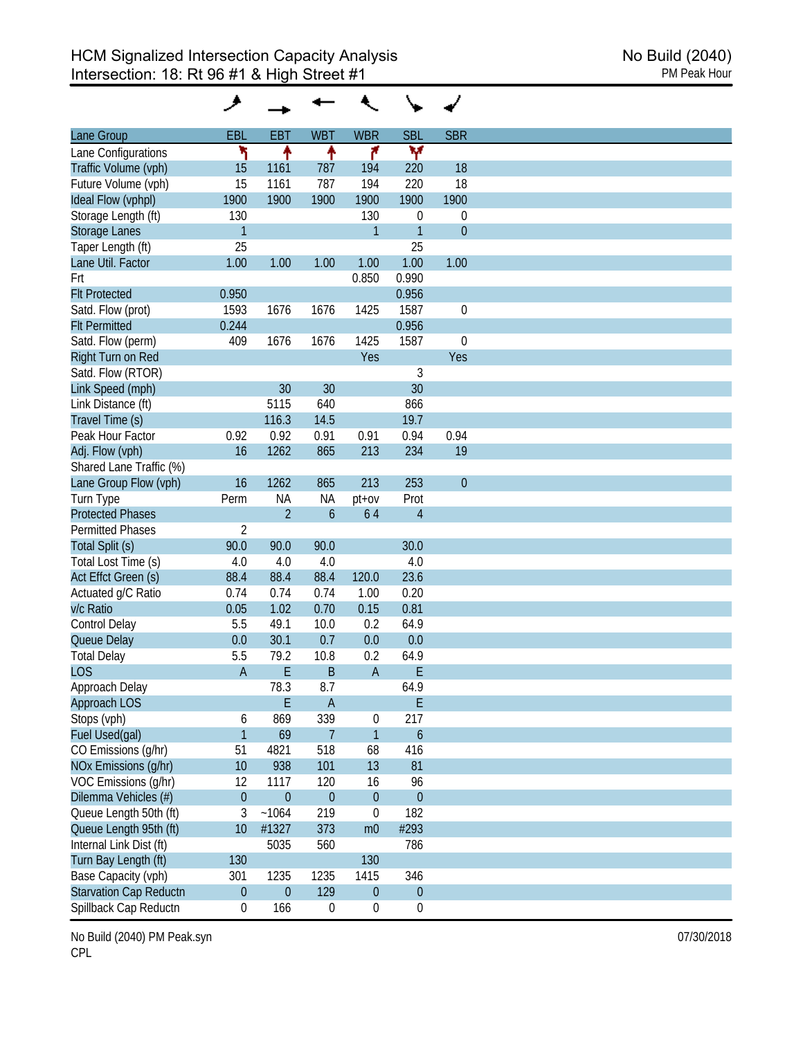# HCM Signalized Intersection Capacity Analysis
## Intersection: 18: Rt 96 #1 & High Street #1

No Build (2040)
PM Peak Hour

| Lane Group | EBL | EBT | WBT | WBR | SBL | SBR |
|---|---|---|---|---|---|---|
| Lane Configurations | | | | | | |
| Traffic Volume (vph) | 15 | 1161 | 787 | 194 | 220 | 18 |
| Future Volume (vph) | 15 | 1161 | 787 | 194 | 220 | 18 |
| Ideal Flow (vphpl) | 1900 | 1900 | 1900 | 1900 | 1900 | 1900 |
| Storage Length (ft) | 130 | | | 130 | 0 | 0 |
| Storage Lanes | 1 | | | 1 | 1 | 0 |
| Taper Length (ft) | 25 | | | | 25 | |
| Lane Util. Factor | 1.00 | 1.00 | 1.00 | 1.00 | 1.00 | 1.00 |
| Frt | | | | 0.850 | 0.990 | |
| Flt Protected | 0.950 | | | | 0.956 | |
| Satd. Flow (prot) | 1593 | 1676 | 1676 | 1425 | 1587 | 0 |
| Flt Permitted | 0.244 | | | | 0.956 | |
| Satd. Flow (perm) | 409 | 1676 | 1676 | 1425 | 1587 | 0 |
| Right Turn on Red | | | | Yes | | Yes |
| Satd. Flow (RTOR) | | | | | 3 | |
| Link Speed (mph) | | 30 | 30 | | 30 | |
| Link Distance (ft) | | 5115 | 640 | | 866 | |
| Travel Time (s) | | 116.3 | 14.5 | | 19.7 | |
| Peak Hour Factor | 0.92 | 0.92 | 0.91 | 0.91 | 0.94 | 0.94 |
| Adj. Flow (vph) | 16 | 1262 | 865 | 213 | 234 | 19 |
| Shared Lane Traffic (%) | | | | | | |
| Lane Group Flow (vph) | 16 | 1262 | 865 | 213 | 253 | 0 |
| Turn Type | Perm | NA | NA | pt+ov | Prot | |
| Protected Phases | | 2 | 6 | 6 4 | 4 | |
| Permitted Phases | 2 | | | | | |
| Total Split (s) | 90.0 | 90.0 | 90.0 | | 30.0 | |
| Total Lost Time (s) | 4.0 | 4.0 | 4.0 | | 4.0 | |
| Act Effct Green (s) | 88.4 | 88.4 | 88.4 | 120.0 | 23.6 | |
| Actuated g/C Ratio | 0.74 | 0.74 | 0.74 | 1.00 | 0.20 | |
| v/c Ratio | 0.05 | 1.02 | 0.70 | 0.15 | 0.81 | |
| Control Delay | 5.5 | 49.1 | 10.0 | 0.2 | 64.9 | |
| Queue Delay | 0.0 | 30.1 | 0.7 | 0.0 | 0.0 | |
| Total Delay | 5.5 | 79.2 | 10.8 | 0.2 | 64.9 | |
| LOS | A | E | B | A | E | |
| Approach Delay | | 78.3 | 8.7 | | 64.9 | |
| Approach LOS | | E | A | | E | |
| Stops (vph) | 6 | 869 | 339 | 0 | 217 | |
| Fuel Used(gal) | 1 | 69 | 7 | 1 | 6 | |
| CO Emissions (g/hr) | 51 | 4821 | 518 | 68 | 416 | |
| NOx Emissions (g/hr) | 10 | 938 | 101 | 13 | 81 | |
| VOC Emissions (g/hr) | 12 | 1117 | 120 | 16 | 96 | |
| Dilemma Vehicles (#) | 0 | 0 | 0 | 0 | 0 | |
| Queue Length 50th (ft) | 3 | ~1064 | 219 | 0 | 182 | |
| Queue Length 95th (ft) | 10 | #1327 | 373 | m0 | #293 | |
| Internal Link Dist (ft) | | 5035 | 560 | | 786 | |
| Turn Bay Length (ft) | 130 | | | 130 | | |
| Base Capacity (vph) | 301 | 1235 | 1235 | 1415 | 346 | |
| Starvation Cap Reductn | 0 | 0 | 129 | 0 | 0 | |
| Spillback Cap Reductn | 0 | 166 | 0 | 0 | 0 | |

No Build (2040) PM Peak.syn
CPL

07/30/2018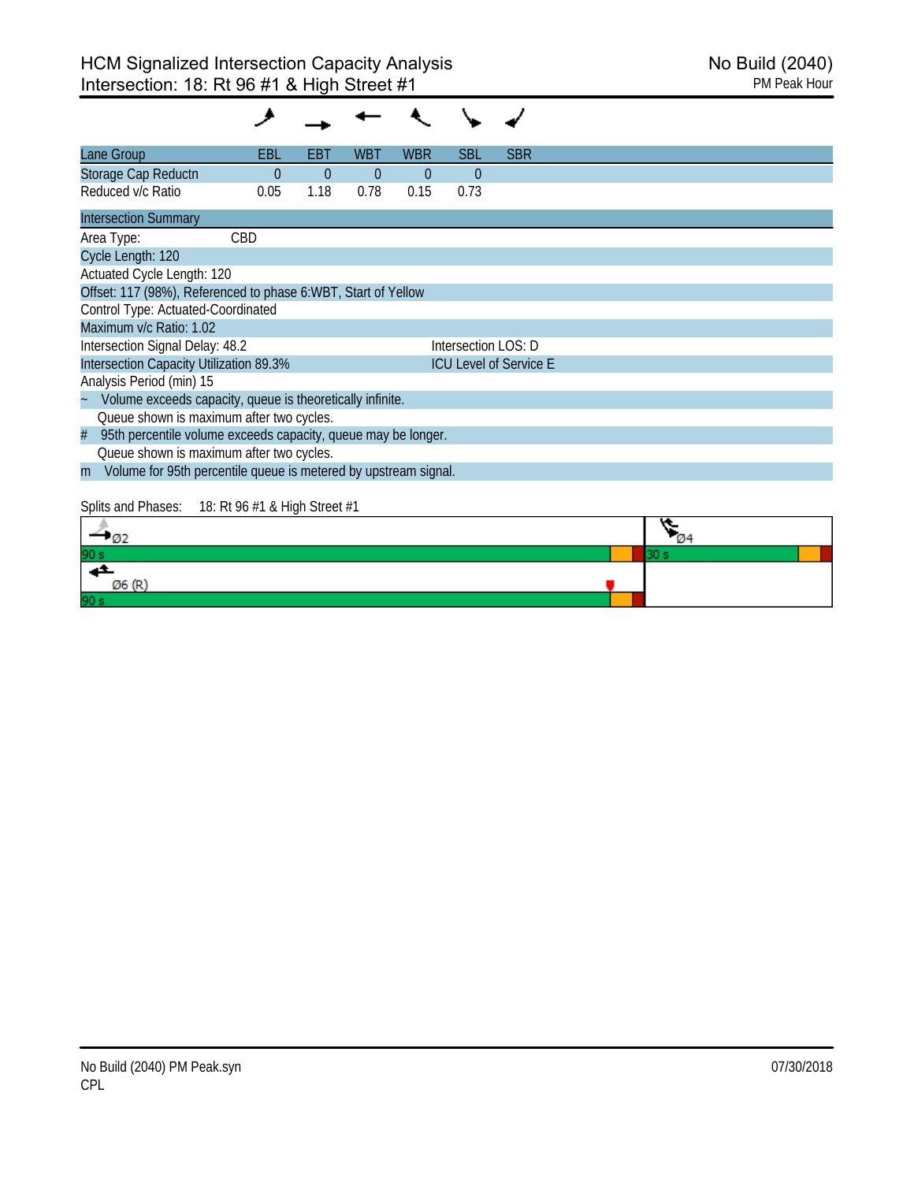# HCM Signalized Intersection Capacity Analysis
## Intersection: 18: Rt 96 #1 & High Street #1

No Build (2040)
PM Peak Hour

| Lane Group | EBL | EBT | WBT | WBR | SBL | SBR |
|---|---|---|---|---|---|---|
| Storage Cap Reductn | 0 | 0 | 0 | 0 | 0 | |
| Reduced v/c Ratio | 0.05 | 1.18 | 0.78 | 0.15 | 0.73 | |

**Intersection Summary**

Area Type: CBD

Cycle Length: 120

Actuated Cycle Length: 120

Offset: 117 (98%), Referenced to phase 6:WBT, Start of Yellow

Control Type: Actuated-Coordinated

Maximum v/c Ratio: 1.02

Intersection Signal Delay: 48.2 — Intersection LOS: D

Intersection Capacity Utilization 89.3% — ICU Level of Service E

Analysis Period (min) 15

~ Volume exceeds capacity, queue is theoretically infinite.
Queue shown is maximum after two cycles.

# 95th percentile volume exceeds capacity, queue may be longer.
Queue shown is maximum after two cycles.

m Volume for 95th percentile queue is metered by upstream signal.

Splits and Phases: 18: Rt 96 #1 & High Street #1

| Ø2 | Ø4 |
|---|---|
| 90 s | 30 s |
| Ø6 (R) | |
| 90 s | |

No Build (2040) PM Peak.syn
CPL
07/30/2018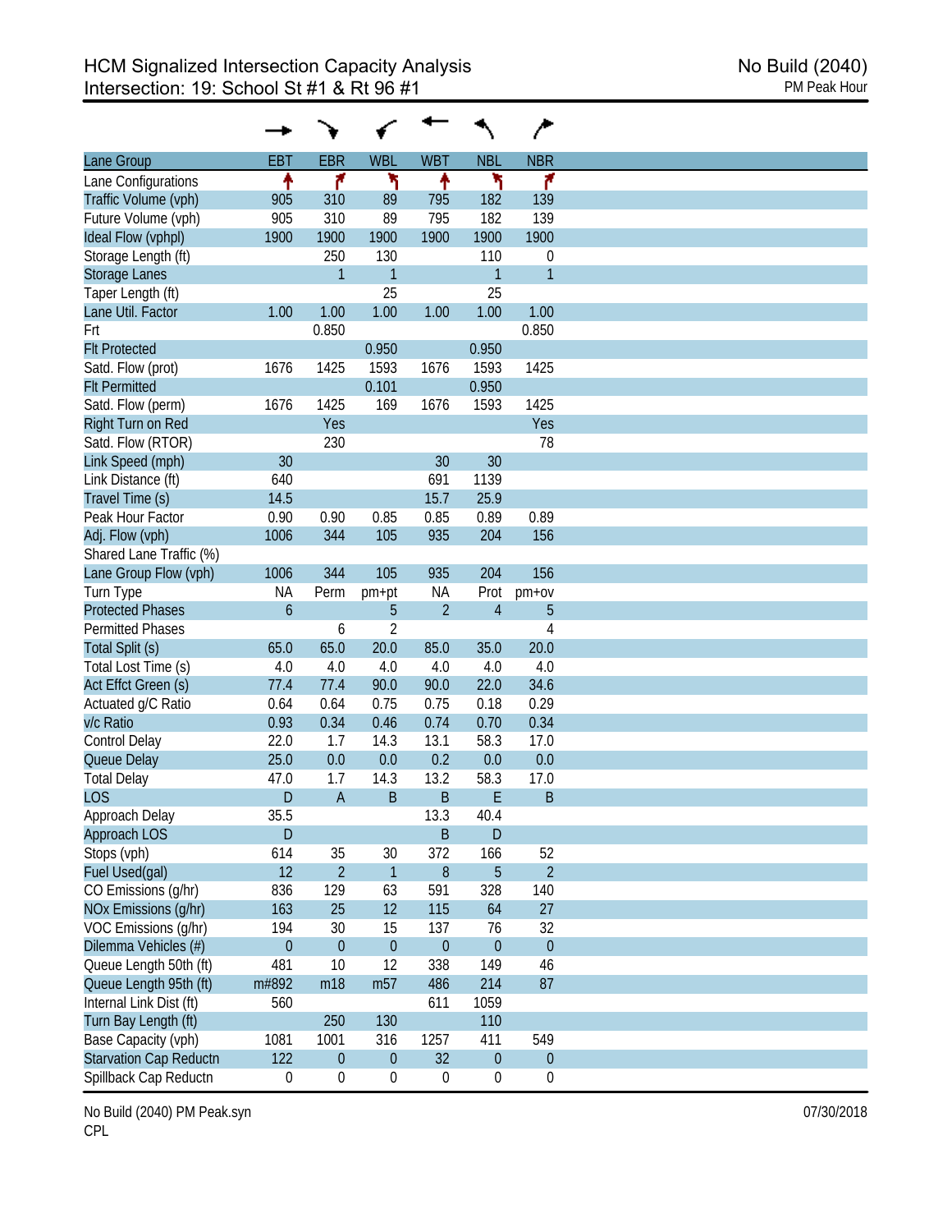# HCM Signalized Intersection Capacity Analysis
## Intersection: 19: School St #1 & Rt 96 #1

No Build (2040)
PM Peak Hour

| Lane Group | EBT | EBR | WBL | WBT | NBL | NBR |
|---|---|---|---|---|---|---|
| Lane Configurations | ↑ | ↱ | ↰ | ↑ | ↰ | ↱ |
| Traffic Volume (vph) | 905 | 310 | 89 | 795 | 182 | 139 |
| Future Volume (vph) | 905 | 310 | 89 | 795 | 182 | 139 |
| Ideal Flow (vphpl) | 1900 | 1900 | 1900 | 1900 | 1900 | 1900 |
| Storage Length (ft) | | 250 | 130 | | 110 | 0 |
| Storage Lanes | | 1 | 1 | | 1 | 1 |
| Taper Length (ft) | | | 25 | | 25 | |
| Lane Util. Factor | 1.00 | 1.00 | 1.00 | 1.00 | 1.00 | 1.00 |
| Frt | | 0.850 | | | | 0.850 |
| Flt Protected | | | 0.950 | | 0.950 | |
| Satd. Flow (prot) | 1676 | 1425 | 1593 | 1676 | 1593 | 1425 |
| Flt Permitted | | | 0.101 | | 0.950 | |
| Satd. Flow (perm) | 1676 | 1425 | 169 | 1676 | 1593 | 1425 |
| Right Turn on Red | | Yes | | | | Yes |
| Satd. Flow (RTOR) | | 230 | | | | 78 |
| Link Speed (mph) | 30 | | | 30 | 30 | |
| Link Distance (ft) | 640 | | | 691 | 1139 | |
| Travel Time (s) | 14.5 | | | 15.7 | 25.9 | |
| Peak Hour Factor | 0.90 | 0.90 | 0.85 | 0.85 | 0.89 | 0.89 |
| Adj. Flow (vph) | 1006 | 344 | 105 | 935 | 204 | 156 |
| Shared Lane Traffic (%) | | | | | | |
| Lane Group Flow (vph) | 1006 | 344 | 105 | 935 | 204 | 156 |
| Turn Type | NA | Perm | pm+pt | NA | Prot | pm+ov |
| Protected Phases | 6 | | 5 | 2 | 4 | 5 |
| Permitted Phases | | 6 | 2 | | | 4 |
| Total Split (s) | 65.0 | 65.0 | 20.0 | 85.0 | 35.0 | 20.0 |
| Total Lost Time (s) | 4.0 | 4.0 | 4.0 | 4.0 | 4.0 | 4.0 |
| Act Effct Green (s) | 77.4 | 77.4 | 90.0 | 90.0 | 22.0 | 34.6 |
| Actuated g/C Ratio | 0.64 | 0.64 | 0.75 | 0.75 | 0.18 | 0.29 |
| v/c Ratio | 0.93 | 0.34 | 0.46 | 0.74 | 0.70 | 0.34 |
| Control Delay | 22.0 | 1.7 | 14.3 | 13.1 | 58.3 | 17.0 |
| Queue Delay | 25.0 | 0.0 | 0.0 | 0.2 | 0.0 | 0.0 |
| Total Delay | 47.0 | 1.7 | 14.3 | 13.2 | 58.3 | 17.0 |
| LOS | D | A | B | B | E | B |
| Approach Delay | 35.5 | | | 13.3 | 40.4 | |
| Approach LOS | D | | | B | D | |
| Stops (vph) | 614 | 35 | 30 | 372 | 166 | 52 |
| Fuel Used(gal) | 12 | 2 | 1 | 8 | 5 | 2 |
| CO Emissions (g/hr) | 836 | 129 | 63 | 591 | 328 | 140 |
| NOx Emissions (g/hr) | 163 | 25 | 12 | 115 | 64 | 27 |
| VOC Emissions (g/hr) | 194 | 30 | 15 | 137 | 76 | 32 |
| Dilemma Vehicles (#) | 0 | 0 | 0 | 0 | 0 | 0 |
| Queue Length 50th (ft) | 481 | 10 | 12 | 338 | 149 | 46 |
| Queue Length 95th (ft) | m#892 | m18 | m57 | 486 | 214 | 87 |
| Internal Link Dist (ft) | 560 | | | 611 | 1059 | |
| Turn Bay Length (ft) | | 250 | 130 | | 110 | |
| Base Capacity (vph) | 1081 | 1001 | 316 | 1257 | 411 | 549 |
| Starvation Cap Reductn | 122 | 0 | 0 | 32 | 0 | 0 |
| Spillback Cap Reductn | 0 | 0 | 0 | 0 | 0 | 0 |

No Build (2040) PM Peak.syn
CPL

07/30/2018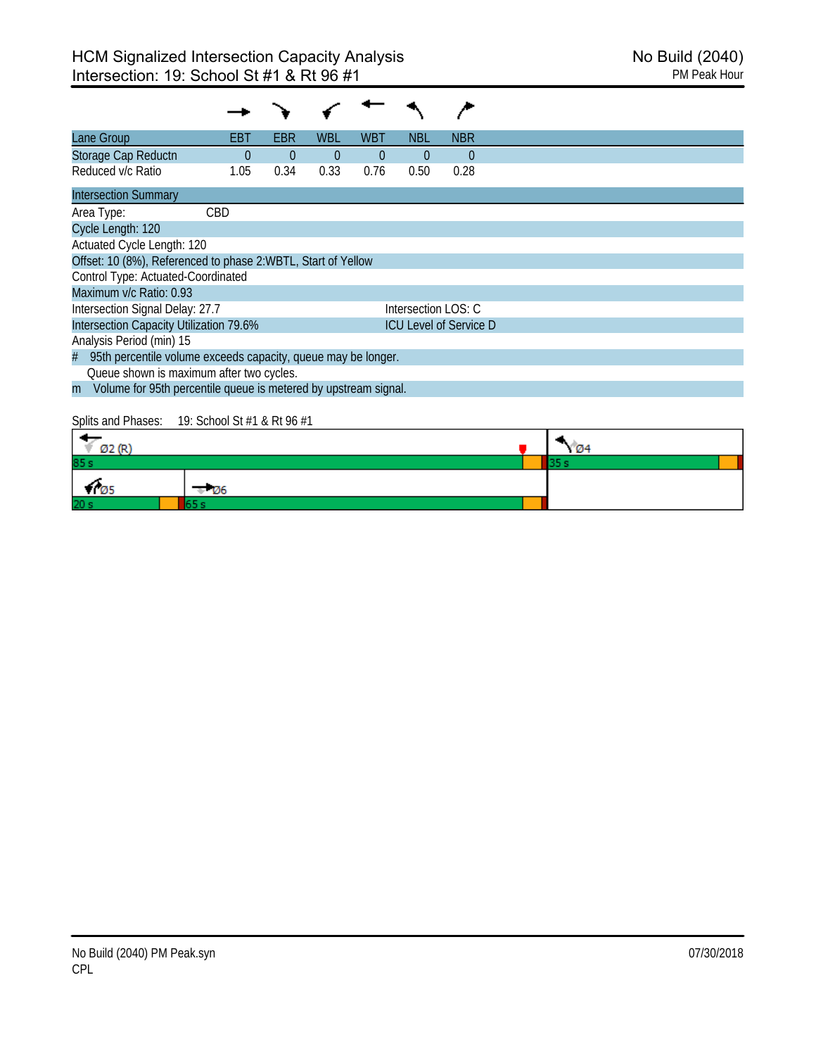# HCM Signalized Intersection Capacity Analysis
## Intersection: 19: School St #1 & Rt 96 #1

No Build (2040)
PM Peak Hour

| Lane Group | EBT | EBR | WBL | WBT | NBL | NBR |
|---|---|---|---|---|---|---|
| Storage Cap Reductn | 0 | 0 | 0 | 0 | 0 | 0 |
| Reduced v/c Ratio | 1.05 | 0.34 | 0.33 | 0.76 | 0.50 | 0.28 |

**Intersection Summary**

Area Type: CBD
Cycle Length: 120
Actuated Cycle Length: 120
Offset: 10 (8%), Referenced to phase 2:WBTL, Start of Yellow
Control Type: Actuated-Coordinated
Maximum v/c Ratio: 0.93
Intersection Signal Delay: 27.7 — Intersection LOS: C
Intersection Capacity Utilization 79.6% — ICU Level of Service D
Analysis Period (min) 15
# 95th percentile volume exceeds capacity, queue may be longer.
Queue shown is maximum after two cycles.
m Volume for 95th percentile queue is metered by upstream signal.

Splits and Phases: 19: School St #1 & Rt 96 #1

| Ø2 (R) 85 s | Ø4 35 s |
|---|---|
| Ø5 20 s / Ø6 65 s | |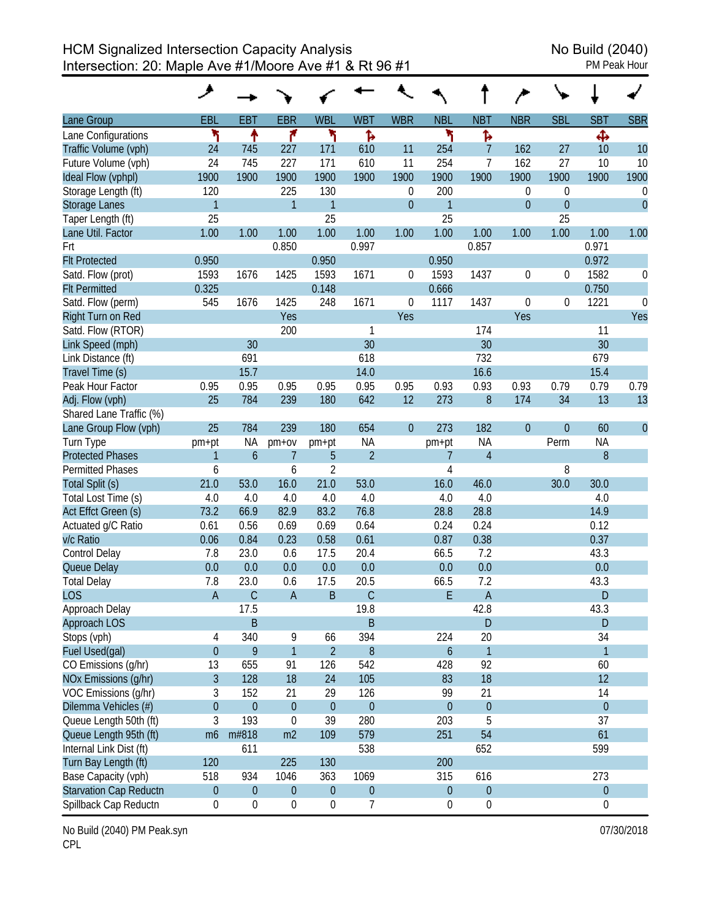# HCM Signalized Intersection Capacity Analysis
## Intersection: 20: Maple Ave #1/Moore Ave #1 & Rt 96 #1

No Build (2040)
PM Peak Hour

| Lane Group | EBL | EBT | EBR | WBL | WBT | WBR | NBL | NBT | NBR | SBL | SBT | SBR |
|---|---|---|---|---|---|---|---|---|---|---|---|---|
| Lane Configurations | | | | | | | | | | | | |
| Traffic Volume (vph) | 24 | 745 | 227 | 171 | 610 | 11 | 254 | 7 | 162 | 27 | 10 | 10 |
| Future Volume (vph) | 24 | 745 | 227 | 171 | 610 | 11 | 254 | 7 | 162 | 27 | 10 | 10 |
| Ideal Flow (vphpl) | 1900 | 1900 | 1900 | 1900 | 1900 | 1900 | 1900 | 1900 | 1900 | 1900 | 1900 | 1900 |
| Storage Length (ft) | 120 | | 225 | 130 | | 0 | 200 | | 0 | 0 | | 0 |
| Storage Lanes | 1 | | 1 | 1 | | 0 | 1 | | 0 | 0 | | 0 |
| Taper Length (ft) | 25 | | | 25 | | | 25 | | | 25 | | |
| Lane Util. Factor | 1.00 | 1.00 | 1.00 | 1.00 | 1.00 | 1.00 | 1.00 | 1.00 | 1.00 | 1.00 | 1.00 | 1.00 |
| Frt | | | 0.850 | | 0.997 | | | 0.857 | | | 0.971 | |
| Flt Protected | 0.950 | | | 0.950 | | | 0.950 | | | | 0.972 | |
| Satd. Flow (prot) | 1593 | 1676 | 1425 | 1593 | 1671 | 0 | 1593 | 1437 | 0 | 0 | 1582 | 0 |
| Flt Permitted | 0.325 | | | 0.148 | | | 0.666 | | | | 0.750 | |
| Satd. Flow (perm) | 545 | 1676 | 1425 | 248 | 1671 | 0 | 1117 | 1437 | 0 | 0 | 1221 | 0 |
| Right Turn on Red | | | Yes | | | Yes | | | Yes | | | Yes |
| Satd. Flow (RTOR) | | | 200 | | 1 | | | 174 | | | 11 | |
| Link Speed (mph) | | 30 | | | 30 | | | 30 | | | 30 | |
| Link Distance (ft) | | 691 | | | 618 | | | 732 | | | 679 | |
| Travel Time (s) | | 15.7 | | | 14.0 | | | 16.6 | | | 15.4 | |
| Peak Hour Factor | 0.95 | 0.95 | 0.95 | 0.95 | 0.95 | 0.95 | 0.93 | 0.93 | 0.93 | 0.79 | 0.79 | 0.79 |
| Adj. Flow (vph) | 25 | 784 | 239 | 180 | 642 | 12 | 273 | 8 | 174 | 34 | 13 | 13 |
| Shared Lane Traffic (%) | | | | | | | | | | | | |
| Lane Group Flow (vph) | 25 | 784 | 239 | 180 | 654 | 0 | 273 | 182 | 0 | 0 | 60 | 0 |
| Turn Type | pm+pt | NA | pm+ov | pm+pt | NA | | pm+pt | NA | | Perm | NA | |
| Protected Phases | 1 | 6 | 7 | 5 | 2 | | 7 | 4 | | | 8 | |
| Permitted Phases | 6 | | 6 | 2 | | | 4 | | | 8 | | |
| Total Split (s) | 21.0 | 53.0 | 16.0 | 21.0 | 53.0 | | 16.0 | 46.0 | | 30.0 | 30.0 | |
| Total Lost Time (s) | 4.0 | 4.0 | 4.0 | 4.0 | 4.0 | | 4.0 | 4.0 | | | 4.0 | |
| Act Effct Green (s) | 73.2 | 66.9 | 82.9 | 83.2 | 76.8 | | 28.8 | 28.8 | | | 14.9 | |
| Actuated g/C Ratio | 0.61 | 0.56 | 0.69 | 0.69 | 0.64 | | 0.24 | 0.24 | | | 0.12 | |
| v/c Ratio | 0.06 | 0.84 | 0.23 | 0.58 | 0.61 | | 0.87 | 0.38 | | | 0.37 | |
| Control Delay | 7.8 | 23.0 | 0.6 | 17.5 | 20.4 | | 66.5 | 7.2 | | | 43.3 | |
| Queue Delay | 0.0 | 0.0 | 0.0 | 0.0 | 0.0 | | 0.0 | 0.0 | | | 0.0 | |
| Total Delay | 7.8 | 23.0 | 0.6 | 17.5 | 20.5 | | 66.5 | 7.2 | | | 43.3 | |
| LOS | A | C | A | B | C | | E | A | | | D | |
| Approach Delay | | 17.5 | | | 19.8 | | | 42.8 | | | 43.3 | |
| Approach LOS | | B | | | B | | | D | | | D | |
| Stops (vph) | 4 | 340 | 9 | 66 | 394 | | 224 | 20 | | | 34 | |
| Fuel Used(gal) | 0 | 9 | 1 | 2 | 8 | | 6 | 1 | | | 1 | |
| CO Emissions (g/hr) | 13 | 655 | 91 | 126 | 542 | | 428 | 92 | | | 60 | |
| NOx Emissions (g/hr) | 3 | 128 | 18 | 24 | 105 | | 83 | 18 | | | 12 | |
| VOC Emissions (g/hr) | 3 | 152 | 21 | 29 | 126 | | 99 | 21 | | | 14 | |
| Dilemma Vehicles (#) | 0 | 0 | 0 | 0 | 0 | | 0 | 0 | | | 0 | |
| Queue Length 50th (ft) | 3 | 193 | 0 | 39 | 280 | | 203 | 5 | | | 37 | |
| Queue Length 95th (ft) | m6 | m#818 | m2 | 109 | 579 | | 251 | 54 | | | 61 | |
| Internal Link Dist (ft) | | 611 | | | 538 | | | 652 | | | 599 | |
| Turn Bay Length (ft) | 120 | | 225 | 130 | | | 200 | | | | | |
| Base Capacity (vph) | 518 | 934 | 1046 | 363 | 1069 | | 315 | 616 | | | 273 | |
| Starvation Cap Reductn | 0 | 0 | 0 | 0 | 0 | | 0 | 0 | | | 0 | |
| Spillback Cap Reductn | 0 | 0 | 0 | 0 | 7 | | 0 | 0 | | | 0 | |

No Build (2040) PM Peak.syn
CPL

07/30/2018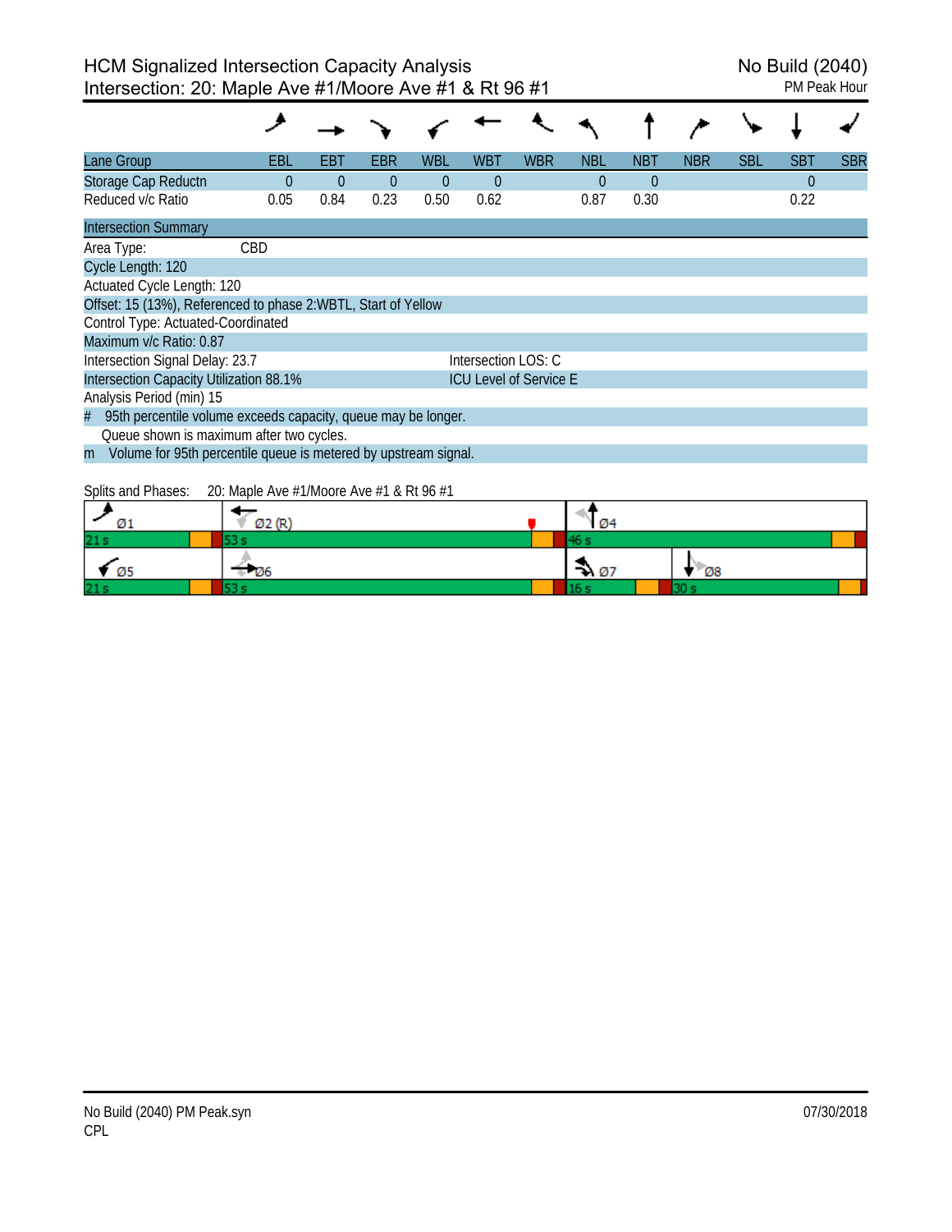# HCM Signalized Intersection Capacity Analysis
## Intersection: 20: Maple Ave #1/Moore Ave #1 & Rt 96 #1

No Build (2040)
PM Peak Hour

| Lane Group | EBL | EBT | EBR | WBL | WBT | WBR | NBL | NBT | NBR | SBL | SBT | SBR |
|---|---|---|---|---|---|---|---|---|---|---|---|---|
| Storage Cap Reductn | 0 | 0 | 0 | 0 | 0 | | 0 | 0 | | | 0 | |
| Reduced v/c Ratio | 0.05 | 0.84 | 0.23 | 0.50 | 0.62 | | 0.87 | 0.30 | | | 0.22 | |

**Intersection Summary**

Area Type: CBD

Cycle Length: 120

Actuated Cycle Length: 120

Offset: 15 (13%), Referenced to phase 2:WBTL, Start of Yellow

Control Type: Actuated-Coordinated

Maximum v/c Ratio: 0.87

Intersection Signal Delay: 23.7 — Intersection LOS: C

Intersection Capacity Utilization 88.1% — ICU Level of Service E

Analysis Period (min) 15

# 95th percentile volume exceeds capacity, queue may be longer.
Queue shown is maximum after two cycles.

m Volume for 95th percentile queue is metered by upstream signal.

Splits and Phases: 20: Maple Ave #1/Moore Ave #1 & Rt 96 #1

| Ø1 | Ø2 (R) | Ø4 | |
|---|---|---|---|
| 21 s | 53 s | 46 s | |
| **Ø5** | **Ø6** | **Ø7** | **Ø8** |
| 21 s | 53 s | 16 s | 30 s |

No Build (2040) PM Peak.syn
CPL
07/30/2018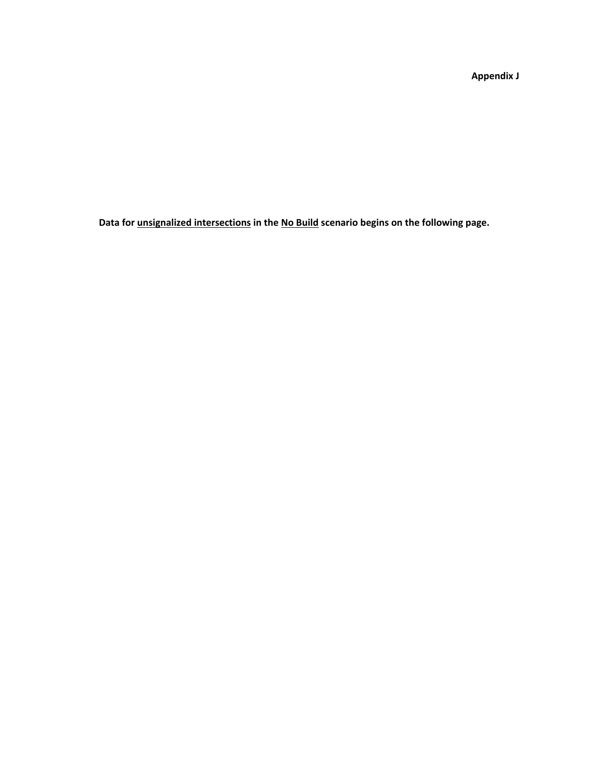**Appendix J**

**Data for <u>unsignalized intersections</u> in the <u>No Build</u> scenario begins on the following page.**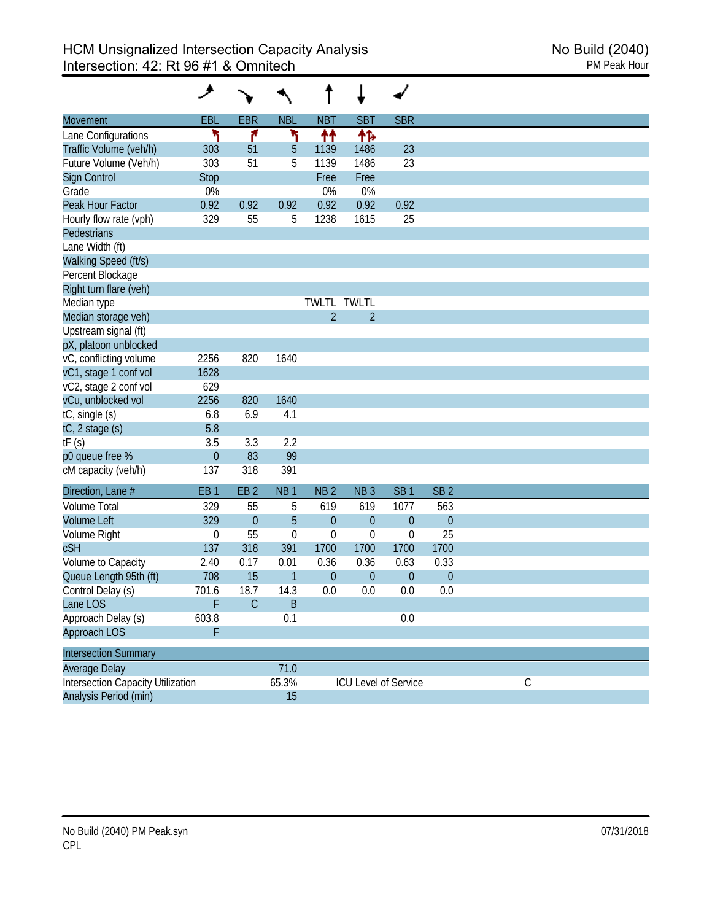# HCM Unsignalized Intersection Capacity Analysis
## Intersection: 42: Rt 96 #1 & Omnitech

No Build (2040)
PM Peak Hour

| Movement | EBL | EBR | NBL | NBT | SBT | SBR |
|---|---|---|---|---|---|---|
| Lane Configurations | | | | | | |
| Traffic Volume (veh/h) | 303 | 51 | 5 | 1139 | 1486 | 23 |
| Future Volume (Veh/h) | 303 | 51 | 5 | 1139 | 1486 | 23 |
| Sign Control | Stop | | | Free | Free | |
| Grade | 0% | | | 0% | 0% | |
| Peak Hour Factor | 0.92 | 0.92 | 0.92 | 0.92 | 0.92 | 0.92 |
| Hourly flow rate (vph) | 329 | 55 | 5 | 1238 | 1615 | 25 |
| Pedestrians | | | | | | |
| Lane Width (ft) | | | | | | |
| Walking Speed (ft/s) | | | | | | |
| Percent Blockage | | | | | | |
| Right turn flare (veh) | | | | | | |
| Median type | | | | TWLTL | TWLTL | |
| Median storage veh) | | | | 2 | 2 | |
| Upstream signal (ft) | | | | | | |
| pX, platoon unblocked | | | | | | |
| vC, conflicting volume | 2256 | 820 | 1640 | | | |
| vC1, stage 1 conf vol | 1628 | | | | | |
| vC2, stage 2 conf vol | 629 | | | | | |
| vCu, unblocked vol | 2256 | 820 | 1640 | | | |
| tC, single (s) | 6.8 | 6.9 | 4.1 | | | |
| tC, 2 stage (s) | 5.8 | | | | | |
| tF (s) | 3.5 | 3.3 | 2.2 | | | |
| p0 queue free % | 0 | 83 | 99 | | | |
| cM capacity (veh/h) | 137 | 318 | 391 | | | |

| Direction, Lane # | EB 1 | EB 2 | NB 1 | NB 2 | NB 3 | SB 1 | SB 2 |
|---|---|---|---|---|---|---|---|
| Volume Total | 329 | 55 | 5 | 619 | 619 | 1077 | 563 |
| Volume Left | 329 | 0 | 5 | 0 | 0 | 0 | 0 |
| Volume Right | 0 | 55 | 0 | 0 | 0 | 0 | 25 |
| cSH | 137 | 318 | 391 | 1700 | 1700 | 1700 | 1700 |
| Volume to Capacity | 2.40 | 0.17 | 0.01 | 0.36 | 0.36 | 0.63 | 0.33 |
| Queue Length 95th (ft) | 708 | 15 | 1 | 0 | 0 | 0 | 0 |
| Control Delay (s) | 701.6 | 18.7 | 14.3 | 0.0 | 0.0 | 0.0 | 0.0 |
| Lane LOS | F | C | B | | | | |
| Approach Delay (s) | 603.8 | | 0.1 | | | 0.0 | |
| Approach LOS | F | | | | | | |

| Intersection Summary | | | |
|---|---|---|---|
| Average Delay | 71.0 | | |
| Intersection Capacity Utilization | 65.3% | ICU Level of Service | C |
| Analysis Period (min) | 15 | | |

No Build (2040) PM Peak.syn
CPL

07/31/2018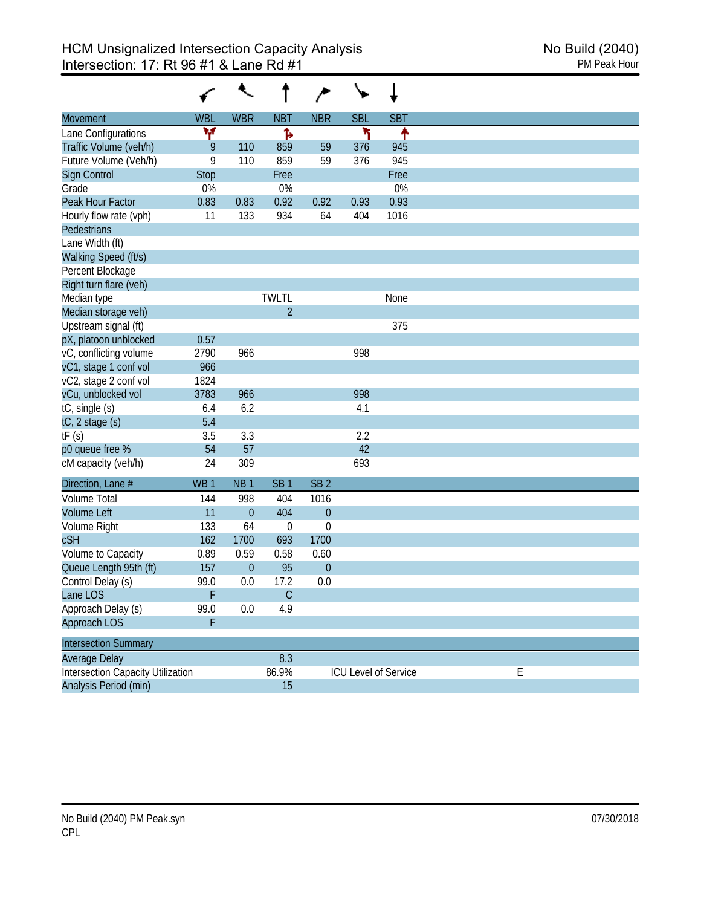# HCM Unsignalized Intersection Capacity Analysis
## Intersection: 17: Rt 96 #1 & Lane Rd #1

No Build (2040)
PM Peak Hour

| Movement | WBL | WBR | NBT | NBR | SBL | SBT |
|---|---|---|---|---|---|---|
| Lane Configurations | | | | | | |
| Traffic Volume (veh/h) | 9 | 110 | 859 | 59 | 376 | 945 |
| Future Volume (Veh/h) | 9 | 110 | 859 | 59 | 376 | 945 |
| Sign Control | Stop | | Free | | | Free |
| Grade | 0% | | 0% | | | 0% |
| Peak Hour Factor | 0.83 | 0.83 | 0.92 | 0.92 | 0.93 | 0.93 |
| Hourly flow rate (vph) | 11 | 133 | 934 | 64 | 404 | 1016 |
| Pedestrians | | | | | | |
| Lane Width (ft) | | | | | | |
| Walking Speed (ft/s) | | | | | | |
| Percent Blockage | | | | | | |
| Right turn flare (veh) | | | | | | |
| Median type | | | TWLTL | | | None |
| Median storage veh) | | | 2 | | | |
| Upstream signal (ft) | | | | | | 375 |
| pX, platoon unblocked | 0.57 | | | | | |
| vC, conflicting volume | 2790 | 966 | | | 998 | |
| vC1, stage 1 conf vol | 966 | | | | | |
| vC2, stage 2 conf vol | 1824 | | | | | |
| vCu, unblocked vol | 3783 | 966 | | | 998 | |
| tC, single (s) | 6.4 | 6.2 | | | 4.1 | |
| tC, 2 stage (s) | 5.4 | | | | | |
| tF (s) | 3.5 | 3.3 | | | 2.2 | |
| p0 queue free % | 54 | 57 | | | 42 | |
| cM capacity (veh/h) | 24 | 309 | | | 693 | |

| Direction, Lane # | WB 1 | NB 1 | SB 1 | SB 2 |
|---|---|---|---|---|
| Volume Total | 144 | 998 | 404 | 1016 |
| Volume Left | 11 | 0 | 404 | 0 |
| Volume Right | 133 | 64 | 0 | 0 |
| cSH | 162 | 1700 | 693 | 1700 |
| Volume to Capacity | 0.89 | 0.59 | 0.58 | 0.60 |
| Queue Length 95th (ft) | 157 | 0 | 95 | 0 |
| Control Delay (s) | 99.0 | 0.0 | 17.2 | 0.0 |
| Lane LOS | F | | C | |
| Approach Delay (s) | 99.0 | 0.0 | 4.9 | |
| Approach LOS | F | | | |

| Intersection Summary | | | |
|---|---|---|---|
| Average Delay | 8.3 | | |
| Intersection Capacity Utilization | 86.9% | ICU Level of Service | E |
| Analysis Period (min) | 15 | | |

No Build (2040) PM Peak.syn
CPL

07/30/2018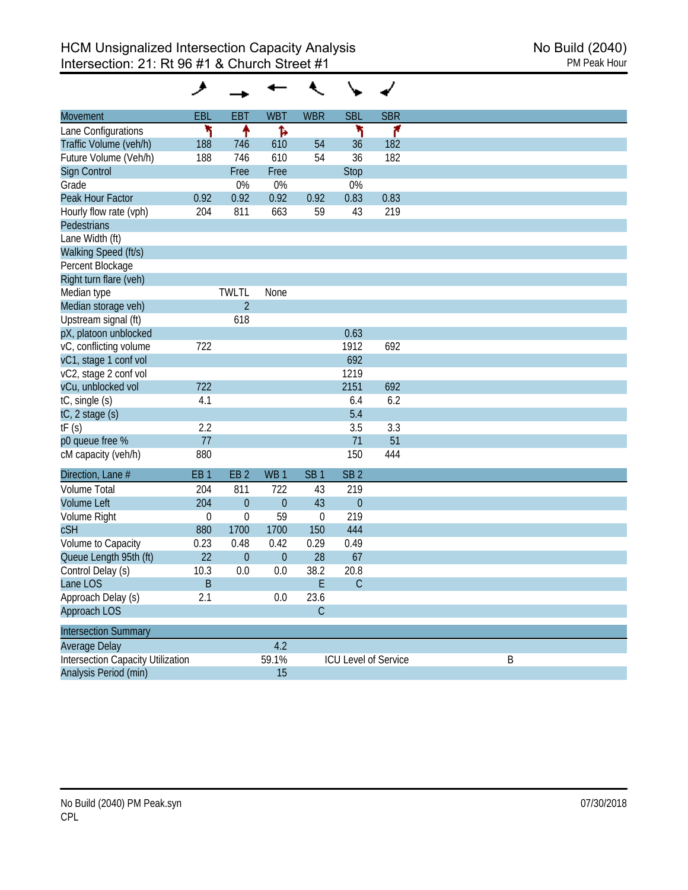# HCM Unsignalized Intersection Capacity Analysis
## Intersection: 21: Rt 96 #1 & Church Street #1

No Build (2040)
PM Peak Hour

| Movement | EBL | EBT | WBT | WBR | SBL | SBR |
|---|---|---|---|---|---|---|
| Lane Configurations | ↰ | ↑ | ↱ | | ↰ | ↱ |
| Traffic Volume (veh/h) | 188 | 746 | 610 | 54 | 36 | 182 |
| Future Volume (Veh/h) | 188 | 746 | 610 | 54 | 36 | 182 |
| Sign Control | | Free | Free | | Stop | |
| Grade | | 0% | 0% | | 0% | |
| Peak Hour Factor | 0.92 | 0.92 | 0.92 | 0.92 | 0.83 | 0.83 |
| Hourly flow rate (vph) | 204 | 811 | 663 | 59 | 43 | 219 |
| Pedestrians | | | | | | |
| Lane Width (ft) | | | | | | |
| Walking Speed (ft/s) | | | | | | |
| Percent Blockage | | | | | | |
| Right turn flare (veh) | | | | | | |
| Median type | | TWLTL | None | | | |
| Median storage veh) | | 2 | | | | |
| Upstream signal (ft) | | 618 | | | | |
| pX, platoon unblocked | | | | | 0.63 | |
| vC, conflicting volume | 722 | | | | 1912 | 692 |
| vC1, stage 1 conf vol | | | | | 692 | |
| vC2, stage 2 conf vol | | | | | 1219 | |
| vCu, unblocked vol | 722 | | | | 2151 | 692 |
| tC, single (s) | 4.1 | | | | 6.4 | 6.2 |
| tC, 2 stage (s) | | | | | 5.4 | |
| tF (s) | 2.2 | | | | 3.5 | 3.3 |
| p0 queue free % | 77 | | | | 71 | 51 |
| cM capacity (veh/h) | 880 | | | | 150 | 444 |

| Direction, Lane # | EB 1 | EB 2 | WB 1 | SB 1 | SB 2 |
|---|---|---|---|---|---|
| Volume Total | 204 | 811 | 722 | 43 | 219 |
| Volume Left | 204 | 0 | 0 | 43 | 0 |
| Volume Right | 0 | 0 | 59 | 0 | 219 |
| cSH | 880 | 1700 | 1700 | 150 | 444 |
| Volume to Capacity | 0.23 | 0.48 | 0.42 | 0.29 | 0.49 |
| Queue Length 95th (ft) | 22 | 0 | 0 | 28 | 67 |
| Control Delay (s) | 10.3 | 0.0 | 0.0 | 38.2 | 20.8 |
| Lane LOS | B | | | E | C |
| Approach Delay (s) | 2.1 | | 0.0 | 23.6 | |
| Approach LOS | | | | C | |

| Intersection Summary | | | |
|---|---|---|---|
| Average Delay | 4.2 | | |
| Intersection Capacity Utilization | 59.1% | ICU Level of Service | B |
| Analysis Period (min) | 15 | | |

No Build (2040) PM Peak.syn
CPL
07/30/2018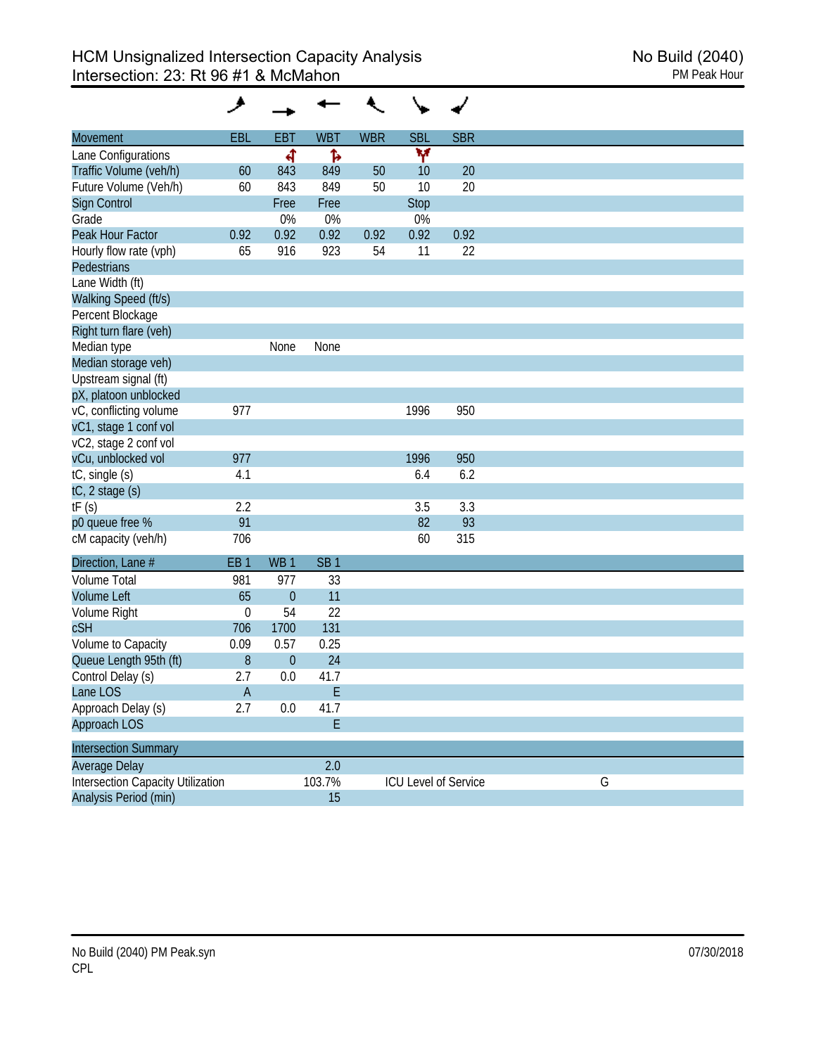# HCM Unsignalized Intersection Capacity Analysis
## Intersection: 23: Rt 96 #1 & McMahon

No Build (2040)
PM Peak Hour

| Movement | EBL | EBT | WBT | WBR | SBL | SBR |
|---|---|---|---|---|---|---|
| Lane Configurations | | | | | | |
| Traffic Volume (veh/h) | 60 | 843 | 849 | 50 | 10 | 20 |
| Future Volume (Veh/h) | 60 | 843 | 849 | 50 | 10 | 20 |
| Sign Control | | Free | Free | | Stop | |
| Grade | | 0% | 0% | | 0% | |
| Peak Hour Factor | 0.92 | 0.92 | 0.92 | 0.92 | 0.92 | 0.92 |
| Hourly flow rate (vph) | 65 | 916 | 923 | 54 | 11 | 22 |
| Pedestrians | | | | | | |
| Lane Width (ft) | | | | | | |
| Walking Speed (ft/s) | | | | | | |
| Percent Blockage | | | | | | |
| Right turn flare (veh) | | | | | | |
| Median type | | None | None | | | |
| Median storage veh) | | | | | | |
| Upstream signal (ft) | | | | | | |
| pX, platoon unblocked | | | | | | |
| vC, conflicting volume | 977 | | | | 1996 | 950 |
| vC1, stage 1 conf vol | | | | | | |
| vC2, stage 2 conf vol | | | | | | |
| vCu, unblocked vol | 977 | | | | 1996 | 950 |
| tC, single (s) | 4.1 | | | | 6.4 | 6.2 |
| tC, 2 stage (s) | | | | | | |
| tF (s) | 2.2 | | | | 3.5 | 3.3 |
| p0 queue free % | 91 | | | | 82 | 93 |
| cM capacity (veh/h) | 706 | | | | 60 | 315 |

| Direction, Lane # | EB 1 | WB 1 | SB 1 |
|---|---|---|---|
| Volume Total | 981 | 977 | 33 |
| Volume Left | 65 | 0 | 11 |
| Volume Right | 0 | 54 | 22 |
| cSH | 706 | 1700 | 131 |
| Volume to Capacity | 0.09 | 0.57 | 0.25 |
| Queue Length 95th (ft) | 8 | 0 | 24 |
| Control Delay (s) | 2.7 | 0.0 | 41.7 |
| Lane LOS | A | | E |
| Approach Delay (s) | 2.7 | 0.0 | 41.7 |
| Approach LOS | | | E |

| Intersection Summary | | | |
|---|---|---|---|
| Average Delay | 2.0 | | |
| Intersection Capacity Utilization | 103.7% | ICU Level of Service | G |
| Analysis Period (min) | 15 | | |

No Build (2040) PM Peak.syn
CPL

07/30/2018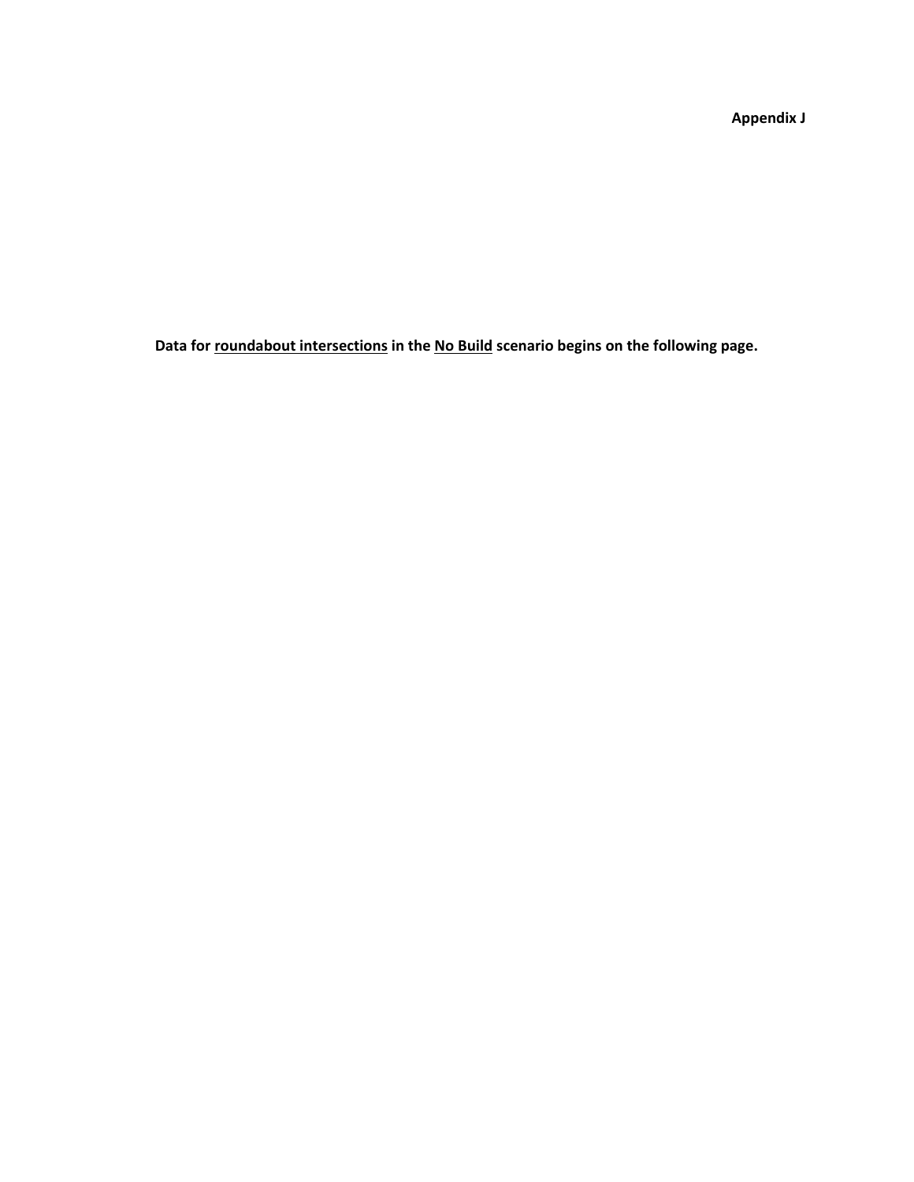**Appendix J**

**Data for <u>roundabout intersections</u> in the <u>No Build</u> scenario begins on the following page.**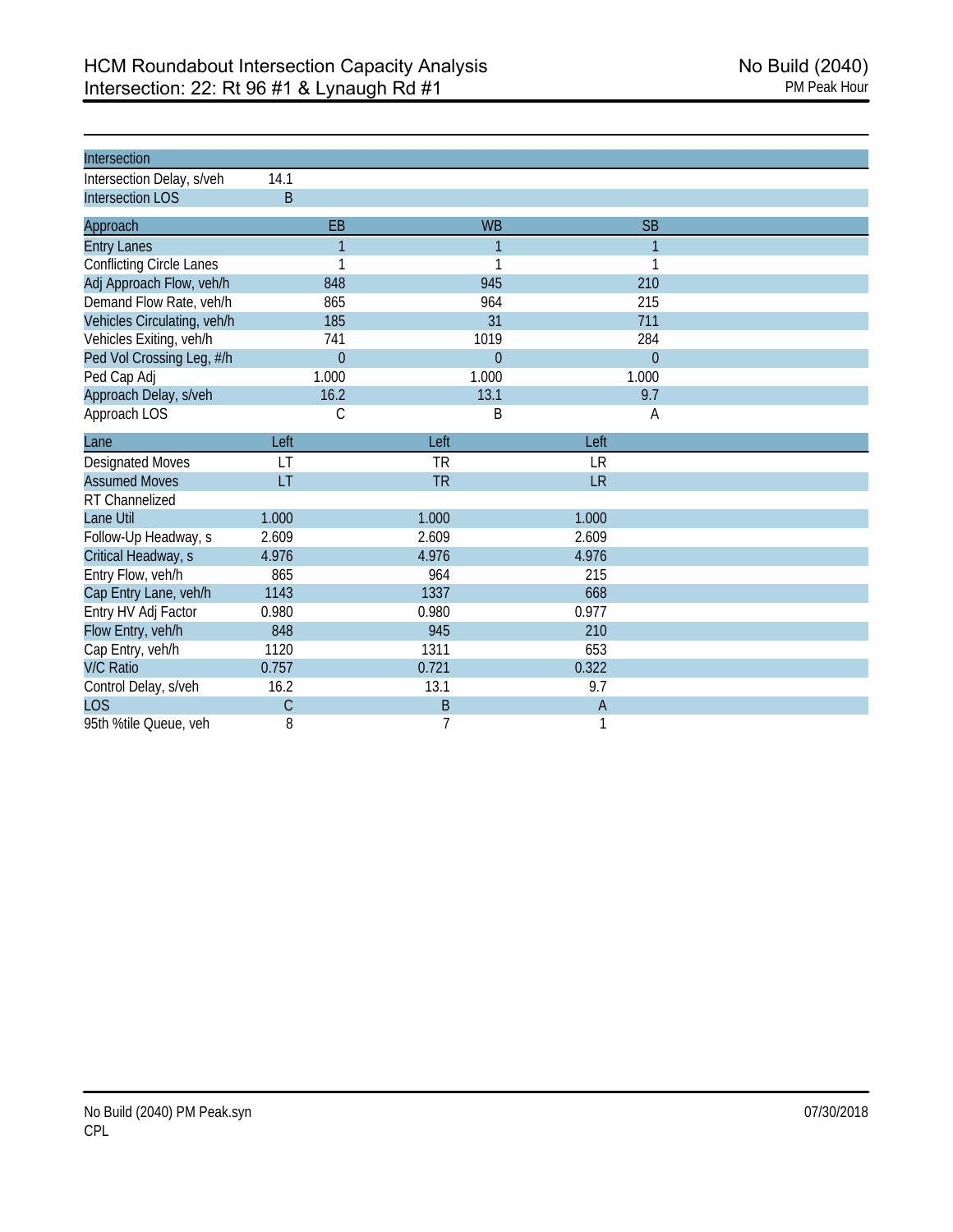# HCM Roundabout Intersection Capacity Analysis
## Intersection: 22: Rt 96 #1 & Lynaugh Rd #1

No Build (2040)
PM Peak Hour

| Intersection | |
|---|---|
| Intersection Delay, s/veh | 14.1 |
| Intersection LOS | B |

| Approach | EB | WB | SB |
|---|---|---|---|
| Entry Lanes | 1 | 1 | 1 |
| Conflicting Circle Lanes | 1 | 1 | 1 |
| Adj Approach Flow, veh/h | 848 | 945 | 210 |
| Demand Flow Rate, veh/h | 865 | 964 | 215 |
| Vehicles Circulating, veh/h | 185 | 31 | 711 |
| Vehicles Exiting, veh/h | 741 | 1019 | 284 |
| Ped Vol Crossing Leg, #/h | 0 | 0 | 0 |
| Ped Cap Adj | 1.000 | 1.000 | 1.000 |
| Approach Delay, s/veh | 16.2 | 13.1 | 9.7 |
| Approach LOS | C | B | A |

| Lane | Left | Left | Left |
|---|---|---|---|
| Designated Moves | LT | TR | LR |
| Assumed Moves | LT | TR | LR |
| RT Channelized | | | |
| Lane Util | 1.000 | 1.000 | 1.000 |
| Follow-Up Headway, s | 2.609 | 2.609 | 2.609 |
| Critical Headway, s | 4.976 | 4.976 | 4.976 |
| Entry Flow, veh/h | 865 | 964 | 215 |
| Cap Entry Lane, veh/h | 1143 | 1337 | 668 |
| Entry HV Adj Factor | 0.980 | 0.980 | 0.977 |
| Flow Entry, veh/h | 848 | 945 | 210 |
| Cap Entry, veh/h | 1120 | 1311 | 653 |
| V/C Ratio | 0.757 | 0.721 | 0.322 |
| Control Delay, s/veh | 16.2 | 13.1 | 9.7 |
| LOS | C | B | A |
| 95th %tile Queue, veh | 8 | 7 | 1 |

No Build (2040) PM Peak.syn
CPL

07/30/2018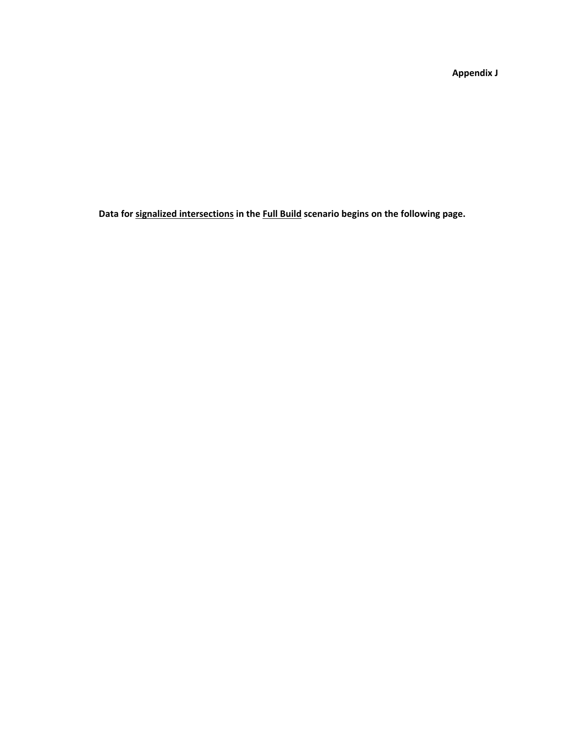**Appendix J**

**Data for <u>signalized intersections</u> in the <u>Full Build</u> scenario begins on the following page.**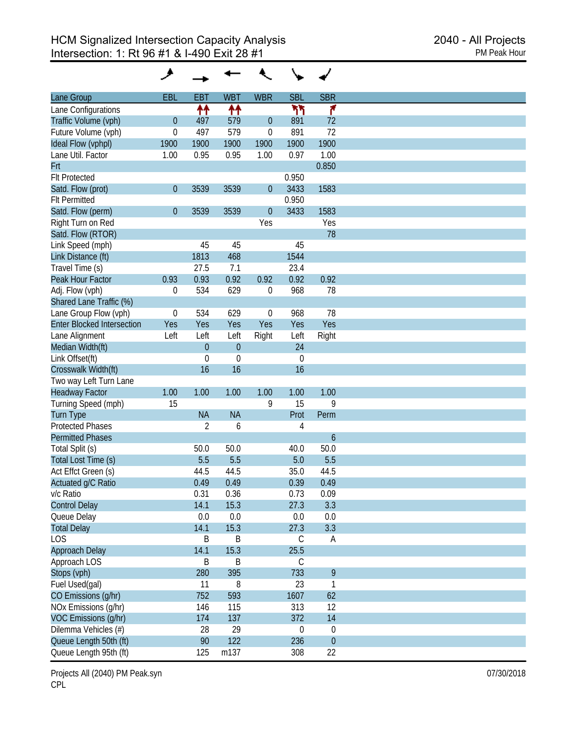# HCM Signalized Intersection Capacity Analysis
## Intersection: 1: Rt 96 #1 & I-490 Exit 28 #1

2040 - All Projects
PM Peak Hour

| Lane Group | EBL | EBT | WBT | WBR | SBL | SBR |
|---|---|---|---|---|---|---|
| Lane Configurations | | ↑↑ | ↑↑ | | ↰↰ | ↱ |
| Traffic Volume (vph) | 0 | 497 | 579 | 0 | 891 | 72 |
| Future Volume (vph) | 0 | 497 | 579 | 0 | 891 | 72 |
| Ideal Flow (vphpl) | 1900 | 1900 | 1900 | 1900 | 1900 | 1900 |
| Lane Util. Factor | 1.00 | 0.95 | 0.95 | 1.00 | 0.97 | 1.00 |
| Frt | | | | | | 0.850 |
| Flt Protected | | | | | 0.950 | |
| Satd. Flow (prot) | 0 | 3539 | 3539 | 0 | 3433 | 1583 |
| Flt Permitted | | | | | 0.950 | |
| Satd. Flow (perm) | 0 | 3539 | 3539 | 0 | 3433 | 1583 |
| Right Turn on Red | | | | Yes | | Yes |
| Satd. Flow (RTOR) | | | | | | 78 |
| Link Speed (mph) | | 45 | 45 | | 45 | |
| Link Distance (ft) | | 1813 | 468 | | 1544 | |
| Travel Time (s) | | 27.5 | 7.1 | | 23.4 | |
| Peak Hour Factor | 0.93 | 0.93 | 0.92 | 0.92 | 0.92 | 0.92 |
| Adj. Flow (vph) | 0 | 534 | 629 | 0 | 968 | 78 |
| Shared Lane Traffic (%) | | | | | | |
| Lane Group Flow (vph) | 0 | 534 | 629 | 0 | 968 | 78 |
| Enter Blocked Intersection | Yes | Yes | Yes | Yes | Yes | Yes |
| Lane Alignment | Left | Left | Left | Right | Left | Right |
| Median Width(ft) | | 0 | 0 | | 24 | |
| Link Offset(ft) | | 0 | 0 | | 0 | |
| Crosswalk Width(ft) | | 16 | 16 | | 16 | |
| Two way Left Turn Lane | | | | | | |
| Headway Factor | 1.00 | 1.00 | 1.00 | 1.00 | 1.00 | 1.00 |
| Turning Speed (mph) | 15 | | | 9 | 15 | 9 |
| Turn Type | | NA | NA | | Prot | Perm |
| Protected Phases | | 2 | 6 | | 4 | |
| Permitted Phases | | | | | | 6 |
| Total Split (s) | | 50.0 | 50.0 | | 40.0 | 50.0 |
| Total Lost Time (s) | | 5.5 | 5.5 | | 5.0 | 5.5 |
| Act Effct Green (s) | | 44.5 | 44.5 | | 35.0 | 44.5 |
| Actuated g/C Ratio | | 0.49 | 0.49 | | 0.39 | 0.49 |
| v/c Ratio | | 0.31 | 0.36 | | 0.73 | 0.09 |
| Control Delay | | 14.1 | 15.3 | | 27.3 | 3.3 |
| Queue Delay | | 0.0 | 0.0 | | 0.0 | 0.0 |
| Total Delay | | 14.1 | 15.3 | | 27.3 | 3.3 |
| LOS | | B | B | | C | A |
| Approach Delay | | 14.1 | 15.3 | | 25.5 | |
| Approach LOS | | B | B | | C | |
| Stops (vph) | | 280 | 395 | | 733 | 9 |
| Fuel Used(gal) | | 11 | 8 | | 23 | 1 |
| CO Emissions (g/hr) | | 752 | 593 | | 1607 | 62 |
| NOx Emissions (g/hr) | | 146 | 115 | | 313 | 12 |
| VOC Emissions (g/hr) | | 174 | 137 | | 372 | 14 |
| Dilemma Vehicles (#) | | 28 | 29 | | 0 | 0 |
| Queue Length 50th (ft) | | 90 | 122 | | 236 | 0 |
| Queue Length 95th (ft) | | 125 | m137 | | 308 | 22 |

Projects All (2040) PM Peak.syn
CPL

07/30/2018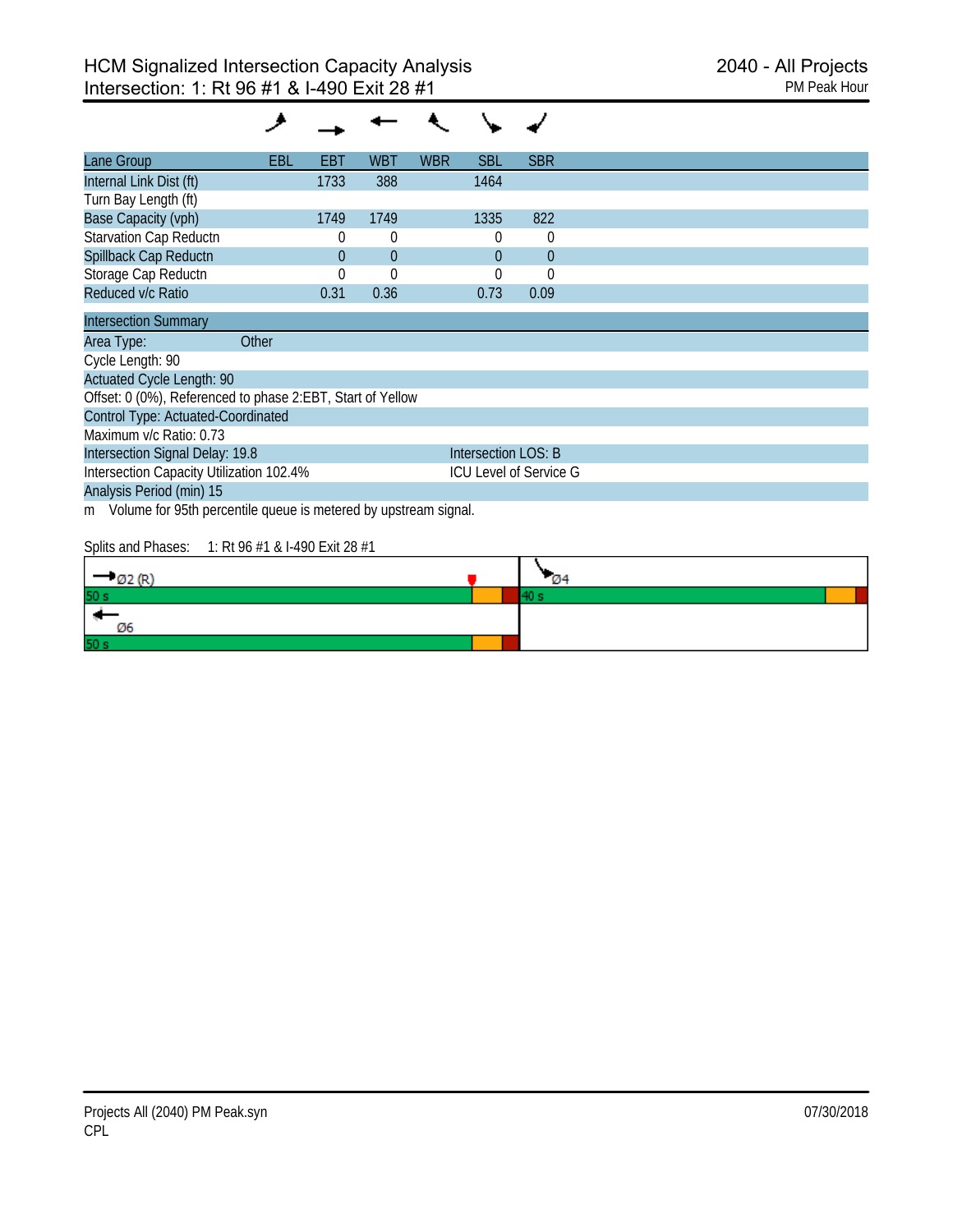# HCM Signalized Intersection Capacity Analysis
## Intersection: 1: Rt 96 #1 & I-490 Exit 28 #1

2040 - All Projects
PM Peak Hour

| Lane Group | EBL | EBT | WBT | WBR | SBL | SBR |
|---|---|---|---|---|---|---|
| Internal Link Dist (ft) | | 1733 | 388 | | 1464 | |
| Turn Bay Length (ft) | | | | | | |
| Base Capacity (vph) | | 1749 | 1749 | | 1335 | 822 |
| Starvation Cap Reductn | | 0 | 0 | | 0 | 0 |
| Spillback Cap Reductn | | 0 | 0 | | 0 | 0 |
| Storage Cap Reductn | | 0 | 0 | | 0 | 0 |
| Reduced v/c Ratio | | 0.31 | 0.36 | | 0.73 | 0.09 |

| Intersection Summary | |
|---|---|
| Area Type: Other | |
| Cycle Length: 90 | |
| Actuated Cycle Length: 90 | |
| Offset: 0 (0%), Referenced to phase 2:EBT, Start of Yellow | |
| Control Type: Actuated-Coordinated | |
| Maximum v/c Ratio: 0.73 | |
| Intersection Signal Delay: 19.8 | Intersection LOS: B |
| Intersection Capacity Utilization 102.4% | ICU Level of Service G |
| Analysis Period (min) 15 | |

m Volume for 95th percentile queue is metered by upstream signal.

Splits and Phases: 1: Rt 96 #1 & I-490 Exit 28 #1

| Phase | Split |
|---|---|
| Ø2 (R) | 50 s |
| Ø4 | 40 s |
| Ø6 | 50 s |

Projects All (2040) PM Peak.syn
CPL

07/30/2018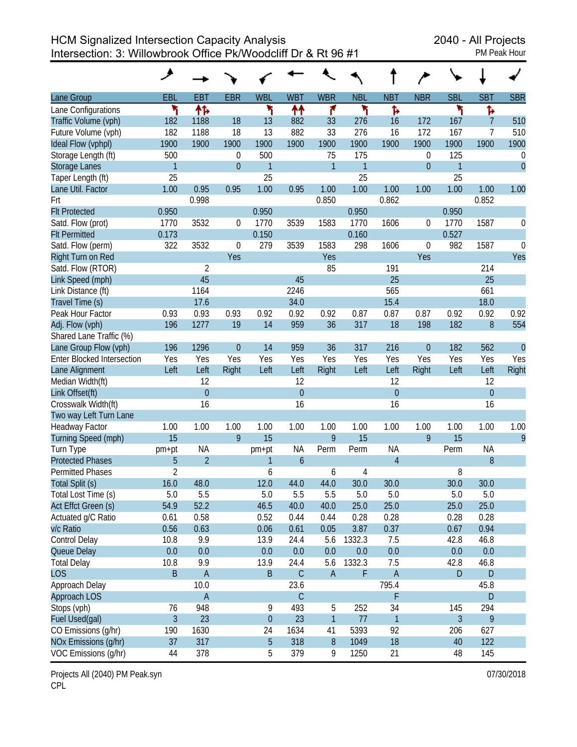# HCM Signalized Intersection Capacity Analysis

## Intersection: 3: Willowbrook Office Pk/Woodcliff Dr & Rt 96 #1

2040 - All Projects
PM Peak Hour

| Lane Group | EBL | EBT | EBR | WBL | WBT | WBR | NBL | NBT | NBR | SBL | SBT | SBR |
|---|---|---|---|---|---|---|---|---|---|---|---|---|
| Lane Configurations | | | | | | | | | | | | |
| Traffic Volume (vph) | 182 | 1188 | 18 | 13 | 882 | 33 | 276 | 16 | 172 | 167 | 7 | 510 |
| Future Volume (vph) | 182 | 1188 | 18 | 13 | 882 | 33 | 276 | 16 | 172 | 167 | 7 | 510 |
| Ideal Flow (vphpl) | 1900 | 1900 | 1900 | 1900 | 1900 | 1900 | 1900 | 1900 | 1900 | 1900 | 1900 | 1900 |
| Storage Length (ft) | 500 | | 0 | 500 | | 75 | 175 | | 0 | 125 | | 0 |
| Storage Lanes | 1 | | 0 | 1 | | 1 | 1 | | 0 | 1 | | 0 |
| Taper Length (ft) | 25 | | | 25 | | | 25 | | | 25 | | |
| Lane Util. Factor | 1.00 | 0.95 | 0.95 | 1.00 | 0.95 | 1.00 | 1.00 | 1.00 | 1.00 | 1.00 | 1.00 | 1.00 |
| Frt | | 0.998 | | | | 0.850 | | 0.862 | | | 0.852 | |
| Flt Protected | 0.950 | | | 0.950 | | | 0.950 | | | 0.950 | | |
| Satd. Flow (prot) | 1770 | 3532 | 0 | 1770 | 3539 | 1583 | 1770 | 1606 | 0 | 1770 | 1587 | 0 |
| Flt Permitted | 0.173 | | | 0.150 | | | 0.160 | | | 0.527 | | |
| Satd. Flow (perm) | 322 | 3532 | 0 | 279 | 3539 | 1583 | 298 | 1606 | 0 | 982 | 1587 | 0 |
| Right Turn on Red | | | Yes | | | Yes | | | Yes | | | Yes |
| Satd. Flow (RTOR) | | 2 | | | | 85 | | 191 | | | 214 | |
| Link Speed (mph) | | 45 | | | 45 | | | 25 | | | 25 | |
| Link Distance (ft) | | 1164 | | | 2246 | | | 565 | | | 661 | |
| Travel Time (s) | | 17.6 | | | 34.0 | | | 15.4 | | | 18.0 | |
| Peak Hour Factor | 0.93 | 0.93 | 0.93 | 0.92 | 0.92 | 0.92 | 0.87 | 0.87 | 0.87 | 0.92 | 0.92 | 0.92 |
| Adj. Flow (vph) | 196 | 1277 | 19 | 14 | 959 | 36 | 317 | 18 | 198 | 182 | 8 | 554 |
| Shared Lane Traffic (%) | | | | | | | | | | | | |
| Lane Group Flow (vph) | 196 | 1296 | 0 | 14 | 959 | 36 | 317 | 216 | 0 | 182 | 562 | 0 |
| Enter Blocked Intersection | Yes | Yes | Yes | Yes | Yes | Yes | Yes | Yes | Yes | Yes | Yes | Yes |
| Lane Alignment | Left | Left | Right | Left | Left | Right | Left | Left | Right | Left | Left | Right |
| Median Width(ft) | | 12 | | | 12 | | | 12 | | | 12 | |
| Link Offset(ft) | | 0 | | | 0 | | | 0 | | | 0 | |
| Crosswalk Width(ft) | | 16 | | | 16 | | | 16 | | | 16 | |
| Two way Left Turn Lane | | | | | | | | | | | | |
| Headway Factor | 1.00 | 1.00 | 1.00 | 1.00 | 1.00 | 1.00 | 1.00 | 1.00 | 1.00 | 1.00 | 1.00 | 1.00 |
| Turning Speed (mph) | 15 | | 9 | 15 | | 9 | 15 | | 9 | 15 | | 9 |
| Turn Type | pm+pt | NA | | pm+pt | NA | Perm | Perm | NA | | Perm | NA | |
| Protected Phases | 5 | 2 | | 1 | 6 | | | 4 | | | 8 | |
| Permitted Phases | 2 | | | 6 | | 6 | 4 | | | 8 | | |
| Total Split (s) | 16.0 | 48.0 | | 12.0 | 44.0 | 44.0 | 30.0 | 30.0 | | 30.0 | 30.0 | |
| Total Lost Time (s) | 5.0 | 5.5 | | 5.0 | 5.5 | 5.5 | 5.0 | 5.0 | | 5.0 | 5.0 | |
| Act Effct Green (s) | 54.9 | 52.2 | | 46.5 | 40.0 | 40.0 | 25.0 | 25.0 | | 25.0 | 25.0 | |
| Actuated g/C Ratio | 0.61 | 0.58 | | 0.52 | 0.44 | 0.44 | 0.28 | 0.28 | | 0.28 | 0.28 | |
| v/c Ratio | 0.56 | 0.63 | | 0.06 | 0.61 | 0.05 | 3.87 | 0.37 | | 0.67 | 0.94 | |
| Control Delay | 10.8 | 9.9 | | 13.9 | 24.4 | 5.6 | 1332.3 | 7.5 | | 42.8 | 46.8 | |
| Queue Delay | 0.0 | 0.0 | | 0.0 | 0.0 | 0.0 | 0.0 | 0.0 | | 0.0 | 0.0 | |
| Total Delay | 10.8 | 9.9 | | 13.9 | 24.4 | 5.6 | 1332.3 | 7.5 | | 42.8 | 46.8 | |
| LOS | B | A | | B | C | A | F | A | | D | D | |
| Approach Delay | | 10.0 | | | 23.6 | | | 795.4 | | | 45.8 | |
| Approach LOS | | A | | | C | | | F | | | D | |
| Stops (vph) | 76 | 948 | | 9 | 493 | 5 | 252 | 34 | | 145 | 294 | |
| Fuel Used(gal) | 3 | 23 | | 0 | 23 | 1 | 77 | 1 | | 3 | 9 | |
| CO Emissions (g/hr) | 190 | 1630 | | 24 | 1634 | 41 | 5393 | 92 | | 206 | 627 | |
| NOx Emissions (g/hr) | 37 | 317 | | 5 | 318 | 8 | 1049 | 18 | | 40 | 122 | |
| VOC Emissions (g/hr) | 44 | 378 | | 5 | 379 | 9 | 1250 | 21 | | 48 | 145 | |

Projects All (2040) PM Peak.syn
CPL

07/30/2018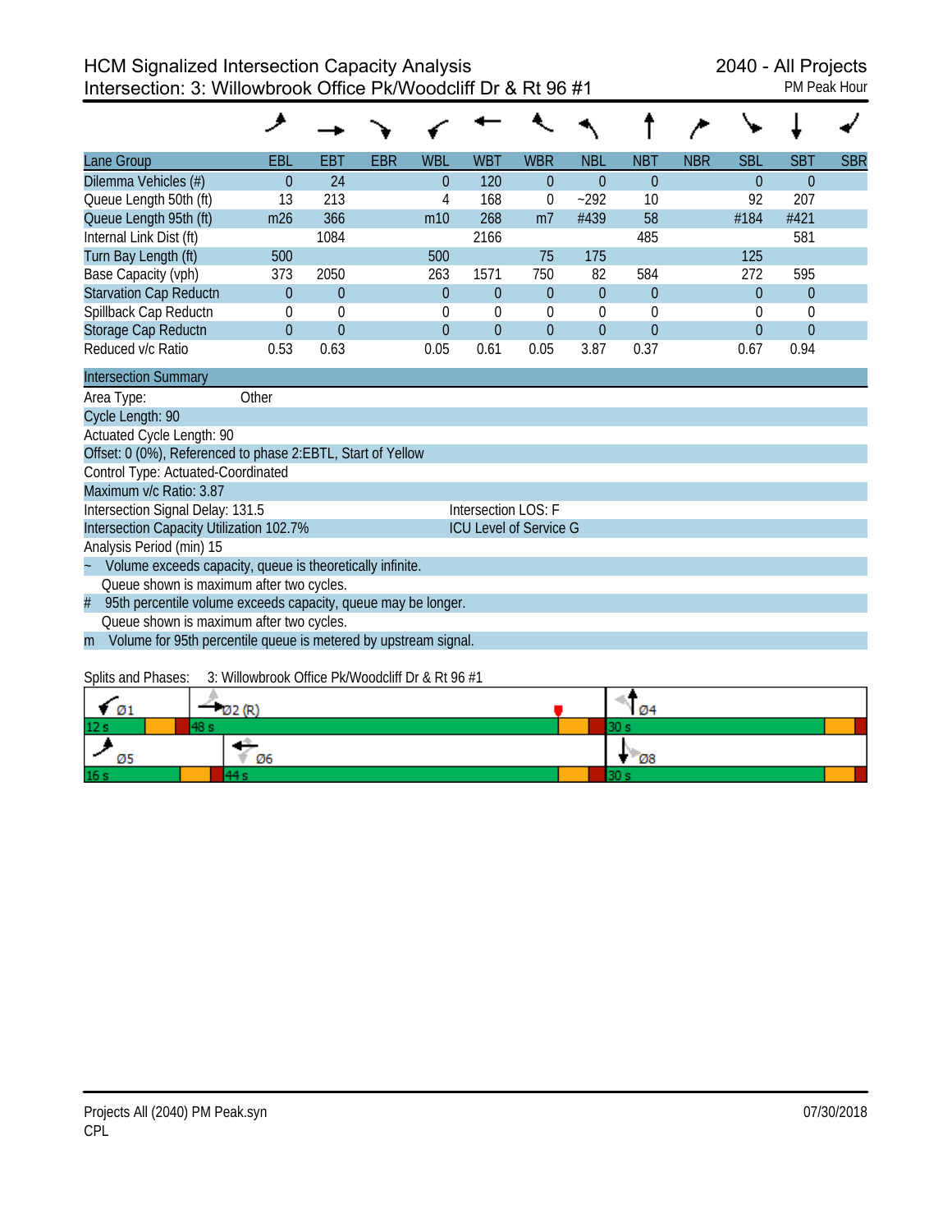# HCM Signalized Intersection Capacity Analysis
## Intersection: 3: Willowbrook Office Pk/Woodcliff Dr & Rt 96 #1

2040 - All Projects
PM Peak Hour

| Lane Group | EBL | EBT | EBR | WBL | WBT | WBR | NBL | NBT | NBR | SBL | SBT | SBR |
|---|---|---|---|---|---|---|---|---|---|---|---|---|
| Dilemma Vehicles (#) | 0 | 24 | | 0 | 120 | 0 | 0 | 0 | | 0 | 0 | |
| Queue Length 50th (ft) | 13 | 213 | | 4 | 168 | 0 | ~292 | 10 | | 92 | 207 | |
| Queue Length 95th (ft) | m26 | 366 | | m10 | 268 | m7 | #439 | 58 | | #184 | #421 | |
| Internal Link Dist (ft) | | 1084 | | | 2166 | | | 485 | | | 581 | |
| Turn Bay Length (ft) | 500 | | | 500 | | 75 | 175 | | | 125 | | |
| Base Capacity (vph) | 373 | 2050 | | 263 | 1571 | 750 | 82 | 584 | | 272 | 595 | |
| Starvation Cap Reductn | 0 | 0 | | 0 | 0 | 0 | 0 | 0 | | 0 | 0 | |
| Spillback Cap Reductn | 0 | 0 | | 0 | 0 | 0 | 0 | 0 | | 0 | 0 | |
| Storage Cap Reductn | 0 | 0 | | 0 | 0 | 0 | 0 | 0 | | 0 | 0 | |
| Reduced v/c Ratio | 0.53 | 0.63 | | 0.05 | 0.61 | 0.05 | 3.87 | 0.37 | | 0.67 | 0.94 | |

**Intersection Summary**

Area Type: Other
Cycle Length: 90
Actuated Cycle Length: 90
Offset: 0 (0%), Referenced to phase 2:EBTL, Start of Yellow
Control Type: Actuated-Coordinated
Maximum v/c Ratio: 3.87
Intersection Signal Delay: 131.5 — Intersection LOS: F
Intersection Capacity Utilization 102.7% — ICU Level of Service G
Analysis Period (min) 15

~ Volume exceeds capacity, queue is theoretically infinite.
Queue shown is maximum after two cycles.
# 95th percentile volume exceeds capacity, queue may be longer.
Queue shown is maximum after two cycles.
m Volume for 95th percentile queue is metered by upstream signal.

Splits and Phases: 3: Willowbrook Office Pk/Woodcliff Dr & Rt 96 #1

| Ø1 | Ø2 (R) | Ø4 |
|---|---|---|
| 12 s | 48 s | 30 s |

| Ø5 | Ø6 | Ø8 |
|---|---|---|
| 16 s | 44 s | 30 s |

Projects All (2040) PM Peak.syn
CPL
07/30/2018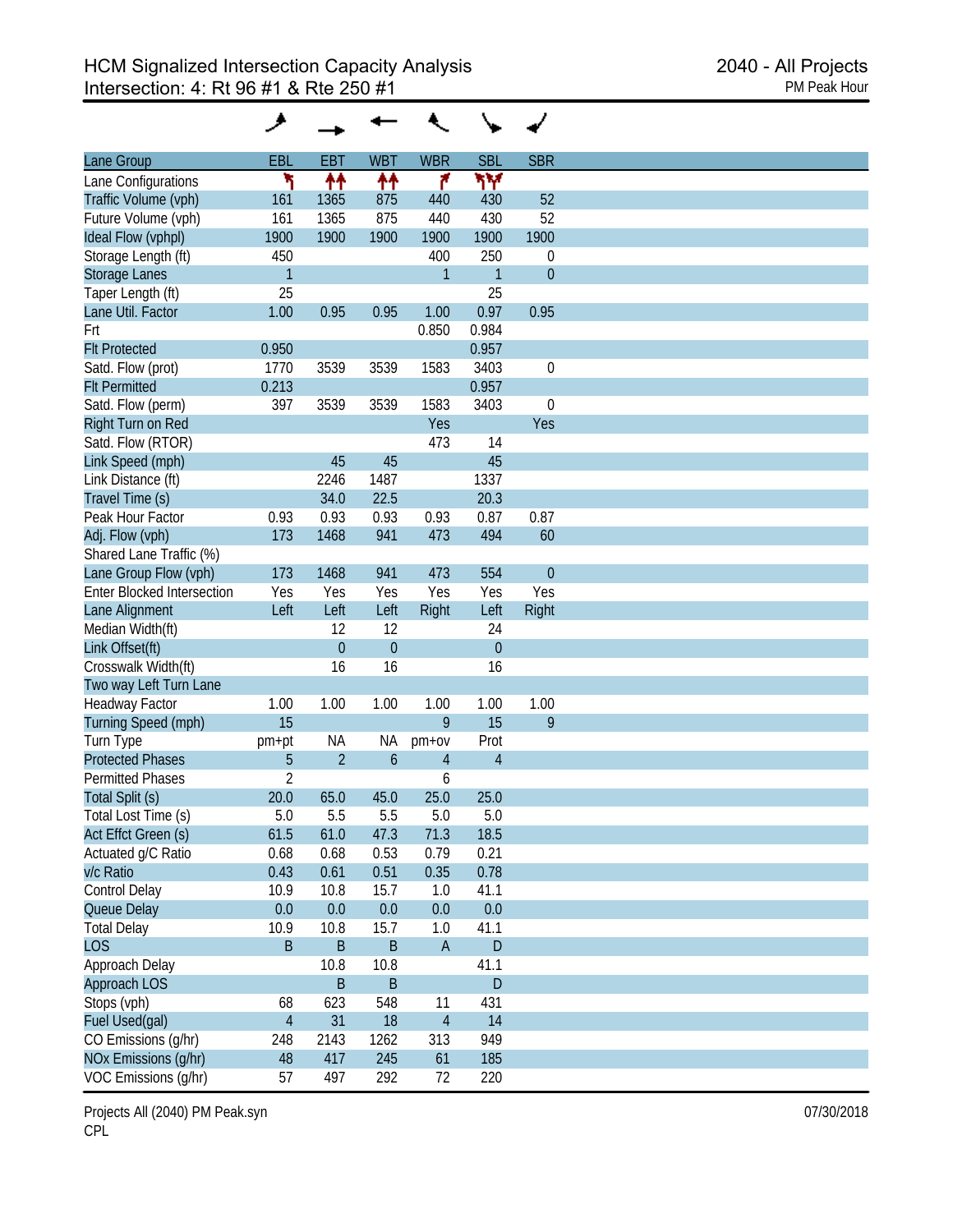# HCM Signalized Intersection Capacity Analysis
## Intersection: 4: Rt 96 #1 & Rte 250 #1

2040 - All Projects
PM Peak Hour

| Lane Group | EBL | EBT | WBT | WBR | SBL | SBR |
|---|---|---|---|---|---|---|
| Lane Configurations | | | | | | |
| Traffic Volume (vph) | 161 | 1365 | 875 | 440 | 430 | 52 |
| Future Volume (vph) | 161 | 1365 | 875 | 440 | 430 | 52 |
| Ideal Flow (vphpl) | 1900 | 1900 | 1900 | 1900 | 1900 | 1900 |
| Storage Length (ft) | 450 | | | 400 | 250 | 0 |
| Storage Lanes | 1 | | | 1 | 1 | 0 |
| Taper Length (ft) | 25 | | | | 25 | |
| Lane Util. Factor | 1.00 | 0.95 | 0.95 | 1.00 | 0.97 | 0.95 |
| Frt | | | | 0.850 | 0.984 | |
| Flt Protected | 0.950 | | | | 0.957 | |
| Satd. Flow (prot) | 1770 | 3539 | 3539 | 1583 | 3403 | 0 |
| Flt Permitted | 0.213 | | | | 0.957 | |
| Satd. Flow (perm) | 397 | 3539 | 3539 | 1583 | 3403 | 0 |
| Right Turn on Red | | | | Yes | | Yes |
| Satd. Flow (RTOR) | | | | 473 | 14 | |
| Link Speed (mph) | | 45 | 45 | | 45 | |
| Link Distance (ft) | | 2246 | 1487 | | 1337 | |
| Travel Time (s) | | 34.0 | 22.5 | | 20.3 | |
| Peak Hour Factor | 0.93 | 0.93 | 0.93 | 0.93 | 0.87 | 0.87 |
| Adj. Flow (vph) | 173 | 1468 | 941 | 473 | 494 | 60 |
| Shared Lane Traffic (%) | | | | | | |
| Lane Group Flow (vph) | 173 | 1468 | 941 | 473 | 554 | 0 |
| Enter Blocked Intersection | Yes | Yes | Yes | Yes | Yes | Yes |
| Lane Alignment | Left | Left | Left | Right | Left | Right |
| Median Width(ft) | | 12 | 12 | | 24 | |
| Link Offset(ft) | | 0 | 0 | | 0 | |
| Crosswalk Width(ft) | | 16 | 16 | | 16 | |
| Two way Left Turn Lane | | | | | | |
| Headway Factor | 1.00 | 1.00 | 1.00 | 1.00 | 1.00 | 1.00 |
| Turning Speed (mph) | 15 | | | 9 | 15 | 9 |
| Turn Type | pm+pt | NA | NA | pm+ov | Prot | |
| Protected Phases | 5 | 2 | 6 | 4 | 4 | |
| Permitted Phases | 2 | | | 6 | | |
| Total Split (s) | 20.0 | 65.0 | 45.0 | 25.0 | 25.0 | |
| Total Lost Time (s) | 5.0 | 5.5 | 5.5 | 5.0 | 5.0 | |
| Act Effct Green (s) | 61.5 | 61.0 | 47.3 | 71.3 | 18.5 | |
| Actuated g/C Ratio | 0.68 | 0.68 | 0.53 | 0.79 | 0.21 | |
| v/c Ratio | 0.43 | 0.61 | 0.51 | 0.35 | 0.78 | |
| Control Delay | 10.9 | 10.8 | 15.7 | 1.0 | 41.1 | |
| Queue Delay | 0.0 | 0.0 | 0.0 | 0.0 | 0.0 | |
| Total Delay | 10.9 | 10.8 | 15.7 | 1.0 | 41.1 | |
| LOS | B | B | B | A | D | |
| Approach Delay | | 10.8 | 10.8 | | 41.1 | |
| Approach LOS | | B | B | | D | |
| Stops (vph) | 68 | 623 | 548 | 11 | 431 | |
| Fuel Used(gal) | 4 | 31 | 18 | 4 | 14 | |
| CO Emissions (g/hr) | 248 | 2143 | 1262 | 313 | 949 | |
| NOx Emissions (g/hr) | 48 | 417 | 245 | 61 | 185 | |
| VOC Emissions (g/hr) | 57 | 497 | 292 | 72 | 220 | |

Projects All (2040) PM Peak.syn
CPL

07/30/2018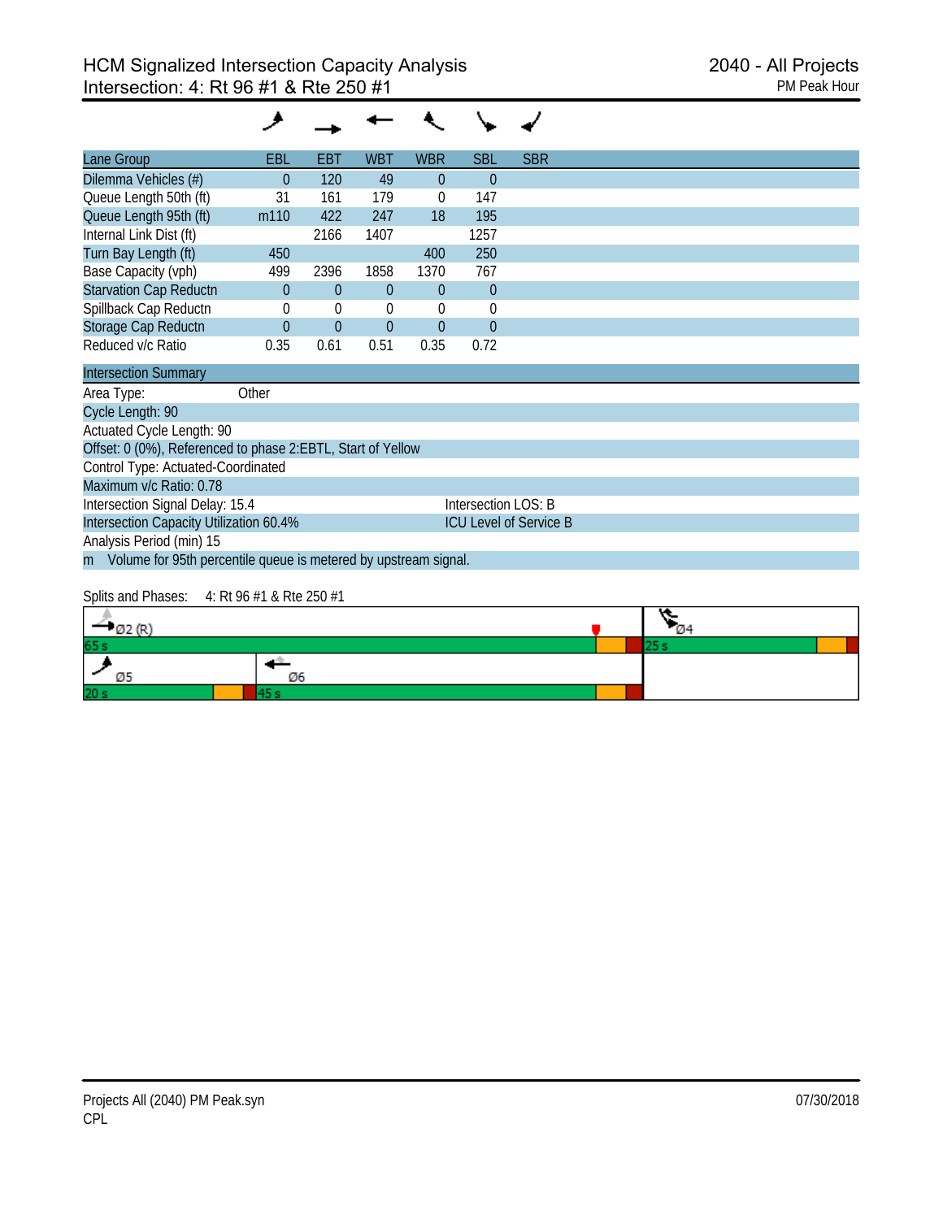# HCM Signalized Intersection Capacity Analysis
## Intersection: 4: Rt 96 #1 & Rte 250 #1

2040 - All Projects
PM Peak Hour

| Lane Group | EBL | EBT | WBT | WBR | SBL | SBR |
|---|---|---|---|---|---|---|
| Dilemma Vehicles (#) | 0 | 120 | 49 | 0 | 0 | |
| Queue Length 50th (ft) | 31 | 161 | 179 | 0 | 147 | |
| Queue Length 95th (ft) | m110 | 422 | 247 | 18 | 195 | |
| Internal Link Dist (ft) | | 2166 | 1407 | | 1257 | |
| Turn Bay Length (ft) | 450 | | | 400 | 250 | |
| Base Capacity (vph) | 499 | 2396 | 1858 | 1370 | 767 | |
| Starvation Cap Reductn | 0 | 0 | 0 | 0 | 0 | |
| Spillback Cap Reductn | 0 | 0 | 0 | 0 | 0 | |
| Storage Cap Reductn | 0 | 0 | 0 | 0 | 0 | |
| Reduced v/c Ratio | 0.35 | 0.61 | 0.51 | 0.35 | 0.72 | |

**Intersection Summary**

Area Type: Other

Cycle Length: 90

Actuated Cycle Length: 90

Offset: 0 (0%), Referenced to phase 2:EBTL, Start of Yellow

Control Type: Actuated-Coordinated

Maximum v/c Ratio: 0.78

Intersection Signal Delay: 15.4 — Intersection LOS: B

Intersection Capacity Utilization 60.4% — ICU Level of Service B

Analysis Period (min) 15

m Volume for 95th percentile queue is metered by upstream signal.

Splits and Phases: 4: Rt 96 #1 & Rte 250 #1

Ø2 (R) 65 s | Ø4 25 s

Ø5 20 s | Ø6 45 s

Projects All (2040) PM Peak.syn
CPL

07/30/2018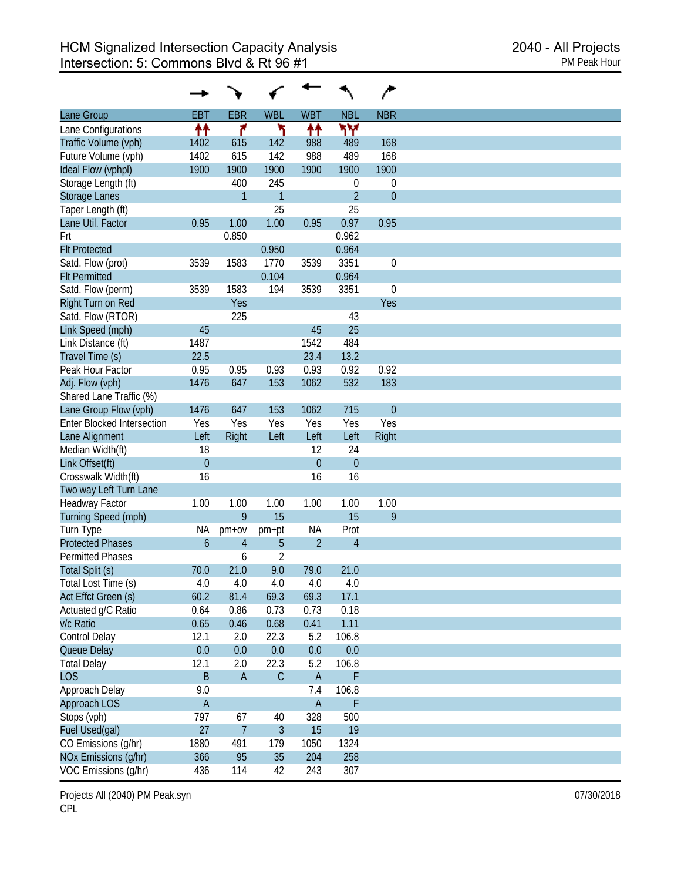# HCM Signalized Intersection Capacity Analysis
## Intersection: 5: Commons Blvd & Rt 96 #1

2040 - All Projects
PM Peak Hour

| Lane Group | EBT | EBR | WBL | WBT | NBL | NBR |
|---|---|---|---|---|---|---|
| Lane Configurations | ↑↑ | ↱ | ↰ | ↑↑ | ↰↰ | |
| Traffic Volume (vph) | 1402 | 615 | 142 | 988 | 489 | 168 |
| Future Volume (vph) | 1402 | 615 | 142 | 988 | 489 | 168 |
| Ideal Flow (vphpl) | 1900 | 1900 | 1900 | 1900 | 1900 | 1900 |
| Storage Length (ft) | | 400 | 245 | | 0 | 0 |
| Storage Lanes | | 1 | 1 | | 2 | 0 |
| Taper Length (ft) | | | 25 | | 25 | |
| Lane Util. Factor | 0.95 | 1.00 | 1.00 | 0.95 | 0.97 | 0.95 |
| Frt | | 0.850 | | | 0.962 | |
| Flt Protected | | | 0.950 | | 0.964 | |
| Satd. Flow (prot) | 3539 | 1583 | 1770 | 3539 | 3351 | 0 |
| Flt Permitted | | | 0.104 | | 0.964 | |
| Satd. Flow (perm) | 3539 | 1583 | 194 | 3539 | 3351 | 0 |
| Right Turn on Red | | Yes | | | | Yes |
| Satd. Flow (RTOR) | | 225 | | | 43 | |
| Link Speed (mph) | 45 | | | 45 | 25 | |
| Link Distance (ft) | 1487 | | | 1542 | 484 | |
| Travel Time (s) | 22.5 | | | 23.4 | 13.2 | |
| Peak Hour Factor | 0.95 | 0.95 | 0.93 | 0.93 | 0.92 | 0.92 |
| Adj. Flow (vph) | 1476 | 647 | 153 | 1062 | 532 | 183 |
| Shared Lane Traffic (%) | | | | | | |
| Lane Group Flow (vph) | 1476 | 647 | 153 | 1062 | 715 | 0 |
| Enter Blocked Intersection | Yes | Yes | Yes | Yes | Yes | Yes |
| Lane Alignment | Left | Right | Left | Left | Left | Right |
| Median Width(ft) | 18 | | | 12 | 24 | |
| Link Offset(ft) | 0 | | | 0 | 0 | |
| Crosswalk Width(ft) | 16 | | | 16 | 16 | |
| Two way Left Turn Lane | | | | | | |
| Headway Factor | 1.00 | 1.00 | 1.00 | 1.00 | 1.00 | 1.00 |
| Turning Speed (mph) | | 9 | 15 | | 15 | 9 |
| Turn Type | NA | pm+ov | pm+pt | NA | Prot | |
| Protected Phases | 6 | 4 | 5 | 2 | 4 | |
| Permitted Phases | | 6 | 2 | | | |
| Total Split (s) | 70.0 | 21.0 | 9.0 | 79.0 | 21.0 | |
| Total Lost Time (s) | 4.0 | 4.0 | 4.0 | 4.0 | 4.0 | |
| Act Effct Green (s) | 60.2 | 81.4 | 69.3 | 69.3 | 17.1 | |
| Actuated g/C Ratio | 0.64 | 0.86 | 0.73 | 0.73 | 0.18 | |
| v/c Ratio | 0.65 | 0.46 | 0.68 | 0.41 | 1.11 | |
| Control Delay | 12.1 | 2.0 | 22.3 | 5.2 | 106.8 | |
| Queue Delay | 0.0 | 0.0 | 0.0 | 0.0 | 0.0 | |
| Total Delay | 12.1 | 2.0 | 22.3 | 5.2 | 106.8 | |
| LOS | B | A | C | A | F | |
| Approach Delay | 9.0 | | | 7.4 | 106.8 | |
| Approach LOS | A | | | A | F | |
| Stops (vph) | 797 | 67 | 40 | 328 | 500 | |
| Fuel Used(gal) | 27 | 7 | 3 | 15 | 19 | |
| CO Emissions (g/hr) | 1880 | 491 | 179 | 1050 | 1324 | |
| NOx Emissions (g/hr) | 366 | 95 | 35 | 204 | 258 | |
| VOC Emissions (g/hr) | 436 | 114 | 42 | 243 | 307 | |

Projects All (2040) PM Peak.syn
CPL

07/30/2018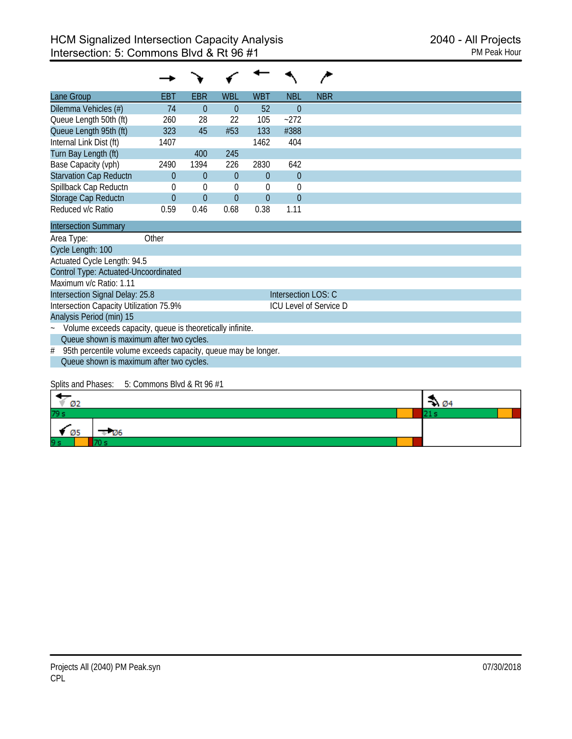# HCM Signalized Intersection Capacity Analysis
## Intersection: 5: Commons Blvd & Rt 96 #1

2040 - All Projects
PM Peak Hour

| Lane Group | EBT | EBR | WBL | WBT | NBL | NBR |
|---|---|---|---|---|---|---|
| Dilemma Vehicles (#) | 74 | 0 | 0 | 52 | 0 | |
| Queue Length 50th (ft) | 260 | 28 | 22 | 105 | ~272 | |
| Queue Length 95th (ft) | 323 | 45 | #53 | 133 | #388 | |
| Internal Link Dist (ft) | 1407 | | | 1462 | 404 | |
| Turn Bay Length (ft) | | 400 | 245 | | | |
| Base Capacity (vph) | 2490 | 1394 | 226 | 2830 | 642 | |
| Starvation Cap Reductn | 0 | 0 | 0 | 0 | 0 | |
| Spillback Cap Reductn | 0 | 0 | 0 | 0 | 0 | |
| Storage Cap Reductn | 0 | 0 | 0 | 0 | 0 | |
| Reduced v/c Ratio | 0.59 | 0.46 | 0.68 | 0.38 | 1.11 | |

**Intersection Summary**

Area Type: Other

Cycle Length: 100

Actuated Cycle Length: 94.5

Control Type: Actuated-Uncoordinated

Maximum v/c Ratio: 1.11

Intersection Signal Delay: 25.8 — Intersection LOS: C

Intersection Capacity Utilization 75.9% — ICU Level of Service D

Analysis Period (min) 15

~ Volume exceeds capacity, queue is theoretically infinite.
Queue shown is maximum after two cycles.

# 95th percentile volume exceeds capacity, queue may be longer.
Queue shown is maximum after two cycles.

Splits and Phases: 5: Commons Blvd & Rt 96 #1

| Phase | Split |
|---|---|
| Ø2 | 79 s |
| Ø4 | 21 s |
| Ø5 | 9 s |
| Ø6 | 70 s |

Projects All (2040) PM Peak.syn
CPL

07/30/2018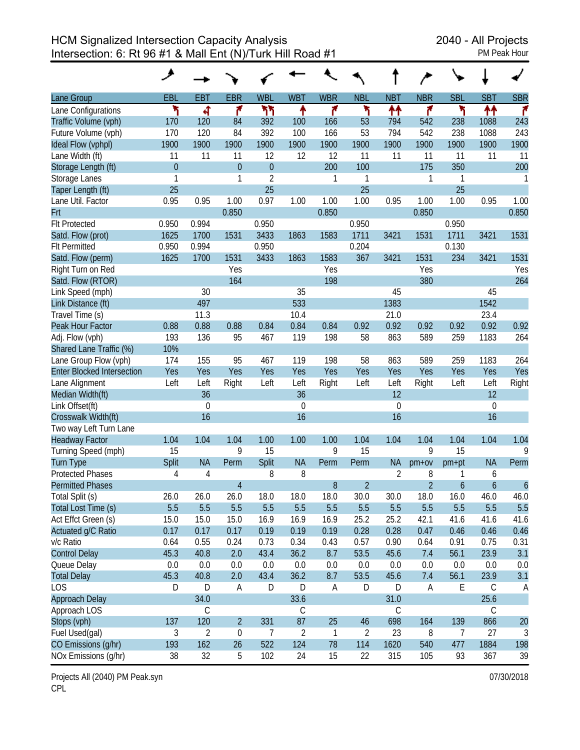# HCM Signalized Intersection Capacity Analysis
## Intersection: 6: Rt 96 #1 & Mall Ent (N)/Turk Hill Road #1

2040 - All Projects
PM Peak Hour

| Lane Group | EBL | EBT | EBR | WBL | WBT | WBR | NBL | NBT | NBR | SBL | SBT | SBR |
|---|---|---|---|---|---|---|---|---|---|---|---|---|
| Lane Configurations | | | | | | | | | | | | |
| Traffic Volume (vph) | 170 | 120 | 84 | 392 | 100 | 166 | 53 | 794 | 542 | 238 | 1088 | 243 |
| Future Volume (vph) | 170 | 120 | 84 | 392 | 100 | 166 | 53 | 794 | 542 | 238 | 1088 | 243 |
| Ideal Flow (vphpl) | 1900 | 1900 | 1900 | 1900 | 1900 | 1900 | 1900 | 1900 | 1900 | 1900 | 1900 | 1900 |
| Lane Width (ft) | 11 | 11 | 11 | 12 | 12 | 12 | 11 | 11 | 11 | 11 | 11 | 11 |
| Storage Length (ft) | 0 | | 0 | 0 | | 200 | 100 | | 175 | 350 | | 200 |
| Storage Lanes | 1 | | 1 | 2 | | 1 | 1 | | 1 | 1 | | 1 |
| Taper Length (ft) | 25 | | | 25 | | | 25 | | | 25 | | |
| Lane Util. Factor | 0.95 | 0.95 | 1.00 | 0.97 | 1.00 | 1.00 | 1.00 | 0.95 | 1.00 | 1.00 | 0.95 | 1.00 |
| Frt | | | 0.850 | | | 0.850 | | | 0.850 | | | 0.850 |
| Flt Protected | 0.950 | 0.994 | | 0.950 | | | 0.950 | | | 0.950 | | |
| Satd. Flow (prot) | 1625 | 1700 | 1531 | 3433 | 1863 | 1583 | 1711 | 3421 | 1531 | 1711 | 3421 | 1531 |
| Flt Permitted | 0.950 | 0.994 | | 0.950 | | | 0.204 | | | 0.130 | | |
| Satd. Flow (perm) | 1625 | 1700 | 1531 | 3433 | 1863 | 1583 | 367 | 3421 | 1531 | 234 | 3421 | 1531 |
| Right Turn on Red | | | Yes | | | Yes | | | Yes | | | Yes |
| Satd. Flow (RTOR) | | | 164 | | | 198 | | | 380 | | | 264 |
| Link Speed (mph) | | 30 | | | 35 | | | 45 | | | 45 | |
| Link Distance (ft) | | 497 | | | 533 | | | 1383 | | | 1542 | |
| Travel Time (s) | | 11.3 | | | 10.4 | | | 21.0 | | | 23.4 | |
| Peak Hour Factor | 0.88 | 0.88 | 0.88 | 0.84 | 0.84 | 0.84 | 0.92 | 0.92 | 0.92 | 0.92 | 0.92 | 0.92 |
| Adj. Flow (vph) | 193 | 136 | 95 | 467 | 119 | 198 | 58 | 863 | 589 | 259 | 1183 | 264 |
| Shared Lane Traffic (%) | 10% | | | | | | | | | | | |
| Lane Group Flow (vph) | 174 | 155 | 95 | 467 | 119 | 198 | 58 | 863 | 589 | 259 | 1183 | 264 |
| Enter Blocked Intersection | Yes | Yes | Yes | Yes | Yes | Yes | Yes | Yes | Yes | Yes | Yes | Yes |
| Lane Alignment | Left | Left | Right | Left | Left | Right | Left | Left | Right | Left | Left | Right |
| Median Width(ft) | | 36 | | | 36 | | | 12 | | | 12 | |
| Link Offset(ft) | | 0 | | | 0 | | | 0 | | | 0 | |
| Crosswalk Width(ft) | | 16 | | | 16 | | | 16 | | | 16 | |
| Two way Left Turn Lane | | | | | | | | | | | | |
| Headway Factor | 1.04 | 1.04 | 1.04 | 1.00 | 1.00 | 1.00 | 1.04 | 1.04 | 1.04 | 1.04 | 1.04 | 1.04 |
| Turning Speed (mph) | 15 | | 9 | 15 | | 9 | 15 | | 9 | 15 | | 9 |
| Turn Type | Split | NA | Perm | Split | NA | Perm | Perm | NA | pm+ov | pm+pt | NA | Perm |
| Protected Phases | 4 | 4 | | 8 | 8 | | | 2 | 8 | 1 | 6 | |
| Permitted Phases | | | 4 | | | 8 | 2 | | 2 | 6 | 6 | 6 |
| Total Split (s) | 26.0 | 26.0 | 26.0 | 18.0 | 18.0 | 18.0 | 30.0 | 30.0 | 18.0 | 16.0 | 46.0 | 46.0 |
| Total Lost Time (s) | 5.5 | 5.5 | 5.5 | 5.5 | 5.5 | 5.5 | 5.5 | 5.5 | 5.5 | 5.5 | 5.5 | 5.5 |
| Act Effct Green (s) | 15.0 | 15.0 | 15.0 | 16.9 | 16.9 | 16.9 | 25.2 | 25.2 | 42.1 | 41.6 | 41.6 | 41.6 |
| Actuated g/C Ratio | 0.17 | 0.17 | 0.17 | 0.19 | 0.19 | 0.19 | 0.28 | 0.28 | 0.47 | 0.46 | 0.46 | 0.46 |
| v/c Ratio | 0.64 | 0.55 | 0.24 | 0.73 | 0.34 | 0.43 | 0.57 | 0.90 | 0.64 | 0.91 | 0.75 | 0.31 |
| Control Delay | 45.3 | 40.8 | 2.0 | 43.4 | 36.2 | 8.7 | 53.5 | 45.6 | 7.4 | 56.1 | 23.9 | 3.1 |
| Queue Delay | 0.0 | 0.0 | 0.0 | 0.0 | 0.0 | 0.0 | 0.0 | 0.0 | 0.0 | 0.0 | 0.0 | 0.0 |
| Total Delay | 45.3 | 40.8 | 2.0 | 43.4 | 36.2 | 8.7 | 53.5 | 45.6 | 7.4 | 56.1 | 23.9 | 3.1 |
| LOS | D | D | A | D | D | A | D | D | A | E | C | A |
| Approach Delay | | 34.0 | | | 33.6 | | | 31.0 | | | 25.6 | |
| Approach LOS | | C | | | C | | | C | | | C | |
| Stops (vph) | 137 | 120 | 2 | 331 | 87 | 25 | 46 | 698 | 164 | 139 | 866 | 20 |
| Fuel Used(gal) | 3 | 2 | 0 | 7 | 2 | 1 | 2 | 23 | 8 | 7 | 27 | 3 |
| CO Emissions (g/hr) | 193 | 162 | 26 | 522 | 124 | 78 | 114 | 1620 | 540 | 477 | 1884 | 198 |
| NOx Emissions (g/hr) | 38 | 32 | 5 | 102 | 24 | 15 | 22 | 315 | 105 | 93 | 367 | 39 |

Projects All (2040) PM Peak.syn
CPL

07/30/2018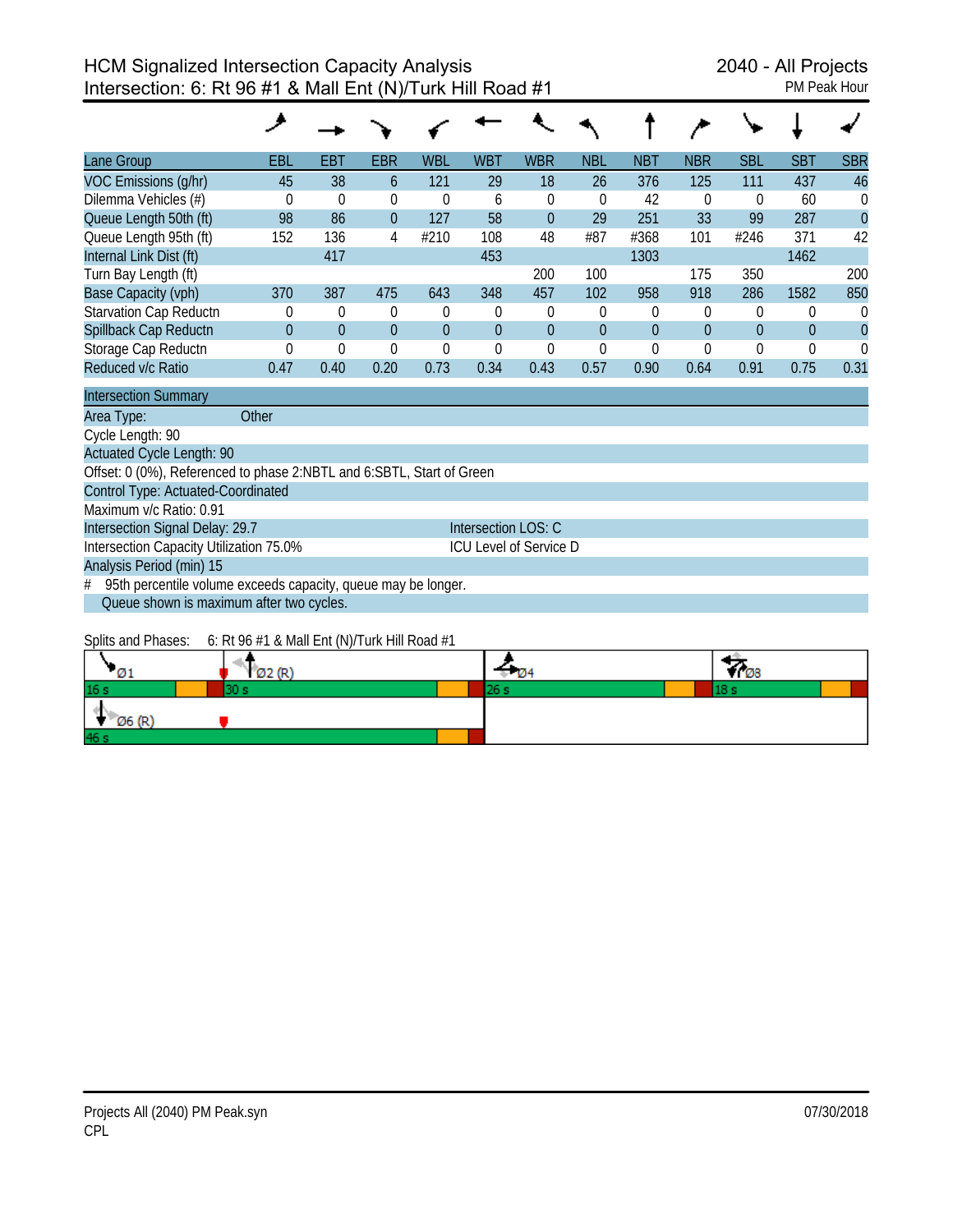# HCM Signalized Intersection Capacity Analysis
## Intersection: 6: Rt 96 #1 & Mall Ent (N)/Turk Hill Road #1

2040 - All Projects
PM Peak Hour

| Lane Group | EBL | EBT | EBR | WBL | WBT | WBR | NBL | NBT | NBR | SBL | SBT | SBR |
|---|---|---|---|---|---|---|---|---|---|---|---|---|
| VOC Emissions (g/hr) | 45 | 38 | 6 | 121 | 29 | 18 | 26 | 376 | 125 | 111 | 437 | 46 |
| Dilemma Vehicles (#) | 0 | 0 | 0 | 0 | 6 | 0 | 0 | 42 | 0 | 0 | 60 | 0 |
| Queue Length 50th (ft) | 98 | 86 | 0 | 127 | 58 | 0 | 29 | 251 | 33 | 99 | 287 | 0 |
| Queue Length 95th (ft) | 152 | 136 | 4 | #210 | 108 | 48 | #87 | #368 | 101 | #246 | 371 | 42 |
| Internal Link Dist (ft) | | 417 | | | 453 | | | 1303 | | | 1462 | |
| Turn Bay Length (ft) | | | | | | 200 | 100 | | 175 | 350 | | 200 |
| Base Capacity (vph) | 370 | 387 | 475 | 643 | 348 | 457 | 102 | 958 | 918 | 286 | 1582 | 850 |
| Starvation Cap Reductn | 0 | 0 | 0 | 0 | 0 | 0 | 0 | 0 | 0 | 0 | 0 | 0 |
| Spillback Cap Reductn | 0 | 0 | 0 | 0 | 0 | 0 | 0 | 0 | 0 | 0 | 0 | 0 |
| Storage Cap Reductn | 0 | 0 | 0 | 0 | 0 | 0 | 0 | 0 | 0 | 0 | 0 | 0 |
| Reduced v/c Ratio | 0.47 | 0.40 | 0.20 | 0.73 | 0.34 | 0.43 | 0.57 | 0.90 | 0.64 | 0.91 | 0.75 | 0.31 |

**Intersection Summary**

Area Type: Other

Cycle Length: 90

Actuated Cycle Length: 90

Offset: 0 (0%), Referenced to phase 2:NBTL and 6:SBTL, Start of Green

Control Type: Actuated-Coordinated

Maximum v/c Ratio: 0.91

Intersection Signal Delay: 29.7 — Intersection LOS: C

Intersection Capacity Utilization 75.0% — ICU Level of Service D

Analysis Period (min) 15

\# 95th percentile volume exceeds capacity, queue may be longer.
Queue shown is maximum after two cycles.

Splits and Phases: 6: Rt 96 #1 & Mall Ent (N)/Turk Hill Road #1

| Phase | Split |
|---|---|
| Ø1 | 16 s |
| Ø2 (R) | 30 s |
| Ø4 | 26 s |
| Ø8 | 18 s |
| Ø6 (R) | 46 s |

Projects All (2040) PM Peak.syn
CPL
07/30/2018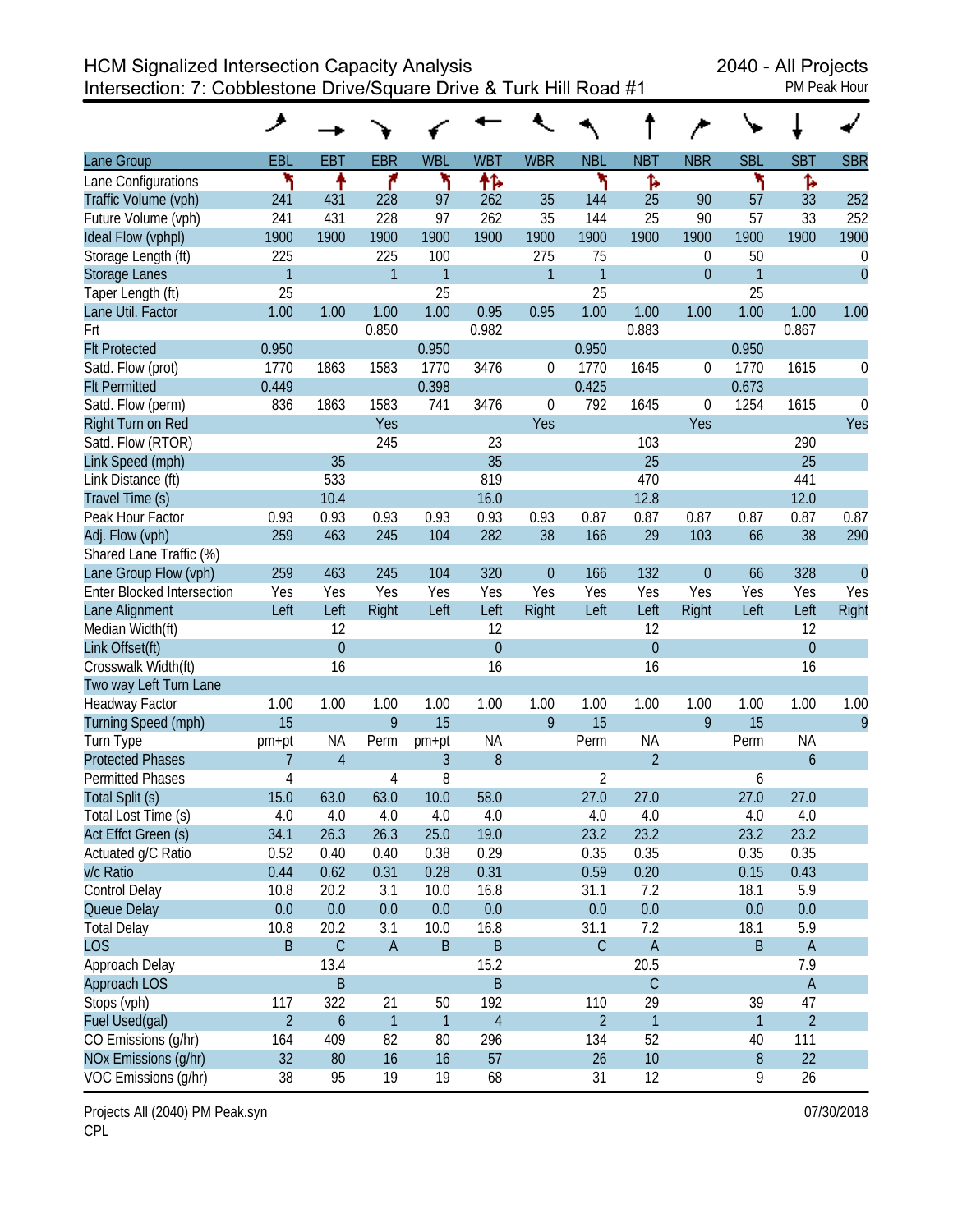# HCM Signalized Intersection Capacity Analysis
## Intersection: 7: Cobblestone Drive/Square Drive & Turk Hill Road #1

2040 - All Projects
PM Peak Hour

| Lane Group | EBL | EBT | EBR | WBL | WBT | WBR | NBL | NBT | NBR | SBL | SBT | SBR |
|---|---|---|---|---|---|---|---|---|---|---|---|---|
| Lane Configurations | | | | | | | | | | | | |
| Traffic Volume (vph) | 241 | 431 | 228 | 97 | 262 | 35 | 144 | 25 | 90 | 57 | 33 | 252 |
| Future Volume (vph) | 241 | 431 | 228 | 97 | 262 | 35 | 144 | 25 | 90 | 57 | 33 | 252 |
| Ideal Flow (vphpl) | 1900 | 1900 | 1900 | 1900 | 1900 | 1900 | 1900 | 1900 | 1900 | 1900 | 1900 | 1900 |
| Storage Length (ft) | 225 | | 225 | 100 | | 275 | 75 | | 0 | 50 | | 0 |
| Storage Lanes | 1 | | 1 | 1 | | 1 | 1 | | 0 | 1 | | 0 |
| Taper Length (ft) | 25 | | | 25 | | | 25 | | | 25 | | |
| Lane Util. Factor | 1.00 | 1.00 | 1.00 | 1.00 | 0.95 | 0.95 | 1.00 | 1.00 | 1.00 | 1.00 | 1.00 | 1.00 |
| Frt | | | 0.850 | | 0.982 | | | 0.883 | | | 0.867 | |
| Flt Protected | 0.950 | | | 0.950 | | | 0.950 | | | 0.950 | | |
| Satd. Flow (prot) | 1770 | 1863 | 1583 | 1770 | 3476 | 0 | 1770 | 1645 | 0 | 1770 | 1615 | 0 |
| Flt Permitted | 0.449 | | | 0.398 | | | 0.425 | | | 0.673 | | |
| Satd. Flow (perm) | 836 | 1863 | 1583 | 741 | 3476 | 0 | 792 | 1645 | 0 | 1254 | 1615 | 0 |
| Right Turn on Red | | | Yes | | | Yes | | | Yes | | | Yes |
| Satd. Flow (RTOR) | | | 245 | | 23 | | | 103 | | | 290 | |
| Link Speed (mph) | | 35 | | | 35 | | | 25 | | | 25 | |
| Link Distance (ft) | | 533 | | | 819 | | | 470 | | | 441 | |
| Travel Time (s) | | 10.4 | | | 16.0 | | | 12.8 | | | 12.0 | |
| Peak Hour Factor | 0.93 | 0.93 | 0.93 | 0.93 | 0.93 | 0.93 | 0.87 | 0.87 | 0.87 | 0.87 | 0.87 | 0.87 |
| Adj. Flow (vph) | 259 | 463 | 245 | 104 | 282 | 38 | 166 | 29 | 103 | 66 | 38 | 290 |
| Shared Lane Traffic (%) | | | | | | | | | | | | |
| Lane Group Flow (vph) | 259 | 463 | 245 | 104 | 320 | 0 | 166 | 132 | 0 | 66 | 328 | 0 |
| Enter Blocked Intersection | Yes | Yes | Yes | Yes | Yes | Yes | Yes | Yes | Yes | Yes | Yes | Yes |
| Lane Alignment | Left | Left | Right | Left | Left | Right | Left | Left | Right | Left | Left | Right |
| Median Width(ft) | | 12 | | | 12 | | | 12 | | | 12 | |
| Link Offset(ft) | | 0 | | | 0 | | | 0 | | | 0 | |
| Crosswalk Width(ft) | | 16 | | | 16 | | | 16 | | | 16 | |
| Two way Left Turn Lane | | | | | | | | | | | | |
| Headway Factor | 1.00 | 1.00 | 1.00 | 1.00 | 1.00 | 1.00 | 1.00 | 1.00 | 1.00 | 1.00 | 1.00 | 1.00 |
| Turning Speed (mph) | 15 | | 9 | 15 | | 9 | 15 | | 9 | 15 | | 9 |
| Turn Type | pm+pt | NA | Perm | pm+pt | NA | | Perm | NA | | Perm | NA | |
| Protected Phases | 7 | 4 | | 3 | 8 | | | 2 | | | 6 | |
| Permitted Phases | 4 | | 4 | 8 | | | 2 | | | 6 | | |
| Total Split (s) | 15.0 | 63.0 | 63.0 | 10.0 | 58.0 | | 27.0 | 27.0 | | 27.0 | 27.0 | |
| Total Lost Time (s) | 4.0 | 4.0 | 4.0 | 4.0 | 4.0 | | 4.0 | 4.0 | | 4.0 | 4.0 | |
| Act Effct Green (s) | 34.1 | 26.3 | 26.3 | 25.0 | 19.0 | | 23.2 | 23.2 | | 23.2 | 23.2 | |
| Actuated g/C Ratio | 0.52 | 0.40 | 0.40 | 0.38 | 0.29 | | 0.35 | 0.35 | | 0.35 | 0.35 | |
| v/c Ratio | 0.44 | 0.62 | 0.31 | 0.28 | 0.31 | | 0.59 | 0.20 | | 0.15 | 0.43 | |
| Control Delay | 10.8 | 20.2 | 3.1 | 10.0 | 16.8 | | 31.1 | 7.2 | | 18.1 | 5.9 | |
| Queue Delay | 0.0 | 0.0 | 0.0 | 0.0 | 0.0 | | 0.0 | 0.0 | | 0.0 | 0.0 | |
| Total Delay | 10.8 | 20.2 | 3.1 | 10.0 | 16.8 | | 31.1 | 7.2 | | 18.1 | 5.9 | |
| LOS | B | C | A | B | B | | C | A | | B | A | |
| Approach Delay | | 13.4 | | | 15.2 | | | 20.5 | | | 7.9 | |
| Approach LOS | | B | | | B | | | C | | | A | |
| Stops (vph) | 117 | 322 | 21 | 50 | 192 | | 110 | 29 | | 39 | 47 | |
| Fuel Used(gal) | 2 | 6 | 1 | 1 | 4 | | 2 | 1 | | 1 | 2 | |
| CO Emissions (g/hr) | 164 | 409 | 82 | 80 | 296 | | 134 | 52 | | 40 | 111 | |
| NOx Emissions (g/hr) | 32 | 80 | 16 | 16 | 57 | | 26 | 10 | | 8 | 22 | |
| VOC Emissions (g/hr) | 38 | 95 | 19 | 19 | 68 | | 31 | 12 | | 9 | 26 | |

Projects All (2040) PM Peak.syn
CPL

07/30/2018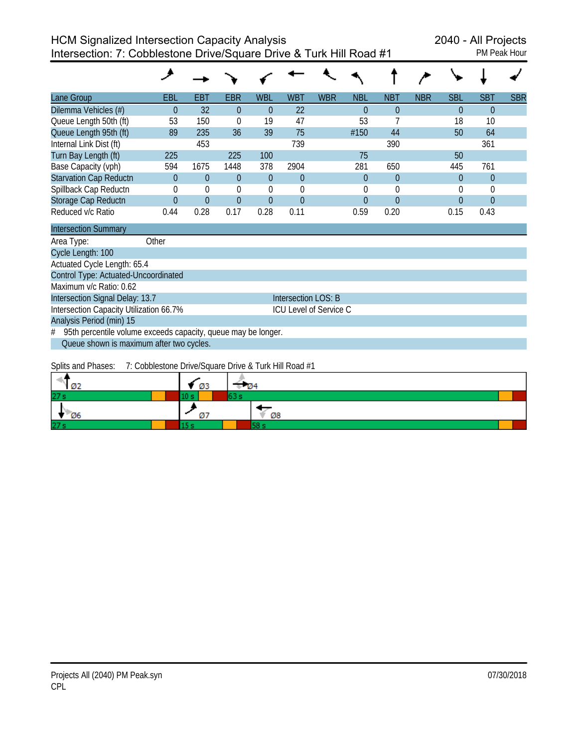# HCM Signalized Intersection Capacity Analysis
## Intersection: 7: Cobblestone Drive/Square Drive & Turk Hill Road #1

2040 - All Projects
PM Peak Hour

| Lane Group | EBL | EBT | EBR | WBL | WBT | WBR | NBL | NBT | NBR | SBL | SBT | SBR |
|---|---|---|---|---|---|---|---|---|---|---|---|---|
| Dilemma Vehicles (#) | 0 | 32 | 0 | 0 | 22 | | 0 | 0 | | 0 | 0 | |
| Queue Length 50th (ft) | 53 | 150 | 0 | 19 | 47 | | 53 | 7 | | 18 | 10 | |
| Queue Length 95th (ft) | 89 | 235 | 36 | 39 | 75 | | #150 | 44 | | 50 | 64 | |
| Internal Link Dist (ft) | | 453 | | | 739 | | | 390 | | | 361 | |
| Turn Bay Length (ft) | 225 | | 225 | 100 | | | 75 | | | 50 | | |
| Base Capacity (vph) | 594 | 1675 | 1448 | 378 | 2904 | | 281 | 650 | | 445 | 761 | |
| Starvation Cap Reductn | 0 | 0 | 0 | 0 | 0 | | 0 | 0 | | 0 | 0 | |
| Spillback Cap Reductn | 0 | 0 | 0 | 0 | 0 | | 0 | 0 | | 0 | 0 | |
| Storage Cap Reductn | 0 | 0 | 0 | 0 | 0 | | 0 | 0 | | 0 | 0 | |
| Reduced v/c Ratio | 0.44 | 0.28 | 0.17 | 0.28 | 0.11 | | 0.59 | 0.20 | | 0.15 | 0.43 | |

**Intersection Summary**

Area Type: Other
Cycle Length: 100
Actuated Cycle Length: 65.4
Control Type: Actuated-Uncoordinated
Maximum v/c Ratio: 0.62
Intersection Signal Delay: 13.7 — Intersection LOS: B
Intersection Capacity Utilization 66.7% — ICU Level of Service C
Analysis Period (min) 15
# 95th percentile volume exceeds capacity, queue may be longer.
Queue shown is maximum after two cycles.

Splits and Phases: 7: Cobblestone Drive/Square Drive & Turk Hill Road #1

| Ø2 | Ø3 | Ø4 |
|---|---|---|
| 27 s | 10 s | 63 s |

| Ø6 | Ø7 | Ø8 |
|---|---|---|
| 27 s | 15 s | 58 s |

Projects All (2040) PM Peak.syn
CPL
07/30/2018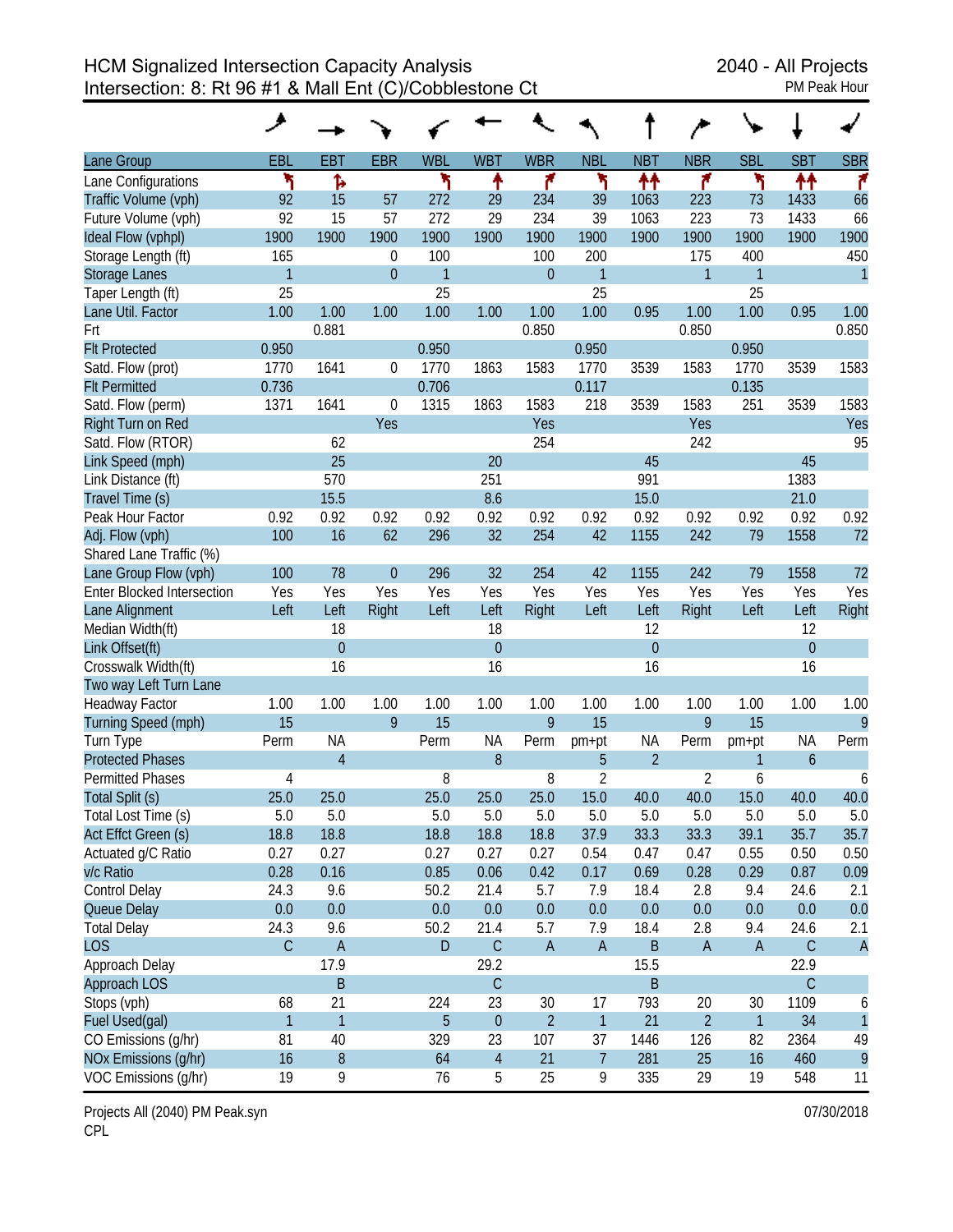HCM Signalized Intersection Capacity Analysis
Intersection: 8: Rt 96 #1 & Mall Ent (C)/Cobblestone Ct

2040 - All Projects
PM Peak Hour

| Lane Group | EBL | EBT | EBR | WBL | WBT | WBR | NBL | NBT | NBR | SBL | SBT | SBR |
|---|---|---|---|---|---|---|---|---|---|---|---|---|
| Lane Configurations | ↰ | ↱ | | ↰ | ↑ | ↱ | ↰ | ↑↑ | ↱ | ↰ | ↑↑ | ↱ |
| Traffic Volume (vph) | 92 | 15 | 57 | 272 | 29 | 234 | 39 | 1063 | 223 | 73 | 1433 | 66 |
| Future Volume (vph) | 92 | 15 | 57 | 272 | 29 | 234 | 39 | 1063 | 223 | 73 | 1433 | 66 |
| Ideal Flow (vphpl) | 1900 | 1900 | 1900 | 1900 | 1900 | 1900 | 1900 | 1900 | 1900 | 1900 | 1900 | 1900 |
| Storage Length (ft) | 165 | | 0 | 100 | | 100 | 200 | | 175 | 400 | | 450 |
| Storage Lanes | 1 | | 0 | 1 | | 0 | 1 | | 1 | 1 | | 1 |
| Taper Length (ft) | 25 | | | 25 | | | 25 | | | 25 | | |
| Lane Util. Factor | 1.00 | 1.00 | 1.00 | 1.00 | 1.00 | 1.00 | 1.00 | 0.95 | 1.00 | 1.00 | 0.95 | 1.00 |
| Frt | | 0.881 | | | | 0.850 | | | 0.850 | | | 0.850 |
| Flt Protected | 0.950 | | | 0.950 | | | 0.950 | | | 0.950 | | |
| Satd. Flow (prot) | 1770 | 1641 | 0 | 1770 | 1863 | 1583 | 1770 | 3539 | 1583 | 1770 | 3539 | 1583 |
| Flt Permitted | 0.736 | | | 0.706 | | | 0.117 | | | 0.135 | | |
| Satd. Flow (perm) | 1371 | 1641 | 0 | 1315 | 1863 | 1583 | 218 | 3539 | 1583 | 251 | 3539 | 1583 |
| Right Turn on Red | | | Yes | | | Yes | | | Yes | | | Yes |
| Satd. Flow (RTOR) | | 62 | | | | 254 | | | 242 | | | 95 |
| Link Speed (mph) | | 25 | | | 20 | | | 45 | | | 45 | |
| Link Distance (ft) | | 570 | | | 251 | | | 991 | | | 1383 | |
| Travel Time (s) | | 15.5 | | | 8.6 | | | 15.0 | | | 21.0 | |
| Peak Hour Factor | 0.92 | 0.92 | 0.92 | 0.92 | 0.92 | 0.92 | 0.92 | 0.92 | 0.92 | 0.92 | 0.92 | 0.92 |
| Adj. Flow (vph) | 100 | 16 | 62 | 296 | 32 | 254 | 42 | 1155 | 242 | 79 | 1558 | 72 |
| Shared Lane Traffic (%) | | | | | | | | | | | | |
| Lane Group Flow (vph) | 100 | 78 | 0 | 296 | 32 | 254 | 42 | 1155 | 242 | 79 | 1558 | 72 |
| Enter Blocked Intersection | Yes | Yes | Yes | Yes | Yes | Yes | Yes | Yes | Yes | Yes | Yes | Yes |
| Lane Alignment | Left | Left | Right | Left | Left | Right | Left | Left | Right | Left | Left | Right |
| Median Width(ft) | | 18 | | | 18 | | | 12 | | | 12 | |
| Link Offset(ft) | | 0 | | | 0 | | | 0 | | | 0 | |
| Crosswalk Width(ft) | | 16 | | | 16 | | | 16 | | | 16 | |
| Two way Left Turn Lane | | | | | | | | | | | | |
| Headway Factor | 1.00 | 1.00 | 1.00 | 1.00 | 1.00 | 1.00 | 1.00 | 1.00 | 1.00 | 1.00 | 1.00 | 1.00 |
| Turning Speed (mph) | 15 | | 9 | 15 | | 9 | 15 | | 9 | 15 | | 9 |
| Turn Type | Perm | NA | | Perm | NA | Perm | pm+pt | NA | Perm | pm+pt | NA | Perm |
| Protected Phases | | 4 | | | 8 | | 5 | 2 | | 1 | 6 | |
| Permitted Phases | 4 | | | 8 | | 8 | 2 | | 2 | 6 | | 6 |
| Total Split (s) | 25.0 | 25.0 | | 25.0 | 25.0 | 25.0 | 15.0 | 40.0 | 40.0 | 15.0 | 40.0 | 40.0 |
| Total Lost Time (s) | 5.0 | 5.0 | | 5.0 | 5.0 | 5.0 | 5.0 | 5.0 | 5.0 | 5.0 | 5.0 | 5.0 |
| Act Effct Green (s) | 18.8 | 18.8 | | 18.8 | 18.8 | 18.8 | 37.9 | 33.3 | 33.3 | 39.1 | 35.7 | 35.7 |
| Actuated g/C Ratio | 0.27 | 0.27 | | 0.27 | 0.27 | 0.27 | 0.54 | 0.47 | 0.47 | 0.55 | 0.50 | 0.50 |
| v/c Ratio | 0.28 | 0.16 | | 0.85 | 0.06 | 0.42 | 0.17 | 0.69 | 0.28 | 0.29 | 0.87 | 0.09 |
| Control Delay | 24.3 | 9.6 | | 50.2 | 21.4 | 5.7 | 7.9 | 18.4 | 2.8 | 9.4 | 24.6 | 2.1 |
| Queue Delay | 0.0 | 0.0 | | 0.0 | 0.0 | 0.0 | 0.0 | 0.0 | 0.0 | 0.0 | 0.0 | 0.0 |
| Total Delay | 24.3 | 9.6 | | 50.2 | 21.4 | 5.7 | 7.9 | 18.4 | 2.8 | 9.4 | 24.6 | 2.1 |
| LOS | C | A | | D | C | A | A | B | A | A | C | A |
| Approach Delay | | 17.9 | | | 29.2 | | | 15.5 | | | 22.9 | |
| Approach LOS | | B | | | C | | | B | | | C | |
| Stops (vph) | 68 | 21 | | 224 | 23 | 30 | 17 | 793 | 20 | 30 | 1109 | 6 |
| Fuel Used(gal) | 1 | 1 | | 5 | 0 | 2 | 1 | 21 | 2 | 1 | 34 | 1 |
| CO Emissions (g/hr) | 81 | 40 | | 329 | 23 | 107 | 37 | 1446 | 126 | 82 | 2364 | 49 |
| NOx Emissions (g/hr) | 16 | 8 | | 64 | 4 | 21 | 7 | 281 | 25 | 16 | 460 | 9 |
| VOC Emissions (g/hr) | 19 | 9 | | 76 | 5 | 25 | 9 | 335 | 29 | 19 | 548 | 11 |

Projects All (2040) PM Peak.syn
CPL

07/30/2018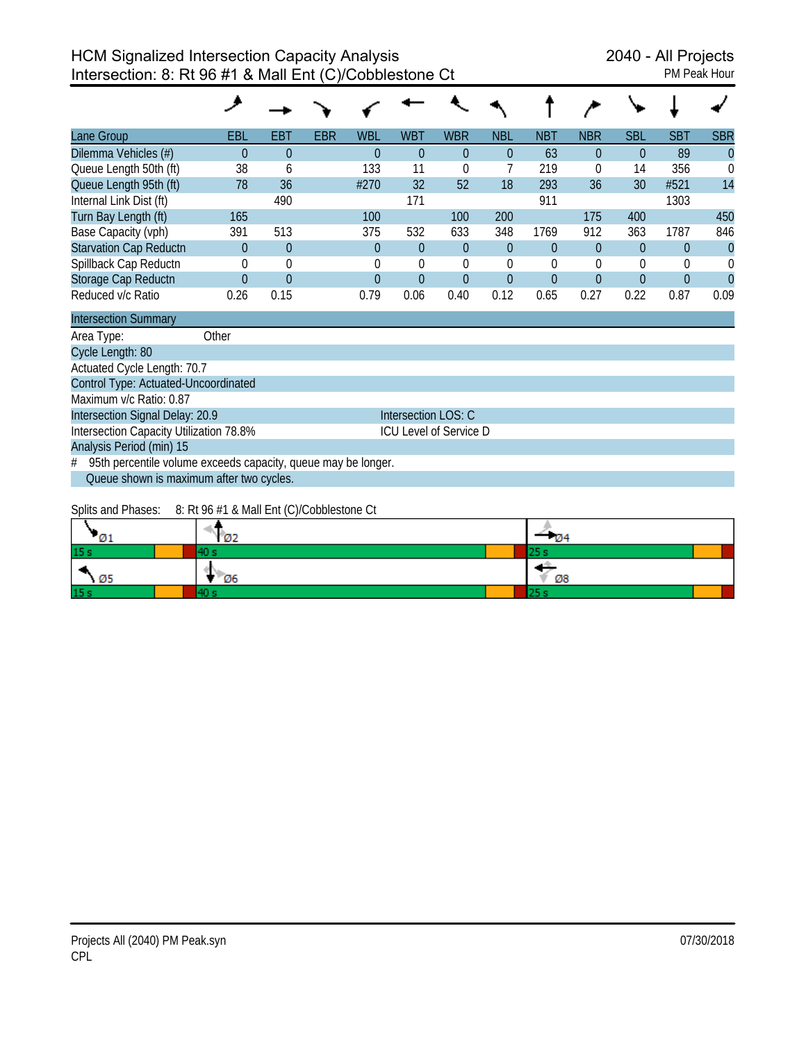# HCM Signalized Intersection Capacity Analysis
## Intersection: 8: Rt 96 #1 & Mall Ent (C)/Cobblestone Ct

2040 - All Projects
PM Peak Hour

| Lane Group | EBL | EBT | EBR | WBL | WBT | WBR | NBL | NBT | NBR | SBL | SBT | SBR |
|---|---|---|---|---|---|---|---|---|---|---|---|---|
| Dilemma Vehicles (#) | 0 | 0 | | 0 | 0 | 0 | 0 | 63 | 0 | 0 | 89 | 0 |
| Queue Length 50th (ft) | 38 | 6 | | 133 | 11 | 0 | 7 | 219 | 0 | 14 | 356 | 0 |
| Queue Length 95th (ft) | 78 | 36 | | #270 | 32 | 52 | 18 | 293 | 36 | 30 | #521 | 14 |
| Internal Link Dist (ft) | | 490 | | | 171 | | | 911 | | | 1303 | |
| Turn Bay Length (ft) | 165 | | | 100 | | 100 | 200 | | 175 | 400 | | 450 |
| Base Capacity (vph) | 391 | 513 | | 375 | 532 | 633 | 348 | 1769 | 912 | 363 | 1787 | 846 |
| Starvation Cap Reductn | 0 | 0 | | 0 | 0 | 0 | 0 | 0 | 0 | 0 | 0 | 0 |
| Spillback Cap Reductn | 0 | 0 | | 0 | 0 | 0 | 0 | 0 | 0 | 0 | 0 | 0 |
| Storage Cap Reductn | 0 | 0 | | 0 | 0 | 0 | 0 | 0 | 0 | 0 | 0 | 0 |
| Reduced v/c Ratio | 0.26 | 0.15 | | 0.79 | 0.06 | 0.40 | 0.12 | 0.65 | 0.27 | 0.22 | 0.87 | 0.09 |

**Intersection Summary**

Area Type: Other
Cycle Length: 80
Actuated Cycle Length: 70.7
Control Type: Actuated-Uncoordinated
Maximum v/c Ratio: 0.87
Intersection Signal Delay: 20.9 — Intersection LOS: C
Intersection Capacity Utilization 78.8% — ICU Level of Service D
Analysis Period (min) 15
\# 95th percentile volume exceeds capacity, queue may be longer.
Queue shown is maximum after two cycles.

Splits and Phases: 8: Rt 96 #1 & Mall Ent (C)/Cobblestone Ct

| Ø1 | Ø2 | Ø4 |
|---|---|---|
| 15 s | 40 s | 25 s |

| Ø5 | Ø6 | Ø8 |
|---|---|---|
| 15 s | 40 s | 25 s |

Projects All (2040) PM Peak.syn
CPL

07/30/2018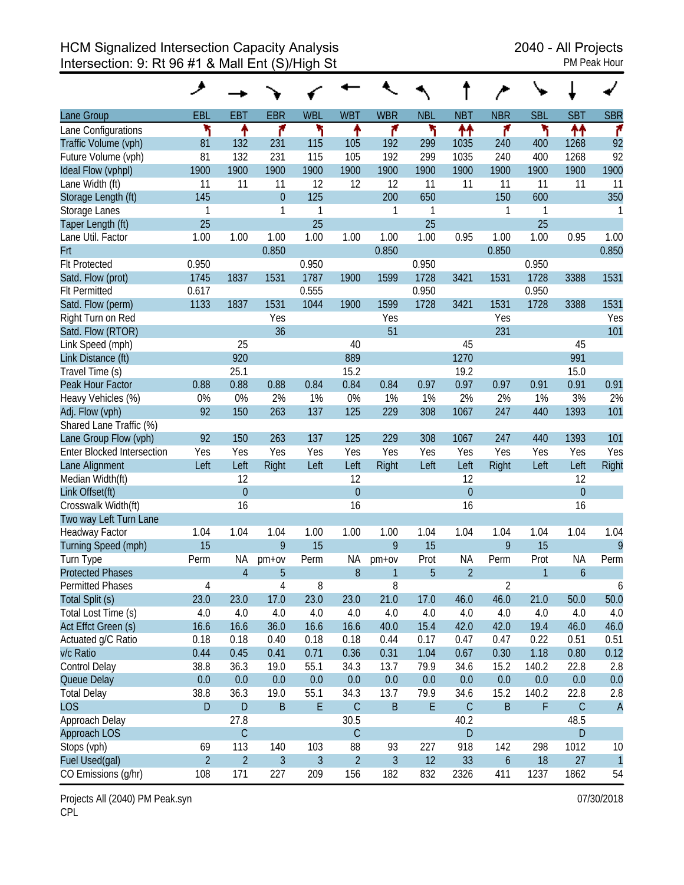HCM Signalized Intersection Capacity Analysis
Intersection: 9: Rt 96 #1 & Mall Ent (S)/High St

2040 - All Projects
PM Peak Hour

| Lane Group | EBL | EBT | EBR | WBL | WBT | WBR | NBL | NBT | NBR | SBL | SBT | SBR |
|---|---|---|---|---|---|---|---|---|---|---|---|---|
| Lane Configurations | | | | | | | | | | | | |
| Traffic Volume (vph) | 81 | 132 | 231 | 115 | 105 | 192 | 299 | 1035 | 240 | 400 | 1268 | 92 |
| Future Volume (vph) | 81 | 132 | 231 | 115 | 105 | 192 | 299 | 1035 | 240 | 400 | 1268 | 92 |
| Ideal Flow (vphpl) | 1900 | 1900 | 1900 | 1900 | 1900 | 1900 | 1900 | 1900 | 1900 | 1900 | 1900 | 1900 |
| Lane Width (ft) | 11 | 11 | 11 | 12 | 12 | 12 | 11 | 11 | 11 | 11 | 11 | 11 |
| Storage Length (ft) | 145 | | 0 | 125 | | 200 | 650 | | 150 | 600 | | 350 |
| Storage Lanes | 1 | | 1 | 1 | | 1 | 1 | | 1 | 1 | | 1 |
| Taper Length (ft) | 25 | | | 25 | | | 25 | | | 25 | | |
| Lane Util. Factor | 1.00 | 1.00 | 1.00 | 1.00 | 1.00 | 1.00 | 1.00 | 0.95 | 1.00 | 1.00 | 0.95 | 1.00 |
| Frt | | | 0.850 | | | 0.850 | | | 0.850 | | | 0.850 |
| Flt Protected | 0.950 | | | 0.950 | | | 0.950 | | | 0.950 | | |
| Satd. Flow (prot) | 1745 | 1837 | 1531 | 1787 | 1900 | 1599 | 1728 | 3421 | 1531 | 1728 | 3388 | 1531 |
| Flt Permitted | 0.617 | | | 0.555 | | | 0.950 | | | 0.950 | | |
| Satd. Flow (perm) | 1133 | 1837 | 1531 | 1044 | 1900 | 1599 | 1728 | 3421 | 1531 | 1728 | 3388 | 1531 |
| Right Turn on Red | | | Yes | | | Yes | | | Yes | | | Yes |
| Satd. Flow (RTOR) | | | 36 | | | 51 | | | 231 | | | 101 |
| Link Speed (mph) | | 25 | | | 40 | | | 45 | | | 45 | |
| Link Distance (ft) | | 920 | | | 889 | | | 1270 | | | 991 | |
| Travel Time (s) | | 25.1 | | | 15.2 | | | 19.2 | | | 15.0 | |
| Peak Hour Factor | 0.88 | 0.88 | 0.88 | 0.84 | 0.84 | 0.84 | 0.97 | 0.97 | 0.97 | 0.91 | 0.91 | 0.91 |
| Heavy Vehicles (%) | 0% | 0% | 2% | 1% | 0% | 1% | 1% | 2% | 2% | 1% | 3% | 2% |
| Adj. Flow (vph) | 92 | 150 | 263 | 137 | 125 | 229 | 308 | 1067 | 247 | 440 | 1393 | 101 |
| Shared Lane Traffic (%) | | | | | | | | | | | | |
| Lane Group Flow (vph) | 92 | 150 | 263 | 137 | 125 | 229 | 308 | 1067 | 247 | 440 | 1393 | 101 |
| Enter Blocked Intersection | Yes | Yes | Yes | Yes | Yes | Yes | Yes | Yes | Yes | Yes | Yes | Yes |
| Lane Alignment | Left | Left | Right | Left | Left | Right | Left | Left | Right | Left | Left | Right |
| Median Width(ft) | | 12 | | | 12 | | | 12 | | | 12 | |
| Link Offset(ft) | | 0 | | | 0 | | | 0 | | | 0 | |
| Crosswalk Width(ft) | | 16 | | | 16 | | | 16 | | | 16 | |
| Two way Left Turn Lane | | | | | | | | | | | | |
| Headway Factor | 1.04 | 1.04 | 1.04 | 1.00 | 1.00 | 1.00 | 1.04 | 1.04 | 1.04 | 1.04 | 1.04 | 1.04 |
| Turning Speed (mph) | 15 | | 9 | 15 | | 9 | 15 | | 9 | 15 | | 9 |
| Turn Type | Perm | NA | pm+ov | Perm | NA | pm+ov | Prot | NA | Perm | Prot | NA | Perm |
| Protected Phases | | 4 | 5 | | 8 | 1 | 5 | 2 | | 1 | 6 | |
| Permitted Phases | 4 | | 4 | 8 | | 8 | | | 2 | | | 6 |
| Total Split (s) | 23.0 | 23.0 | 17.0 | 23.0 | 23.0 | 21.0 | 17.0 | 46.0 | 46.0 | 21.0 | 50.0 | 50.0 |
| Total Lost Time (s) | 4.0 | 4.0 | 4.0 | 4.0 | 4.0 | 4.0 | 4.0 | 4.0 | 4.0 | 4.0 | 4.0 | 4.0 |
| Act Effct Green (s) | 16.6 | 16.6 | 36.0 | 16.6 | 16.6 | 40.0 | 15.4 | 42.0 | 42.0 | 19.4 | 46.0 | 46.0 |
| Actuated g/C Ratio | 0.18 | 0.18 | 0.40 | 0.18 | 0.18 | 0.44 | 0.17 | 0.47 | 0.47 | 0.22 | 0.51 | 0.51 |
| v/c Ratio | 0.44 | 0.45 | 0.41 | 0.71 | 0.36 | 0.31 | 1.04 | 0.67 | 0.30 | 1.18 | 0.80 | 0.12 |
| Control Delay | 38.8 | 36.3 | 19.0 | 55.1 | 34.3 | 13.7 | 79.9 | 34.6 | 15.2 | 140.2 | 22.8 | 2.8 |
| Queue Delay | 0.0 | 0.0 | 0.0 | 0.0 | 0.0 | 0.0 | 0.0 | 0.0 | 0.0 | 0.0 | 0.0 | 0.0 |
| Total Delay | 38.8 | 36.3 | 19.0 | 55.1 | 34.3 | 13.7 | 79.9 | 34.6 | 15.2 | 140.2 | 22.8 | 2.8 |
| LOS | D | D | B | E | C | B | E | C | B | F | C | A |
| Approach Delay | | 27.8 | | | 30.5 | | | 40.2 | | | 48.5 | |
| Approach LOS | | C | | | C | | | D | | | D | |
| Stops (vph) | 69 | 113 | 140 | 103 | 88 | 93 | 227 | 918 | 142 | 298 | 1012 | 10 |
| Fuel Used(gal) | 2 | 2 | 3 | 3 | 2 | 3 | 12 | 33 | 6 | 18 | 27 | 1 |
| CO Emissions (g/hr) | 108 | 171 | 227 | 209 | 156 | 182 | 832 | 2326 | 411 | 1237 | 1862 | 54 |

Projects All (2040) PM Peak.syn
CPL

07/30/2018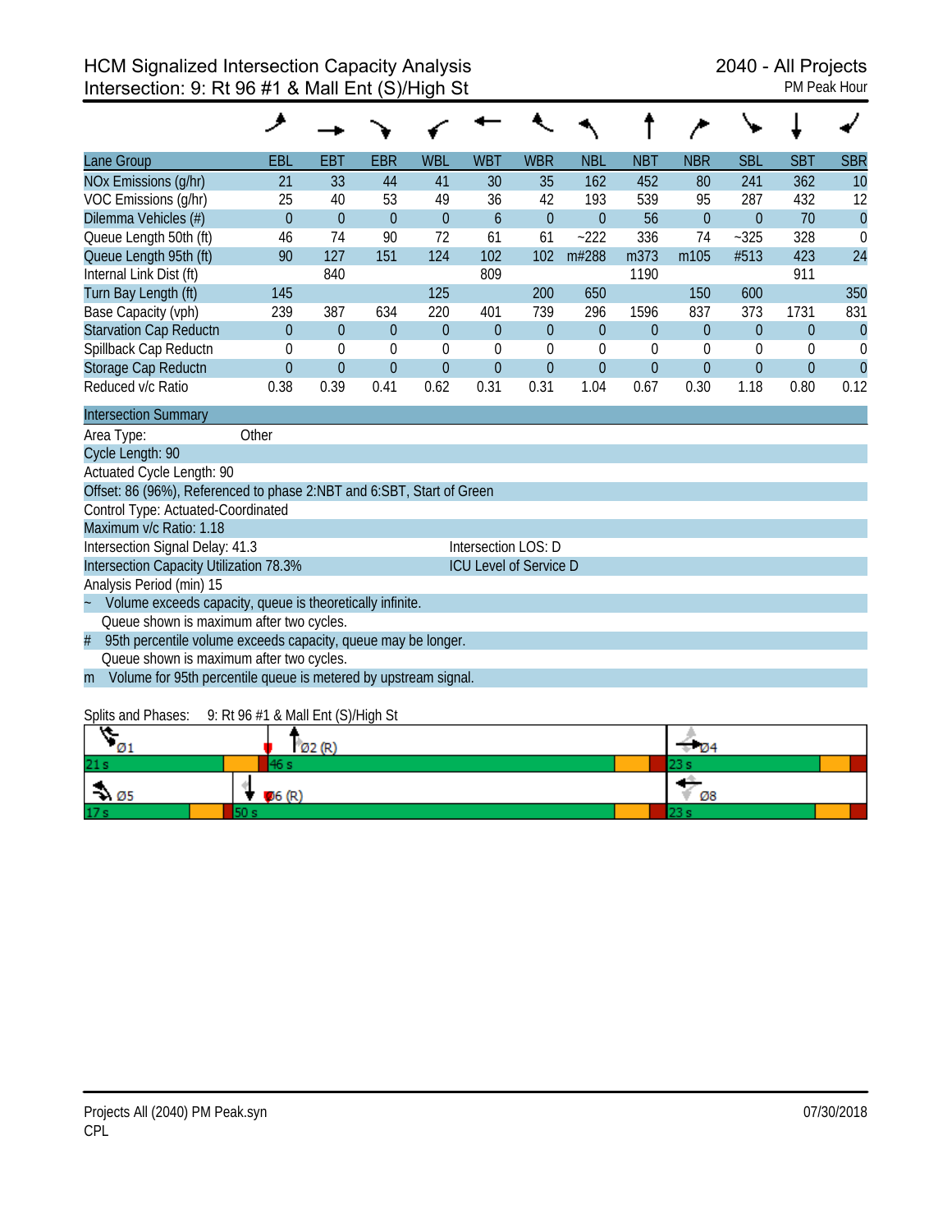# HCM Signalized Intersection Capacity Analysis
## Intersection: 9: Rt 96 #1 & Mall Ent (S)/High St

2040 - All Projects
PM Peak Hour

| Lane Group | EBL | EBT | EBR | WBL | WBT | WBR | NBL | NBT | NBR | SBL | SBT | SBR |
|---|---|---|---|---|---|---|---|---|---|---|---|---|
| NOx Emissions (g/hr) | 21 | 33 | 44 | 41 | 30 | 35 | 162 | 452 | 80 | 241 | 362 | 10 |
| VOC Emissions (g/hr) | 25 | 40 | 53 | 49 | 36 | 42 | 193 | 539 | 95 | 287 | 432 | 12 |
| Dilemma Vehicles (#) | 0 | 0 | 0 | 0 | 6 | 0 | 0 | 56 | 0 | 0 | 70 | 0 |
| Queue Length 50th (ft) | 46 | 74 | 90 | 72 | 61 | 61 | ~222 | 336 | 74 | ~325 | 328 | 0 |
| Queue Length 95th (ft) | 90 | 127 | 151 | 124 | 102 | 102 | m#288 | m373 | m105 | #513 | 423 | 24 |
| Internal Link Dist (ft) | | 840 | | | 809 | | | 1190 | | | 911 | |
| Turn Bay Length (ft) | 145 | | | 125 | | 200 | 650 | | 150 | 600 | | 350 |
| Base Capacity (vph) | 239 | 387 | 634 | 220 | 401 | 739 | 296 | 1596 | 837 | 373 | 1731 | 831 |
| Starvation Cap Reductn | 0 | 0 | 0 | 0 | 0 | 0 | 0 | 0 | 0 | 0 | 0 | 0 |
| Spillback Cap Reductn | 0 | 0 | 0 | 0 | 0 | 0 | 0 | 0 | 0 | 0 | 0 | 0 |
| Storage Cap Reductn | 0 | 0 | 0 | 0 | 0 | 0 | 0 | 0 | 0 | 0 | 0 | 0 |
| Reduced v/c Ratio | 0.38 | 0.39 | 0.41 | 0.62 | 0.31 | 0.31 | 1.04 | 0.67 | 0.30 | 1.18 | 0.80 | 0.12 |

**Intersection Summary**

Area Type: Other
Cycle Length: 90
Actuated Cycle Length: 90
Offset: 86 (96%), Referenced to phase 2:NBT and 6:SBT, Start of Green
Control Type: Actuated-Coordinated
Maximum v/c Ratio: 1.18
Intersection Signal Delay: 41.3 — Intersection LOS: D
Intersection Capacity Utilization 78.3% — ICU Level of Service D
Analysis Period (min) 15

~ Volume exceeds capacity, queue is theoretically infinite.
Queue shown is maximum after two cycles.
# 95th percentile volume exceeds capacity, queue may be longer.
Queue shown is maximum after two cycles.
m Volume for 95th percentile queue is metered by upstream signal.

Splits and Phases: 9: Rt 96 #1 & Mall Ent (S)/High St

| Ø1 | Ø2 (R) | Ø4 |
|---|---|---|
| 21 s | 46 s | 23 s |

| Ø5 | Ø6 (R) | Ø8 |
|---|---|---|
| 17 s | 50 s | 23 s |

Projects All (2040) PM Peak.syn
CPL
07/30/2018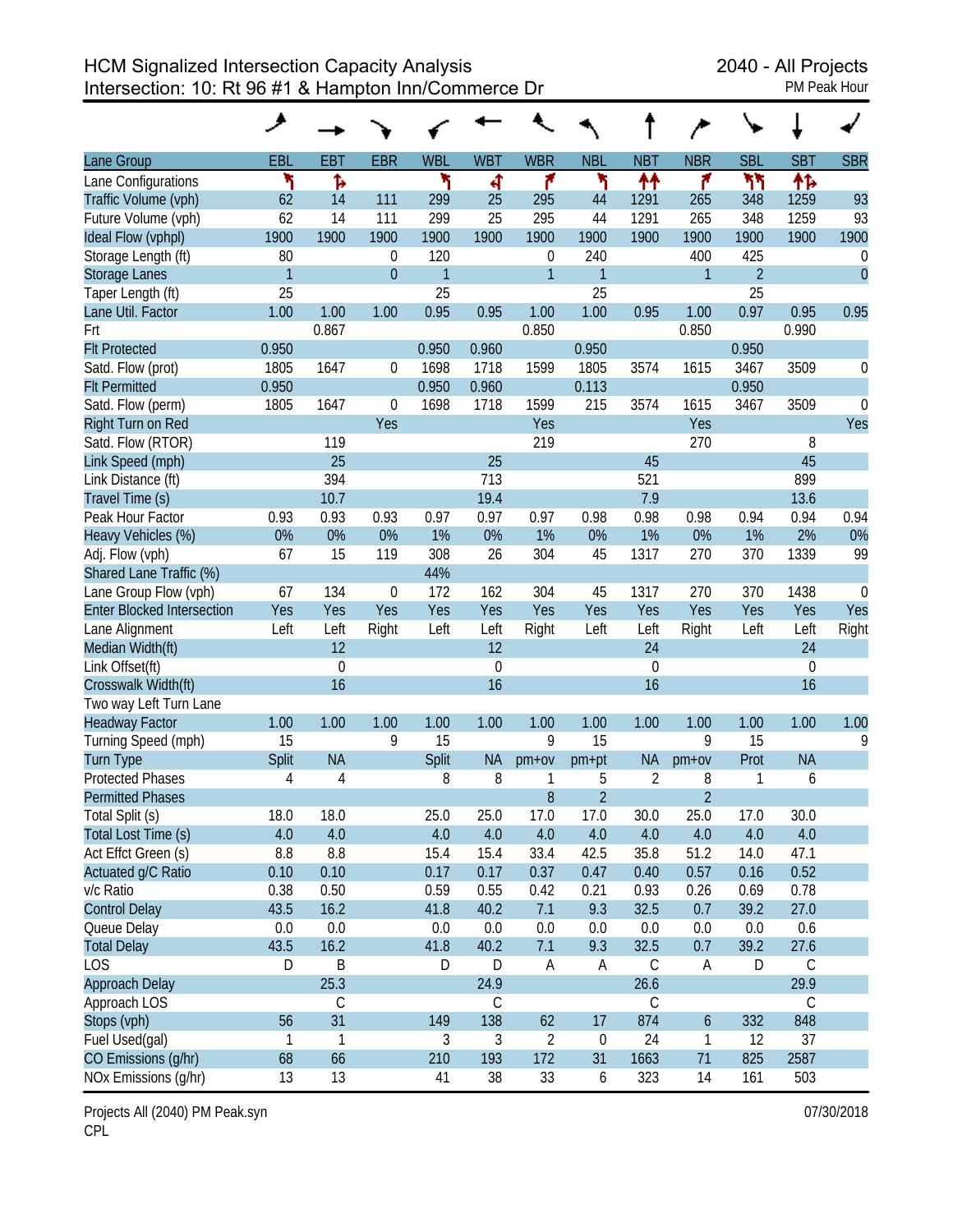# HCM Signalized Intersection Capacity Analysis
## Intersection: 10: Rt 96 #1 & Hampton Inn/Commerce Dr

2040 - All Projects
PM Peak Hour

| Lane Group | EBL | EBT | EBR | WBL | WBT | WBR | NBL | NBT | NBR | SBL | SBT | SBR |
|---|---|---|---|---|---|---|---|---|---|---|---|---|
| Lane Configurations | | | | | | | | | | | | |
| Traffic Volume (vph) | 62 | 14 | 111 | 299 | 25 | 295 | 44 | 1291 | 265 | 348 | 1259 | 93 |
| Future Volume (vph) | 62 | 14 | 111 | 299 | 25 | 295 | 44 | 1291 | 265 | 348 | 1259 | 93 |
| Ideal Flow (vphpl) | 1900 | 1900 | 1900 | 1900 | 1900 | 1900 | 1900 | 1900 | 1900 | 1900 | 1900 | 1900 |
| Storage Length (ft) | 80 | | 0 | 120 | | 0 | 240 | | 400 | 425 | | 0 |
| Storage Lanes | 1 | | 0 | 1 | | 1 | 1 | | 1 | 2 | | 0 |
| Taper Length (ft) | 25 | | | 25 | | | 25 | | | 25 | | |
| Lane Util. Factor | 1.00 | 1.00 | 1.00 | 0.95 | 0.95 | 1.00 | 1.00 | 0.95 | 1.00 | 0.97 | 0.95 | 0.95 |
| Frt | | 0.867 | | | | 0.850 | | | 0.850 | | 0.990 | |
| Flt Protected | 0.950 | | | 0.950 | 0.960 | | 0.950 | | | 0.950 | | |
| Satd. Flow (prot) | 1805 | 1647 | 0 | 1698 | 1718 | 1599 | 1805 | 3574 | 1615 | 3467 | 3509 | 0 |
| Flt Permitted | 0.950 | | | 0.950 | 0.960 | | 0.113 | | | 0.950 | | |
| Satd. Flow (perm) | 1805 | 1647 | 0 | 1698 | 1718 | 1599 | 215 | 3574 | 1615 | 3467 | 3509 | 0 |
| Right Turn on Red | | | Yes | | | Yes | | | Yes | | | Yes |
| Satd. Flow (RTOR) | | 119 | | | | 219 | | | 270 | | 8 | |
| Link Speed (mph) | | 25 | | | 25 | | | 45 | | | 45 | |
| Link Distance (ft) | | 394 | | | 713 | | | 521 | | | 899 | |
| Travel Time (s) | | 10.7 | | | 19.4 | | | 7.9 | | | 13.6 | |
| Peak Hour Factor | 0.93 | 0.93 | 0.93 | 0.97 | 0.97 | 0.97 | 0.98 | 0.98 | 0.98 | 0.94 | 0.94 | 0.94 |
| Heavy Vehicles (%) | 0% | 0% | 0% | 1% | 0% | 1% | 0% | 1% | 0% | 1% | 2% | 0% |
| Adj. Flow (vph) | 67 | 15 | 119 | 308 | 26 | 304 | 45 | 1317 | 270 | 370 | 1339 | 99 |
| Shared Lane Traffic (%) | | | | 44% | | | | | | | | |
| Lane Group Flow (vph) | 67 | 134 | 0 | 172 | 162 | 304 | 45 | 1317 | 270 | 370 | 1438 | 0 |
| Enter Blocked Intersection | Yes | Yes | Yes | Yes | Yes | Yes | Yes | Yes | Yes | Yes | Yes | Yes |
| Lane Alignment | Left | Left | Right | Left | Left | Right | Left | Left | Right | Left | Left | Right |
| Median Width(ft) | | 12 | | | 12 | | | 24 | | | 24 | |
| Link Offset(ft) | | 0 | | | 0 | | | 0 | | | 0 | |
| Crosswalk Width(ft) | | 16 | | | 16 | | | 16 | | | 16 | |
| Two way Left Turn Lane | | | | | | | | | | | | |
| Headway Factor | 1.00 | 1.00 | 1.00 | 1.00 | 1.00 | 1.00 | 1.00 | 1.00 | 1.00 | 1.00 | 1.00 | 1.00 |
| Turning Speed (mph) | 15 | | 9 | 15 | | 9 | 15 | | 9 | 15 | | 9 |
| Turn Type | Split | NA | | Split | NA | pm+ov | pm+pt | NA | pm+ov | Prot | NA | |
| Protected Phases | 4 | 4 | | 8 | 8 | 1 | 5 | 2 | 8 | 1 | 6 | |
| Permitted Phases | | | | | | 8 | 2 | | 2 | | | |
| Total Split (s) | 18.0 | 18.0 | | 25.0 | 25.0 | 17.0 | 17.0 | 30.0 | 25.0 | 17.0 | 30.0 | |
| Total Lost Time (s) | 4.0 | 4.0 | | 4.0 | 4.0 | 4.0 | 4.0 | 4.0 | 4.0 | 4.0 | 4.0 | |
| Act Effct Green (s) | 8.8 | 8.8 | | 15.4 | 15.4 | 33.4 | 42.5 | 35.8 | 51.2 | 14.0 | 47.1 | |
| Actuated g/C Ratio | 0.10 | 0.10 | | 0.17 | 0.17 | 0.37 | 0.47 | 0.40 | 0.57 | 0.16 | 0.52 | |
| v/c Ratio | 0.38 | 0.50 | | 0.59 | 0.55 | 0.42 | 0.21 | 0.93 | 0.26 | 0.69 | 0.78 | |
| Control Delay | 43.5 | 16.2 | | 41.8 | 40.2 | 7.1 | 9.3 | 32.5 | 0.7 | 39.2 | 27.0 | |
| Queue Delay | 0.0 | 0.0 | | 0.0 | 0.0 | 0.0 | 0.0 | 0.0 | 0.0 | 0.0 | 0.6 | |
| Total Delay | 43.5 | 16.2 | | 41.8 | 40.2 | 7.1 | 9.3 | 32.5 | 0.7 | 39.2 | 27.6 | |
| LOS | D | B | | D | D | A | A | C | A | D | C | |
| Approach Delay | | 25.3 | | | 24.9 | | | 26.6 | | | 29.9 | |
| Approach LOS | | C | | | C | | | C | | | C | |
| Stops (vph) | 56 | 31 | | 149 | 138 | 62 | 17 | 874 | 6 | 332 | 848 | |
| Fuel Used(gal) | 1 | 1 | | 3 | 3 | 2 | 0 | 24 | 1 | 12 | 37 | |
| CO Emissions (g/hr) | 68 | 66 | | 210 | 193 | 172 | 31 | 1663 | 71 | 825 | 2587 | |
| NOx Emissions (g/hr) | 13 | 13 | | 41 | 38 | 33 | 6 | 323 | 14 | 161 | 503 | |

Projects All (2040) PM Peak.syn
CPL

07/30/2018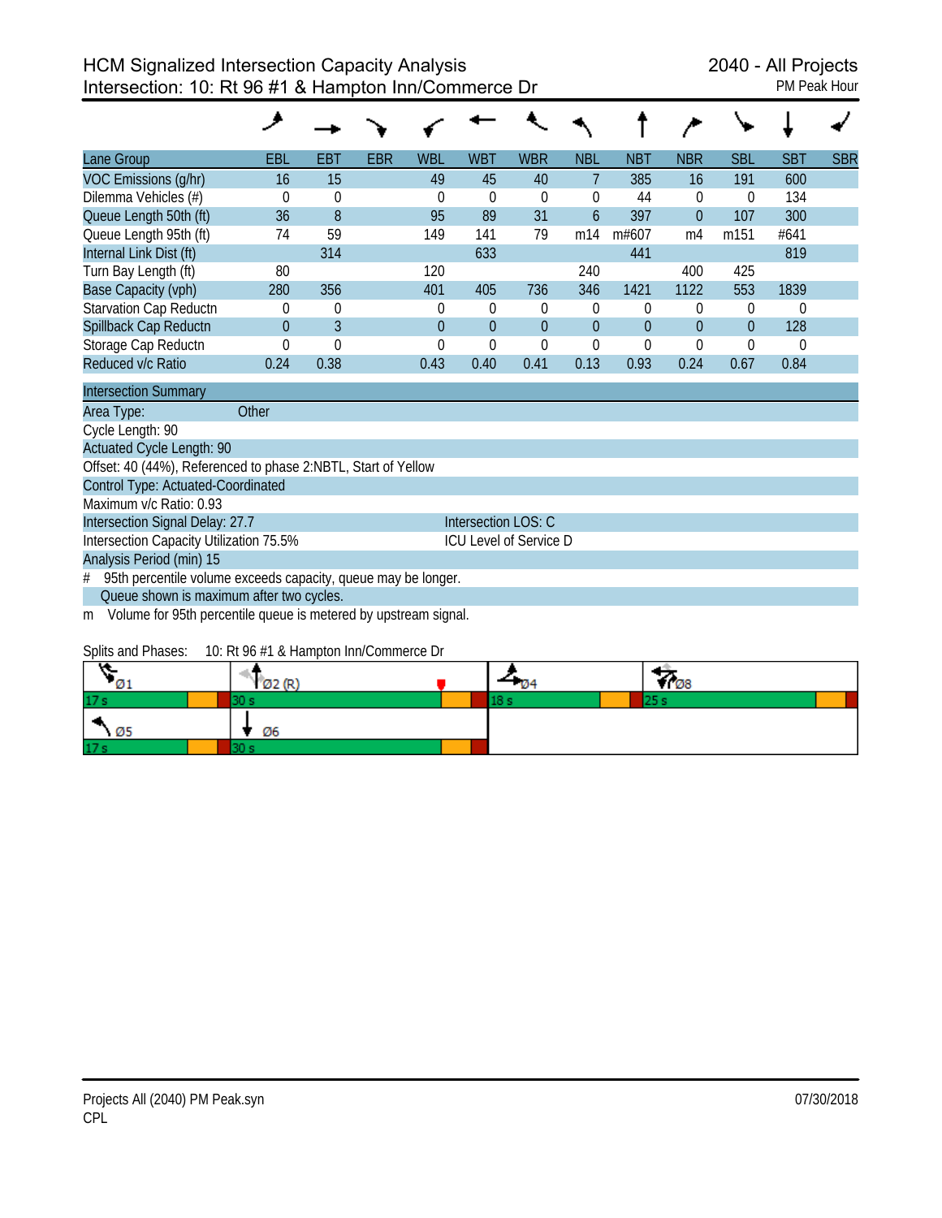# HCM Signalized Intersection Capacity Analysis
## Intersection: 10: Rt 96 #1 & Hampton Inn/Commerce Dr

2040 - All Projects
PM Peak Hour

| Lane Group | EBL | EBT | EBR | WBL | WBT | WBR | NBL | NBT | NBR | SBL | SBT | SBR |
|---|---|---|---|---|---|---|---|---|---|---|---|---|
| VOC Emissions (g/hr) | 16 | 15 | | 49 | 45 | 40 | 7 | 385 | 16 | 191 | 600 | |
| Dilemma Vehicles (#) | 0 | 0 | | 0 | 0 | 0 | 0 | 44 | 0 | 0 | 134 | |
| Queue Length 50th (ft) | 36 | 8 | | 95 | 89 | 31 | 6 | 397 | 0 | 107 | 300 | |
| Queue Length 95th (ft) | 74 | 59 | | 149 | 141 | 79 | m14 | m#607 | m4 | m151 | #641 | |
| Internal Link Dist (ft) | | 314 | | | 633 | | | 441 | | | 819 | |
| Turn Bay Length (ft) | 80 | | | 120 | | | 240 | | 400 | 425 | | |
| Base Capacity (vph) | 280 | 356 | | 401 | 405 | 736 | 346 | 1421 | 1122 | 553 | 1839 | |
| Starvation Cap Reductn | 0 | 0 | | 0 | 0 | 0 | 0 | 0 | 0 | 0 | 0 | |
| Spillback Cap Reductn | 0 | 3 | | 0 | 0 | 0 | 0 | 0 | 0 | 0 | 128 | |
| Storage Cap Reductn | 0 | 0 | | 0 | 0 | 0 | 0 | 0 | 0 | 0 | 0 | |
| Reduced v/c Ratio | 0.24 | 0.38 | | 0.43 | 0.40 | 0.41 | 0.13 | 0.93 | 0.24 | 0.67 | 0.84 | |

### Intersection Summary

Area Type: Other
Cycle Length: 90
Actuated Cycle Length: 90
Offset: 40 (44%), Referenced to phase 2:NBTL, Start of Yellow
Control Type: Actuated-Coordinated
Maximum v/c Ratio: 0.93
Intersection Signal Delay: 27.7 — Intersection LOS: C
Intersection Capacity Utilization 75.5% — ICU Level of Service D
Analysis Period (min) 15
\# 95th percentile volume exceeds capacity, queue may be longer.
Queue shown is maximum after two cycles.
m Volume for 95th percentile queue is metered by upstream signal.

Splits and Phases: 10: Rt 96 #1 & Hampton Inn/Commerce Dr

| Ø1 | Ø2 (R) | Ø4 | Ø8 |
|---|---|---|---|
| 17 s | 30 s | 18 s | 25 s |
| Ø5 | Ø6 | | |
| 17 s | 30 s | | |

Projects All (2040) PM Peak.syn
CPL
07/30/2018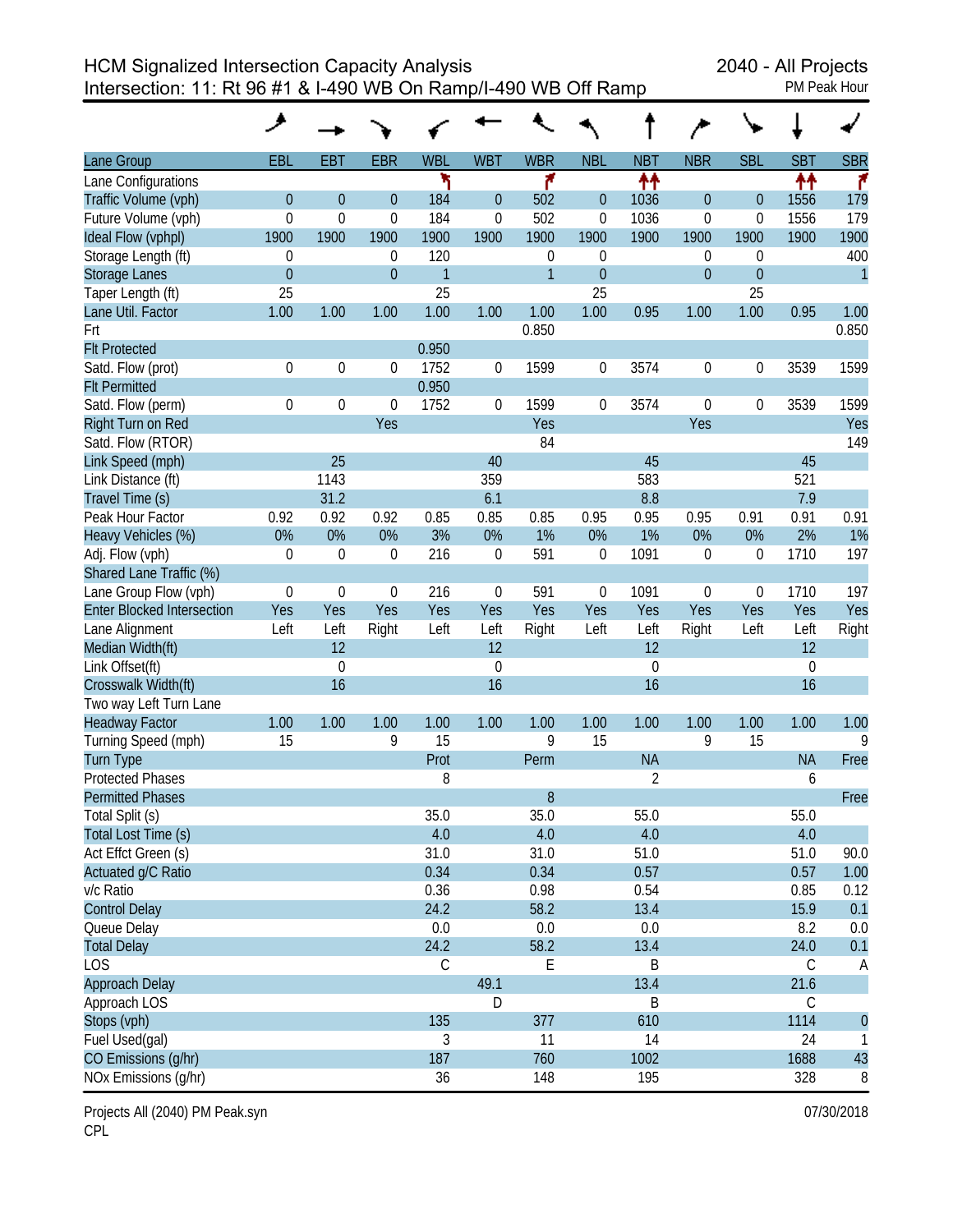# HCM Signalized Intersection Capacity Analysis
## Intersection: 11: Rt 96 #1 & I-490 WB On Ramp/I-490 WB Off Ramp

2040 - All Projects
PM Peak Hour

| Lane Group | EBL | EBT | EBR | WBL | WBT | WBR | NBL | NBT | NBR | SBL | SBT | SBR |
|---|---|---|---|---|---|---|---|---|---|---|---|---|
| Lane Configurations | | | | ↰ | | ↱ | | ↑↑ | | | ↑↑ | ↱ |
| Traffic Volume (vph) | 0 | 0 | 0 | 184 | 0 | 502 | 0 | 1036 | 0 | 0 | 1556 | 179 |
| Future Volume (vph) | 0 | 0 | 0 | 184 | 0 | 502 | 0 | 1036 | 0 | 0 | 1556 | 179 |
| Ideal Flow (vphpl) | 1900 | 1900 | 1900 | 1900 | 1900 | 1900 | 1900 | 1900 | 1900 | 1900 | 1900 | 1900 |
| Storage Length (ft) | 0 | | 0 | 120 | | 0 | 0 | | 0 | 0 | | 400 |
| Storage Lanes | 0 | | 0 | 1 | | 1 | 0 | | 0 | 0 | | 1 |
| Taper Length (ft) | 25 | | | 25 | | | 25 | | | 25 | | |
| Lane Util. Factor | 1.00 | 1.00 | 1.00 | 1.00 | 1.00 | 1.00 | 1.00 | 0.95 | 1.00 | 1.00 | 0.95 | 1.00 |
| Frt | | | | | | 0.850 | | | | | | 0.850 |
| Flt Protected | | | | 0.950 | | | | | | | | |
| Satd. Flow (prot) | 0 | 0 | 0 | 1752 | 0 | 1599 | 0 | 3574 | 0 | 0 | 3539 | 1599 |
| Flt Permitted | | | | 0.950 | | | | | | | | |
| Satd. Flow (perm) | 0 | 0 | 0 | 1752 | 0 | 1599 | 0 | 3574 | 0 | 0 | 3539 | 1599 |
| Right Turn on Red | | | Yes | | | Yes | | | Yes | | | Yes |
| Satd. Flow (RTOR) | | | | | | 84 | | | | | | 149 |
| Link Speed (mph) | | 25 | | | 40 | | | 45 | | | 45 | |
| Link Distance (ft) | | 1143 | | | 359 | | | 583 | | | 521 | |
| Travel Time (s) | | 31.2 | | | 6.1 | | | 8.8 | | | 7.9 | |
| Peak Hour Factor | 0.92 | 0.92 | 0.92 | 0.85 | 0.85 | 0.85 | 0.95 | 0.95 | 0.95 | 0.91 | 0.91 | 0.91 |
| Heavy Vehicles (%) | 0% | 0% | 0% | 3% | 0% | 1% | 0% | 1% | 0% | 0% | 2% | 1% |
| Adj. Flow (vph) | 0 | 0 | 0 | 216 | 0 | 591 | 0 | 1091 | 0 | 0 | 1710 | 197 |
| Shared Lane Traffic (%) | | | | | | | | | | | | |
| Lane Group Flow (vph) | 0 | 0 | 0 | 216 | 0 | 591 | 0 | 1091 | 0 | 0 | 1710 | 197 |
| Enter Blocked Intersection | Yes | Yes | Yes | Yes | Yes | Yes | Yes | Yes | Yes | Yes | Yes | Yes |
| Lane Alignment | Left | Left | Right | Left | Left | Right | Left | Left | Right | Left | Left | Right |
| Median Width(ft) | | 12 | | | 12 | | | 12 | | | 12 | |
| Link Offset(ft) | | 0 | | | 0 | | | 0 | | | 0 | |
| Crosswalk Width(ft) | | 16 | | | 16 | | | 16 | | | 16 | |
| Two way Left Turn Lane | | | | | | | | | | | | |
| Headway Factor | 1.00 | 1.00 | 1.00 | 1.00 | 1.00 | 1.00 | 1.00 | 1.00 | 1.00 | 1.00 | 1.00 | 1.00 |
| Turning Speed (mph) | 15 | | 9 | 15 | | 9 | 15 | | 9 | 15 | | 9 |
| Turn Type | | | | Prot | | Perm | | NA | | | NA | Free |
| Protected Phases | | | | 8 | | | | 2 | | | 6 | |
| Permitted Phases | | | | | | 8 | | | | | | Free |
| Total Split (s) | | | | 35.0 | | 35.0 | | 55.0 | | | 55.0 | |
| Total Lost Time (s) | | | | 4.0 | | 4.0 | | 4.0 | | | 4.0 | |
| Act Effct Green (s) | | | | 31.0 | | 31.0 | | 51.0 | | | 51.0 | 90.0 |
| Actuated g/C Ratio | | | | 0.34 | | 0.34 | | 0.57 | | | 0.57 | 1.00 |
| v/c Ratio | | | | 0.36 | | 0.98 | | 0.54 | | | 0.85 | 0.12 |
| Control Delay | | | | 24.2 | | 58.2 | | 13.4 | | | 15.9 | 0.1 |
| Queue Delay | | | | 0.0 | | 0.0 | | 0.0 | | | 8.2 | 0.0 |
| Total Delay | | | | 24.2 | | 58.2 | | 13.4 | | | 24.0 | 0.1 |
| LOS | | | | C | | E | | B | | | C | A |
| Approach Delay | | | | | 49.1 | | | 13.4 | | | 21.6 | |
| Approach LOS | | | | | D | | | B | | | C | |
| Stops (vph) | | | | 135 | | 377 | | 610 | | | 1114 | 0 |
| Fuel Used(gal) | | | | 3 | | 11 | | 14 | | | 24 | 1 |
| CO Emissions (g/hr) | | | | 187 | | 760 | | 1002 | | | 1688 | 43 |
| NOx Emissions (g/hr) | | | | 36 | | 148 | | 195 | | | 328 | 8 |

Projects All (2040) PM Peak.syn
CPL

07/30/2018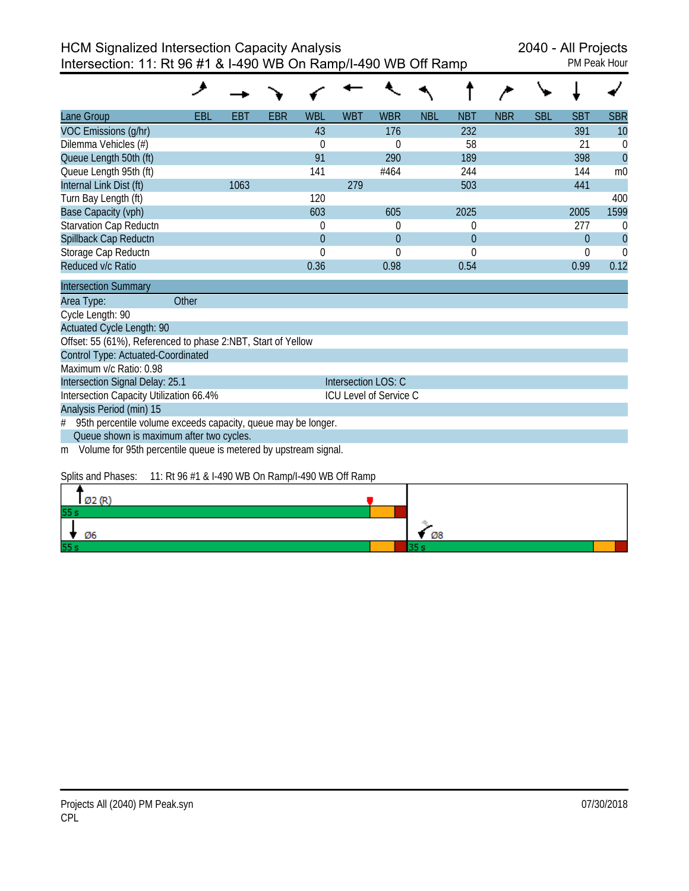# HCM Signalized Intersection Capacity Analysis
## Intersection: 11: Rt 96 #1 & I-490 WB On Ramp/I-490 WB Off Ramp

2040 - All Projects
PM Peak Hour

| Lane Group | EBL | EBT | EBR | WBL | WBT | WBR | NBL | NBT | NBR | SBL | SBT | SBR |
|---|---|---|---|---|---|---|---|---|---|---|---|---|
| VOC Emissions (g/hr) | | | | 43 | | 176 | | 232 | | | 391 | 10 |
| Dilemma Vehicles (#) | | | | 0 | | 0 | | 58 | | | 21 | 0 |
| Queue Length 50th (ft) | | | | 91 | | 290 | | 189 | | | 398 | 0 |
| Queue Length 95th (ft) | | | | 141 | | #464 | | 244 | | | 144 | m0 |
| Internal Link Dist (ft) | | 1063 | | | 279 | | | 503 | | | 441 | |
| Turn Bay Length (ft) | | | | 120 | | | | | | | | 400 |
| Base Capacity (vph) | | | | 603 | | 605 | | 2025 | | | 2005 | 1599 |
| Starvation Cap Reductn | | | | 0 | | 0 | | 0 | | | 277 | 0 |
| Spillback Cap Reductn | | | | 0 | | 0 | | 0 | | | 0 | 0 |
| Storage Cap Reductn | | | | 0 | | 0 | | 0 | | | 0 | 0 |
| Reduced v/c Ratio | | | | 0.36 | | 0.98 | | 0.54 | | | 0.99 | 0.12 |

**Intersection Summary**

Area Type: Other
Cycle Length: 90
Actuated Cycle Length: 90
Offset: 55 (61%), Referenced to phase 2:NBT, Start of Yellow
Control Type: Actuated-Coordinated
Maximum v/c Ratio: 0.98
Intersection Signal Delay: 25.1 — Intersection LOS: C
Intersection Capacity Utilization 66.4% — ICU Level of Service C
Analysis Period (min) 15

\# 95th percentile volume exceeds capacity, queue may be longer.
Queue shown is maximum after two cycles.
m Volume for 95th percentile queue is metered by upstream signal.

Splits and Phases: 11: Rt 96 #1 & I-490 WB On Ramp/I-490 WB Off Ramp

Ø2 (R) — 55 s
Ø6 — 55 s
Ø8 — 35 s

Projects All (2040) PM Peak.syn
CPL
07/30/2018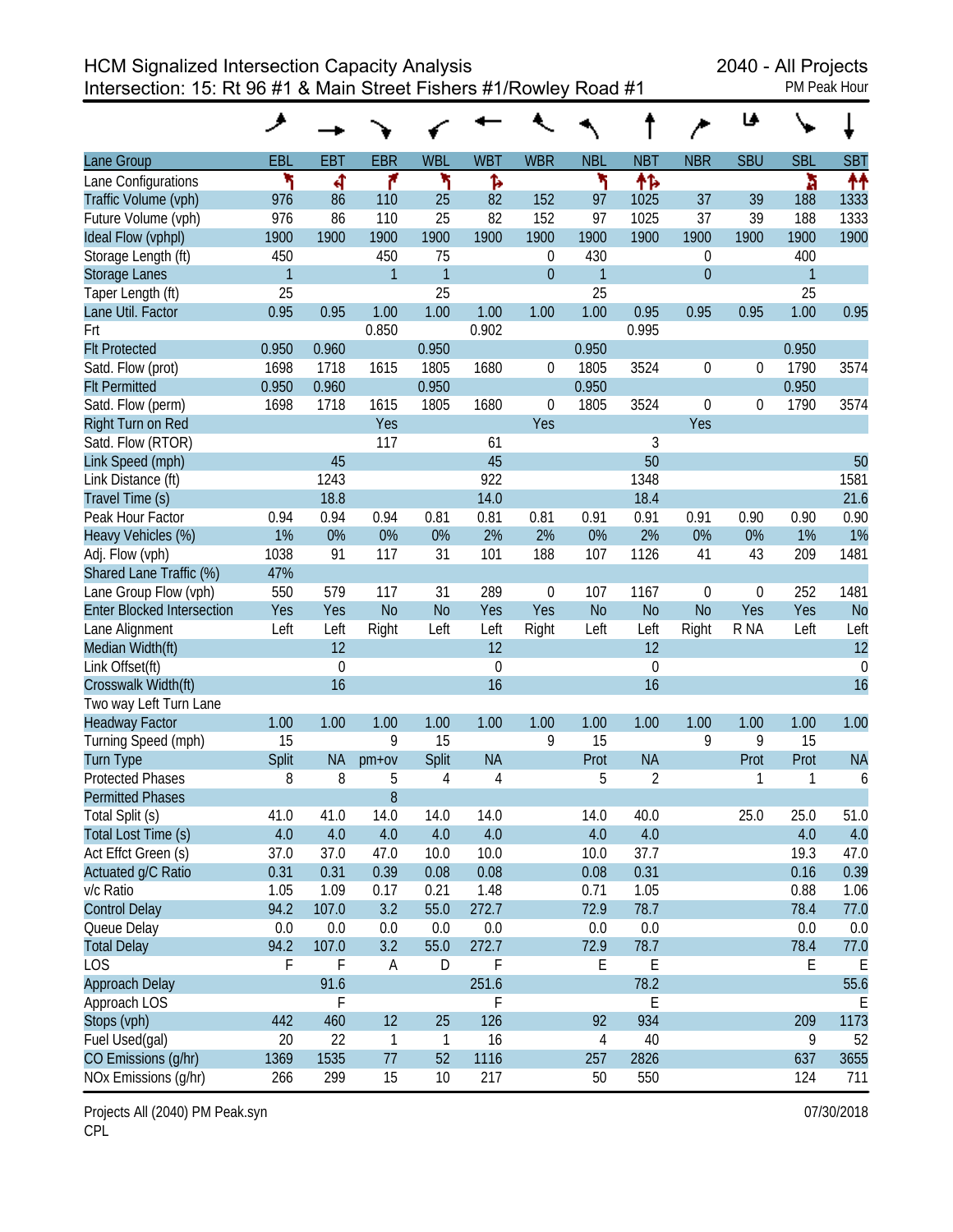HCM Signalized Intersection Capacity Analysis
Intersection: 15: Rt 96 #1 & Main Street Fishers #1/Rowley Road #1

2040 - All Projects
PM Peak Hour

| Lane Group | EBL | EBT | EBR | WBL | WBT | WBR | NBL | NBT | NBR | SBU | SBL | SBT |
|---|---|---|---|---|---|---|---|---|---|---|---|---|
| Lane Configurations | | | | | | | | | | | | |
| Traffic Volume (vph) | 976 | 86 | 110 | 25 | 82 | 152 | 97 | 1025 | 37 | 39 | 188 | 1333 |
| Future Volume (vph) | 976 | 86 | 110 | 25 | 82 | 152 | 97 | 1025 | 37 | 39 | 188 | 1333 |
| Ideal Flow (vphpl) | 1900 | 1900 | 1900 | 1900 | 1900 | 1900 | 1900 | 1900 | 1900 | 1900 | 1900 | 1900 |
| Storage Length (ft) | 450 | | 450 | 75 | | 0 | 430 | | 0 | | 400 | |
| Storage Lanes | 1 | | 1 | 1 | | 0 | 1 | | 0 | | 1 | |
| Taper Length (ft) | 25 | | | 25 | | | 25 | | | | 25 | |
| Lane Util. Factor | 0.95 | 0.95 | 1.00 | 1.00 | 1.00 | 1.00 | 1.00 | 0.95 | 0.95 | 0.95 | 1.00 | 0.95 |
| Frt | | | 0.850 | | 0.902 | | | 0.995 | | | | |
| Flt Protected | 0.950 | 0.960 | | 0.950 | | | 0.950 | | | | 0.950 | |
| Satd. Flow (prot) | 1698 | 1718 | 1615 | 1805 | 1680 | 0 | 1805 | 3524 | 0 | 0 | 1790 | 3574 |
| Flt Permitted | 0.950 | 0.960 | | 0.950 | | | 0.950 | | | | 0.950 | |
| Satd. Flow (perm) | 1698 | 1718 | 1615 | 1805 | 1680 | 0 | 1805 | 3524 | 0 | 0 | 1790 | 3574 |
| Right Turn on Red | | | Yes | | | Yes | | | Yes | | | |
| Satd. Flow (RTOR) | | | 117 | | 61 | | | 3 | | | | |
| Link Speed (mph) | | 45 | | | 45 | | | 50 | | | | 50 |
| Link Distance (ft) | | 1243 | | | 922 | | | 1348 | | | | 1581 |
| Travel Time (s) | | 18.8 | | | 14.0 | | | 18.4 | | | | 21.6 |
| Peak Hour Factor | 0.94 | 0.94 | 0.94 | 0.81 | 0.81 | 0.81 | 0.91 | 0.91 | 0.91 | 0.90 | 0.90 | 0.90 |
| Heavy Vehicles (%) | 1% | 0% | 0% | 0% | 2% | 2% | 0% | 2% | 0% | 0% | 1% | 1% |
| Adj. Flow (vph) | 1038 | 91 | 117 | 31 | 101 | 188 | 107 | 1126 | 41 | 43 | 209 | 1481 |
| Shared Lane Traffic (%) | 47% | | | | | | | | | | | |
| Lane Group Flow (vph) | 550 | 579 | 117 | 31 | 289 | 0 | 107 | 1167 | 0 | 0 | 252 | 1481 |
| Enter Blocked Intersection | Yes | Yes | No | No | Yes | Yes | No | No | No | Yes | Yes | No |
| Lane Alignment | Left | Left | Right | Left | Left | Right | Left | Left | Right | R NA | Left | Left |
| Median Width(ft) | | 12 | | | 12 | | | 12 | | | | 12 |
| Link Offset(ft) | | 0 | | | 0 | | | 0 | | | | 0 |
| Crosswalk Width(ft) | | 16 | | | 16 | | | 16 | | | | 16 |
| Two way Left Turn Lane | | | | | | | | | | | | |
| Headway Factor | 1.00 | 1.00 | 1.00 | 1.00 | 1.00 | 1.00 | 1.00 | 1.00 | 1.00 | 1.00 | 1.00 | 1.00 |
| Turning Speed (mph) | 15 | | 9 | 15 | | 9 | 15 | | 9 | 9 | 15 | |
| Turn Type | Split | NA | pm+ov | Split | NA | | Prot | NA | | Prot | Prot | NA |
| Protected Phases | 8 | 8 | 5 | 4 | 4 | | 5 | 2 | | 1 | 1 | 6 |
| Permitted Phases | | | 8 | | | | | | | | | |
| Total Split (s) | 41.0 | 41.0 | 14.0 | 14.0 | 14.0 | | 14.0 | 40.0 | | 25.0 | 25.0 | 51.0 |
| Total Lost Time (s) | 4.0 | 4.0 | 4.0 | 4.0 | 4.0 | | 4.0 | 4.0 | | | 4.0 | 4.0 |
| Act Effct Green (s) | 37.0 | 37.0 | 47.0 | 10.0 | 10.0 | | 10.0 | 37.7 | | | 19.3 | 47.0 |
| Actuated g/C Ratio | 0.31 | 0.31 | 0.39 | 0.08 | 0.08 | | 0.08 | 0.31 | | | 0.16 | 0.39 |
| v/c Ratio | 1.05 | 1.09 | 0.17 | 0.21 | 1.48 | | 0.71 | 1.05 | | | 0.88 | 1.06 |
| Control Delay | 94.2 | 107.0 | 3.2 | 55.0 | 272.7 | | 72.9 | 78.7 | | | 78.4 | 77.0 |
| Queue Delay | 0.0 | 0.0 | 0.0 | 0.0 | 0.0 | | 0.0 | 0.0 | | | 0.0 | 0.0 |
| Total Delay | 94.2 | 107.0 | 3.2 | 55.0 | 272.7 | | 72.9 | 78.7 | | | 78.4 | 77.0 |
| LOS | F | F | A | D | F | | E | E | | | E | E |
| Approach Delay | | 91.6 | | | 251.6 | | | 78.2 | | | | 55.6 |
| Approach LOS | | F | | | F | | | E | | | | E |
| Stops (vph) | 442 | 460 | 12 | 25 | 126 | | 92 | 934 | | | 209 | 1173 |
| Fuel Used(gal) | 20 | 22 | 1 | 1 | 16 | | 4 | 40 | | | 9 | 52 |
| CO Emissions (g/hr) | 1369 | 1535 | 77 | 52 | 1116 | | 257 | 2826 | | | 637 | 3655 |
| NOx Emissions (g/hr) | 266 | 299 | 15 | 10 | 217 | | 50 | 550 | | | 124 | 711 |

Projects All (2040) PM Peak.syn
CPL

07/30/2018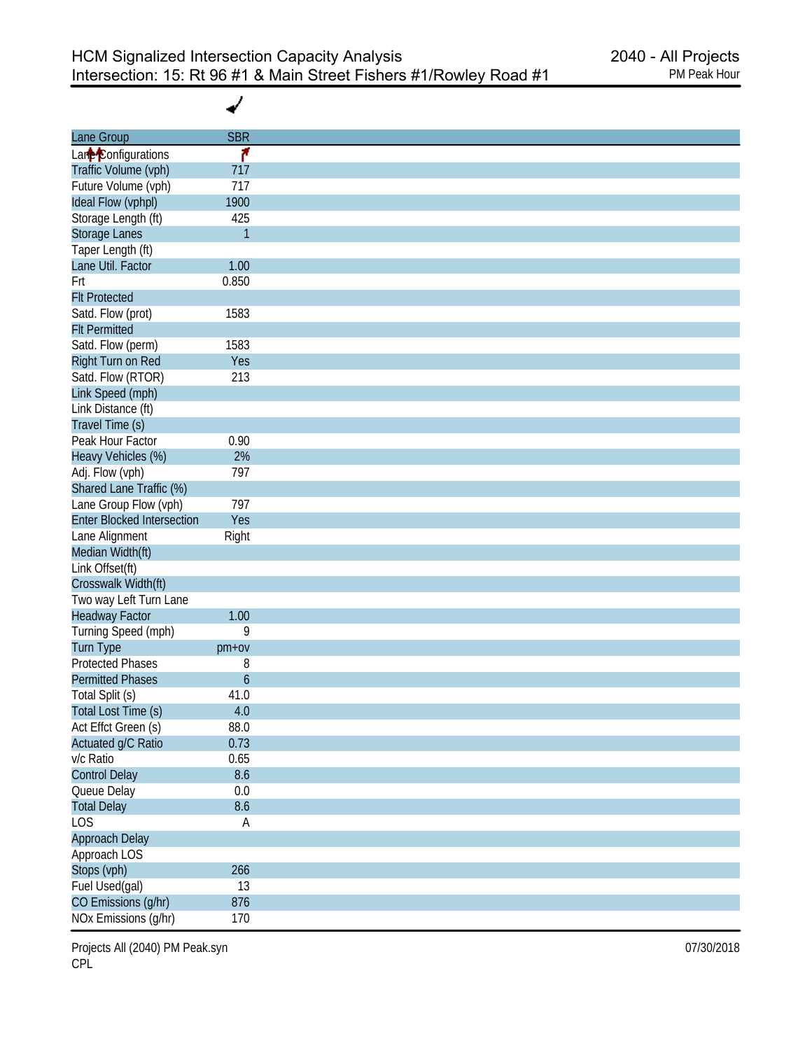# HCM Signalized Intersection Capacity Analysis

## Intersection: 15: Rt 96 #1 & Main Street Fishers #1/Rowley Road #1

2040 - All Projects
PM Peak Hour

| Lane Group | SBR |
|---|---|
| Lane Configurations | |
| Traffic Volume (vph) | 717 |
| Future Volume (vph) | 717 |
| Ideal Flow (vphpl) | 1900 |
| Storage Length (ft) | 425 |
| Storage Lanes | 1 |
| Taper Length (ft) | |
| Lane Util. Factor | 1.00 |
| Frt | 0.850 |
| Flt Protected | |
| Satd. Flow (prot) | 1583 |
| Flt Permitted | |
| Satd. Flow (perm) | 1583 |
| Right Turn on Red | Yes |
| Satd. Flow (RTOR) | 213 |
| Link Speed (mph) | |
| Link Distance (ft) | |
| Travel Time (s) | |
| Peak Hour Factor | 0.90 |
| Heavy Vehicles (%) | 2% |
| Adj. Flow (vph) | 797 |
| Shared Lane Traffic (%) | |
| Lane Group Flow (vph) | 797 |
| Enter Blocked Intersection | Yes |
| Lane Alignment | Right |
| Median Width(ft) | |
| Link Offset(ft) | |
| Crosswalk Width(ft) | |
| Two way Left Turn Lane | |
| Headway Factor | 1.00 |
| Turning Speed (mph) | 9 |
| Turn Type | pm+ov |
| Protected Phases | 8 |
| Permitted Phases | 6 |
| Total Split (s) | 41.0 |
| Total Lost Time (s) | 4.0 |
| Act Effct Green (s) | 88.0 |
| Actuated g/C Ratio | 0.73 |
| v/c Ratio | 0.65 |
| Control Delay | 8.6 |
| Queue Delay | 0.0 |
| Total Delay | 8.6 |
| LOS | A |
| Approach Delay | |
| Approach LOS | |
| Stops (vph) | 266 |
| Fuel Used(gal) | 13 |
| CO Emissions (g/hr) | 876 |
| NOx Emissions (g/hr) | 170 |

Projects All (2040) PM Peak.syn
CPL

07/30/2018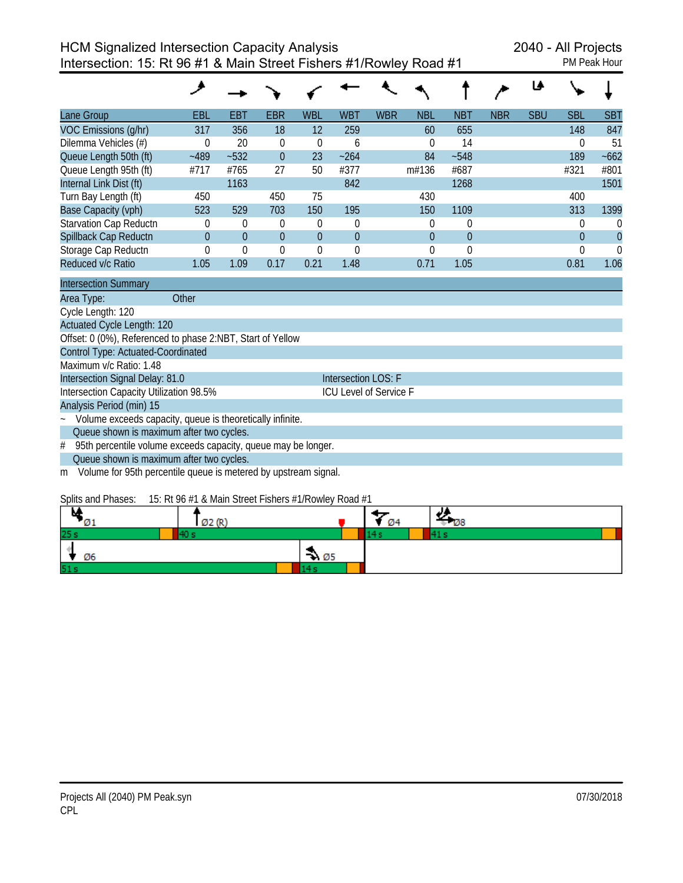# HCM Signalized Intersection Capacity Analysis
## Intersection: 15: Rt 96 #1 & Main Street Fishers #1/Rowley Road #1

2040 - All Projects
PM Peak Hour

| Lane Group | EBL | EBT | EBR | WBL | WBT | WBR | NBL | NBT | NBR | SBU | SBL | SBT |
|---|---|---|---|---|---|---|---|---|---|---|---|---|
| VOC Emissions (g/hr) | 317 | 356 | 18 | 12 | 259 | | 60 | 655 | | | 148 | 847 |
| Dilemma Vehicles (#) | 0 | 20 | 0 | 0 | 6 | | 0 | 14 | | | 0 | 51 |
| Queue Length 50th (ft) | ~489 | ~532 | 0 | 23 | ~264 | | 84 | ~548 | | | 189 | ~662 |
| Queue Length 95th (ft) | #717 | #765 | 27 | 50 | #377 | | m#136 | #687 | | | #321 | #801 |
| Internal Link Dist (ft) | | 1163 | | | 842 | | | 1268 | | | | 1501 |
| Turn Bay Length (ft) | 450 | | 450 | 75 | | | 430 | | | | 400 | |
| Base Capacity (vph) | 523 | 529 | 703 | 150 | 195 | | 150 | 1109 | | | 313 | 1399 |
| Starvation Cap Reductn | 0 | 0 | 0 | 0 | 0 | | 0 | 0 | | | 0 | 0 |
| Spillback Cap Reductn | 0 | 0 | 0 | 0 | 0 | | 0 | 0 | | | 0 | 0 |
| Storage Cap Reductn | 0 | 0 | 0 | 0 | 0 | | 0 | 0 | | | 0 | 0 |
| Reduced v/c Ratio | 1.05 | 1.09 | 0.17 | 0.21 | 1.48 | | 0.71 | 1.05 | | | 0.81 | 1.06 |

**Intersection Summary**

Area Type: Other
Cycle Length: 120
Actuated Cycle Length: 120
Offset: 0 (0%), Referenced to phase 2:NBT, Start of Yellow
Control Type: Actuated-Coordinated
Maximum v/c Ratio: 1.48
Intersection Signal Delay: 81.0 — Intersection LOS: F
Intersection Capacity Utilization 98.5% — ICU Level of Service F
Analysis Period (min) 15

~ Volume exceeds capacity, queue is theoretically infinite.
Queue shown is maximum after two cycles.
\# 95th percentile volume exceeds capacity, queue may be longer.
Queue shown is maximum after two cycles.
m Volume for 95th percentile queue is metered by upstream signal.

Splits and Phases: 15: Rt 96 #1 & Main Street Fishers #1/Rowley Road #1

| Phase | Ø1 | Ø2 (R) | Ø4 | Ø8 |
|---|---|---|---|---|
| Split | 25 s | 40 s | 14 s | 41 s |

| Phase | Ø6 | Ø5 |
|---|---|---|
| Split | 51 s | 14 s |

Projects All (2040) PM Peak.syn
CPL
07/30/2018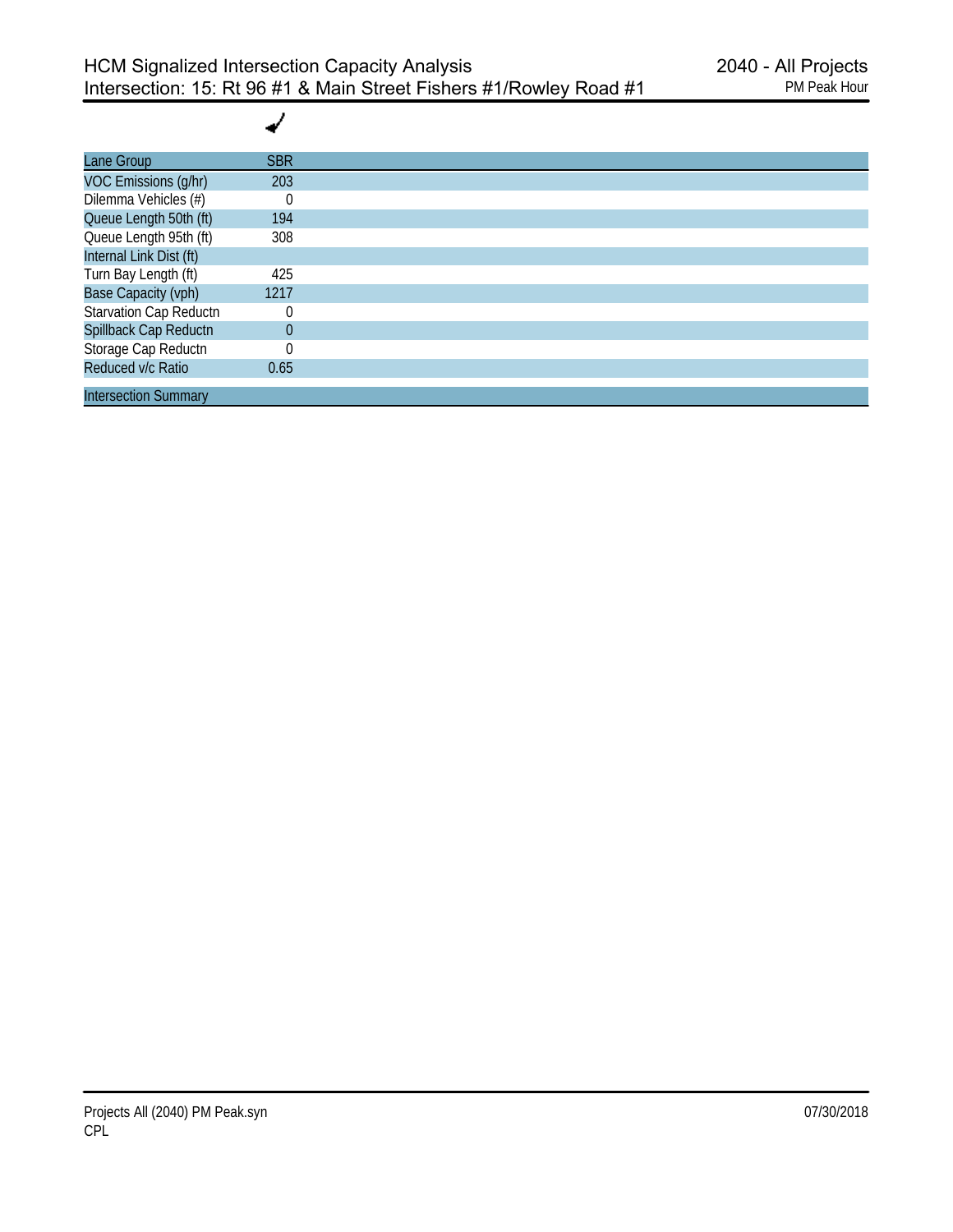# HCM Signalized Intersection Capacity Analysis
## Intersection: 15: Rt 96 #1 & Main Street Fishers #1/Rowley Road #1

2040 - All Projects
PM Peak Hour

| Lane Group | SBR |
|---|---|
| VOC Emissions (g/hr) | 203 |
| Dilemma Vehicles (#) | 0 |
| Queue Length 50th (ft) | 194 |
| Queue Length 95th (ft) | 308 |
| Internal Link Dist (ft) | |
| Turn Bay Length (ft) | 425 |
| Base Capacity (vph) | 1217 |
| Starvation Cap Reductn | 0 |
| Spillback Cap Reductn | 0 |
| Storage Cap Reductn | 0 |
| Reduced v/c Ratio | 0.65 |

Intersection Summary

Projects All (2040) PM Peak.syn
CPL

07/30/2018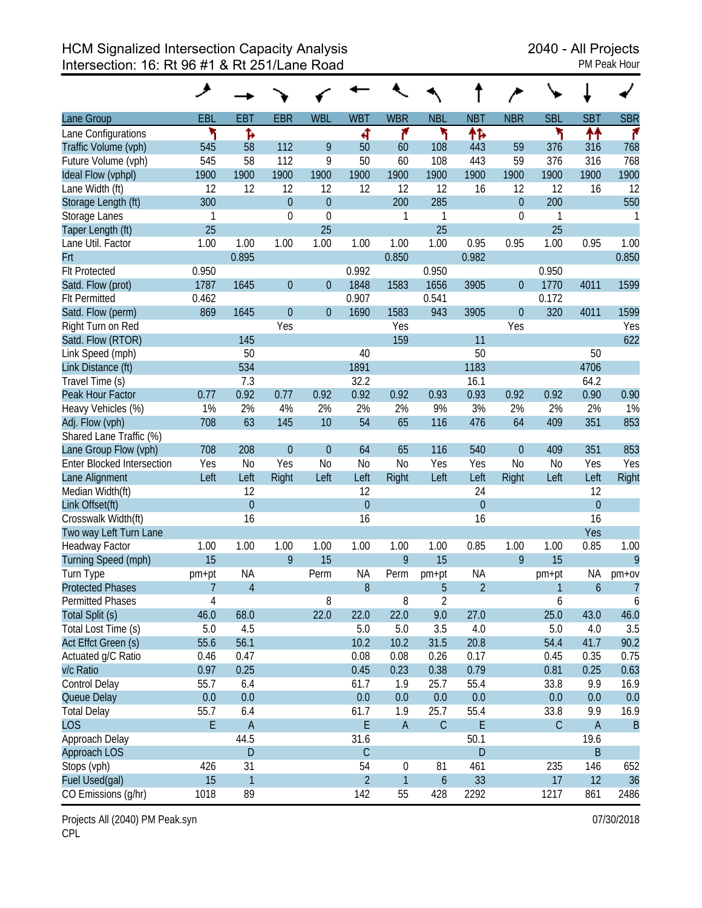HCM Signalized Intersection Capacity Analysis
Intersection: 16: Rt 96 #1 & Rt 251/Lane Road

2040 - All Projects
PM Peak Hour

| Lane Group | EBL | EBT | EBR | WBL | WBT | WBR | NBL | NBT | NBR | SBL | SBT | SBR |
|---|---|---|---|---|---|---|---|---|---|---|---|---|
| Lane Configurations | ↰ | ↱ | | | ↲ | ↱ | ↰ | ↑↱ | | ↰ | ↑↑ | ↱ |
| Traffic Volume (vph) | 545 | 58 | 112 | 9 | 50 | 60 | 108 | 443 | 59 | 376 | 316 | 768 |
| Future Volume (vph) | 545 | 58 | 112 | 9 | 50 | 60 | 108 | 443 | 59 | 376 | 316 | 768 |
| Ideal Flow (vphpl) | 1900 | 1900 | 1900 | 1900 | 1900 | 1900 | 1900 | 1900 | 1900 | 1900 | 1900 | 1900 |
| Lane Width (ft) | 12 | 12 | 12 | 12 | 12 | 12 | 12 | 16 | 12 | 12 | 16 | 12 |
| Storage Length (ft) | 300 | | 0 | 0 | | 200 | 285 | | 0 | 200 | | 550 |
| Storage Lanes | 1 | | 0 | 0 | | 1 | 1 | | 0 | 1 | | 1 |
| Taper Length (ft) | 25 | | | 25 | | | 25 | | | 25 | | |
| Lane Util. Factor | 1.00 | 1.00 | 1.00 | 1.00 | 1.00 | 1.00 | 1.00 | 0.95 | 0.95 | 1.00 | 0.95 | 1.00 |
| Frt | | 0.895 | | | | 0.850 | | 0.982 | | | | 0.850 |
| Flt Protected | 0.950 | | | | 0.992 | | 0.950 | | | 0.950 | | |
| Satd. Flow (prot) | 1787 | 1645 | 0 | 0 | 1848 | 1583 | 1656 | 3905 | 0 | 1770 | 4011 | 1599 |
| Flt Permitted | 0.462 | | | | 0.907 | | 0.541 | | | 0.172 | | |
| Satd. Flow (perm) | 869 | 1645 | 0 | 0 | 1690 | 1583 | 943 | 3905 | 0 | 320 | 4011 | 1599 |
| Right Turn on Red | | | Yes | | | Yes | | | Yes | | | Yes |
| Satd. Flow (RTOR) | | 145 | | | | 159 | | 11 | | | | 622 |
| Link Speed (mph) | | 50 | | | 40 | | | 50 | | | 50 | |
| Link Distance (ft) | | 534 | | | 1891 | | | 1183 | | | 4706 | |
| Travel Time (s) | | 7.3 | | | 32.2 | | | 16.1 | | | 64.2 | |
| Peak Hour Factor | 0.77 | 0.92 | 0.77 | 0.92 | 0.92 | 0.92 | 0.93 | 0.93 | 0.92 | 0.92 | 0.90 | 0.90 |
| Heavy Vehicles (%) | 1% | 2% | 4% | 2% | 2% | 2% | 9% | 3% | 2% | 2% | 2% | 1% |
| Adj. Flow (vph) | 708 | 63 | 145 | 10 | 54 | 65 | 116 | 476 | 64 | 409 | 351 | 853 |
| Shared Lane Traffic (%) | | | | | | | | | | | | |
| Lane Group Flow (vph) | 708 | 208 | 0 | 0 | 64 | 65 | 116 | 540 | 0 | 409 | 351 | 853 |
| Enter Blocked Intersection | Yes | No | Yes | No | No | No | Yes | Yes | No | No | Yes | Yes |
| Lane Alignment | Left | Left | Right | Left | Left | Right | Left | Left | Right | Left | Left | Right |
| Median Width(ft) | | 12 | | | 12 | | | 24 | | | 12 | |
| Link Offset(ft) | | 0 | | | 0 | | | 0 | | | 0 | |
| Crosswalk Width(ft) | | 16 | | | 16 | | | 16 | | | 16 | |
| Two way Left Turn Lane | | | | | | | | | | | Yes | |
| Headway Factor | 1.00 | 1.00 | 1.00 | 1.00 | 1.00 | 1.00 | 1.00 | 0.85 | 1.00 | 1.00 | 0.85 | 1.00 |
| Turning Speed (mph) | 15 | | 9 | 15 | | 9 | 15 | | 9 | 15 | | 9 |
| Turn Type | pm+pt | NA | | Perm | NA | Perm | pm+pt | NA | | pm+pt | NA | pm+ov |
| Protected Phases | 7 | 4 | | | 8 | | 5 | 2 | | 1 | 6 | 7 |
| Permitted Phases | 4 | | | 8 | | 8 | 2 | | | 6 | | 6 |
| Total Split (s) | 46.0 | 68.0 | | 22.0 | 22.0 | 22.0 | 9.0 | 27.0 | | 25.0 | 43.0 | 46.0 |
| Total Lost Time (s) | 5.0 | 4.5 | | | 5.0 | 5.0 | 3.5 | 4.0 | | 5.0 | 4.0 | 3.5 |
| Act Effct Green (s) | 55.6 | 56.1 | | | 10.2 | 10.2 | 31.5 | 20.8 | | 54.4 | 41.7 | 90.2 |
| Actuated g/C Ratio | 0.46 | 0.47 | | | 0.08 | 0.08 | 0.26 | 0.17 | | 0.45 | 0.35 | 0.75 |
| v/c Ratio | 0.97 | 0.25 | | | 0.45 | 0.23 | 0.38 | 0.79 | | 0.81 | 0.25 | 0.63 |
| Control Delay | 55.7 | 6.4 | | | 61.7 | 1.9 | 25.7 | 55.4 | | 33.8 | 9.9 | 16.9 |
| Queue Delay | 0.0 | 0.0 | | | 0.0 | 0.0 | 0.0 | 0.0 | | 0.0 | 0.0 | 0.0 |
| Total Delay | 55.7 | 6.4 | | | 61.7 | 1.9 | 25.7 | 55.4 | | 33.8 | 9.9 | 16.9 |
| LOS | E | A | | | E | A | C | E | | C | A | B |
| Approach Delay | | 44.5 | | | 31.6 | | | 50.1 | | | 19.6 | |
| Approach LOS | | D | | | C | | | D | | | B | |
| Stops (vph) | 426 | 31 | | | 54 | 0 | 81 | 461 | | 235 | 146 | 652 |
| Fuel Used(gal) | 15 | 1 | | | 2 | 1 | 6 | 33 | | 17 | 12 | 36 |
| CO Emissions (g/hr) | 1018 | 89 | | | 142 | 55 | 428 | 2292 | | 1217 | 861 | 2486 |

Projects All (2040) PM Peak.syn
CPL

07/30/2018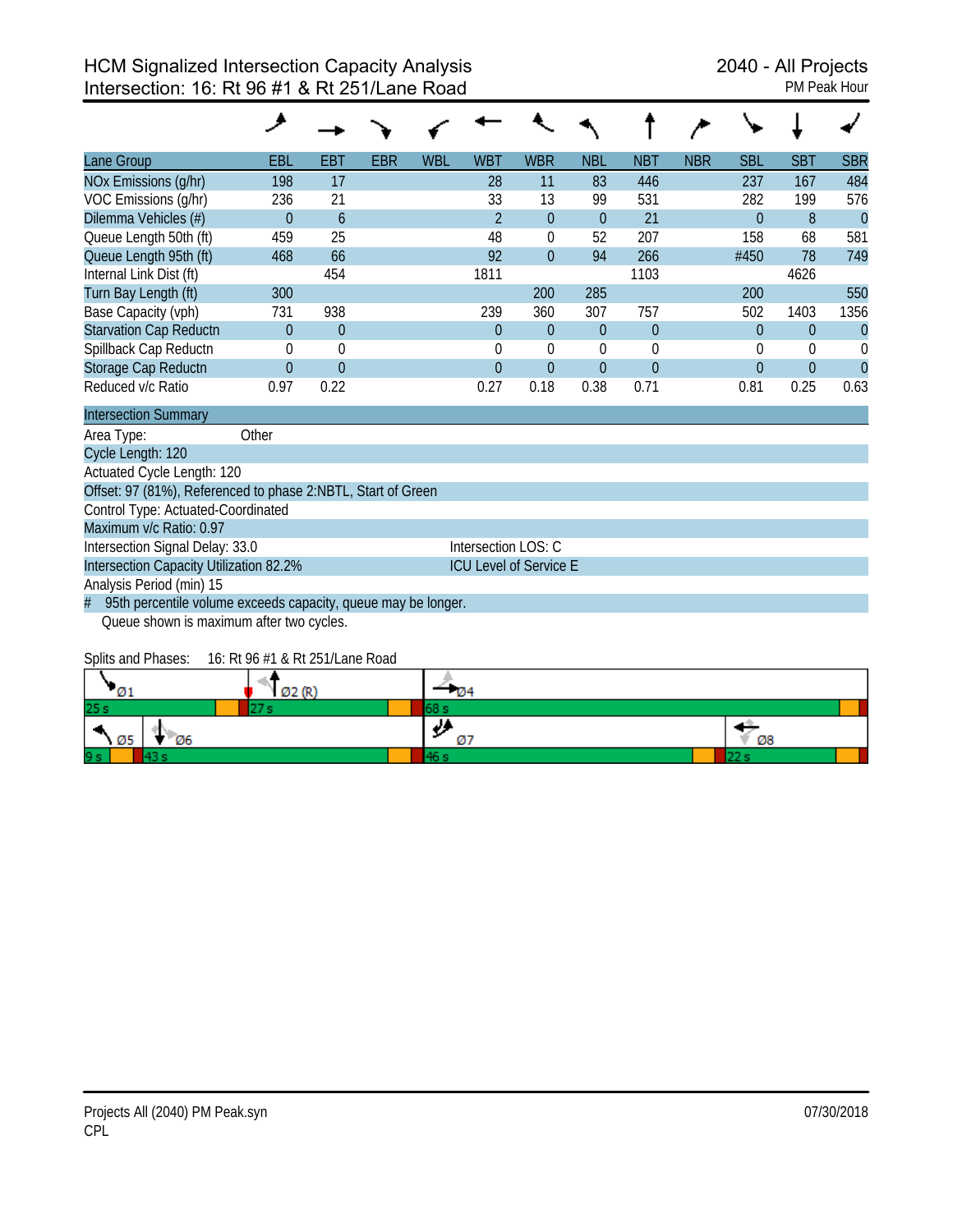# HCM Signalized Intersection Capacity Analysis
## Intersection: 16: Rt 96 #1 & Rt 251/Lane Road

2040 - All Projects
PM Peak Hour

| Lane Group | EBL | EBT | EBR | WBL | WBT | WBR | NBL | NBT | NBR | SBL | SBT | SBR |
|---|---|---|---|---|---|---|---|---|---|---|---|---|
| NOx Emissions (g/hr) | 198 | 17 | | | 28 | 11 | 83 | 446 | | 237 | 167 | 484 |
| VOC Emissions (g/hr) | 236 | 21 | | | 33 | 13 | 99 | 531 | | 282 | 199 | 576 |
| Dilemma Vehicles (#) | 0 | 6 | | | 2 | 0 | 0 | 21 | | 0 | 8 | 0 |
| Queue Length 50th (ft) | 459 | 25 | | | 48 | 0 | 52 | 207 | | 158 | 68 | 581 |
| Queue Length 95th (ft) | 468 | 66 | | | 92 | 0 | 94 | 266 | | #450 | 78 | 749 |
| Internal Link Dist (ft) | | 454 | | | 1811 | | | 1103 | | | 4626 | |
| Turn Bay Length (ft) | 300 | | | | | 200 | 285 | | | 200 | | 550 |
| Base Capacity (vph) | 731 | 938 | | | 239 | 360 | 307 | 757 | | 502 | 1403 | 1356 |
| Starvation Cap Reductn | 0 | 0 | | | 0 | 0 | 0 | 0 | | 0 | 0 | 0 |
| Spillback Cap Reductn | 0 | 0 | | | 0 | 0 | 0 | 0 | | 0 | 0 | 0 |
| Storage Cap Reductn | 0 | 0 | | | 0 | 0 | 0 | 0 | | 0 | 0 | 0 |
| Reduced v/c Ratio | 0.97 | 0.22 | | | 0.27 | 0.18 | 0.38 | 0.71 | | 0.81 | 0.25 | 0.63 |

**Intersection Summary**

Area Type: Other

Cycle Length: 120

Actuated Cycle Length: 120

Offset: 97 (81%), Referenced to phase 2:NBTL, Start of Green

Control Type: Actuated-Coordinated

Maximum v/c Ratio: 0.97

Intersection Signal Delay: 33.0 — Intersection LOS: C

Intersection Capacity Utilization 82.2% — ICU Level of Service E

Analysis Period (min) 15

# 95th percentile volume exceeds capacity, queue may be longer.
Queue shown is maximum after two cycles.

Splits and Phases: 16: Rt 96 #1 & Rt 251/Lane Road

| Phase | Ø1 | Ø2 (R) | Ø4 | Ø5 | Ø6 | Ø7 | Ø8 |
|---|---|---|---|---|---|---|---|
| Split | 25 s | 27 s | 68 s | 9 s | 43 s | 46 s | 22 s |

Projects All (2040) PM Peak.syn
CPL

07/30/2018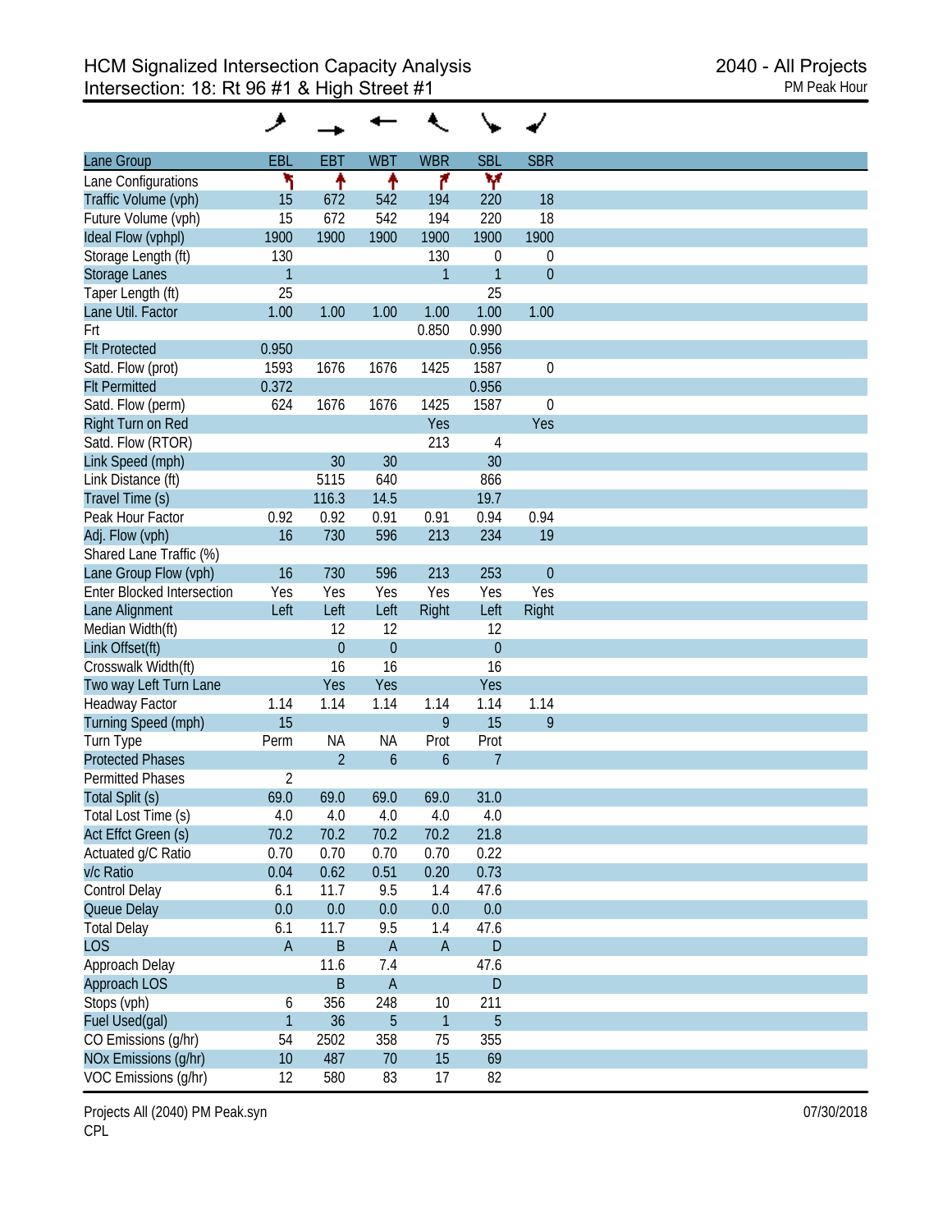# HCM Signalized Intersection Capacity Analysis
## Intersection: 18: Rt 96 #1 & High Street #1

2040 - All Projects
PM Peak Hour

| Lane Group | EBL | EBT | WBT | WBR | SBL | SBR |
|---|---|---|---|---|---|---|
| Lane Configurations | | | | | | |
| Traffic Volume (vph) | 15 | 672 | 542 | 194 | 220 | 18 |
| Future Volume (vph) | 15 | 672 | 542 | 194 | 220 | 18 |
| Ideal Flow (vphpl) | 1900 | 1900 | 1900 | 1900 | 1900 | 1900 |
| Storage Length (ft) | 130 | | | 130 | 0 | 0 |
| Storage Lanes | 1 | | | 1 | 1 | 0 |
| Taper Length (ft) | 25 | | | | 25 | |
| Lane Util. Factor | 1.00 | 1.00 | 1.00 | 1.00 | 1.00 | 1.00 |
| Frt | | | | 0.850 | 0.990 | |
| Flt Protected | 0.950 | | | | 0.956 | |
| Satd. Flow (prot) | 1593 | 1676 | 1676 | 1425 | 1587 | 0 |
| Flt Permitted | 0.372 | | | | 0.956 | |
| Satd. Flow (perm) | 624 | 1676 | 1676 | 1425 | 1587 | 0 |
| Right Turn on Red | | | | Yes | | Yes |
| Satd. Flow (RTOR) | | | | 213 | 4 | |
| Link Speed (mph) | | 30 | 30 | | 30 | |
| Link Distance (ft) | | 5115 | 640 | | 866 | |
| Travel Time (s) | | 116.3 | 14.5 | | 19.7 | |
| Peak Hour Factor | 0.92 | 0.92 | 0.91 | 0.91 | 0.94 | 0.94 |
| Adj. Flow (vph) | 16 | 730 | 596 | 213 | 234 | 19 |
| Shared Lane Traffic (%) | | | | | | |
| Lane Group Flow (vph) | 16 | 730 | 596 | 213 | 253 | 0 |
| Enter Blocked Intersection | Yes | Yes | Yes | Yes | Yes | Yes |
| Lane Alignment | Left | Left | Left | Right | Left | Right |
| Median Width(ft) | | 12 | 12 | | 12 | |
| Link Offset(ft) | | 0 | 0 | | 0 | |
| Crosswalk Width(ft) | | 16 | 16 | | 16 | |
| Two way Left Turn Lane | | Yes | Yes | | Yes | |
| Headway Factor | 1.14 | 1.14 | 1.14 | 1.14 | 1.14 | 1.14 |
| Turning Speed (mph) | 15 | | | 9 | 15 | 9 |
| Turn Type | Perm | NA | NA | Prot | Prot | |
| Protected Phases | | 2 | 6 | 6 | 7 | |
| Permitted Phases | 2 | | | | | |
| Total Split (s) | 69.0 | 69.0 | 69.0 | 69.0 | 31.0 | |
| Total Lost Time (s) | 4.0 | 4.0 | 4.0 | 4.0 | 4.0 | |
| Act Effct Green (s) | 70.2 | 70.2 | 70.2 | 70.2 | 21.8 | |
| Actuated g/C Ratio | 0.70 | 0.70 | 0.70 | 0.70 | 0.22 | |
| v/c Ratio | 0.04 | 0.62 | 0.51 | 0.20 | 0.73 | |
| Control Delay | 6.1 | 11.7 | 9.5 | 1.4 | 47.6 | |
| Queue Delay | 0.0 | 0.0 | 0.0 | 0.0 | 0.0 | |
| Total Delay | 6.1 | 11.7 | 9.5 | 1.4 | 47.6 | |
| LOS | A | B | A | A | D | |
| Approach Delay | | 11.6 | 7.4 | | 47.6 | |
| Approach LOS | | B | A | | D | |
| Stops (vph) | 6 | 356 | 248 | 10 | 211 | |
| Fuel Used(gal) | 1 | 36 | 5 | 1 | 5 | |
| CO Emissions (g/hr) | 54 | 2502 | 358 | 75 | 355 | |
| NOx Emissions (g/hr) | 10 | 487 | 70 | 15 | 69 | |
| VOC Emissions (g/hr) | 12 | 580 | 83 | 17 | 82 | |

Projects All (2040) PM Peak.syn
CPL

07/30/2018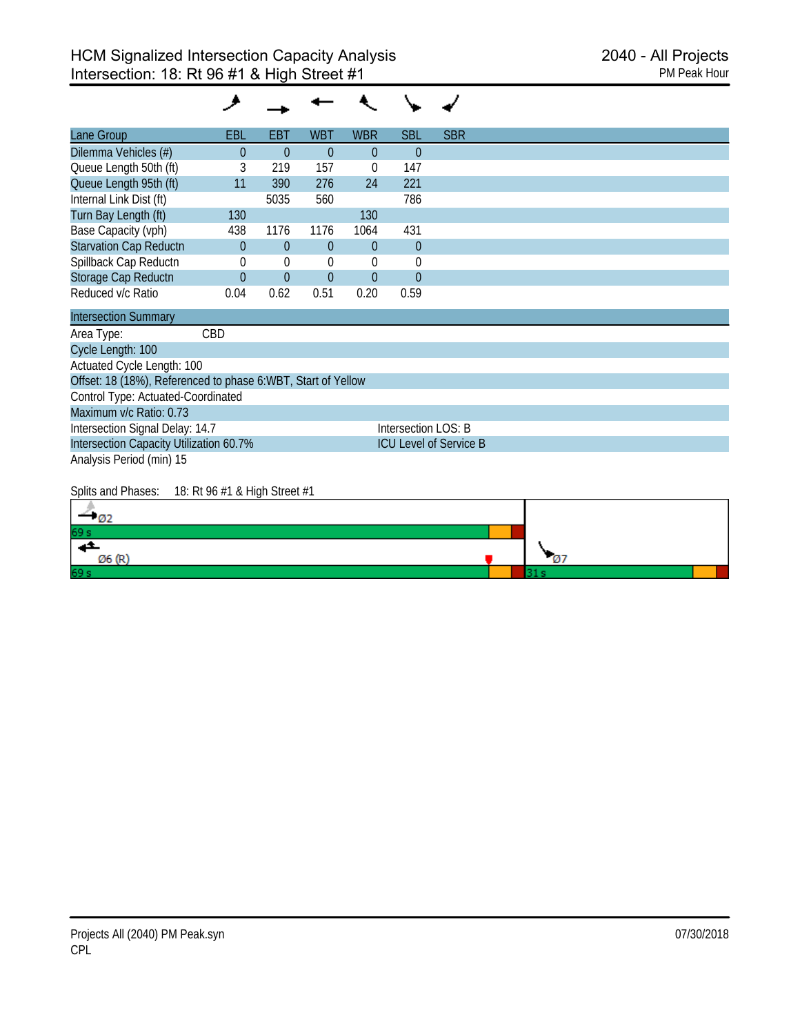# HCM Signalized Intersection Capacity Analysis
## Intersection: 18: Rt 96 #1 & High Street #1

2040 - All Projects
PM Peak Hour

| Lane Group | EBL | EBT | WBT | WBR | SBL | SBR |
|---|---|---|---|---|---|---|
| Dilemma Vehicles (#) | 0 | 0 | 0 | 0 | 0 | |
| Queue Length 50th (ft) | 3 | 219 | 157 | 0 | 147 | |
| Queue Length 95th (ft) | 11 | 390 | 276 | 24 | 221 | |
| Internal Link Dist (ft) | | 5035 | 560 | | 786 | |
| Turn Bay Length (ft) | 130 | | | 130 | | |
| Base Capacity (vph) | 438 | 1176 | 1176 | 1064 | 431 | |
| Starvation Cap Reductn | 0 | 0 | 0 | 0 | 0 | |
| Spillback Cap Reductn | 0 | 0 | 0 | 0 | 0 | |
| Storage Cap Reductn | 0 | 0 | 0 | 0 | 0 | |
| Reduced v/c Ratio | 0.04 | 0.62 | 0.51 | 0.20 | 0.59 | |

**Intersection Summary**

Area Type: CBD

Cycle Length: 100

Actuated Cycle Length: 100

Offset: 18 (18%), Referenced to phase 6:WBT, Start of Yellow

Control Type: Actuated-Coordinated

Maximum v/c Ratio: 0.73

Intersection Signal Delay: 14.7 — Intersection LOS: B

Intersection Capacity Utilization 60.7% — ICU Level of Service B

Analysis Period (min) 15

Splits and Phases: 18: Rt 96 #1 & High Street #1

| Phase | Split |
|---|---|
| Ø2 | 69 s |
| Ø6 (R) | 69 s |
| Ø7 | 31 s |

Projects All (2040) PM Peak.syn
CPL

07/30/2018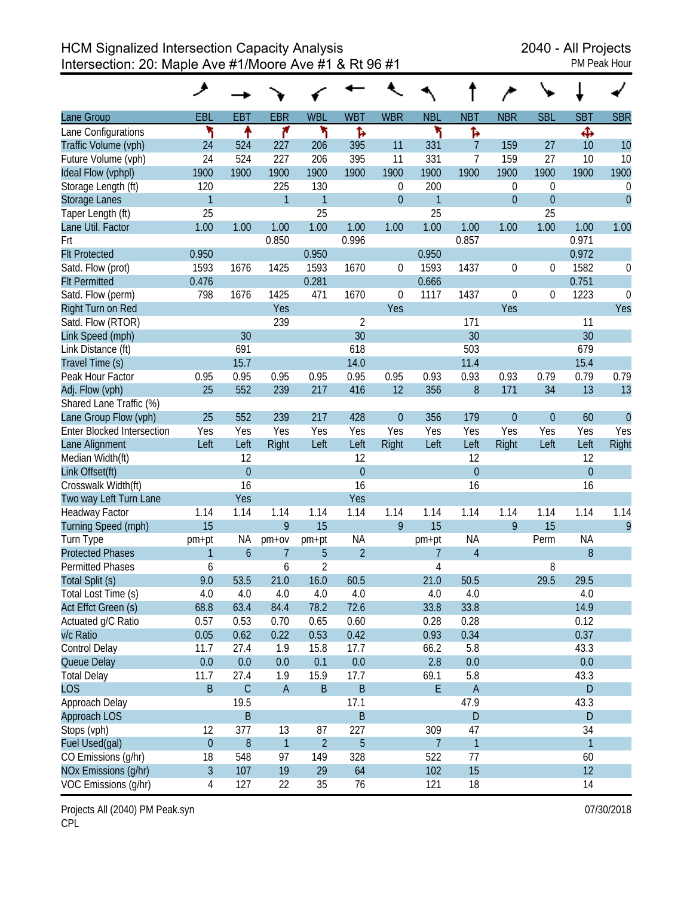# HCM Signalized Intersection Capacity Analysis
## Intersection: 20: Maple Ave #1/Moore Ave #1 & Rt 96 #1

2040 - All Projects
PM Peak Hour

| Lane Group | EBL | EBT | EBR | WBL | WBT | WBR | NBL | NBT | NBR | SBL | SBT | SBR |
|---|---|---|---|---|---|---|---|---|---|---|---|---|
| Lane Configurations | | | | | | | | | | | | |
| Traffic Volume (vph) | 24 | 524 | 227 | 206 | 395 | 11 | 331 | 7 | 159 | 27 | 10 | 10 |
| Future Volume (vph) | 24 | 524 | 227 | 206 | 395 | 11 | 331 | 7 | 159 | 27 | 10 | 10 |
| Ideal Flow (vphpl) | 1900 | 1900 | 1900 | 1900 | 1900 | 1900 | 1900 | 1900 | 1900 | 1900 | 1900 | 1900 |
| Storage Length (ft) | 120 | | 225 | 130 | | 0 | 200 | | 0 | 0 | | 0 |
| Storage Lanes | 1 | | 1 | 1 | | 0 | 1 | | 0 | 0 | | 0 |
| Taper Length (ft) | 25 | | | 25 | | | 25 | | | 25 | | |
| Lane Util. Factor | 1.00 | 1.00 | 1.00 | 1.00 | 1.00 | 1.00 | 1.00 | 1.00 | 1.00 | 1.00 | 1.00 | 1.00 |
| Frt | | | 0.850 | | 0.996 | | | 0.857 | | | 0.971 | |
| Flt Protected | 0.950 | | | 0.950 | | | 0.950 | | | | 0.972 | |
| Satd. Flow (prot) | 1593 | 1676 | 1425 | 1593 | 1670 | 0 | 1593 | 1437 | 0 | 0 | 1582 | 0 |
| Flt Permitted | 0.476 | | | 0.281 | | | 0.666 | | | | 0.751 | |
| Satd. Flow (perm) | 798 | 1676 | 1425 | 471 | 1670 | 0 | 1117 | 1437 | 0 | 0 | 1223 | 0 |
| Right Turn on Red | | | Yes | | | Yes | | | Yes | | | Yes |
| Satd. Flow (RTOR) | | | 239 | | 2 | | | 171 | | | 11 | |
| Link Speed (mph) | | 30 | | | 30 | | | 30 | | | 30 | |
| Link Distance (ft) | | 691 | | | 618 | | | 503 | | | 679 | |
| Travel Time (s) | | 15.7 | | | 14.0 | | | 11.4 | | | 15.4 | |
| Peak Hour Factor | 0.95 | 0.95 | 0.95 | 0.95 | 0.95 | 0.95 | 0.93 | 0.93 | 0.93 | 0.79 | 0.79 | 0.79 |
| Adj. Flow (vph) | 25 | 552 | 239 | 217 | 416 | 12 | 356 | 8 | 171 | 34 | 13 | 13 |
| Shared Lane Traffic (%) | | | | | | | | | | | | |
| Lane Group Flow (vph) | 25 | 552 | 239 | 217 | 428 | 0 | 356 | 179 | 0 | 0 | 60 | 0 |
| Enter Blocked Intersection | Yes | Yes | Yes | Yes | Yes | Yes | Yes | Yes | Yes | Yes | Yes | Yes |
| Lane Alignment | Left | Left | Right | Left | Left | Right | Left | Left | Right | Left | Left | Right |
| Median Width(ft) | | 12 | | | 12 | | | 12 | | | 12 | |
| Link Offset(ft) | | 0 | | | 0 | | | 0 | | | 0 | |
| Crosswalk Width(ft) | | 16 | | | 16 | | | 16 | | | 16 | |
| Two way Left Turn Lane | | Yes | | | Yes | | | | | | | |
| Headway Factor | 1.14 | 1.14 | 1.14 | 1.14 | 1.14 | 1.14 | 1.14 | 1.14 | 1.14 | 1.14 | 1.14 | 1.14 |
| Turning Speed (mph) | 15 | | 9 | 15 | | 9 | 15 | | 9 | 15 | | 9 |
| Turn Type | pm+pt | NA | pm+ov | pm+pt | NA | | pm+pt | NA | | Perm | NA | |
| Protected Phases | 1 | 6 | 7 | 5 | 2 | | 7 | 4 | | | 8 | |
| Permitted Phases | 6 | | 6 | 2 | | | 4 | | | 8 | | |
| Total Split (s) | 9.0 | 53.5 | 21.0 | 16.0 | 60.5 | | 21.0 | 50.5 | | 29.5 | 29.5 | |
| Total Lost Time (s) | 4.0 | 4.0 | 4.0 | 4.0 | 4.0 | | 4.0 | 4.0 | | | 4.0 | |
| Act Effct Green (s) | 68.8 | 63.4 | 84.4 | 78.2 | 72.6 | | 33.8 | 33.8 | | | 14.9 | |
| Actuated g/C Ratio | 0.57 | 0.53 | 0.70 | 0.65 | 0.60 | | 0.28 | 0.28 | | | 0.12 | |
| v/c Ratio | 0.05 | 0.62 | 0.22 | 0.53 | 0.42 | | 0.93 | 0.34 | | | 0.37 | |
| Control Delay | 11.7 | 27.4 | 1.9 | 15.8 | 17.7 | | 66.2 | 5.8 | | | 43.3 | |
| Queue Delay | 0.0 | 0.0 | 0.0 | 0.1 | 0.0 | | 2.8 | 0.0 | | | 0.0 | |
| Total Delay | 11.7 | 27.4 | 1.9 | 15.9 | 17.7 | | 69.1 | 5.8 | | | 43.3 | |
| LOS | B | C | A | B | B | | E | A | | | D | |
| Approach Delay | | 19.5 | | | 17.1 | | | 47.9 | | | 43.3 | |
| Approach LOS | | B | | | B | | | D | | | D | |
| Stops (vph) | 12 | 377 | 13 | 87 | 227 | | 309 | 47 | | | 34 | |
| Fuel Used(gal) | 0 | 8 | 1 | 2 | 5 | | 7 | 1 | | | 1 | |
| CO Emissions (g/hr) | 18 | 548 | 97 | 149 | 328 | | 522 | 77 | | | 60 | |
| NOx Emissions (g/hr) | 3 | 107 | 19 | 29 | 64 | | 102 | 15 | | | 12 | |
| VOC Emissions (g/hr) | 4 | 127 | 22 | 35 | 76 | | 121 | 18 | | | 14 | |

Projects All (2040) PM Peak.syn
CPL

07/30/2018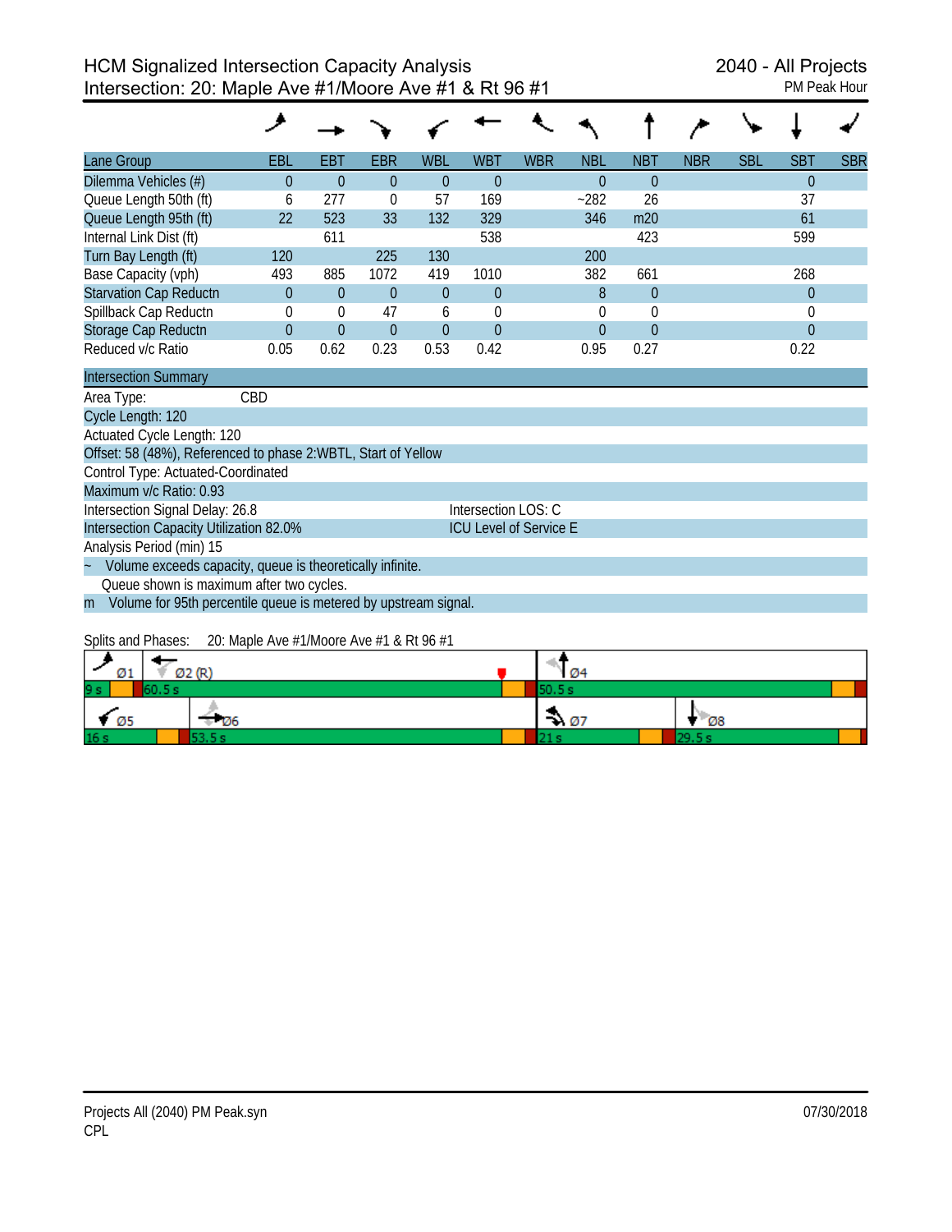# HCM Signalized Intersection Capacity Analysis
## Intersection: 20: Maple Ave #1/Moore Ave #1 & Rt 96 #1

2040 - All Projects
PM Peak Hour

| Lane Group | EBL | EBT | EBR | WBL | WBT | WBR | NBL | NBT | NBR | SBL | SBT | SBR |
|---|---|---|---|---|---|---|---|---|---|---|---|---|
| Dilemma Vehicles (#) | 0 | 0 | 0 | 0 | 0 | | 0 | 0 | | | 0 | |
| Queue Length 50th (ft) | 6 | 277 | 0 | 57 | 169 | | ~282 | 26 | | | 37 | |
| Queue Length 95th (ft) | 22 | 523 | 33 | 132 | 329 | | 346 | m20 | | | 61 | |
| Internal Link Dist (ft) | | 611 | | | 538 | | | 423 | | | 599 | |
| Turn Bay Length (ft) | 120 | | 225 | 130 | | | 200 | | | | | |
| Base Capacity (vph) | 493 | 885 | 1072 | 419 | 1010 | | 382 | 661 | | | 268 | |
| Starvation Cap Reductn | 0 | 0 | 0 | 0 | 0 | | 8 | 0 | | | 0 | |
| Spillback Cap Reductn | 0 | 0 | 47 | 6 | 0 | | 0 | 0 | | | 0 | |
| Storage Cap Reductn | 0 | 0 | 0 | 0 | 0 | | 0 | 0 | | | 0 | |
| Reduced v/c Ratio | 0.05 | 0.62 | 0.23 | 0.53 | 0.42 | | 0.95 | 0.27 | | | 0.22 | |

**Intersection Summary**

Area Type: CBD
Cycle Length: 120
Actuated Cycle Length: 120
Offset: 58 (48%), Referenced to phase 2:WBTL, Start of Yellow
Control Type: Actuated-Coordinated
Maximum v/c Ratio: 0.93
Intersection Signal Delay: 26.8 — Intersection LOS: C
Intersection Capacity Utilization 82.0% — ICU Level of Service E
Analysis Period (min) 15

~ Volume exceeds capacity, queue is theoretically infinite.
Queue shown is maximum after two cycles.
m Volume for 95th percentile queue is metered by upstream signal.

Splits and Phases: 20: Maple Ave #1/Moore Ave #1 & Rt 96 #1

| Phase | Ø1 | Ø2 (R) | Ø4 | Ø5 | Ø6 | Ø7 | Ø8 |
|---|---|---|---|---|---|---|---|
| Split | 9 s | 60.5 s | 50.5 s | 16 s | 53.5 s | 21 s | 29.5 s |

Projects All (2040) PM Peak.syn
CPL
07/30/2018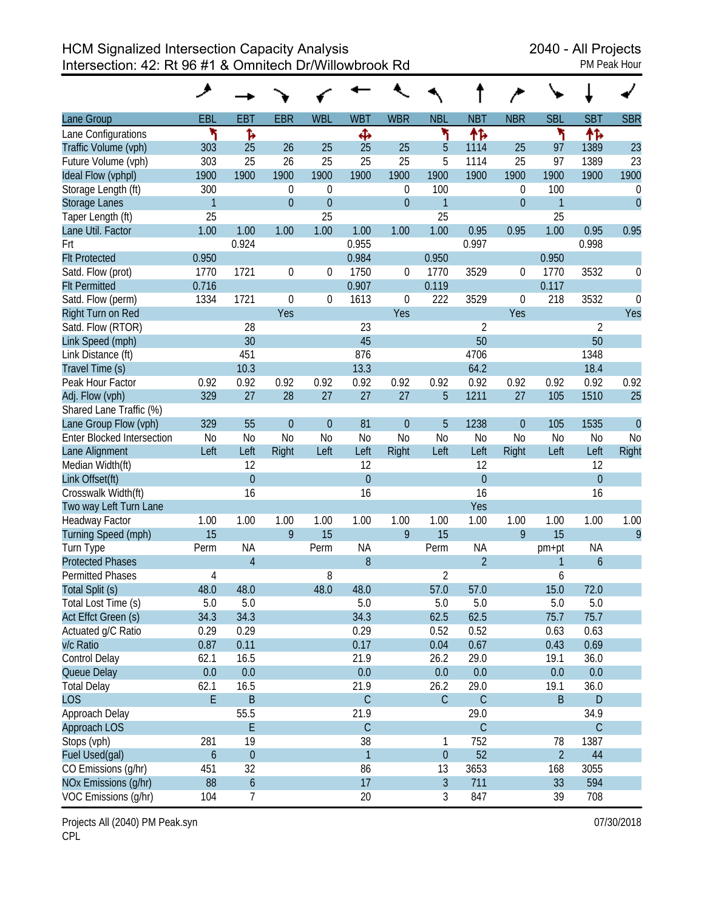# HCM Signalized Intersection Capacity Analysis
## Intersection: 42: Rt 96 #1 & Omnitech Dr/Willowbrook Rd

2040 - All Projects
PM Peak Hour

| Lane Group | EBL | EBT | EBR | WBL | WBT | WBR | NBL | NBT | NBR | SBL | SBT | SBR |
|---|---|---|---|---|---|---|---|---|---|---|---|---|
| Lane Configurations | | | | | | | | | | | | |
| Traffic Volume (vph) | 303 | 25 | 26 | 25 | 25 | 25 | 5 | 1114 | 25 | 97 | 1389 | 23 |
| Future Volume (vph) | 303 | 25 | 26 | 25 | 25 | 25 | 5 | 1114 | 25 | 97 | 1389 | 23 |
| Ideal Flow (vphpl) | 1900 | 1900 | 1900 | 1900 | 1900 | 1900 | 1900 | 1900 | 1900 | 1900 | 1900 | 1900 |
| Storage Length (ft) | 300 | | 0 | 0 | | 0 | 100 | | 0 | 100 | | 0 |
| Storage Lanes | 1 | | 0 | 0 | | 0 | 1 | | 0 | 1 | | 0 |
| Taper Length (ft) | 25 | | | 25 | | | 25 | | | 25 | | |
| Lane Util. Factor | 1.00 | 1.00 | 1.00 | 1.00 | 1.00 | 1.00 | 1.00 | 0.95 | 0.95 | 1.00 | 0.95 | 0.95 |
| Frt | | 0.924 | | | 0.955 | | | 0.997 | | | 0.998 | |
| Flt Protected | 0.950 | | | | 0.984 | | 0.950 | | | 0.950 | | |
| Satd. Flow (prot) | 1770 | 1721 | 0 | 0 | 1750 | 0 | 1770 | 3529 | 0 | 1770 | 3532 | 0 |
| Flt Permitted | 0.716 | | | | 0.907 | | 0.119 | | | 0.117 | | |
| Satd. Flow (perm) | 1334 | 1721 | 0 | 0 | 1613 | 0 | 222 | 3529 | 0 | 218 | 3532 | 0 |
| Right Turn on Red | | | Yes | | | Yes | | | Yes | | | Yes |
| Satd. Flow (RTOR) | | 28 | | | 23 | | | 2 | | | 2 | |
| Link Speed (mph) | | 30 | | | 45 | | | 50 | | | 50 | |
| Link Distance (ft) | | 451 | | | 876 | | | 4706 | | | 1348 | |
| Travel Time (s) | | 10.3 | | | 13.3 | | | 64.2 | | | 18.4 | |
| Peak Hour Factor | 0.92 | 0.92 | 0.92 | 0.92 | 0.92 | 0.92 | 0.92 | 0.92 | 0.92 | 0.92 | 0.92 | 0.92 |
| Adj. Flow (vph) | 329 | 27 | 28 | 27 | 27 | 27 | 5 | 1211 | 27 | 105 | 1510 | 25 |
| Shared Lane Traffic (%) | | | | | | | | | | | | |
| Lane Group Flow (vph) | 329 | 55 | 0 | 0 | 81 | 0 | 5 | 1238 | 0 | 105 | 1535 | 0 |
| Enter Blocked Intersection | No | No | No | No | No | No | No | No | No | No | No | No |
| Lane Alignment | Left | Left | Right | Left | Left | Right | Left | Left | Right | Left | Left | Right |
| Median Width(ft) | | 12 | | | 12 | | | 12 | | | 12 | |
| Link Offset(ft) | | 0 | | | 0 | | | 0 | | | 0 | |
| Crosswalk Width(ft) | | 16 | | | 16 | | | 16 | | | 16 | |
| Two way Left Turn Lane | | | | | | | | Yes | | | | |
| Headway Factor | 1.00 | 1.00 | 1.00 | 1.00 | 1.00 | 1.00 | 1.00 | 1.00 | 1.00 | 1.00 | 1.00 | 1.00 |
| Turning Speed (mph) | 15 | | 9 | 15 | | 9 | 15 | | 9 | 15 | | 9 |
| Turn Type | Perm | NA | | Perm | NA | | Perm | NA | | pm+pt | NA | |
| Protected Phases | | 4 | | | 8 | | | 2 | | 1 | 6 | |
| Permitted Phases | 4 | | | 8 | | | 2 | | | 6 | | |
| Total Split (s) | 48.0 | 48.0 | | 48.0 | 48.0 | | 57.0 | 57.0 | | 15.0 | 72.0 | |
| Total Lost Time (s) | 5.0 | 5.0 | | | 5.0 | | 5.0 | 5.0 | | 5.0 | 5.0 | |
| Act Effct Green (s) | 34.3 | 34.3 | | | 34.3 | | 62.5 | 62.5 | | 75.7 | 75.7 | |
| Actuated g/C Ratio | 0.29 | 0.29 | | | 0.29 | | 0.52 | 0.52 | | 0.63 | 0.63 | |
| v/c Ratio | 0.87 | 0.11 | | | 0.17 | | 0.04 | 0.67 | | 0.43 | 0.69 | |
| Control Delay | 62.1 | 16.5 | | | 21.9 | | 26.2 | 29.0 | | 19.1 | 36.0 | |
| Queue Delay | 0.0 | 0.0 | | | 0.0 | | 0.0 | 0.0 | | 0.0 | 0.0 | |
| Total Delay | 62.1 | 16.5 | | | 21.9 | | 26.2 | 29.0 | | 19.1 | 36.0 | |
| LOS | E | B | | | C | | C | C | | B | D | |
| Approach Delay | | 55.5 | | | 21.9 | | | 29.0 | | | 34.9 | |
| Approach LOS | | E | | | C | | | C | | | C | |
| Stops (vph) | 281 | 19 | | | 38 | | 1 | 752 | | 78 | 1387 | |
| Fuel Used(gal) | 6 | 0 | | | 1 | | 0 | 52 | | 2 | 44 | |
| CO Emissions (g/hr) | 451 | 32 | | | 86 | | 13 | 3653 | | 168 | 3055 | |
| NOx Emissions (g/hr) | 88 | 6 | | | 17 | | 3 | 711 | | 33 | 594 | |
| VOC Emissions (g/hr) | 104 | 7 | | | 20 | | 3 | 847 | | 39 | 708 | |

Projects All (2040) PM Peak.syn
CPL

07/30/2018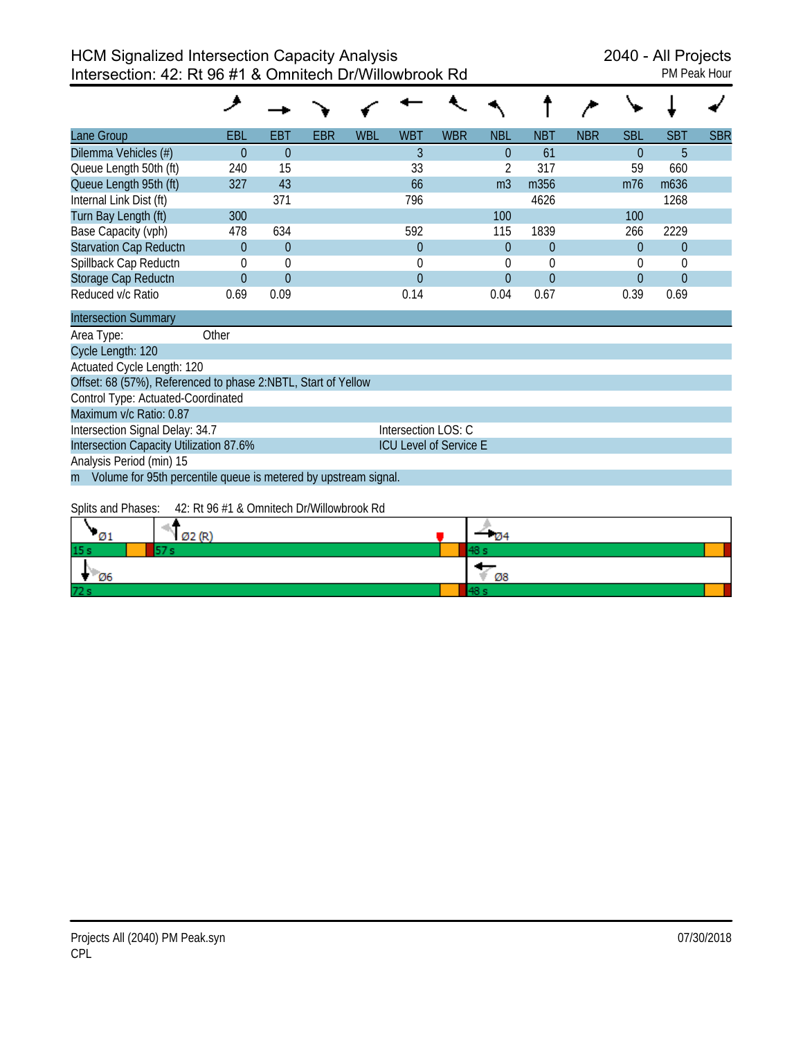# HCM Signalized Intersection Capacity Analysis
## Intersection: 42: Rt 96 #1 & Omnitech Dr/Willowbrook Rd

2040 - All Projects
PM Peak Hour

| Lane Group | EBL | EBT | EBR | WBL | WBT | WBR | NBL | NBT | NBR | SBL | SBT | SBR |
|---|---|---|---|---|---|---|---|---|---|---|---|---|
| Dilemma Vehicles (#) | 0 | 0 | | | 3 | | 0 | 61 | | 0 | 5 | |
| Queue Length 50th (ft) | 240 | 15 | | | 33 | | 2 | 317 | | 59 | 660 | |
| Queue Length 95th (ft) | 327 | 43 | | | 66 | | m3 | m356 | | m76 | m636 | |
| Internal Link Dist (ft) | | 371 | | | 796 | | | 4626 | | | 1268 | |
| Turn Bay Length (ft) | 300 | | | | | | 100 | | | 100 | | |
| Base Capacity (vph) | 478 | 634 | | | 592 | | 115 | 1839 | | 266 | 2229 | |
| Starvation Cap Reductn | 0 | 0 | | | 0 | | 0 | 0 | | 0 | 0 | |
| Spillback Cap Reductn | 0 | 0 | | | 0 | | 0 | 0 | | 0 | 0 | |
| Storage Cap Reductn | 0 | 0 | | | 0 | | 0 | 0 | | 0 | 0 | |
| Reduced v/c Ratio | 0.69 | 0.09 | | | 0.14 | | 0.04 | 0.67 | | 0.39 | 0.69 | |

**Intersection Summary**

Area Type: Other
Cycle Length: 120
Actuated Cycle Length: 120
Offset: 68 (57%), Referenced to phase 2:NBTL, Start of Yellow
Control Type: Actuated-Coordinated
Maximum v/c Ratio: 0.87
Intersection Signal Delay: 34.7 — Intersection LOS: C
Intersection Capacity Utilization 87.6% — ICU Level of Service E
Analysis Period (min) 15
m Volume for 95th percentile queue is metered by upstream signal.

Splits and Phases: 42: Rt 96 #1 & Omnitech Dr/Willowbrook Rd

| Phase | Split |
|---|---|
| Ø1 | 15 s |
| Ø2 (R) | 57 s |
| Ø4 | 48 s |
| Ø6 | 72 s |
| Ø8 | 48 s |

Projects All (2040) PM Peak.syn
CPL
07/30/2018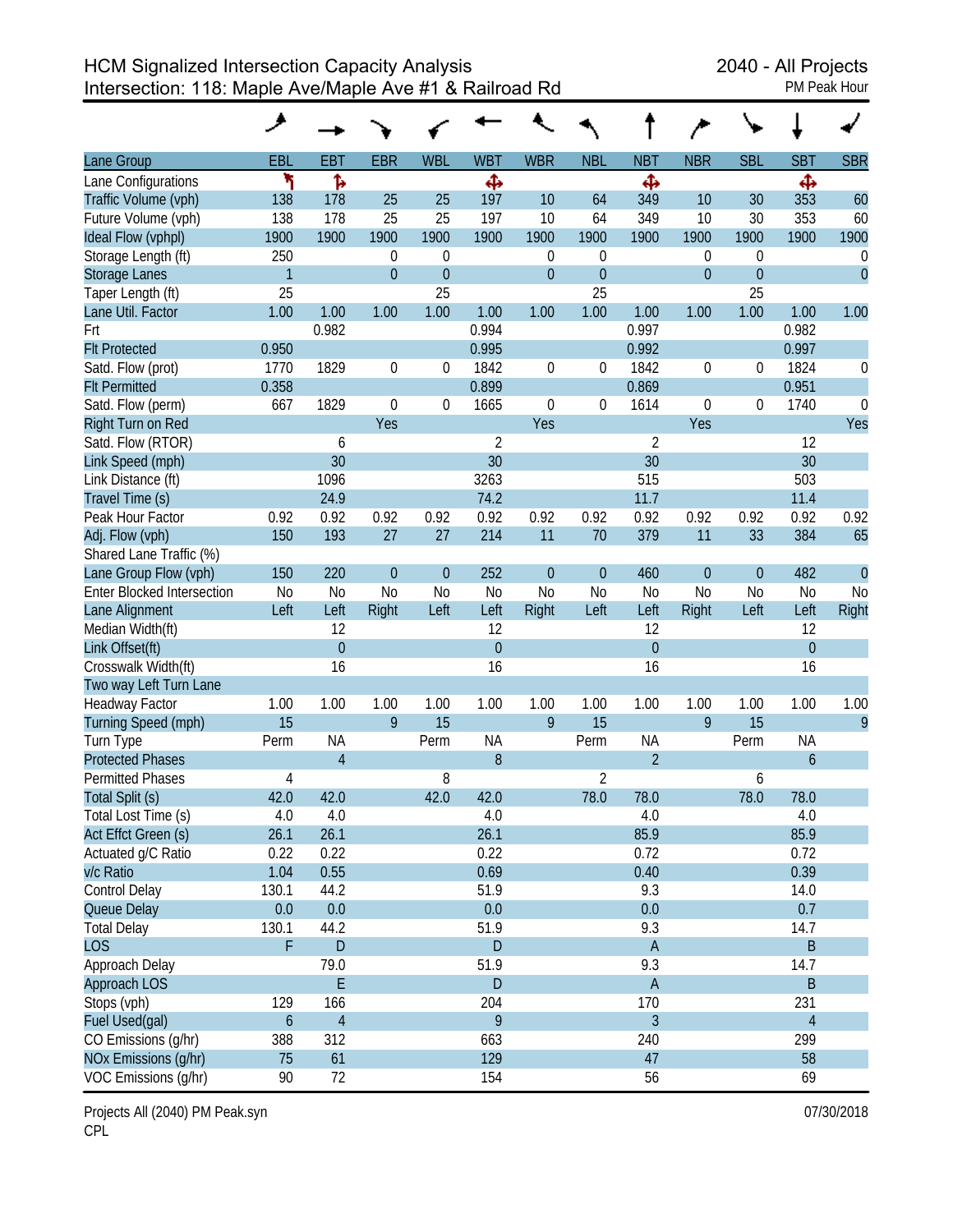HCM Signalized Intersection Capacity Analysis
Intersection: 118: Maple Ave/Maple Ave #1 & Railroad Rd

2040 - All Projects
PM Peak Hour

| Lane Group | EBL | EBT | EBR | WBL | WBT | WBR | NBL | NBT | NBR | SBL | SBT | SBR |
|---|---|---|---|---|---|---|---|---|---|---|---|---|
| Lane Configurations | ↰ | ↱ | | | ✣ | | | ✣ | | | ✣ | |
| Traffic Volume (vph) | 138 | 178 | 25 | 25 | 197 | 10 | 64 | 349 | 10 | 30 | 353 | 60 |
| Future Volume (vph) | 138 | 178 | 25 | 25 | 197 | 10 | 64 | 349 | 10 | 30 | 353 | 60 |
| Ideal Flow (vphpl) | 1900 | 1900 | 1900 | 1900 | 1900 | 1900 | 1900 | 1900 | 1900 | 1900 | 1900 | 1900 |
| Storage Length (ft) | 250 | | 0 | 0 | | 0 | 0 | | 0 | 0 | | 0 |
| Storage Lanes | 1 | | 0 | 0 | | 0 | 0 | | 0 | 0 | | 0 |
| Taper Length (ft) | 25 | | | 25 | | | 25 | | | 25 | | |
| Lane Util. Factor | 1.00 | 1.00 | 1.00 | 1.00 | 1.00 | 1.00 | 1.00 | 1.00 | 1.00 | 1.00 | 1.00 | 1.00 |
| Frt | | 0.982 | | | 0.994 | | | 0.997 | | | 0.982 | |
| Flt Protected | 0.950 | | | | 0.995 | | | 0.992 | | | 0.997 | |
| Satd. Flow (prot) | 1770 | 1829 | 0 | 0 | 1842 | 0 | 0 | 1842 | 0 | 0 | 1824 | 0 |
| Flt Permitted | 0.358 | | | | 0.899 | | | 0.869 | | | 0.951 | |
| Satd. Flow (perm) | 667 | 1829 | 0 | 0 | 1665 | 0 | 0 | 1614 | 0 | 0 | 1740 | 0 |
| Right Turn on Red | | | Yes | | | Yes | | | Yes | | | Yes |
| Satd. Flow (RTOR) | | 6 | | | 2 | | | 2 | | | 12 | |
| Link Speed (mph) | | 30 | | | 30 | | | 30 | | | 30 | |
| Link Distance (ft) | | 1096 | | | 3263 | | | 515 | | | 503 | |
| Travel Time (s) | | 24.9 | | | 74.2 | | | 11.7 | | | 11.4 | |
| Peak Hour Factor | 0.92 | 0.92 | 0.92 | 0.92 | 0.92 | 0.92 | 0.92 | 0.92 | 0.92 | 0.92 | 0.92 | 0.92 |
| Adj. Flow (vph) | 150 | 193 | 27 | 27 | 214 | 11 | 70 | 379 | 11 | 33 | 384 | 65 |
| Shared Lane Traffic (%) | | | | | | | | | | | | |
| Lane Group Flow (vph) | 150 | 220 | 0 | 0 | 252 | 0 | 0 | 460 | 0 | 0 | 482 | 0 |
| Enter Blocked Intersection | No | No | No | No | No | No | No | No | No | No | No | No |
| Lane Alignment | Left | Left | Right | Left | Left | Right | Left | Left | Right | Left | Left | Right |
| Median Width(ft) | | 12 | | | 12 | | | 12 | | | 12 | |
| Link Offset(ft) | | 0 | | | 0 | | | 0 | | | 0 | |
| Crosswalk Width(ft) | | 16 | | | 16 | | | 16 | | | 16 | |
| Two way Left Turn Lane | | | | | | | | | | | | |
| Headway Factor | 1.00 | 1.00 | 1.00 | 1.00 | 1.00 | 1.00 | 1.00 | 1.00 | 1.00 | 1.00 | 1.00 | 1.00 |
| Turning Speed (mph) | 15 | | 9 | 15 | | 9 | 15 | | 9 | 15 | | 9 |
| Turn Type | Perm | NA | | Perm | NA | | Perm | NA | | Perm | NA | |
| Protected Phases | | 4 | | | 8 | | | 2 | | | 6 | |
| Permitted Phases | 4 | | | 8 | | | 2 | | | 6 | | |
| Total Split (s) | 42.0 | 42.0 | | 42.0 | 42.0 | | 78.0 | 78.0 | | 78.0 | 78.0 | |
| Total Lost Time (s) | 4.0 | 4.0 | | | 4.0 | | | 4.0 | | | 4.0 | |
| Act Effct Green (s) | 26.1 | 26.1 | | | 26.1 | | | 85.9 | | | 85.9 | |
| Actuated g/C Ratio | 0.22 | 0.22 | | | 0.22 | | | 0.72 | | | 0.72 | |
| v/c Ratio | 1.04 | 0.55 | | | 0.69 | | | 0.40 | | | 0.39 | |
| Control Delay | 130.1 | 44.2 | | | 51.9 | | | 9.3 | | | 14.0 | |
| Queue Delay | 0.0 | 0.0 | | | 0.0 | | | 0.0 | | | 0.7 | |
| Total Delay | 130.1 | 44.2 | | | 51.9 | | | 9.3 | | | 14.7 | |
| LOS | F | D | | | D | | | A | | | B | |
| Approach Delay | | 79.0 | | | 51.9 | | | 9.3 | | | 14.7 | |
| Approach LOS | | E | | | D | | | A | | | B | |
| Stops (vph) | 129 | 166 | | | 204 | | | 170 | | | 231 | |
| Fuel Used(gal) | 6 | 4 | | | 9 | | | 3 | | | 4 | |
| CO Emissions (g/hr) | 388 | 312 | | | 663 | | | 240 | | | 299 | |
| NOx Emissions (g/hr) | 75 | 61 | | | 129 | | | 47 | | | 58 | |
| VOC Emissions (g/hr) | 90 | 72 | | | 154 | | | 56 | | | 69 | |

Projects All (2040) PM Peak.syn
CPL

07/30/2018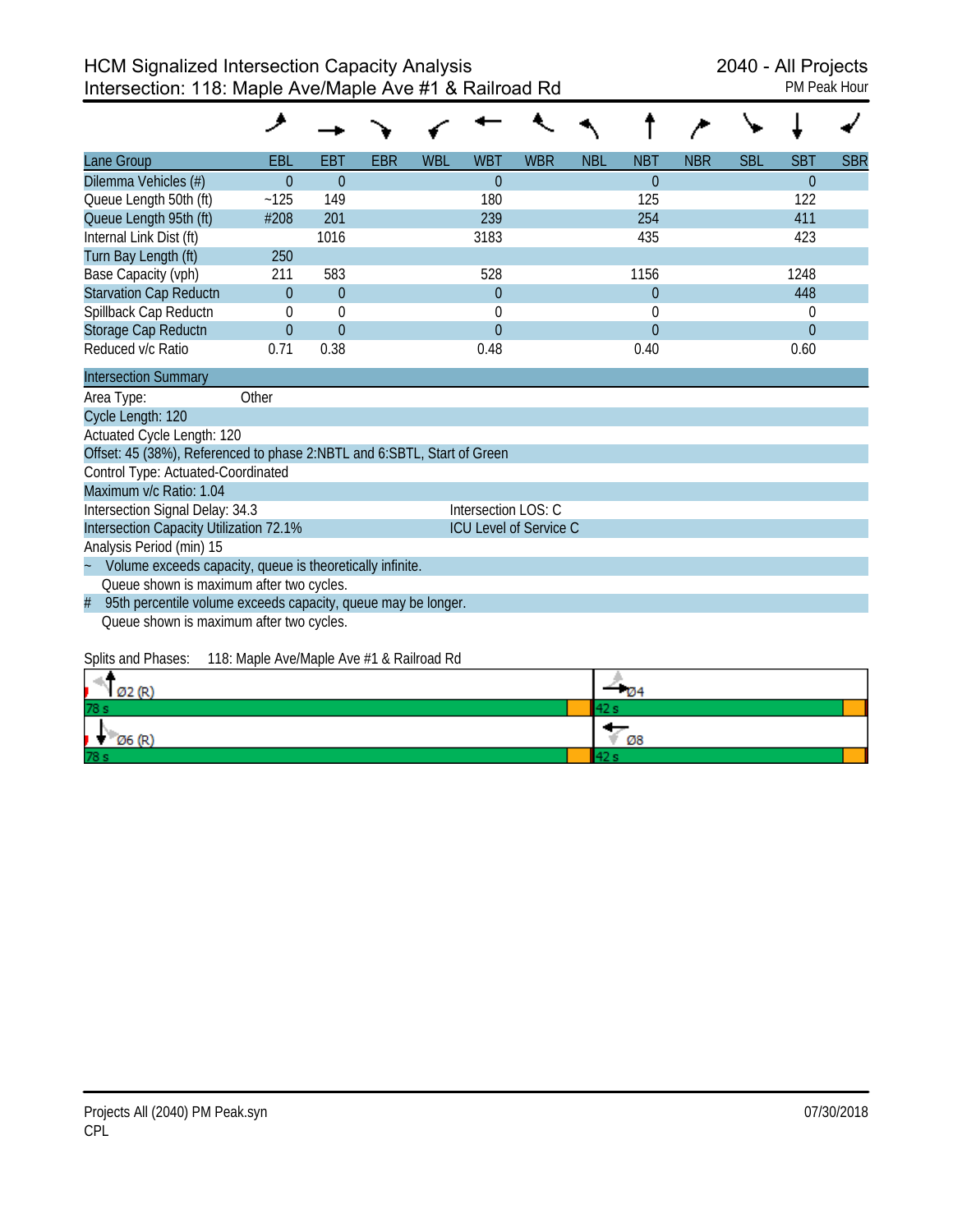# HCM Signalized Intersection Capacity Analysis
## Intersection: 118: Maple Ave/Maple Ave #1 & Railroad Rd

2040 - All Projects
PM Peak Hour

| Lane Group | EBL | EBT | EBR | WBL | WBT | WBR | NBL | NBT | NBR | SBL | SBT | SBR |
|---|---|---|---|---|---|---|---|---|---|---|---|---|
| Dilemma Vehicles (#) | 0 | 0 | | | 0 | | | 0 | | | 0 | |
| Queue Length 50th (ft) | ~125 | 149 | | | 180 | | | 125 | | | 122 | |
| Queue Length 95th (ft) | #208 | 201 | | | 239 | | | 254 | | | 411 | |
| Internal Link Dist (ft) | | 1016 | | | 3183 | | | 435 | | | 423 | |
| Turn Bay Length (ft) | 250 | | | | | | | | | | | |
| Base Capacity (vph) | 211 | 583 | | | 528 | | | 1156 | | | 1248 | |
| Starvation Cap Reductn | 0 | 0 | | | 0 | | | 0 | | | 448 | |
| Spillback Cap Reductn | 0 | 0 | | | 0 | | | 0 | | | 0 | |
| Storage Cap Reductn | 0 | 0 | | | 0 | | | 0 | | | 0 | |
| Reduced v/c Ratio | 0.71 | 0.38 | | | 0.48 | | | 0.40 | | | 0.60 | |

**Intersection Summary**

Area Type: Other

Cycle Length: 120

Actuated Cycle Length: 120

Offset: 45 (38%), Referenced to phase 2:NBTL and 6:SBTL, Start of Green

Control Type: Actuated-Coordinated

Maximum v/c Ratio: 1.04

Intersection Signal Delay: 34.3 — Intersection LOS: C

Intersection Capacity Utilization 72.1% — ICU Level of Service C

Analysis Period (min) 15

~ Volume exceeds capacity, queue is theoretically infinite.
Queue shown is maximum after two cycles.

# 95th percentile volume exceeds capacity, queue may be longer.
Queue shown is maximum after two cycles.

Splits and Phases: 118: Maple Ave/Maple Ave #1 & Railroad Rd

| Ø2 (R) | Ø4 |
|---|---|
| 78 s | 42 s |
| **Ø6 (R)** | **Ø8** |
| 78 s | 42 s |

Projects All (2040) PM Peak.syn
CPL

07/30/2018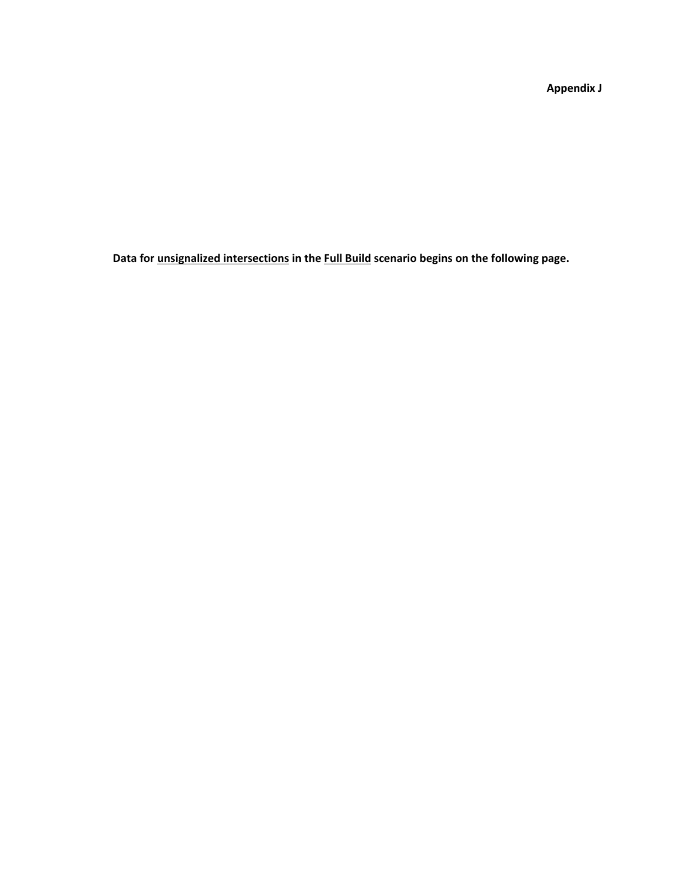**Appendix J**

**Data for <u>unsignalized intersections</u> in the <u>Full Build</u> scenario begins on the following page.**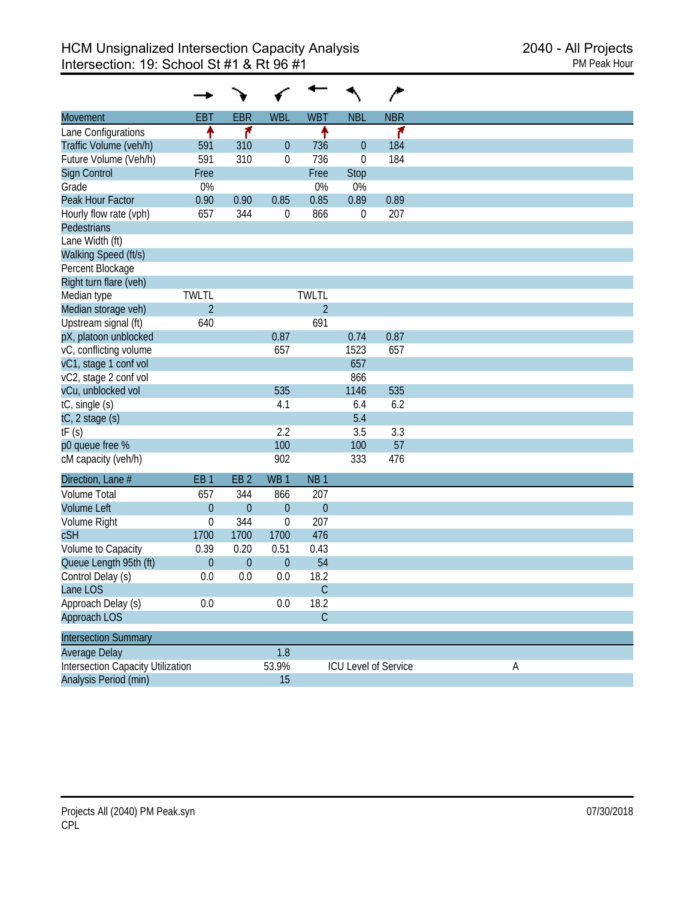# HCM Unsignalized Intersection Capacity Analysis
## Intersection: 19: School St #1 & Rt 96 #1

2040 - All Projects
PM Peak Hour

| Movement | EBT | EBR | WBL | WBT | NBL | NBR |
|---|---|---|---|---|---|---|
| Lane Configurations | ↑ | ↱ | | ↑ | | ↱ |
| Traffic Volume (veh/h) | 591 | 310 | 0 | 736 | 0 | 184 |
| Future Volume (Veh/h) | 591 | 310 | 0 | 736 | 0 | 184 |
| Sign Control | Free | | | Free | Stop | |
| Grade | 0% | | | 0% | 0% | |
| Peak Hour Factor | 0.90 | 0.90 | 0.85 | 0.85 | 0.89 | 0.89 |
| Hourly flow rate (vph) | 657 | 344 | 0 | 866 | 0 | 207 |
| Pedestrians | | | | | | |
| Lane Width (ft) | | | | | | |
| Walking Speed (ft/s) | | | | | | |
| Percent Blockage | | | | | | |
| Right turn flare (veh) | | | | | | |
| Median type | TWLTL | | | TWLTL | | |
| Median storage veh) | 2 | | | 2 | | |
| Upstream signal (ft) | 640 | | | 691 | | |
| pX, platoon unblocked | | | 0.87 | | 0.74 | 0.87 |
| vC, conflicting volume | | | 657 | | 1523 | 657 |
| vC1, stage 1 conf vol | | | | | 657 | |
| vC2, stage 2 conf vol | | | | | 866 | |
| vCu, unblocked vol | | | 535 | | 1146 | 535 |
| tC, single (s) | | | 4.1 | | 6.4 | 6.2 |
| tC, 2 stage (s) | | | | | 5.4 | |
| tF (s) | | | 2.2 | | 3.5 | 3.3 |
| p0 queue free % | | | 100 | | 100 | 57 |
| cM capacity (veh/h) | | | 902 | | 333 | 476 |

| Direction, Lane # | EB 1 | EB 2 | WB 1 | NB 1 |
|---|---|---|---|---|
| Volume Total | 657 | 344 | 866 | 207 |
| Volume Left | 0 | 0 | 0 | 0 |
| Volume Right | 0 | 344 | 0 | 207 |
| cSH | 1700 | 1700 | 1700 | 476 |
| Volume to Capacity | 0.39 | 0.20 | 0.51 | 0.43 |
| Queue Length 95th (ft) | 0 | 0 | 0 | 54 |
| Control Delay (s) | 0.0 | 0.0 | 0.0 | 18.2 |
| Lane LOS | | | | C |
| Approach Delay (s) | 0.0 | | 0.0 | 18.2 |
| Approach LOS | | | | C |

| Intersection Summary | | | |
|---|---|---|---|
| Average Delay | 1.8 | | |
| Intersection Capacity Utilization | 53.9% | ICU Level of Service | A |
| Analysis Period (min) | 15 | | |

Projects All (2040) PM Peak.syn
CPL

07/30/2018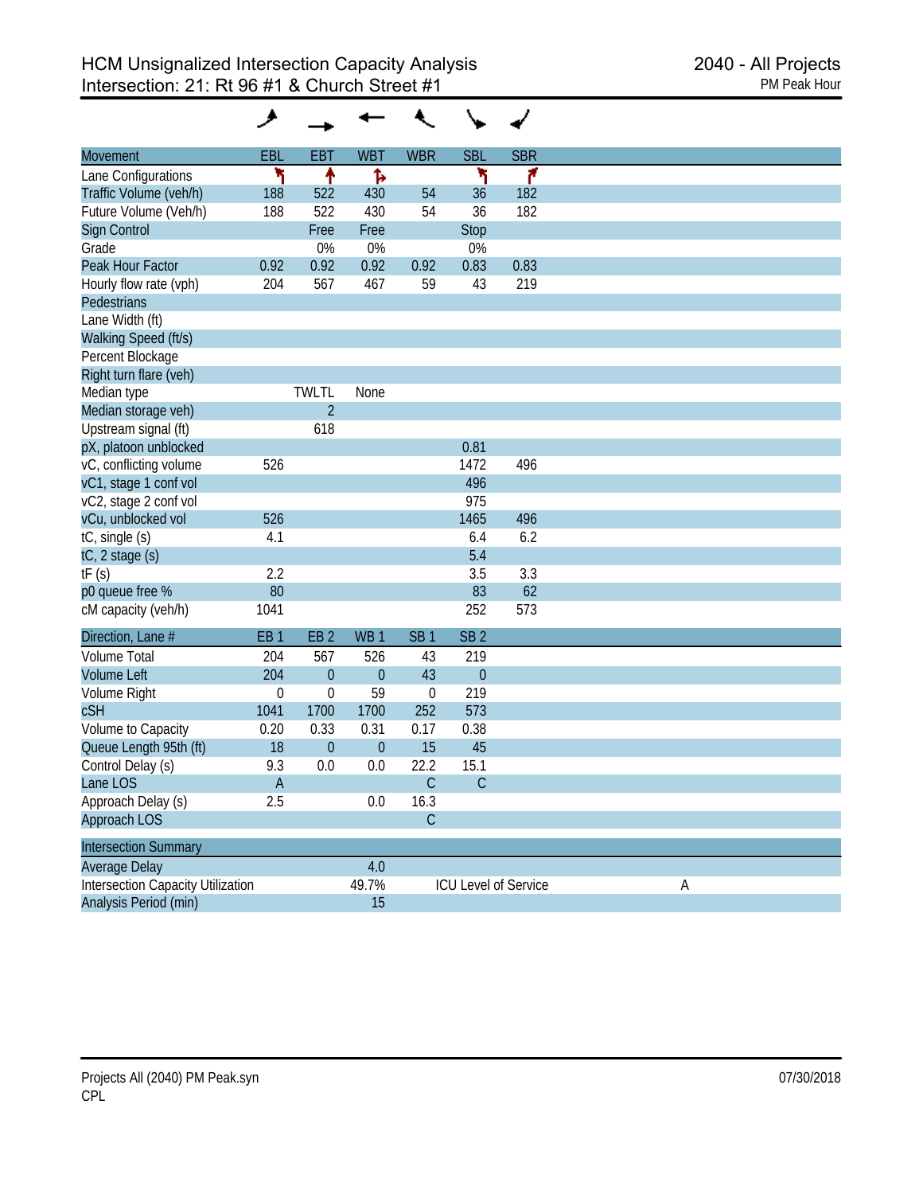# HCM Unsignalized Intersection Capacity Analysis
## Intersection: 21: Rt 96 #1 & Church Street #1

2040 - All Projects
PM Peak Hour

| Movement | EBL | EBT | WBT | WBR | SBL | SBR |
|---|---|---|---|---|---|---|
| Lane Configurations | ↰ | ↑ | ↱ | | ↰ | ↱ |
| Traffic Volume (veh/h) | 188 | 522 | 430 | 54 | 36 | 182 |
| Future Volume (Veh/h) | 188 | 522 | 430 | 54 | 36 | 182 |
| Sign Control | | Free | Free | | Stop | |
| Grade | | 0% | 0% | | 0% | |
| Peak Hour Factor | 0.92 | 0.92 | 0.92 | 0.92 | 0.83 | 0.83 |
| Hourly flow rate (vph) | 204 | 567 | 467 | 59 | 43 | 219 |
| Pedestrians | | | | | | |
| Lane Width (ft) | | | | | | |
| Walking Speed (ft/s) | | | | | | |
| Percent Blockage | | | | | | |
| Right turn flare (veh) | | | | | | |
| Median type | | TWLTL | None | | | |
| Median storage veh) | | 2 | | | | |
| Upstream signal (ft) | | 618 | | | | |
| pX, platoon unblocked | | | | | 0.81 | |
| vC, conflicting volume | 526 | | | | 1472 | 496 |
| vC1, stage 1 conf vol | | | | | 496 | |
| vC2, stage 2 conf vol | | | | | 975 | |
| vCu, unblocked vol | 526 | | | | 1465 | 496 |
| tC, single (s) | 4.1 | | | | 6.4 | 6.2 |
| tC, 2 stage (s) | | | | | 5.4 | |
| tF (s) | 2.2 | | | | 3.5 | 3.3 |
| p0 queue free % | 80 | | | | 83 | 62 |
| cM capacity (veh/h) | 1041 | | | | 252 | 573 |

| Direction, Lane # | EB 1 | EB 2 | WB 1 | SB 1 | SB 2 |
|---|---|---|---|---|---|
| Volume Total | 204 | 567 | 526 | 43 | 219 |
| Volume Left | 204 | 0 | 0 | 43 | 0 |
| Volume Right | 0 | 0 | 59 | 0 | 219 |
| cSH | 1041 | 1700 | 1700 | 252 | 573 |
| Volume to Capacity | 0.20 | 0.33 | 0.31 | 0.17 | 0.38 |
| Queue Length 95th (ft) | 18 | 0 | 0 | 15 | 45 |
| Control Delay (s) | 9.3 | 0.0 | 0.0 | 22.2 | 15.1 |
| Lane LOS | A | | | C | C |
| Approach Delay (s) | 2.5 | | 0.0 | 16.3 | |
| Approach LOS | | | | C | |

| Intersection Summary | | | |
|---|---|---|---|
| Average Delay | 4.0 | | |
| Intersection Capacity Utilization | 49.7% | ICU Level of Service | A |
| Analysis Period (min) | 15 | | |

Projects All (2040) PM Peak.syn
CPL

07/30/2018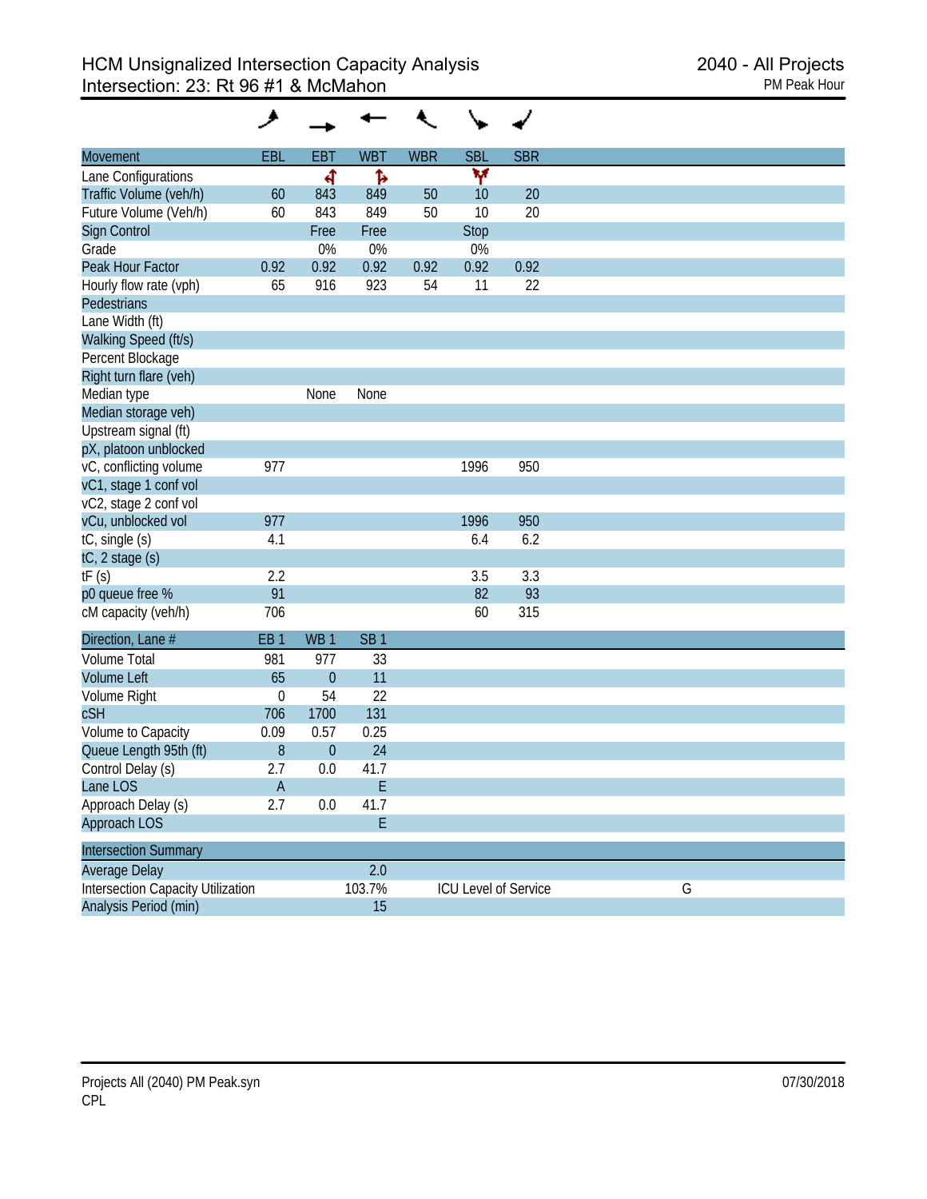# HCM Unsignalized Intersection Capacity Analysis
## Intersection: 23: Rt 96 #1 & McMahon

2040 - All Projects
PM Peak Hour

| Movement | EBL | EBT | WBT | WBR | SBL | SBR |
|---|---|---|---|---|---|---|
| Lane Configurations | | ↰ | ↱ | | Y | |
| Traffic Volume (veh/h) | 60 | 843 | 849 | 50 | 10 | 20 |
| Future Volume (Veh/h) | 60 | 843 | 849 | 50 | 10 | 20 |
| Sign Control | | Free | Free | | Stop | |
| Grade | | 0% | 0% | | 0% | |
| Peak Hour Factor | 0.92 | 0.92 | 0.92 | 0.92 | 0.92 | 0.92 |
| Hourly flow rate (vph) | 65 | 916 | 923 | 54 | 11 | 22 |
| Pedestrians | | | | | | |
| Lane Width (ft) | | | | | | |
| Walking Speed (ft/s) | | | | | | |
| Percent Blockage | | | | | | |
| Right turn flare (veh) | | | | | | |
| Median type | | None | None | | | |
| Median storage veh) | | | | | | |
| Upstream signal (ft) | | | | | | |
| pX, platoon unblocked | | | | | | |
| vC, conflicting volume | 977 | | | | 1996 | 950 |
| vC1, stage 1 conf vol | | | | | | |
| vC2, stage 2 conf vol | | | | | | |
| vCu, unblocked vol | 977 | | | | 1996 | 950 |
| tC, single (s) | 4.1 | | | | 6.4 | 6.2 |
| tC, 2 stage (s) | | | | | | |
| tF (s) | 2.2 | | | | 3.5 | 3.3 |
| p0 queue free % | 91 | | | | 82 | 93 |
| cM capacity (veh/h) | 706 | | | | 60 | 315 |

| Direction, Lane # | EB 1 | WB 1 | SB 1 |
|---|---|---|---|
| Volume Total | 981 | 977 | 33 |
| Volume Left | 65 | 0 | 11 |
| Volume Right | 0 | 54 | 22 |
| cSH | 706 | 1700 | 131 |
| Volume to Capacity | 0.09 | 0.57 | 0.25 |
| Queue Length 95th (ft) | 8 | 0 | 24 |
| Control Delay (s) | 2.7 | 0.0 | 41.7 |
| Lane LOS | A | | E |
| Approach Delay (s) | 2.7 | 0.0 | 41.7 |
| Approach LOS | | | E |

| Intersection Summary | | | |
|---|---|---|---|
| Average Delay | 2.0 | | |
| Intersection Capacity Utilization | 103.7% | ICU Level of Service | G |
| Analysis Period (min) | 15 | | |

Projects All (2040) PM Peak.syn
CPL

07/30/2018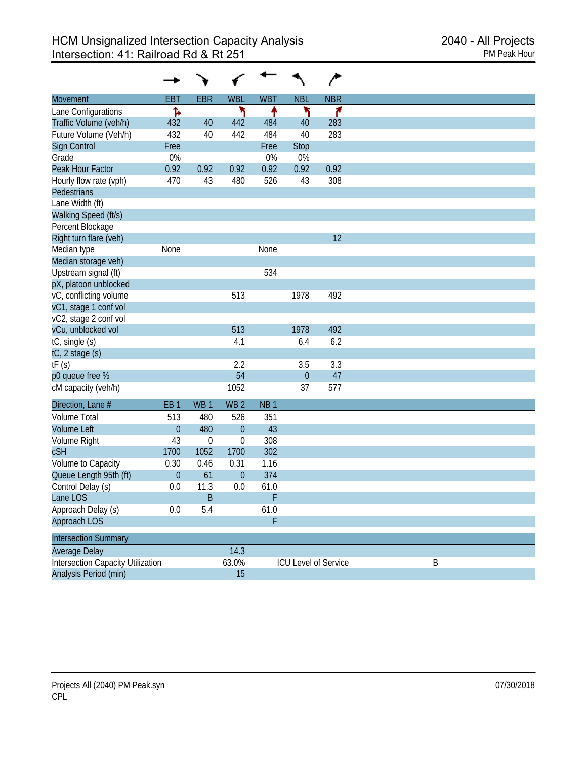# HCM Unsignalized Intersection Capacity Analysis
## Intersection: 41: Railroad Rd & Rt 251

2040 - All Projects
PM Peak Hour

| Movement | EBT | EBR | WBL | WBT | NBL | NBR |
|---|---|---|---|---|---|---|
| Lane Configurations | ↱ | | ↰ | ↑ | ↰ | ↱ |
| Traffic Volume (veh/h) | 432 | 40 | 442 | 484 | 40 | 283 |
| Future Volume (Veh/h) | 432 | 40 | 442 | 484 | 40 | 283 |
| Sign Control | Free | | | Free | Stop | |
| Grade | 0% | | | 0% | 0% | |
| Peak Hour Factor | 0.92 | 0.92 | 0.92 | 0.92 | 0.92 | 0.92 |
| Hourly flow rate (vph) | 470 | 43 | 480 | 526 | 43 | 308 |
| Pedestrians | | | | | | |
| Lane Width (ft) | | | | | | |
| Walking Speed (ft/s) | | | | | | |
| Percent Blockage | | | | | | |
| Right turn flare (veh) | | | | | | 12 |
| Median type | None | | | None | | |
| Median storage veh) | | | | | | |
| Upstream signal (ft) | | | | 534 | | |
| pX, platoon unblocked | | | | | | |
| vC, conflicting volume | | | 513 | | 1978 | 492 |
| vC1, stage 1 conf vol | | | | | | |
| vC2, stage 2 conf vol | | | | | | |
| vCu, unblocked vol | | | 513 | | 1978 | 492 |
| tC, single (s) | | | 4.1 | | 6.4 | 6.2 |
| tC, 2 stage (s) | | | | | | |
| tF (s) | | | 2.2 | | 3.5 | 3.3 |
| p0 queue free % | | | 54 | | 0 | 47 |
| cM capacity (veh/h) | | | 1052 | | 37 | 577 |

| Direction, Lane # | EB 1 | WB 1 | WB 2 | NB 1 |
|---|---|---|---|---|
| Volume Total | 513 | 480 | 526 | 351 |
| Volume Left | 0 | 480 | 0 | 43 |
| Volume Right | 43 | 0 | 0 | 308 |
| cSH | 1700 | 1052 | 1700 | 302 |
| Volume to Capacity | 0.30 | 0.46 | 0.31 | 1.16 |
| Queue Length 95th (ft) | 0 | 61 | 0 | 374 |
| Control Delay (s) | 0.0 | 11.3 | 0.0 | 61.0 |
| Lane LOS | | B | | F |
| Approach Delay (s) | 0.0 | 5.4 | | 61.0 |
| Approach LOS | | | | F |

| Intersection Summary | | | |
|---|---|---|---|
| Average Delay | 14.3 | | |
| Intersection Capacity Utilization | 63.0% | ICU Level of Service | B |
| Analysis Period (min) | 15 | | |

Projects All (2040) PM Peak.syn
CPL

07/30/2018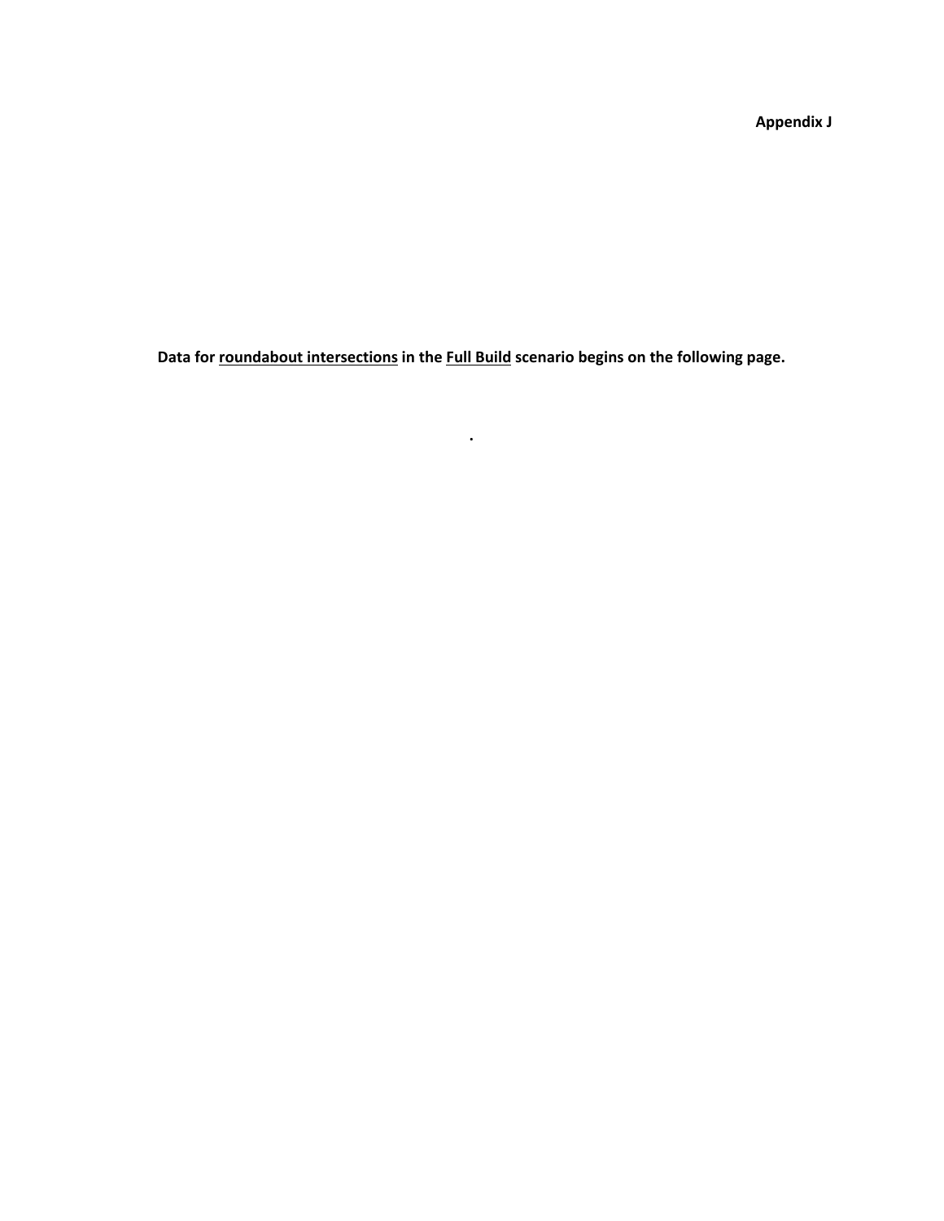**Appendix J**

**Data for <u>roundabout intersections</u> in the <u>Full Build</u> scenario begins on the following page.**

.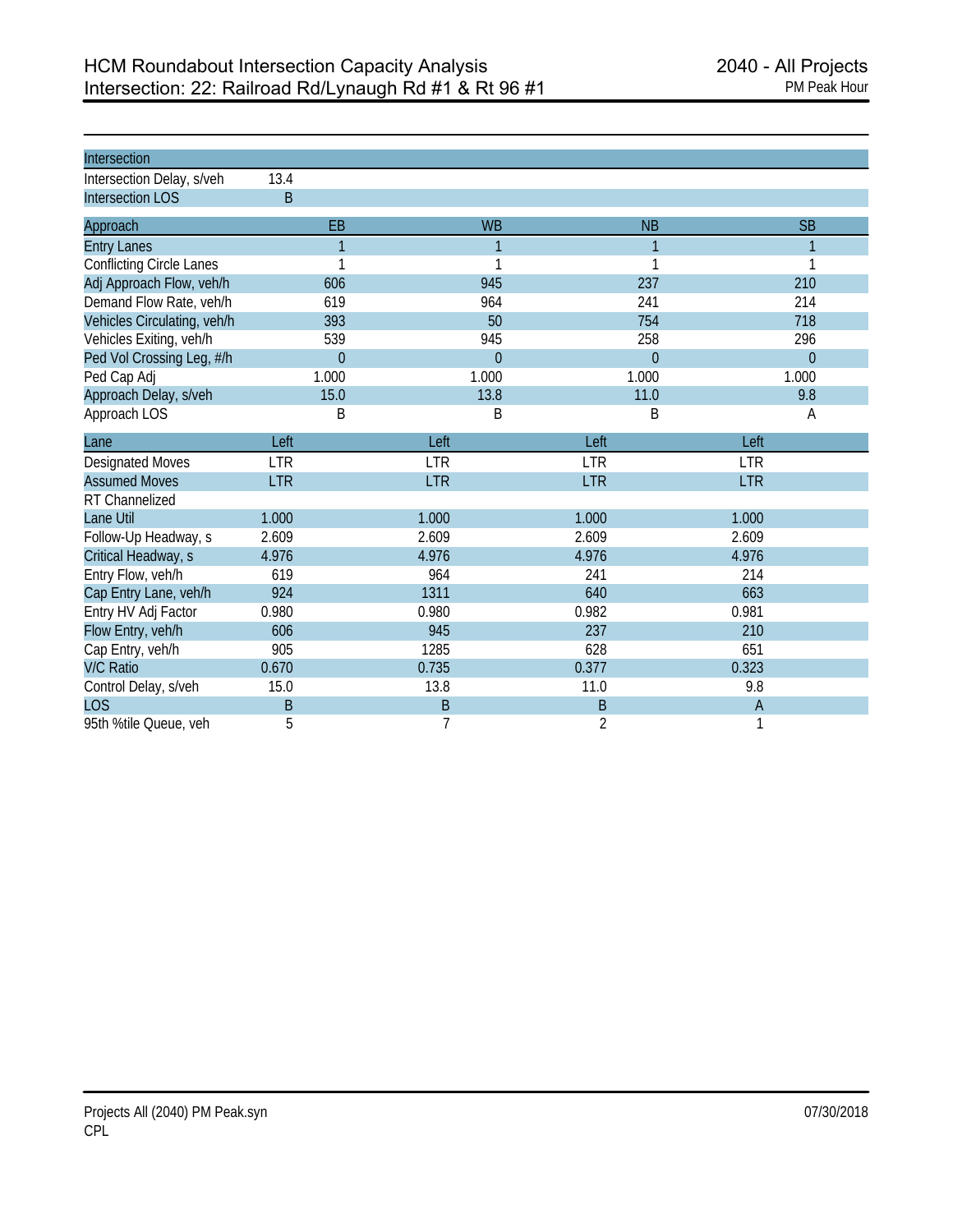# HCM Roundabout Intersection Capacity Analysis
## Intersection: 22: Railroad Rd/Lynaugh Rd #1 & Rt 96 #1

2040 - All Projects
PM Peak Hour

| Intersection | |
|---|---|
| Intersection Delay, s/veh | 13.4 |
| Intersection LOS | B |

| Approach | EB | WB | NB | SB |
|---|---|---|---|---|
| Entry Lanes | 1 | 1 | 1 | 1 |
| Conflicting Circle Lanes | 1 | 1 | 1 | 1 |
| Adj Approach Flow, veh/h | 606 | 945 | 237 | 210 |
| Demand Flow Rate, veh/h | 619 | 964 | 241 | 214 |
| Vehicles Circulating, veh/h | 393 | 50 | 754 | 718 |
| Vehicles Exiting, veh/h | 539 | 945 | 258 | 296 |
| Ped Vol Crossing Leg, #/h | 0 | 0 | 0 | 0 |
| Ped Cap Adj | 1.000 | 1.000 | 1.000 | 1.000 |
| Approach Delay, s/veh | 15.0 | 13.8 | 11.0 | 9.8 |
| Approach LOS | B | B | B | A |

| Lane | Left | Left | Left | Left |
|---|---|---|---|---|
| Designated Moves | LTR | LTR | LTR | LTR |
| Assumed Moves | LTR | LTR | LTR | LTR |
| RT Channelized | | | | |
| Lane Util | 1.000 | 1.000 | 1.000 | 1.000 |
| Follow-Up Headway, s | 2.609 | 2.609 | 2.609 | 2.609 |
| Critical Headway, s | 4.976 | 4.976 | 4.976 | 4.976 |
| Entry Flow, veh/h | 619 | 964 | 241 | 214 |
| Cap Entry Lane, veh/h | 924 | 1311 | 640 | 663 |
| Entry HV Adj Factor | 0.980 | 0.980 | 0.982 | 0.981 |
| Flow Entry, veh/h | 606 | 945 | 237 | 210 |
| Cap Entry, veh/h | 905 | 1285 | 628 | 651 |
| V/C Ratio | 0.670 | 0.735 | 0.377 | 0.323 |
| Control Delay, s/veh | 15.0 | 13.8 | 11.0 | 9.8 |
| LOS | B | B | B | A |
| 95th %tile Queue, veh | 5 | 7 | 2 | 1 |

Projects All (2040) PM Peak.syn
CPL

07/30/2018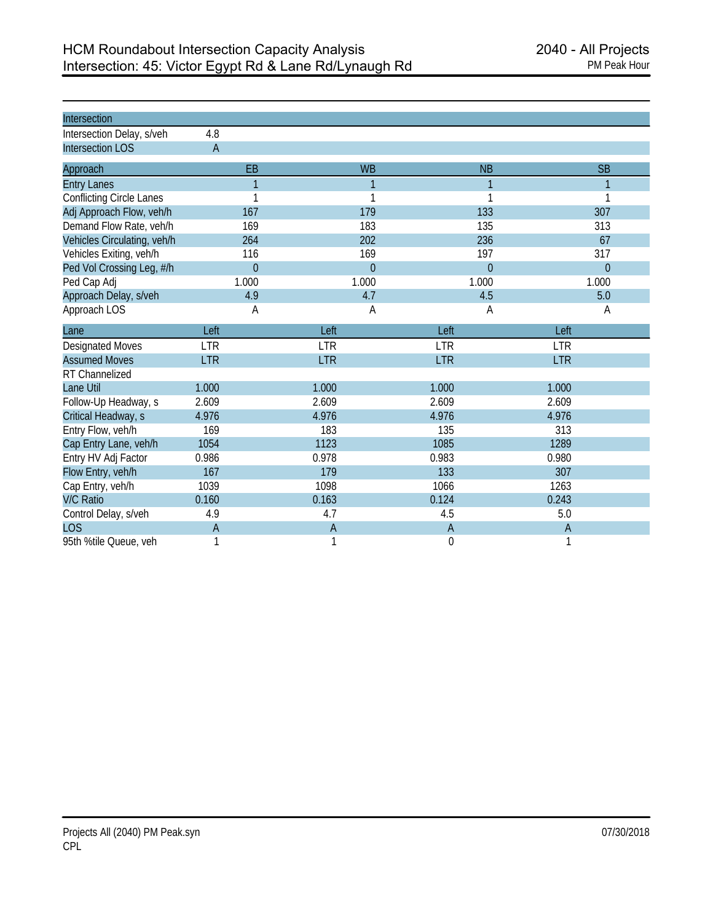# HCM Roundabout Intersection Capacity Analysis
## Intersection: 45: Victor Egypt Rd & Lane Rd/Lynaugh Rd

2040 - All Projects
PM Peak Hour

| Intersection | |
|---|---|
| Intersection Delay, s/veh | 4.8 |
| Intersection LOS | A |

| Approach | EB | WB | NB | SB |
|---|---|---|---|---|
| Entry Lanes | 1 | 1 | 1 | 1 |
| Conflicting Circle Lanes | 1 | 1 | 1 | 1 |
| Adj Approach Flow, veh/h | 167 | 179 | 133 | 307 |
| Demand Flow Rate, veh/h | 169 | 183 | 135 | 313 |
| Vehicles Circulating, veh/h | 264 | 202 | 236 | 67 |
| Vehicles Exiting, veh/h | 116 | 169 | 197 | 317 |
| Ped Vol Crossing Leg, #/h | 0 | 0 | 0 | 0 |
| Ped Cap Adj | 1.000 | 1.000 | 1.000 | 1.000 |
| Approach Delay, s/veh | 4.9 | 4.7 | 4.5 | 5.0 |
| Approach LOS | A | A | A | A |

| Lane | Left | Left | Left | Left |
|---|---|---|---|---|
| Designated Moves | LTR | LTR | LTR | LTR |
| Assumed Moves | LTR | LTR | LTR | LTR |
| RT Channelized | | | | |
| Lane Util | 1.000 | 1.000 | 1.000 | 1.000 |
| Follow-Up Headway, s | 2.609 | 2.609 | 2.609 | 2.609 |
| Critical Headway, s | 4.976 | 4.976 | 4.976 | 4.976 |
| Entry Flow, veh/h | 169 | 183 | 135 | 313 |
| Cap Entry Lane, veh/h | 1054 | 1123 | 1085 | 1289 |
| Entry HV Adj Factor | 0.986 | 0.978 | 0.983 | 0.980 |
| Flow Entry, veh/h | 167 | 179 | 133 | 307 |
| Cap Entry, veh/h | 1039 | 1098 | 1066 | 1263 |
| V/C Ratio | 0.160 | 0.163 | 0.124 | 0.243 |
| Control Delay, s/veh | 4.9 | 4.7 | 4.5 | 5.0 |
| LOS | A | A | A | A |
| 95th %tile Queue, veh | 1 | 1 | 0 | 1 |

Projects All (2040) PM Peak.syn
CPL

07/30/2018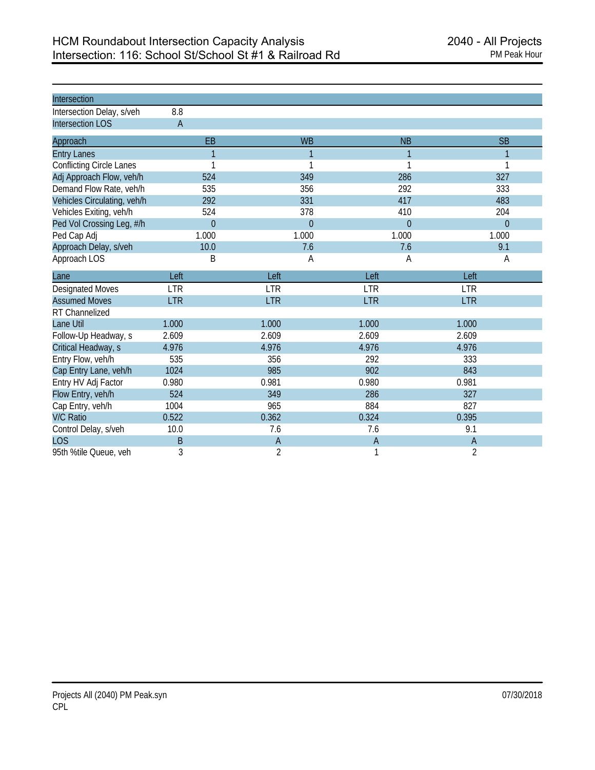# HCM Roundabout Intersection Capacity Analysis
# Intersection: 116: School St/School St #1 & Railroad Rd

2040 - All Projects
PM Peak Hour

| Intersection | |
|---|---|
| Intersection Delay, s/veh | 8.8 |
| Intersection LOS | A |

| Approach | EB | WB | NB | SB |
|---|---|---|---|---|
| Entry Lanes | 1 | 1 | 1 | 1 |
| Conflicting Circle Lanes | 1 | 1 | 1 | 1 |
| Adj Approach Flow, veh/h | 524 | 349 | 286 | 327 |
| Demand Flow Rate, veh/h | 535 | 356 | 292 | 333 |
| Vehicles Circulating, veh/h | 292 | 331 | 417 | 483 |
| Vehicles Exiting, veh/h | 524 | 378 | 410 | 204 |
| Ped Vol Crossing Leg, #/h | 0 | 0 | 0 | 0 |
| Ped Cap Adj | 1.000 | 1.000 | 1.000 | 1.000 |
| Approach Delay, s/veh | 10.0 | 7.6 | 7.6 | 9.1 |
| Approach LOS | B | A | A | A |

| Lane | Left | Left | Left | Left |
|---|---|---|---|---|
| Designated Moves | LTR | LTR | LTR | LTR |
| Assumed Moves | LTR | LTR | LTR | LTR |
| RT Channelized | | | | |
| Lane Util | 1.000 | 1.000 | 1.000 | 1.000 |
| Follow-Up Headway, s | 2.609 | 2.609 | 2.609 | 2.609 |
| Critical Headway, s | 4.976 | 4.976 | 4.976 | 4.976 |
| Entry Flow, veh/h | 535 | 356 | 292 | 333 |
| Cap Entry Lane, veh/h | 1024 | 985 | 902 | 843 |
| Entry HV Adj Factor | 0.980 | 0.981 | 0.980 | 0.981 |
| Flow Entry, veh/h | 524 | 349 | 286 | 327 |
| Cap Entry, veh/h | 1004 | 965 | 884 | 827 |
| V/C Ratio | 0.522 | 0.362 | 0.324 | 0.395 |
| Control Delay, s/veh | 10.0 | 7.6 | 7.6 | 9.1 |
| LOS | B | A | A | A |
| 95th %tile Queue, veh | 3 | 2 | 1 | 2 |

Projects All (2040) PM Peak.syn
CPL

07/30/2018